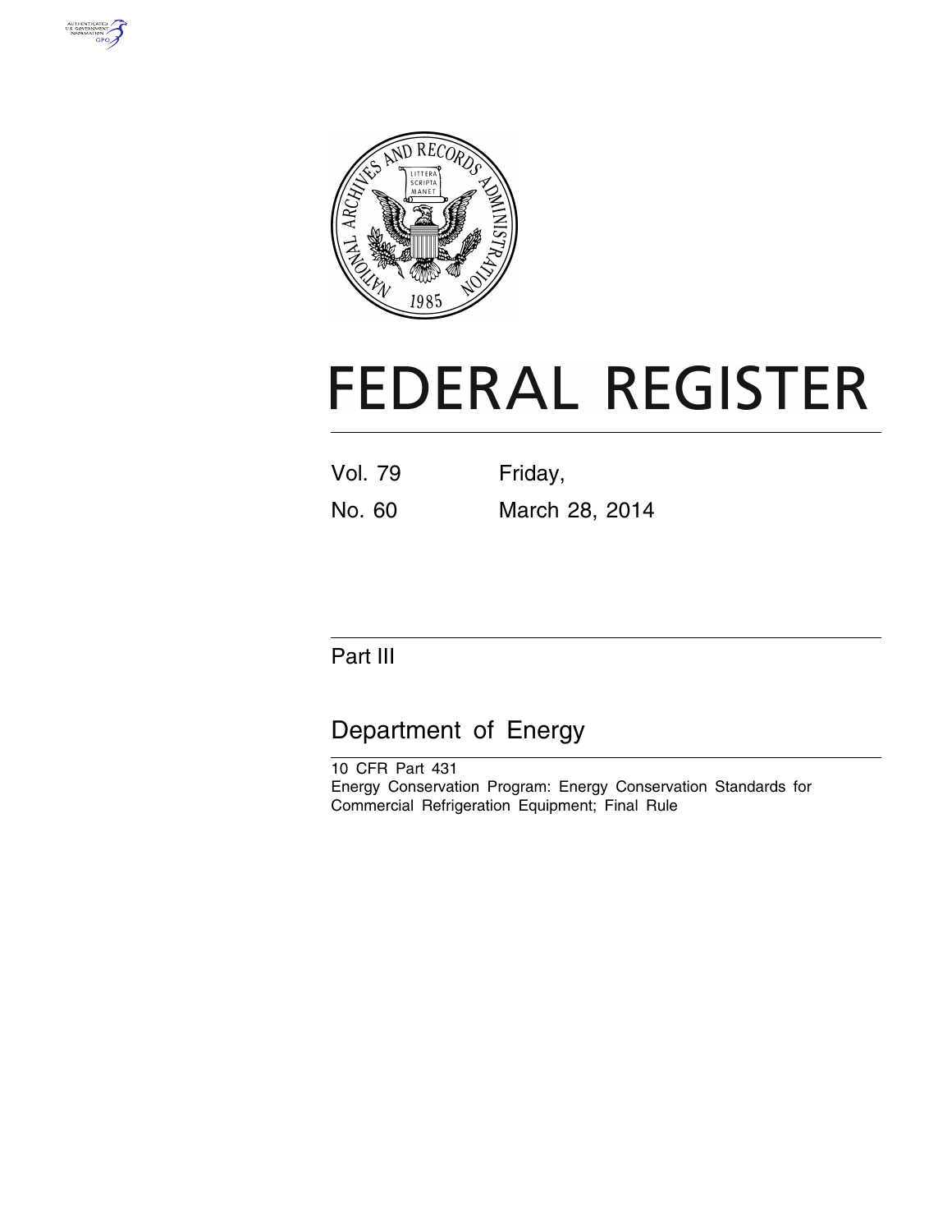# FEDERAL REGISTER

| Vol. 79 | Friday, |
|---|---|
| No. 60 | March 28, 2014 |

## Part III

## Department of Energy

10 CFR Part 431

Energy Conservation Program: Energy Conservation Standards for Commercial Refrigeration Equipment; Final Rule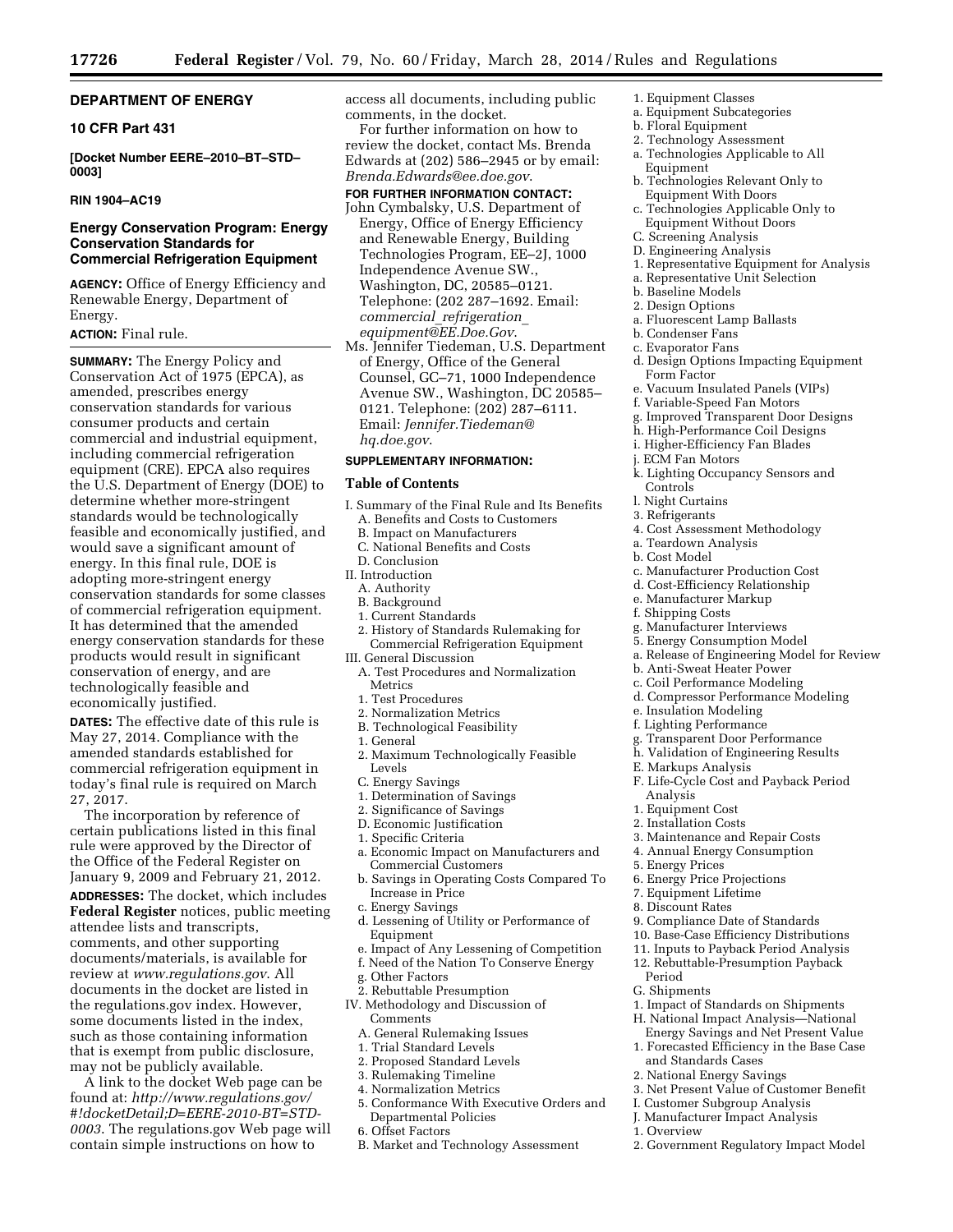# DEPARTMENT OF ENERGY

## 10 CFR Part 431

**[Docket Number EERE–2010–BT–STD–0003]**

**RIN 1904–AC19**

## Energy Conservation Program: Energy Conservation Standards for Commercial Refrigeration Equipment

**AGENCY:** Office of Energy Efficiency and Renewable Energy, Department of Energy.

**ACTION:** Final rule.

**SUMMARY:** The Energy Policy and Conservation Act of 1975 (EPCA), as amended, prescribes energy conservation standards for various consumer products and certain commercial and industrial equipment, including commercial refrigeration equipment (CRE). EPCA also requires the U.S. Department of Energy (DOE) to determine whether more-stringent standards would be technologically feasible and economically justified, and would save a significant amount of energy. In this final rule, DOE is adopting more-stringent energy conservation standards for some classes of commercial refrigeration equipment. It has determined that the amended energy conservation standards for these products would result in significant conservation of energy, and are technologically feasible and economically justified.

**DATES:** The effective date of this rule is May 27, 2014. Compliance with the amended standards established for commercial refrigeration equipment in today's final rule is required on March 27, 2017.

The incorporation by reference of certain publications listed in this final rule were approved by the Director of the Office of the Federal Register on January 9, 2009 and February 21, 2012.

**ADDRESSES:** The docket, which includes **Federal Register** notices, public meeting attendee lists and transcripts, comments, and other supporting documents/materials, is available for review at *www.regulations.gov*. All documents in the docket are listed in the regulations.gov index. However, some documents listed in the index, such as those containing information that is exempt from public disclosure, may not be publicly available.

A link to the docket Web page can be found at: *http://www.regulations.gov/#!docketDetail;D=EERE-2010-BT=STD-0003*. The regulations.gov Web page will contain simple instructions on how to access all documents, including public comments, in the docket.

For further information on how to review the docket, contact Ms. Brenda Edwards at (202) 586–2945 or by email: *Brenda.Edwards@ee.doe.gov*.

**FOR FURTHER INFORMATION CONTACT:**

John Cymbalsky, U.S. Department of Energy, Office of Energy Efficiency and Renewable Energy, Building Technologies Program, EE–2J, 1000 Independence Avenue SW., Washington, DC, 20585–0121. Telephone: (202 287–1692. Email: *commercial_refrigeration_equipment@EE.Doe.Gov*.

Ms. Jennifer Tiedeman, U.S. Department of Energy, Office of the General Counsel, GC–71, 1000 Independence Avenue SW., Washington, DC 20585–0121. Telephone: (202) 287–6111. Email: *Jennifer.Tiedeman@hq.doe.gov*.

**SUPPLEMENTARY INFORMATION:**

### Table of Contents

I. Summary of the Final Rule and Its Benefits
A. Benefits and Costs to Customers
B. Impact on Manufacturers
C. National Benefits and Costs
D. Conclusion
II. Introduction
A. Authority
B. Background
1. Current Standards
2. History of Standards Rulemaking for Commercial Refrigeration Equipment
III. General Discussion
A. Test Procedures and Normalization Metrics
1. Test Procedures
2. Normalization Metrics
B. Technological Feasibility
1. General
2. Maximum Technologically Feasible Levels
C. Energy Savings
1. Determination of Savings
2. Significance of Savings
D. Economic Justification
1. Specific Criteria
a. Economic Impact on Manufacturers and Commercial Customers
b. Savings in Operating Costs Compared To Increase in Price
c. Energy Savings
d. Lessening of Utility or Performance of Equipment
e. Impact of Any Lessening of Competition
f. Need of the Nation To Conserve Energy
g. Other Factors
2. Rebuttable Presumption
IV. Methodology and Discussion of Comments
A. General Rulemaking Issues
1. Trial Standard Levels
2. Proposed Standard Levels
3. Rulemaking Timeline
4. Normalization Metrics
5. Conformance With Executive Orders and Departmental Policies
6. Offset Factors
B. Market and Technology Assessment
1. Equipment Classes
a. Equipment Subcategories
b. Floral Equipment
2. Technology Assessment
a. Technologies Applicable to All Equipment
b. Technologies Relevant Only to Equipment With Doors
c. Technologies Applicable Only to Equipment Without Doors
C. Screening Analysis
D. Engineering Analysis
1. Representative Equipment for Analysis
a. Representative Unit Selection
b. Baseline Models
2. Design Options
a. Fluorescent Lamp Ballasts
b. Condenser Fans
c. Evaporator Fans
d. Design Options Impacting Equipment Form Factor
e. Vacuum Insulated Panels (VIPs)
f. Variable-Speed Fan Motors
g. Improved Transparent Door Designs
h. High-Performance Coil Designs
i. Higher-Efficiency Fan Blades
j. ECM Fan Motors
k. Lighting Occupancy Sensors and Controls
l. Night Curtains
3. Refrigerants
4. Cost Assessment Methodology
a. Teardown Analysis
b. Cost Model
c. Manufacturer Production Cost
d. Cost-Efficiency Relationship
e. Manufacturer Markup
f. Shipping Costs
g. Manufacturer Interviews
5. Energy Consumption Model
a. Release of Engineering Model for Review
b. Anti-Sweat Heater Power
c. Coil Performance Modeling
d. Compressor Performance Modeling
e. Insulation Modeling
f. Lighting Performance
g. Transparent Door Performance
h. Validation of Engineering Results
E. Markups Analysis
F. Life-Cycle Cost and Payback Period Analysis
1. Equipment Cost
2. Installation Costs
3. Maintenance and Repair Costs
4. Annual Energy Consumption
5. Energy Prices
6. Energy Price Projections
7. Equipment Lifetime
8. Discount Rates
9. Compliance Date of Standards
10. Base-Case Efficiency Distributions
11. Inputs to Payback Period Analysis
12. Rebuttable-Presumption Payback Period
G. Shipments
1. Impact of Standards on Shipments
H. National Impact Analysis—National Energy Savings and Net Present Value
1. Forecasted Efficiency in the Base Case and Standards Cases
2. National Energy Savings
3. Net Present Value of Customer Benefit
I. Customer Subgroup Analysis
J. Manufacturer Impact Analysis
1. Overview
2. Government Regulatory Impact Model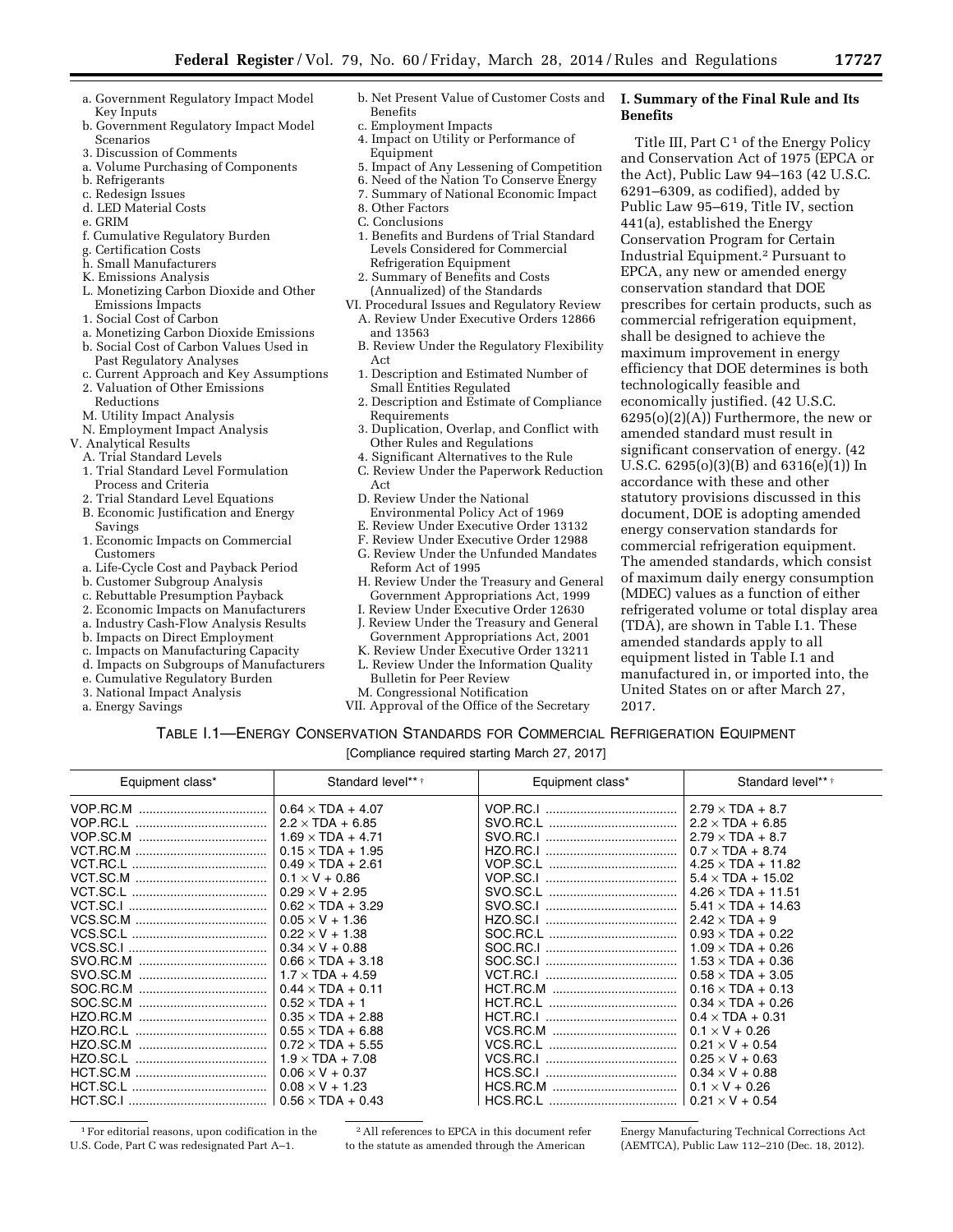a. Government Regulatory Impact Model Key Inputs
b. Government Regulatory Impact Model Scenarios
3. Discussion of Comments
a. Volume Purchasing of Components
b. Refrigerants
c. Redesign Issues
d. LED Material Costs
e. GRIM
f. Cumulative Regulatory Burden
g. Certification Costs
h. Small Manufacturers
K. Emissions Analysis
L. Monetizing Carbon Dioxide and Other Emissions Impacts
1. Social Cost of Carbon
a. Monetizing Carbon Dioxide Emissions
b. Social Cost of Carbon Values Used in Past Regulatory Analyses
c. Current Approach and Key Assumptions
2. Valuation of Other Emissions Reductions
M. Utility Impact Analysis
N. Employment Impact Analysis
V. Analytical Results
A. Trial Standard Levels
1. Trial Standard Level Formulation Process and Criteria
2. Trial Standard Level Equations
B. Economic Justification and Energy Savings
1. Economic Impacts on Commercial Customers
a. Life-Cycle Cost and Payback Period
b. Customer Subgroup Analysis
c. Rebuttable Presumption Payback
2. Economic Impacts on Manufacturers
a. Industry Cash-Flow Analysis Results
b. Impacts on Direct Employment
c. Impacts on Manufacturing Capacity
d. Impacts on Subgroups of Manufacturers
e. Cumulative Regulatory Burden
3. National Impact Analysis
a. Energy Savings
b. Net Present Value of Customer Costs and Benefits
c. Employment Impacts
4. Impact on Utility or Performance of Equipment
5. Impact of Any Lessening of Competition
6. Need of the Nation To Conserve Energy
7. Summary of National Economic Impact
8. Other Factors
C. Conclusions
1. Benefits and Burdens of Trial Standard Levels Considered for Commercial Refrigeration Equipment
2. Summary of Benefits and Costs (Annualized) of the Standards
VI. Procedural Issues and Regulatory Review
A. Review Under Executive Orders 12866 and 13563
B. Review Under the Regulatory Flexibility Act
1. Description and Estimated Number of Small Entities Regulated
2. Description and Estimate of Compliance Requirements
3. Duplication, Overlap, and Conflict with Other Rules and Regulations
4. Significant Alternatives to the Rule
C. Review Under the Paperwork Reduction Act
D. Review Under the National Environmental Policy Act of 1969
E. Review Under Executive Order 13132
F. Review Under Executive Order 12988
G. Review Under the Unfunded Mandates Reform Act of 1995
H. Review Under the Treasury and General Government Appropriations Act, 1999
I. Review Under Executive Order 12630
J. Review Under the Treasury and General Government Appropriations Act, 2001
K. Review Under Executive Order 13211
L. Review Under the Information Quality Bulletin for Peer Review
M. Congressional Notification
VII. Approval of the Office of the Secretary

## I. Summary of the Final Rule and Its Benefits

Title III, Part C[1] of the Energy Policy and Conservation Act of 1975 (EPCA or the Act), Public Law 94–163 (42 U.S.C. 6291–6309, as codified), added by Public Law 95–619, Title IV, section 441(a), established the Energy Conservation Program for Certain Industrial Equipment.[2] Pursuant to EPCA, any new or amended energy conservation standard that DOE prescribes for certain products, such as commercial refrigeration equipment, shall be designed to achieve the maximum improvement in energy efficiency that DOE determines is both technologically feasible and economically justified. (42 U.S.C. 6295(o)(2)(A)) Furthermore, the new or amended standard must result in significant conservation of energy. (42 U.S.C. 6295(o)(3)(B) and 6316(e)(1)) In accordance with these and other statutory provisions discussed in this document, DOE is adopting amended energy conservation standards for commercial refrigeration equipment. The amended standards, which consist of maximum daily energy consumption (MDEC) values as a function of either refrigerated volume or total display area (TDA), are shown in Table I.1. These amended standards apply to all equipment listed in Table I.1 and manufactured in, or imported into, the United States on or after March 27, 2017.

TABLE I.1—ENERGY CONSERVATION STANDARDS FOR COMMERCIAL REFRIGERATION EQUIPMENT

[Compliance required starting March 27, 2017]

| Equipment class* | Standard level** † | Equipment class* | Standard level** † |
|---|---|---|---|
| VOP.RC.M | $0.64 \times TDA + 4.07$ | VOP.RC.I | $2.79 \times TDA + 8.7$ |
| VOP.RC.L | $2.2 \times TDA + 6.85$ | SVO.RC.L | $2.2 \times TDA + 6.85$ |
| VOP.SC.M | $1.69 \times TDA + 4.71$ | SVO.RC.I | $2.79 \times TDA + 8.7$ |
| VCT.RC.M | $0.15 \times TDA + 1.95$ | HZO.RC.I | $0.7 \times TDA + 8.74$ |
| VCT.RC.L | $0.49 \times TDA + 2.61$ | VOP.SC.L | $4.25 \times TDA + 11.82$ |
| VCT.SC.M | $0.1 \times V + 0.86$ | VOP.SC.I | $5.4 \times TDA + 15.02$ |
| VCT.SC.L | $0.29 \times V + 2.95$ | SVO.SC.L | $4.26 \times TDA + 11.51$ |
| VCT.SC.I | $0.62 \times TDA + 3.29$ | SVO.SC.I | $5.41 \times TDA + 14.63$ |
| VCS.SC.M | $0.05 \times V + 1.36$ | HZO.SC.I | $2.42 \times TDA + 9$ |
| VCS.SC.L | $0.22 \times V + 1.38$ | SOC.RC.L | $0.93 \times TDA + 0.22$ |
| VCS.SC.I | $0.34 \times V + 0.88$ | SOC.RC.I | $1.09 \times TDA + 0.26$ |
| SVO.RC.M | $0.66 \times TDA + 3.18$ | SOC.SC.I | $1.53 \times TDA + 0.36$ |
| SVO.SC.M | $1.7 \times TDA + 4.59$ | VCT.RC.I | $0.58 \times TDA + 3.05$ |
| SOC.RC.M | $0.44 \times TDA + 0.11$ | HCT.RC.M | $0.16 \times TDA + 0.13$ |
| SOC.SC.M | $0.52 \times TDA + 1$ | HCT.RC.L | $0.34 \times TDA + 0.26$ |
| HZO.RC.M | $0.35 \times TDA + 2.88$ | HCT.RC.I | $0.4 \times TDA + 0.31$ |
| HZO.RC.L | $0.55 \times TDA + 6.88$ | VCS.RC.M | $0.1 \times V + 0.26$ |
| HZO.SC.M | $0.72 \times TDA + 5.55$ | VCS.RC.L | $0.21 \times V + 0.54$ |
| HZO.SC.L | $1.9 \times TDA + 7.08$ | VCS.RC.I | $0.25 \times V + 0.63$ |
| HCT.SC.M | $0.06 \times V + 0.37$ | HCS.SC.I | $0.34 \times V + 0.88$ |
| HCT.SC.L | $0.08 \times V + 1.23$ | HCS.RC.M | $0.1 \times V + 0.26$ |
| HCT.SC.I | $0.56 \times TDA + 0.43$ | HCS.RC.L | $0.21 \times V + 0.54$ |

[1] For editorial reasons, upon codification in the U.S. Code, Part C was redesignated Part A–1.

[2] All references to EPCA in this document refer to the statute as amended through the American Energy Manufacturing Technical Corrections Act (AEMTCA), Public Law 112–210 (Dec. 18, 2012).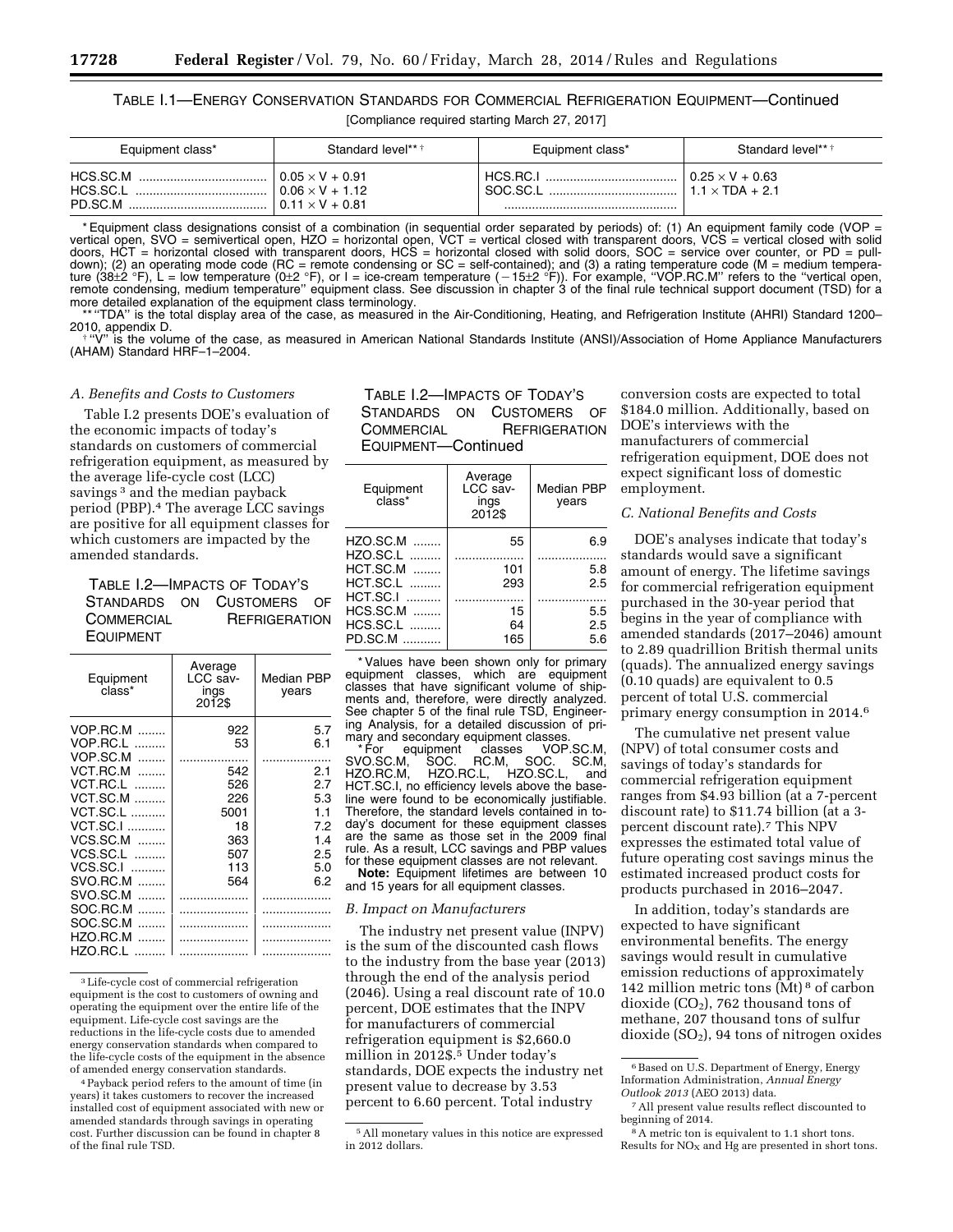TABLE I.1—ENERGY CONSERVATION STANDARDS FOR COMMERCIAL REFRIGERATION EQUIPMENT—Continued

[Compliance required starting March 27, 2017]

| Equipment class* | Standard level** † | Equipment class* | Standard level** † |
|---|---|---|---|
| HCS.SC.M | 0.05 × V + 0.91 | HCS.RC.I | 0.25 × V + 0.63 |
| HCS.SC.L | 0.06 × V + 1.12 | SOC.SC.L | 1.1 × TDA + 2.1 |
| PD.SC.M | 0.11 × V + 0.81 | | |

* Equipment class designations consist of a combination (in sequential order separated by periods) of: (1) An equipment family code (VOP = vertical open, SVO = semivertical open, HZO = horizontal open, VCT = vertical closed with transparent doors, VCS = vertical closed with solid doors, HCT = horizontal closed with transparent doors, HCS = horizontal closed with solid doors, SOC = service over counter, or PD = pull-down); (2) an operating mode code (RC = remote condensing or SC = self-contained); and (3) a rating temperature code (M = medium temperature (38±2 °F), L = low temperature (0±2 °F), or I = ice-cream temperature (−15±2 °F)). For example, "VOP.RC.M" refers to the "vertical open, remote condensing, medium temperature" equipment class. See discussion in chapter 3 of the final rule technical support document (TSD) for a more detailed explanation of the equipment class terminology.

** "TDA" is the total display area of the case, as measured in the Air-Conditioning, Heating, and Refrigeration Institute (AHRI) Standard 1200–2010, appendix D.

† "V" is the volume of the case, as measured in American National Standards Institute (ANSI)/Association of Home Appliance Manufacturers (AHAM) Standard HRF–1–2004.

*A. Benefits and Costs to Customers*

Table I.2 presents DOE's evaluation of the economic impacts of today's standards on customers of commercial refrigeration equipment, as measured by the average life-cycle cost (LCC) savings [3] and the median payback period (PBP).[4] The average LCC savings are positive for all equipment classes for which customers are impacted by the amended standards.

TABLE I.2—IMPACTS OF TODAY'S STANDARDS ON CUSTOMERS OF COMMERCIAL REFRIGERATION EQUIPMENT

| Equipment class* | Average LCC savings 2012$ | Median PBP years |
|---|---|---|
| VOP.RC.M | 922 | 5.7 |
| VOP.RC.L | 53 | 6.1 |
| VOP.SC.M | .................... | .................... |
| VCT.RC.M | 542 | 2.1 |
| VCT.RC.L | 526 | 2.7 |
| VCT.SC.M | 226 | 5.3 |
| VCT.SC.L | 5001 | 1.1 |
| VCT.SC.I | 18 | 7.2 |
| VCS.SC.M | 363 | 1.4 |
| VCS.SC.L | 507 | 2.5 |
| VCS.SC.I | 113 | 5.0 |
| SVO.RC.M | 564 | 6.2 |
| SVO.SC.M | .................... | .................... |
| SOC.RC.M | .................... | .................... |
| SOC.SC.M | .................... | .................... |
| HZO.RC.M | .................... | .................... |
| HZO.RC.L | .................... | .................... |
| HZO.SC.M | 55 | 6.9 |
| HZO.SC.L | .................... | .................... |
| HCT.SC.M | 101 | 5.8 |
| HCT.SC.L | 293 | 2.5 |
| HCT.SC.I | .................... | .................... |
| HCS.SC.M | 15 | 5.5 |
| HCS.SC.L | 64 | 2.5 |
| PD.SC.M | 165 | 5.6 |

* Values have been shown only for primary equipment classes, which are equipment classes that have significant volume of shipments and, therefore, were directly analyzed. See chapter 5 of the final rule TSD, Engineering Analysis, for a detailed discussion of primary and secondary equipment classes.

* For equipment classes VOP.SC.M, SVO.SC.M, SOC. RC.M, SOC. SC.M, HZO.RC.M, HZO.RC.L, HZO.SC.L, and HCT.SC.I, no efficiency levels above the baseline were found to be economically justifiable. Therefore, the standard levels contained in today's document for these equipment classes are the same as those set in the 2009 final rule. As a result, LCC savings and PBP values for these equipment classes are not relevant.

**Note:** Equipment lifetimes are between 10 and 15 years for all equipment classes.

*B. Impact on Manufacturers*

The industry net present value (INPV) is the sum of the discounted cash flows to the industry from the base year (2013) through the end of the analysis period (2046). Using a real discount rate of 10.0 percent, DOE estimates that the INPV for manufacturers of commercial refrigeration equipment is $2,660.0 million in 2012$.[5] Under today's standards, DOE expects the industry net present value to decrease by 3.53 percent to 6.60 percent. Total industry conversion costs are expected to total $184.0 million. Additionally, based on DOE's interviews with the manufacturers of commercial refrigeration equipment, DOE does not expect significant loss of domestic employment.

*C. National Benefits and Costs*

DOE's analyses indicate that today's standards would save a significant amount of energy. The lifetime savings for commercial refrigeration equipment purchased in the 30-year period that begins in the year of compliance with amended standards (2017–2046) amount to 2.89 quadrillion British thermal units (quads). The annualized energy savings (0.10 quads) are equivalent to 0.5 percent of total U.S. commercial primary energy consumption in 2014.[6]

The cumulative net present value (NPV) of total consumer costs and savings of today's standards for commercial refrigeration equipment ranges from $4.93 billion (at a 7-percent discount rate) to $11.74 billion (at a 3-percent discount rate).[7] This NPV expresses the estimated total value of future operating cost savings minus the estimated increased product costs for products purchased in 2016–2047.

In addition, today's standards are expected to have significant environmental benefits. The energy savings would result in cumulative emission reductions of approximately 142 million metric tons (Mt)[8] of carbon dioxide ($CO_2$), 762 thousand tons of methane, 207 thousand tons of sulfur dioxide ($SO_2$), 94 tons of nitrogen oxides

[3] Life-cycle cost of commercial refrigeration equipment is the cost to customers of owning and operating the equipment over the entire life of the equipment. Life-cycle cost savings are the reductions in the life-cycle costs due to amended energy conservation standards when compared to the life-cycle costs of the equipment in the absence of amended energy conservation standards.

[4] Payback period refers to the amount of time (in years) it takes customers to recover the increased installed cost of equipment associated with new or amended standards through savings in operating cost. Further discussion can be found in chapter 8 of the final rule TSD.

[5] All monetary values in this notice are expressed in 2012 dollars.

[6] Based on U.S. Department of Energy, Energy Information Administration, *Annual Energy Outlook 2013* (AEO 2013) data.

[7] All present value results reflect discounted to beginning of 2014.

[8] A metric ton is equivalent to 1.1 short tons. Results for $NO_X$ and Hg are presented in short tons.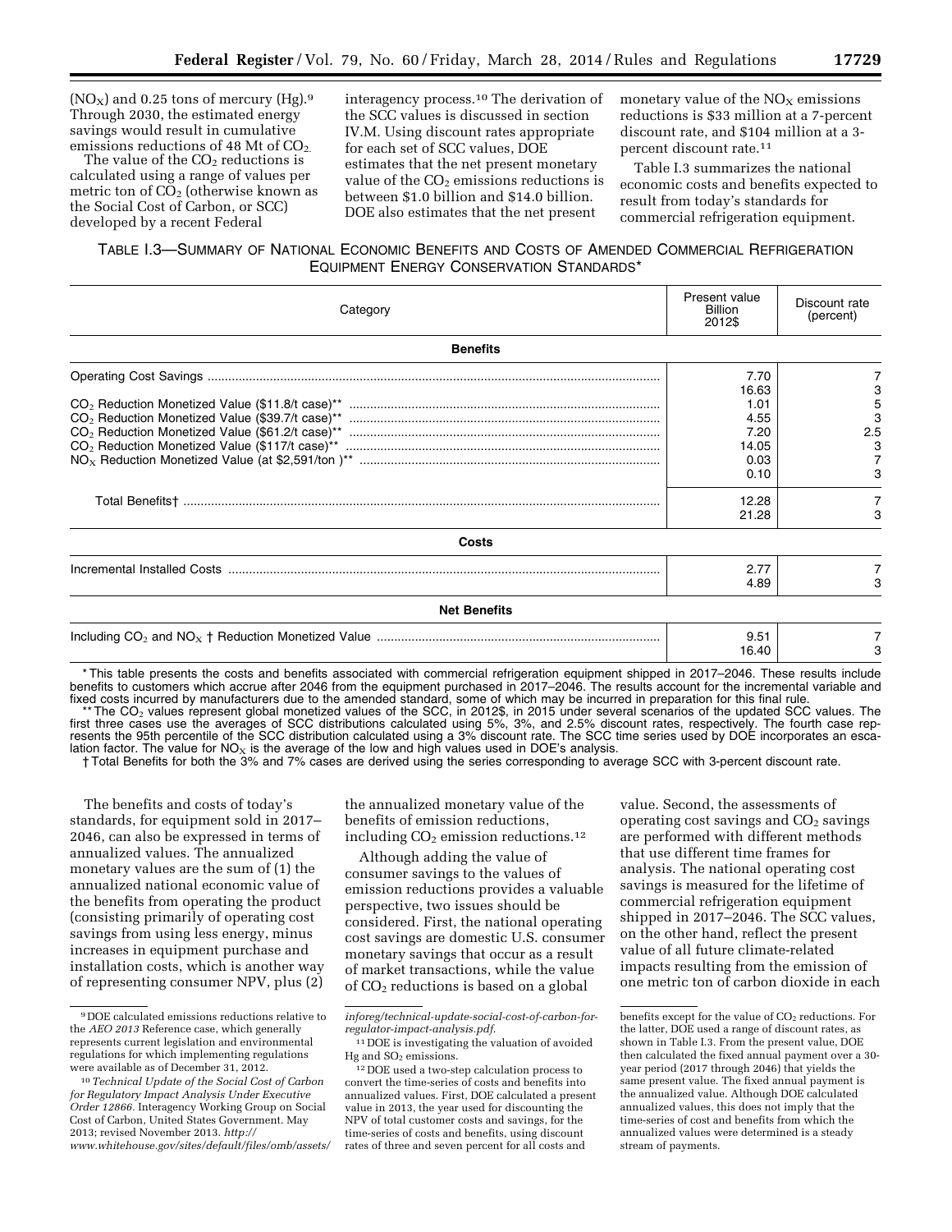$(NO_X)$ and 0.25 tons of mercury (Hg).[9] Through 2030, the estimated energy savings would result in cumulative emissions reductions of 48 Mt of $CO_2$.

The value of the $CO_2$ reductions is calculated using a range of values per metric ton of $CO_2$ (otherwise known as the Social Cost of Carbon, or SCC) developed by a recent Federal interagency process.[10] The derivation of the SCC values is discussed in section IV.M. Using discount rates appropriate for each set of SCC values, DOE estimates that the net present monetary value of the $CO_2$ emissions reductions is between $1.0 billion and $14.0 billion. DOE also estimates that the net present monetary value of the $NO_X$ emissions reductions is $33 million at a 7-percent discount rate, and $104 million at a 3-percent discount rate.[11]

Table I.3 summarizes the national economic costs and benefits expected to result from today's standards for commercial refrigeration equipment.

TABLE I.3—SUMMARY OF NATIONAL ECONOMIC BENEFITS AND COSTS OF AMENDED COMMERCIAL REFRIGERATION EQUIPMENT ENERGY CONSERVATION STANDARDS*

| Category | Present value Billion 2012$ | Discount rate (percent) |
|---|---|---|
| **Benefits** | | |
| Operating Cost Savings | 7.70 | 7 |
| | 16.63 | 3 |
| $CO_2$ Reduction Monetized Value ($11.8/t case)** | 1.01 | 5 |
| $CO_2$ Reduction Monetized Value ($39.7/t case)** | 4.55 | 3 |
| $CO_2$ Reduction Monetized Value ($61.2/t case)** | 7.20 | 2.5 |
| $CO_2$ Reduction Monetized Value ($117/t case)** | 14.05 | 3 |
| $NO_X$ Reduction Monetized Value (at $2,591/ton )** | 0.03 | 7 |
| | 0.10 | 3 |
| Total Benefits† | 12.28 | 7 |
| | 21.28 | 3 |
| **Costs** | | |
| Incremental Installed Costs | 2.77 | 7 |
| | 4.89 | 3 |
| **Net Benefits** | | |
| Including $CO_2$ and $NO_X$ † Reduction Monetized Value | 9.51 | 7 |
| | 16.40 | 3 |

* This table presents the costs and benefits associated with commercial refrigeration equipment shipped in 2017–2046. These results include benefits to customers which accrue after 2046 from the equipment purchased in 2017–2046. The results account for the incremental variable and fixed costs incurred by manufacturers due to the amended standard, some of which may be incurred in preparation for this final rule.

** The $CO_2$ values represent global monetized values of the SCC, in 2012$, in 2015 under several scenarios of the updated SCC values. The first three cases use the averages of SCC distributions calculated using 5%, 3%, and 2.5% discount rates, respectively. The fourth case represents the 95th percentile of the SCC distribution calculated using a 3% discount rate. The SCC time series used by DOE incorporates an escalation factor. The value for $NO_X$ is the average of the low and high values used in DOE's analysis.

† Total Benefits for both the 3% and 7% cases are derived using the series corresponding to average SCC with 3-percent discount rate.

The benefits and costs of today's standards, for equipment sold in 2017–2046, can also be expressed in terms of annualized values. The annualized monetary values are the sum of (1) the annualized national economic value of the benefits from operating the product (consisting primarily of operating cost savings from using less energy, minus increases in equipment purchase and installation costs, which is another way of representing consumer NPV, plus (2) the annualized monetary value of the benefits of emission reductions, including $CO_2$ emission reductions.[12]

Although adding the value of consumer savings to the values of emission reductions provides a valuable perspective, two issues should be considered. First, the national operating cost savings are domestic U.S. consumer monetary savings that occur as a result of market transactions, while the value of $CO_2$ reductions is based on a global value. Second, the assessments of operating cost savings and $CO_2$ savings are performed with different methods that use different time frames for analysis. The national operating cost savings is measured for the lifetime of commercial refrigeration equipment shipped in 2017–2046. The SCC values, on the other hand, reflect the present value of all future climate-related impacts resulting from the emission of one metric ton of carbon dioxide in each

[9] DOE calculated emissions reductions relative to the *AEO 2013* Reference case, which generally represents current legislation and environmental regulations for which implementing regulations were available as of December 31, 2012.

[10] *Technical Update of the Social Cost of Carbon for Regulatory Impact Analysis Under Executive Order 12866.* Interagency Working Group on Social Cost of Carbon, United States Government. May 2013; revised November 2013. *http://www.whitehouse.gov/sites/default/files/omb/assets/inforeg/technical-update-social-cost-of-carbon-for-regulator-impact-analysis.pdf*.

[11] DOE is investigating the valuation of avoided Hg and $SO_2$ emissions.

[12] DOE used a two-step calculation process to convert the time-series of costs and benefits into annualized values. First, DOE calculated a present value in 2013, the year used for discounting the NPV of total customer costs and savings, for the time-series of costs and benefits, using discount rates of three and seven percent for all costs and benefits except for the value of $CO_2$ reductions. For the latter, DOE used a range of discount rates, as shown in Table I.3. From the present value, DOE then calculated the fixed annual payment over a 30-year period (2017 through 2046) that yields the same present value. The fixed annual payment is the annualized value. Although DOE calculated annualized values, this does not imply that the time-series of cost and benefits from which the annualized values were determined is a steady stream of payments.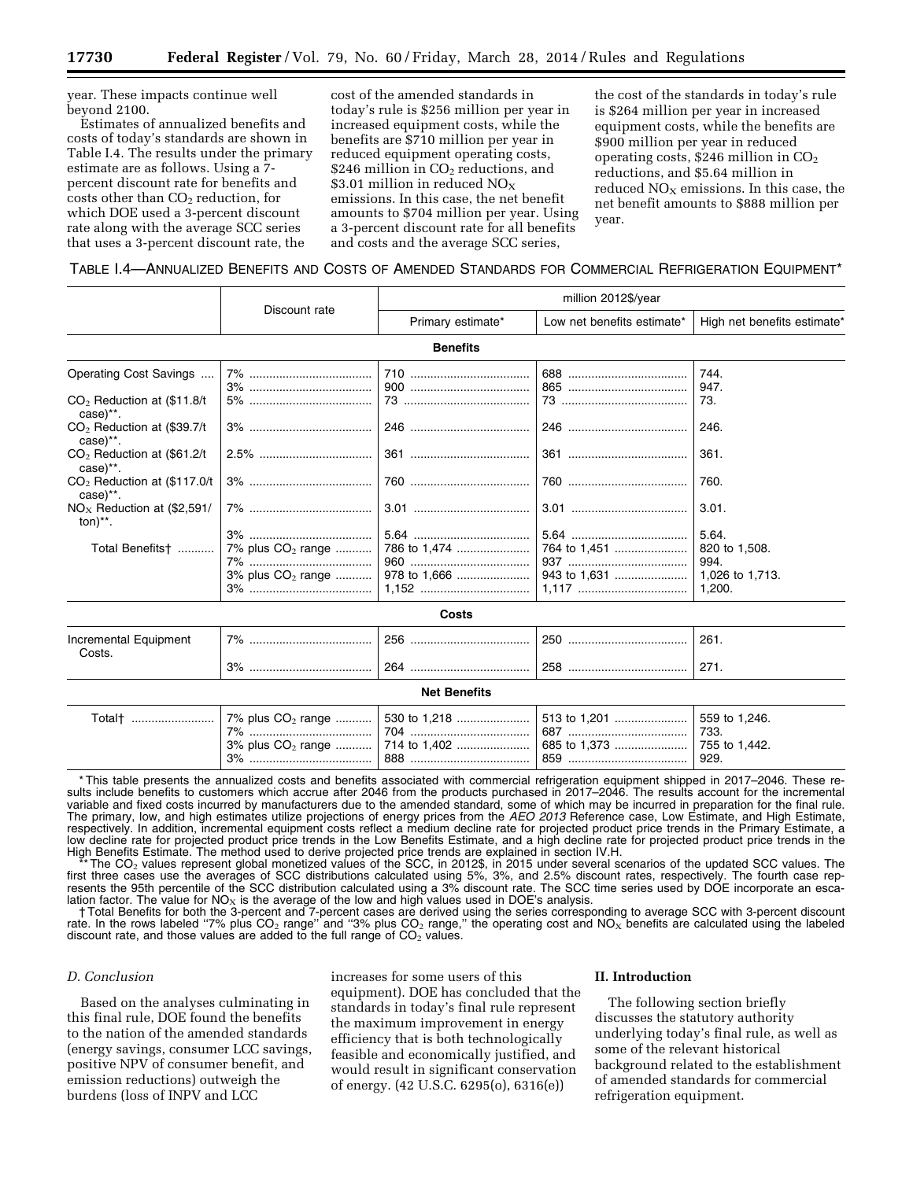year. These impacts continue well beyond 2100.

Estimates of annualized benefits and costs of today's standards are shown in Table I.4. The results under the primary estimate are as follows. Using a 7-percent discount rate for benefits and costs other than $CO_2$ reduction, for which DOE used a 3-percent discount rate along with the average SCC series that uses a 3-percent discount rate, the cost of the amended standards in today's rule is $256 million per year in increased equipment costs, while the benefits are $710 million per year in reduced equipment operating costs, $246 million in $CO_2$ reductions, and $3.01 million in reduced $NO_X$ emissions. In this case, the net benefit amounts to $704 million per year. Using a 3-percent discount rate for all benefits and costs and the average SCC series, the cost of the standards in today's rule is $264 million per year in increased equipment costs, while the benefits are $900 million per year in reduced operating costs, $246 million in $CO_2$ reductions, and $5.64 million in reduced $NO_X$ emissions. In this case, the net benefit amounts to $888 million per year.

TABLE I.4—ANNUALIZED BENEFITS AND COSTS OF AMENDED STANDARDS FOR COMMERCIAL REFRIGERATION EQUIPMENT*

| | Discount rate | million 2012$/year | | |
|---|---|---|---|---|
| | | Primary estimate* | Low net benefits estimate* | High net benefits estimate* |
| **Benefits** | | | | |
| Operating Cost Savings | 7% | 710 | 688 | 744. |
| | 3% | 900 | 865 | 947. |
| $CO_2$ Reduction at ($11.8/t case)**. | 5% | 73 | 73 | 73. |
| $CO_2$ Reduction at ($39.7/t case)**. | 3% | 246 | 246 | 246. |
| $CO_2$ Reduction at ($61.2/t case)**. | 2.5% | 361 | 361 | 361. |
| $CO_2$ Reduction at ($117.0/t case)**. | 3% | 760 | 760 | 760. |
| $NO_X$ Reduction at ($2,591/ton)**. | 7% | 3.01 | 3.01 | 3.01. |
| | 3% | 5.64 | 5.64 | 5.64. |
| Total Benefits† | 7% plus $CO_2$ range | 786 to 1,474 | 764 to 1,451 | 820 to 1,508. |
| | 7% | 960 | 937 | 994. |
| | 3% plus $CO_2$ range | 978 to 1,666 | 943 to 1,631 | 1,026 to 1,713. |
| | 3% | 1,152 | 1,117 | 1,200. |
| **Costs** | | | | |
| Incremental Equipment Costs. | 7% | 256 | 250 | 261. |
| | 3% | 264 | 258 | 271. |
| **Net Benefits** | | | | |
| Total† | 7% plus $CO_2$ range | 530 to 1,218 | 513 to 1,201 | 559 to 1,246. |
| | 7% | 704 | 687 | 733. |
| | 3% plus $CO_2$ range | 714 to 1,402 | 685 to 1,373 | 755 to 1,442. |
| | 3% | 888 | 859 | 929. |

\* This table presents the annualized costs and benefits associated with commercial refrigeration equipment shipped in 2017–2046. These results include benefits to customers which accrue after 2046 from the products purchased in 2017–2046. The results account for the incremental variable and fixed costs incurred by manufacturers due to the amended standard, some of which may be incurred in preparation for the final rule. The primary, low, and high estimates utilize projections of energy prices from the *AEO 2013* Reference case, Low Estimate, and High Estimate, respectively. In addition, incremental equipment costs reflect a medium decline rate for projected product price trends in the Primary Estimate, a low decline rate for projected product price trends in the Low Benefits Estimate, and a high decline rate for projected product price trends in the High Benefits Estimate. The method used to derive projected price trends are explained in section IV.H.

\*\* The $CO_2$ values represent global monetized values of the SCC, in 2012$, in 2015 under several scenarios of the updated SCC values. The first three cases use the averages of SCC distributions calculated using 5%, 3%, and 2.5% discount rates, respectively. The fourth case represents the 95th percentile of the SCC distribution calculated using a 3% discount rate. The SCC time series used by DOE incorporate an escalation factor. The value for $NO_X$ is the average of the low and high values used in DOE's analysis.

† Total Benefits for both the 3-percent and 7-percent cases are derived using the series corresponding to average SCC with 3-percent discount rate. In the rows labeled "7% plus $CO_2$ range" and "3% plus $CO_2$ range," the operating cost and $NO_X$ benefits are calculated using the labeled discount rate, and those values are added to the full range of $CO_2$ values.

### *D. Conclusion*

Based on the analyses culminating in this final rule, DOE found the benefits to the nation of the amended standards (energy savings, consumer LCC savings, positive NPV of consumer benefit, and emission reductions) outweigh the burdens (loss of INPV and LCC increases for some users of this equipment). DOE has concluded that the standards in today's final rule represent the maximum improvement in energy efficiency that is both technologically feasible and economically justified, and would result in significant conservation of energy. (42 U.S.C. 6295(o), 6316(e))

## II. Introduction

The following section briefly discusses the statutory authority underlying today's final rule, as well as some of the relevant historical background related to the establishment of amended standards for commercial refrigeration equipment.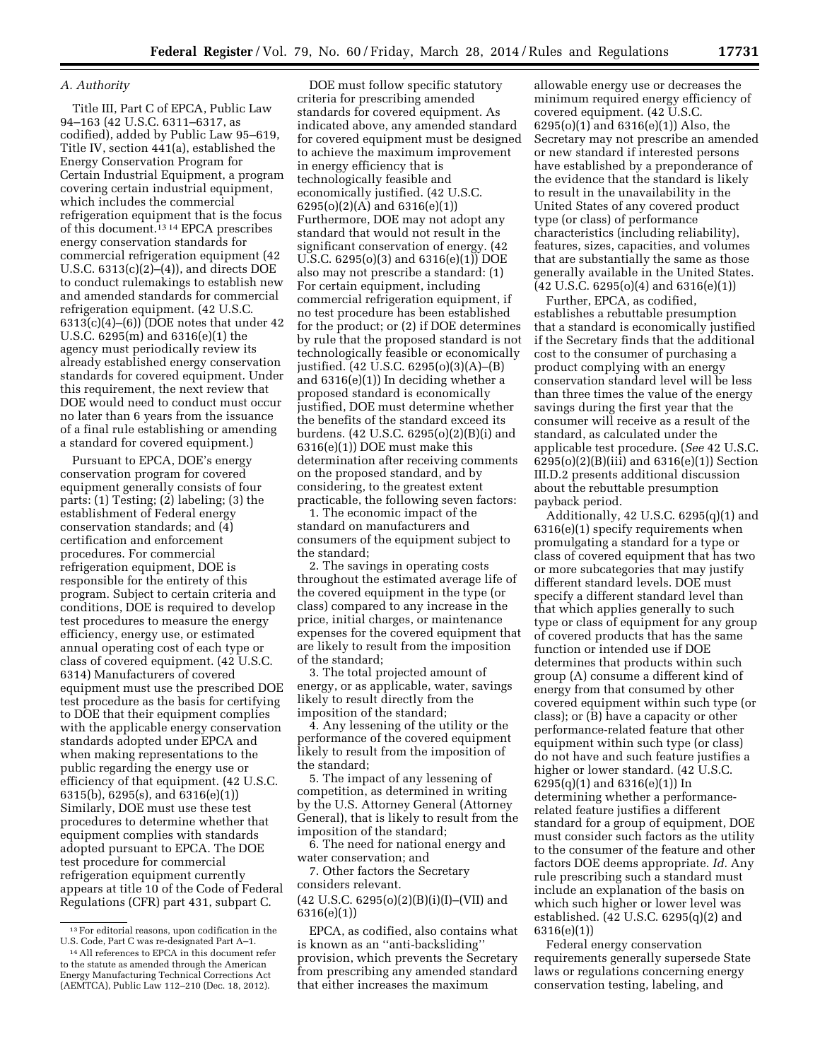*A. Authority*

Title III, Part C of EPCA, Public Law 94–163 (42 U.S.C. 6311–6317, as codified), added by Public Law 95–619, Title IV, section 441(a), established the Energy Conservation Program for Certain Industrial Equipment, a program covering certain industrial equipment, which includes the commercial refrigeration equipment that is the focus of this document.[13] [14] EPCA prescribes energy conservation standards for commercial refrigeration equipment (42 U.S.C. 6313(c)(2)–(4)), and directs DOE to conduct rulemakings to establish new and amended standards for commercial refrigeration equipment. (42 U.S.C. 6313(c)(4)–(6)) (DOE notes that under 42 U.S.C. 6295(m) and 6316(e)(1) the agency must periodically review its already established energy conservation standards for covered equipment. Under this requirement, the next review that DOE would need to conduct must occur no later than 6 years from the issuance of a final rule establishing or amending a standard for covered equipment.)

Pursuant to EPCA, DOE's energy conservation program for covered equipment generally consists of four parts: (1) Testing; (2) labeling; (3) the establishment of Federal energy conservation standards; and (4) certification and enforcement procedures. For commercial refrigeration equipment, DOE is responsible for the entirety of this program. Subject to certain criteria and conditions, DOE is required to develop test procedures to measure the energy efficiency, energy use, or estimated annual operating cost of each type or class of covered equipment. (42 U.S.C. 6314) Manufacturers of covered equipment must use the prescribed DOE test procedure as the basis for certifying to DOE that their equipment complies with the applicable energy conservation standards adopted under EPCA and when making representations to the public regarding the energy use or efficiency of that equipment. (42 U.S.C. 6315(b), 6295(s), and 6316(e)(1)) Similarly, DOE must use these test procedures to determine whether that equipment complies with standards adopted pursuant to EPCA. The DOE test procedure for commercial refrigeration equipment currently appears at title 10 of the Code of Federal Regulations (CFR) part 431, subpart C.

DOE must follow specific statutory criteria for prescribing amended standards for covered equipment. As indicated above, any amended standard for covered equipment must be designed to achieve the maximum improvement in energy efficiency that is technologically feasible and economically justified. (42 U.S.C. 6295(o)(2)(A) and 6316(e)(1)) Furthermore, DOE may not adopt any standard that would not result in the significant conservation of energy. (42 U.S.C. 6295(o)(3) and 6316(e)(1)) DOE also may not prescribe a standard: (1) For certain equipment, including commercial refrigeration equipment, if no test procedure has been established for the product; or (2) if DOE determines by rule that the proposed standard is not technologically feasible or economically justified. (42 U.S.C. 6295(o)(3)(A)–(B) and 6316(e)(1)) In deciding whether a proposed standard is economically justified, DOE must determine whether the benefits of the standard exceed its burdens. (42 U.S.C. 6295(o)(2)(B)(i) and 6316(e)(1)) DOE must make this determination after receiving comments on the proposed standard, and by considering, to the greatest extent practicable, the following seven factors:

1. The economic impact of the standard on manufacturers and consumers of the equipment subject to the standard;

2. The savings in operating costs throughout the estimated average life of the covered equipment in the type (or class) compared to any increase in the price, initial charges, or maintenance expenses for the covered equipment that are likely to result from the imposition of the standard;

3. The total projected amount of energy, or as applicable, water, savings likely to result directly from the imposition of the standard;

4. Any lessening of the utility or the performance of the covered equipment likely to result from the imposition of the standard;

5. The impact of any lessening of competition, as determined in writing by the U.S. Attorney General (Attorney General), that is likely to result from the imposition of the standard;

6. The need for national energy and water conservation; and

7. Other factors the Secretary considers relevant.

(42 U.S.C. 6295(o)(2)(B)(i)(I)–(VII) and 6316(e)(1))

EPCA, as codified, also contains what is known as an ''anti-backsliding'' provision, which prevents the Secretary from prescribing any amended standard that either increases the maximum allowable energy use or decreases the minimum required energy efficiency of covered equipment. (42 U.S.C. 6295(o)(1) and 6316(e)(1)) Also, the Secretary may not prescribe an amended or new standard if interested persons have established by a preponderance of the evidence that the standard is likely to result in the unavailability in the United States of any covered product type (or class) of performance characteristics (including reliability), features, sizes, capacities, and volumes that are substantially the same as those generally available in the United States. (42 U.S.C. 6295(o)(4) and 6316(e)(1))

Further, EPCA, as codified, establishes a rebuttable presumption that a standard is economically justified if the Secretary finds that the additional cost to the consumer of purchasing a product complying with an energy conservation standard level will be less than three times the value of the energy savings during the first year that the consumer will receive as a result of the standard, as calculated under the applicable test procedure. (*See* 42 U.S.C. 6295(o)(2)(B)(iii) and 6316(e)(1)) Section III.D.2 presents additional discussion about the rebuttable presumption payback period.

Additionally, 42 U.S.C. 6295(q)(1) and 6316(e)(1) specify requirements when promulgating a standard for a type or class of covered equipment that has two or more subcategories that may justify different standard levels. DOE must specify a different standard level than that which applies generally to such type or class of equipment for any group of covered products that has the same function or intended use if DOE determines that products within such group (A) consume a different kind of energy from that consumed by other covered equipment within such type (or class); or (B) have a capacity or other performance-related feature that other equipment within such type (or class) do not have and such feature justifies a higher or lower standard. (42 U.S.C. 6295(q)(1) and 6316(e)(1)) In determining whether a performance-related feature justifies a different standard for a group of equipment, DOE must consider such factors as the utility to the consumer of the feature and other factors DOE deems appropriate. *Id.* Any rule prescribing such a standard must include an explanation of the basis on which such higher or lower level was established. (42 U.S.C. 6295(q)(2) and 6316(e)(1))

Federal energy conservation requirements generally supersede State laws or regulations concerning energy conservation testing, labeling, and

[13] For editorial reasons, upon codification in the U.S. Code, Part C was re-designated Part A–1.

[14] All references to EPCA in this document refer to the statute as amended through the American Energy Manufacturing Technical Corrections Act (AEMTCA), Public Law 112–210 (Dec. 18, 2012).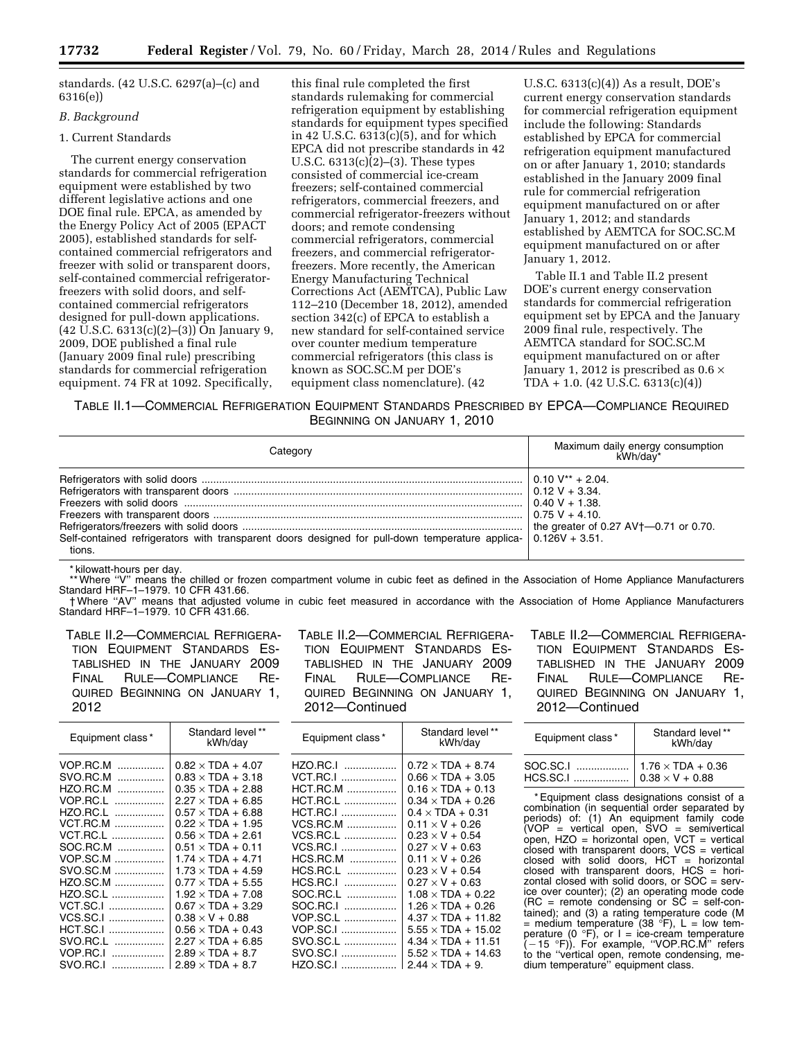standards. (42 U.S.C. 6297(a)–(c) and 6316(e))

*B. Background*

1. Current Standards

The current energy conservation standards for commercial refrigeration equipment were established by two different legislative actions and one DOE final rule. EPCA, as amended by the Energy Policy Act of 2005 (EPACT 2005), established standards for self-contained commercial refrigerators and freezer with solid or transparent doors, self-contained commercial refrigerator-freezers with solid doors, and self-contained commercial refrigerators designed for pull-down applications. (42 U.S.C. 6313(c)(2)–(3)) On January 9, 2009, DOE published a final rule (January 2009 final rule) prescribing standards for commercial refrigeration equipment. 74 FR at 1092. Specifically, this final rule completed the first standards rulemaking for commercial refrigeration equipment by establishing standards for equipment types specified in 42 U.S.C. 6313(c)(5), and for which EPCA did not prescribe standards in 42 U.S.C. 6313(c)(2)–(3). These types consisted of commercial ice-cream freezers; self-contained commercial refrigerators, commercial freezers, and commercial refrigerator-freezers without doors; and remote condensing commercial refrigerators, commercial freezers, and commercial refrigerator-freezers. More recently, the American Energy Manufacturing Technical Corrections Act (AEMTCA), Public Law 112–210 (December 18, 2012), amended section 342(c) of EPCA to establish a new standard for self-contained service over counter medium temperature commercial refrigerators (this class is known as SOC.SC.M per DOE's equipment class nomenclature). (42 U.S.C. 6313(c)(4)) As a result, DOE's current energy conservation standards for commercial refrigeration equipment include the following: Standards established by EPCA for commercial refrigeration equipment manufactured on or after January 1, 2010; standards established in the January 2009 final rule for commercial refrigeration equipment manufactured on or after January 1, 2012; and standards established by AEMTCA for SOC.SC.M equipment manufactured on or after January 1, 2012.

Table II.1 and Table II.2 present DOE's current energy conservation standards for commercial refrigeration equipment set by EPCA and the January 2009 final rule, respectively. The AEMTCA standard for SOC.SC.M equipment manufactured on or after January 1, 2012 is prescribed as $0.6 \times TDA + 1.0$. (42 U.S.C. 6313(c)(4))

TABLE II.1—COMMERCIAL REFRIGERATION EQUIPMENT STANDARDS PRESCRIBED BY EPCA—COMPLIANCE REQUIRED BEGINNING ON JANUARY 1, 2010

| Category | Maximum daily energy consumption kWh/day* |
|---|---|
| Refrigerators with solid doors | 0.10 V** + 2.04. |
| Refrigerators with transparent doors | 0.12 V + 3.34. |
| Freezers with solid doors | 0.40 V + 1.38. |
| Freezers with transparent doors | 0.75 V + 4.10. |
| Refrigerators/freezers with solid doors | the greater of 0.27 AV†—0.71 or 0.70. |
| Self-contained refrigerators with transparent doors designed for pull-down temperature applications. | 0.126V + 3.51. |

\* kilowatt-hours per day.

\*\* Where "V" means the chilled or frozen compartment volume in cubic feet as defined in the Association of Home Appliance Manufacturers Standard HRF–1–1979. 10 CFR 431.66.

† Where "AV" means that adjusted volume in cubic feet measured in accordance with the Association of Home Appliance Manufacturers Standard HRF–1–1979. 10 CFR 431.66.

TABLE II.2—COMMERCIAL REFRIGERATION EQUIPMENT STANDARDS ESTABLISHED IN THE JANUARY 2009 FINAL RULE—COMPLIANCE REQUIRED BEGINNING ON JANUARY 1, 2012

| Equipment class* | Standard level** kWh/day |
|---|---|
| VOP.RC.M | $0.82 \times TDA + 4.07$ |
| SVO.RC.M | $0.83 \times TDA + 3.18$ |
| HZO.RC.M | $0.35 \times TDA + 2.88$ |
| VOP.RC.L | $2.27 \times TDA + 6.85$ |
| HZO.RC.L | $0.57 \times TDA + 6.88$ |
| VCT.RC.M | $0.22 \times TDA + 1.95$ |
| VCT.RC.L | $0.56 \times TDA + 2.61$ |
| SOC.RC.M | $0.51 \times TDA + 0.11$ |
| VOP.SC.M | $1.74 \times TDA + 4.71$ |
| SVO.SC.M | $1.73 \times TDA + 4.59$ |
| HZO.SC.M | $0.77 \times TDA + 5.55$ |
| HZO.SC.L | $1.92 \times TDA + 7.08$ |
| VCT.SC.I | $0.67 \times TDA + 3.29$ |
| VCS.SC.I | $0.38 \times V + 0.88$ |
| HCT.SC.I | $0.56 \times TDA + 0.43$ |
| SVO.RC.L | $2.27 \times TDA + 6.85$ |
| VOP.RC.I | $2.89 \times TDA + 8.7$ |
| SVO.RC.I | $2.89 \times TDA + 8.7$ |
| HZO.RC.I | $0.72 \times TDA + 8.74$ |
| VCT.RC.I | $0.66 \times TDA + 3.05$ |
| HCT.RC.M | $0.16 \times TDA + 0.13$ |
| HCT.RC.L | $0.34 \times TDA + 0.26$ |
| HCT.RC.I | $0.4 \times TDA + 0.31$ |
| VCS.RC.M | $0.11 \times V + 0.26$ |
| VCS.RC.L | $0.23 \times V + 0.54$ |
| VCS.RC.I | $0.27 \times V + 0.63$ |
| HCS.RC.M | $0.11 \times V + 0.26$ |
| HCS.RC.L | $0.23 \times V + 0.54$ |
| HCS.RC.I | $0.27 \times V + 0.63$ |
| SOC.RC.L | $1.08 \times TDA + 0.22$ |
| SOC.RC.I | $1.26 \times TDA + 0.26$ |
| VOP.SC.L | $4.37 \times TDA + 11.82$ |
| VOP.SC.I | $5.55 \times TDA + 15.02$ |
| SVO.SC.L | $4.34 \times TDA + 11.51$ |
| SVO.SC.I | $5.52 \times TDA + 14.63$ |
| HZO.SC.I | $2.44 \times TDA + 9.$ |
| SOC.SC.I | $1.76 \times TDA + 0.36$ |
| HCS.SC.I | $0.38 \times V + 0.88$ |

\* Equipment class designations consist of a combination (in sequential order separated by periods) of: (1) An equipment family code (VOP = vertical open, SVO = semivertical open, HZO = horizontal open, VCT = vertical closed with transparent doors, VCS = vertical closed with solid doors, HCT = horizontal closed with transparent doors, HCS = horizontal closed with solid doors, or SOC = service over counter); (2) an operating mode code (RC = remote condensing or SC = self-contained); and (3) a rating temperature code (M = medium temperature (38 °F), L = low temperature (0 °F), or I = ice-cream temperature (−15 °F)). For example, "VOP.RC.M" refers to the "vertical open, remote condensing, medium temperature" equipment class.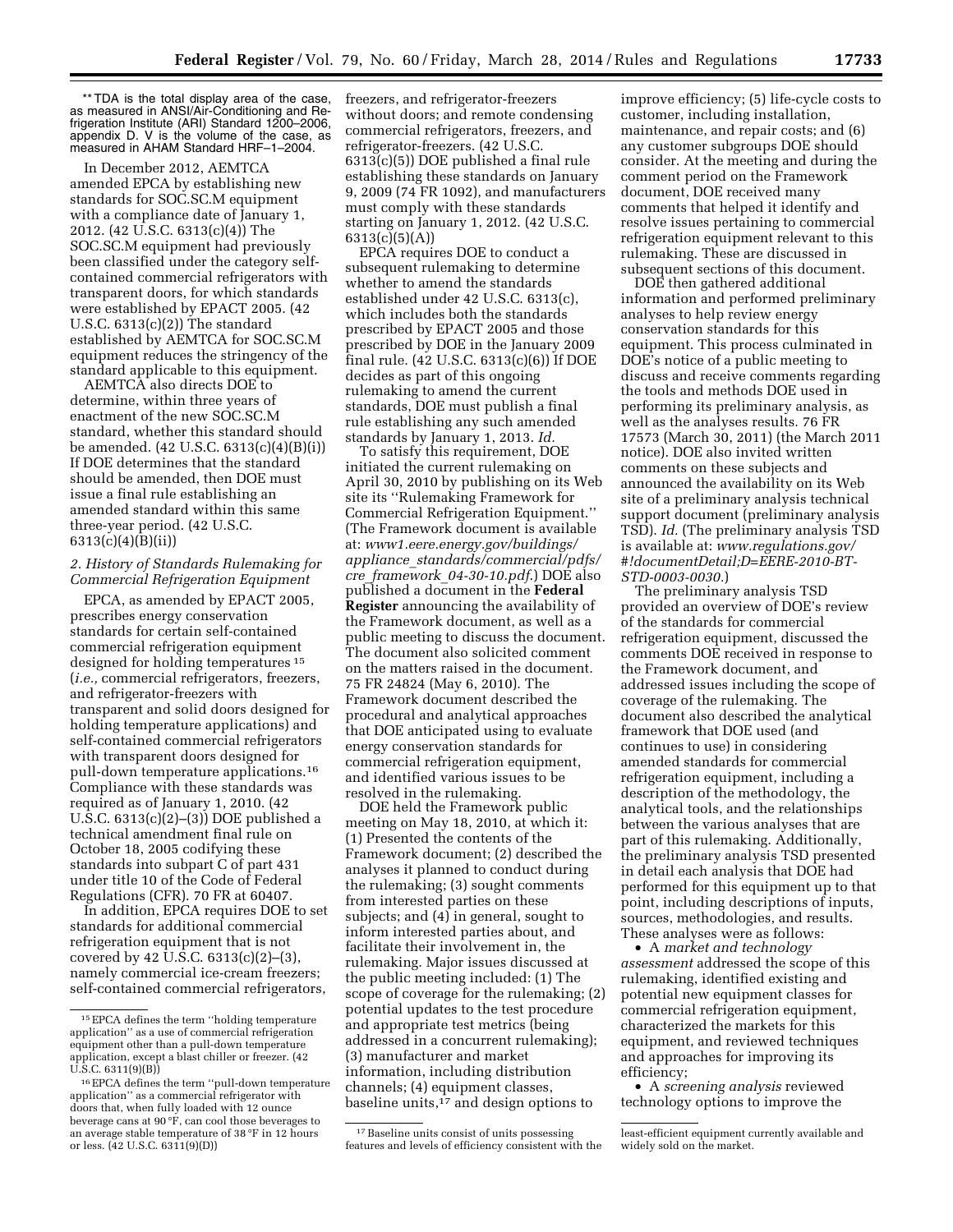** TDA is the total display area of the case, as measured in ANSI/Air-Conditioning and Refrigeration Institute (ARI) Standard 1200–2006, appendix D. V is the volume of the case, as measured in AHAM Standard HRF–1–2004.

In December 2012, AEMTCA amended EPCA by establishing new standards for SOC.SC.M equipment with a compliance date of January 1, 2012. (42 U.S.C. 6313(c)(4)) The SOC.SC.M equipment had previously been classified under the category self-contained commercial refrigerators with transparent doors, for which standards were established by EPACT 2005. (42 U.S.C. 6313(c)(2)) The standard established by AEMTCA for SOC.SC.M equipment reduces the stringency of the standard applicable to this equipment.

AEMTCA also directs DOE to determine, within three years of enactment of the new SOC.SC.M standard, whether this standard should be amended. (42 U.S.C. 6313(c)(4)(B)(i)) If DOE determines that the standard should be amended, then DOE must issue a final rule establishing an amended standard within this same three-year period. (42 U.S.C. 6313(c)(4)(B)(ii))

### *2. History of Standards Rulemaking for Commercial Refrigeration Equipment*

EPCA, as amended by EPACT 2005, prescribes energy conservation standards for certain self-contained commercial refrigeration equipment designed for holding temperatures [15] (*i.e.,* commercial refrigerators, freezers, and refrigerator-freezers with transparent and solid doors designed for holding temperature applications) and self-contained commercial refrigerators with transparent doors designed for pull-down temperature applications.[16] Compliance with these standards was required as of January 1, 2010. (42 U.S.C. 6313(c)(2)–(3)) DOE published a technical amendment final rule on October 18, 2005 codifying these standards into subpart C of part 431 under title 10 of the Code of Federal Regulations (CFR). 70 FR at 60407.

In addition, EPCA requires DOE to set standards for additional commercial refrigeration equipment that is not covered by 42 U.S.C. 6313(c)(2)–(3), namely commercial ice-cream freezers; self-contained commercial refrigerators, freezers, and refrigerator-freezers without doors; and remote condensing commercial refrigerators, freezers, and refrigerator-freezers. (42 U.S.C. 6313(c)(5)) DOE published a final rule establishing these standards on January 9, 2009 (74 FR 1092), and manufacturers must comply with these standards starting on January 1, 2012. (42 U.S.C. 6313(c)(5)(A))

EPCA requires DOE to conduct a subsequent rulemaking to determine whether to amend the standards established under 42 U.S.C. 6313(c), which includes both the standards prescribed by EPACT 2005 and those prescribed by DOE in the January 2009 final rule. (42 U.S.C. 6313(c)(6)) If DOE decides as part of this ongoing rulemaking to amend the current standards, DOE must publish a final rule establishing any such amended standards by January 1, 2013. *Id.*

To satisfy this requirement, DOE initiated the current rulemaking on April 30, 2010 by publishing on its Web site its ''Rulemaking Framework for Commercial Refrigeration Equipment.'' (The Framework document is available at: *www1.eere.energy.gov/buildings/appliance_standards/commercial/pdfs/cre_framework_04-30-10.pdf.*) DOE also published a document in the **Federal Register** announcing the availability of the Framework document, as well as a public meeting to discuss the document. The document also solicited comment on the matters raised in the document. 75 FR 24824 (May 6, 2010). The Framework document described the procedural and analytical approaches that DOE anticipated using to evaluate energy conservation standards for commercial refrigeration equipment, and identified various issues to be resolved in the rulemaking.

DOE held the Framework public meeting on May 18, 2010, at which it: (1) Presented the contents of the Framework document; (2) described the analyses it planned to conduct during the rulemaking; (3) sought comments from interested parties on these subjects; and (4) in general, sought to inform interested parties about, and facilitate their involvement in, the rulemaking. Major issues discussed at the public meeting included: (1) The scope of coverage for the rulemaking; (2) potential updates to the test procedure and appropriate test metrics (being addressed in a concurrent rulemaking); (3) manufacturer and market information, including distribution channels; (4) equipment classes, baseline units,[17] and design options to improve efficiency; (5) life-cycle costs to customer, including installation, maintenance, and repair costs; and (6) any customer subgroups DOE should consider. At the meeting and during the comment period on the Framework document, DOE received many comments that helped it identify and resolve issues pertaining to commercial refrigeration equipment relevant to this rulemaking. These are discussed in subsequent sections of this document.

DOE then gathered additional information and performed preliminary analyses to help review energy conservation standards for this equipment. This process culminated in DOE's notice of a public meeting to discuss and receive comments regarding the tools and methods DOE used in performing its preliminary analysis, as well as the analyses results. 76 FR 17573 (March 30, 2011) (the March 2011 notice). DOE also invited written comments on these subjects and announced the availability on its Web site of a preliminary analysis technical support document (preliminary analysis TSD). *Id.* (The preliminary analysis TSD is available at: *www.regulations.gov/#!documentDetail;D=EERE-2010-BT-STD-0003-0030.*)

The preliminary analysis TSD provided an overview of DOE's review of the standards for commercial refrigeration equipment, discussed the comments DOE received in response to the Framework document, and addressed issues including the scope of coverage of the rulemaking. The document also described the analytical framework that DOE used (and continues to use) in considering amended standards for commercial refrigeration equipment, including a description of the methodology, the analytical tools, and the relationships between the various analyses that are part of this rulemaking. Additionally, the preliminary analysis TSD presented in detail each analysis that DOE had performed for this equipment up to that point, including descriptions of inputs, sources, methodologies, and results. These analyses were as follows:

- A *market and technology assessment* addressed the scope of this rulemaking, identified existing and potential new equipment classes for commercial refrigeration equipment, characterized the markets for this equipment, and reviewed techniques and approaches for improving its efficiency;
- A *screening analysis* reviewed technology options to improve the

---

[15] EPCA defines the term ''holding temperature application'' as a use of commercial refrigeration equipment other than a pull-down temperature application, except a blast chiller or freezer. (42 U.S.C. 6311(9)(B))

[16] EPCA defines the term ''pull-down temperature application'' as a commercial refrigerator with doors that, when fully loaded with 12 ounce beverage cans at 90 °F, can cool those beverages to an average stable temperature of 38 °F in 12 hours or less. (42 U.S.C. 6311(9)(D))

[17] Baseline units consist of units possessing features and levels of efficiency consistent with the least-efficient equipment currently available and widely sold on the market.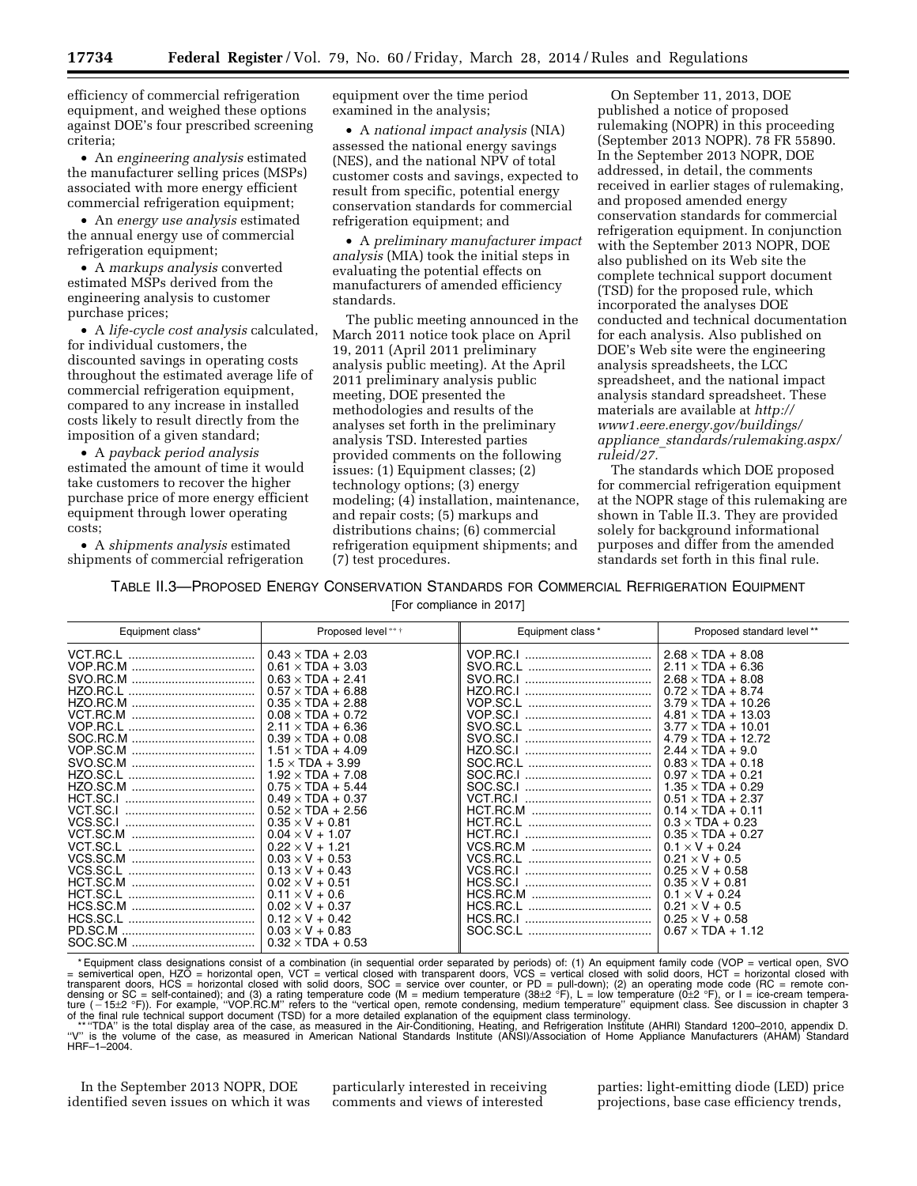efficiency of commercial refrigeration equipment, and weighed these options against DOE's four prescribed screening criteria;

- An *engineering analysis* estimated the manufacturer selling prices (MSPs) associated with more energy efficient commercial refrigeration equipment;
- An *energy use analysis* estimated the annual energy use of commercial refrigeration equipment;
- A *markups analysis* converted estimated MSPs derived from the engineering analysis to customer purchase prices;
- A *life-cycle cost analysis* calculated, for individual customers, the discounted savings in operating costs throughout the estimated average life of commercial refrigeration equipment, compared to any increase in installed costs likely to result directly from the imposition of a given standard;
- A *payback period analysis* estimated the amount of time it would take customers to recover the higher purchase price of more energy efficient equipment through lower operating costs;
- A *shipments analysis* estimated shipments of commercial refrigeration equipment over the time period examined in the analysis;
- A *national impact analysis* (NIA) assessed the national energy savings (NES), and the national NPV of total customer costs and savings, expected to result from specific, potential energy conservation standards for commercial refrigeration equipment; and
- A *preliminary manufacturer impact analysis* (MIA) took the initial steps in evaluating the potential effects on manufacturers of amended efficiency standards.

The public meeting announced in the March 2011 notice took place on April 19, 2011 (April 2011 preliminary analysis public meeting). At the April 2011 preliminary analysis public meeting, DOE presented the methodologies and results of the analyses set forth in the preliminary analysis TSD. Interested parties provided comments on the following issues: (1) Equipment classes; (2) technology options; (3) energy modeling; (4) installation, maintenance, and repair costs; (5) markups and distributions chains; (6) commercial refrigeration equipment shipments; and (7) test procedures.

On September 11, 2013, DOE published a notice of proposed rulemaking (NOPR) in this proceeding (September 2013 NOPR). 78 FR 55890. In the September 2013 NOPR, DOE addressed, in detail, the comments received in earlier stages of rulemaking, and proposed amended energy conservation standards for commercial refrigeration equipment. In conjunction with the September 2013 NOPR, DOE also published on its Web site the complete technical support document (TSD) for the proposed rule, which incorporated the analyses DOE conducted and technical documentation for each analysis. Also published on DOE's Web site were the engineering analysis spreadsheets, the LCC spreadsheet, and the national impact analysis standard spreadsheet. These materials are available at *http://www1.eere.energy.gov/buildings/appliance_standards/rulemaking.aspx/ruleid/27*.

The standards which DOE proposed for commercial refrigeration equipment at the NOPR stage of this rulemaking are shown in Table II.3. They are provided solely for background informational purposes and differ from the amended standards set forth in this final rule.

TABLE II.3—PROPOSED ENERGY CONSERVATION STANDARDS FOR COMMERCIAL REFRIGERATION EQUIPMENT

[For compliance in 2017]

| Equipment class* | Proposed level** † | Equipment class* | Proposed standard level** |
|---|---|---|---|
| VCT.RC.L | 0.43 × TDA + 2.03 | VOP.RC.I | 2.68 × TDA + 8.08 |
| VOP.RC.M | 0.61 × TDA + 3.03 | SVO.RC.L | 2.11 × TDA + 6.36 |
| SVO.RC.M | 0.63 × TDA + 2.41 | SVO.RC.I | 2.68 × TDA + 8.08 |
| HZO.RC.L | 0.57 × TDA + 6.88 | HZO.RC.I | 0.72 × TDA + 8.74 |
| HZO.RC.M | 0.35 × TDA + 2.88 | VOP.SC.L | 3.79 × TDA + 10.26 |
| VCT.RC.M | 0.08 × TDA + 0.72 | VOP.SC.I | 4.81 × TDA + 13.03 |
| VOP.RC.L | 2.11 × TDA + 6.36 | SVO.SC.L | 3.77 × TDA + 10.01 |
| SOC.RC.M | 0.39 × TDA + 0.08 | SVO.SC.I | 4.79 × TDA + 12.72 |
| VOP.SC.M | 1.51 × TDA + 4.09 | HZO.SC.I | 2.44 × TDA + 9.0 |
| SVO.SC.M | 1.5 × TDA + 3.99 | SOC.RC.L | 0.83 × TDA + 0.18 |
| HZO.SC.L | 1.92 × TDA + 7.08 | SOC.RC.I | 0.97 × TDA + 0.21 |
| HZO.SC.M | 0.75 × TDA + 5.44 | SOC.SC.I | 1.35 × TDA + 0.29 |
| HCT.SC.I | 0.49 × TDA + 0.37 | VCT.RC.I | 0.51 × TDA + 2.37 |
| VCT.SC.I | 0.52 × TDA + 2.56 | HCT.RC.M | 0.14 × TDA + 0.11 |
| VCS.SC.I | 0.35 × V + 0.81 | HCT.RC.L | 0.3 × TDA + 0.23 |
| VCT.SC.M | 0.04 × V + 1.07 | HCT.RC.I | 0.35 × TDA + 0.27 |
| VCT.SC.L | 0.22 × V + 1.21 | VCS.RC.M | 0.1 × V + 0.24 |
| VCS.SC.M | 0.03 × V + 0.53 | VCS.RC.L | 0.21 × V + 0.5 |
| VCS.SC.L | 0.13 × V + 0.43 | VCS.RC.I | 0.25 × V + 0.58 |
| HCT.SC.M | 0.02 × V + 0.51 | HCS.SC.I | 0.35 × V + 0.81 |
| HCT.SC.L | 0.11 × V + 0.6 | HCS.RC.M | 0.1 × V + 0.24 |
| HCS.SC.M | 0.02 × V + 0.37 | HCS.RC.L | 0.21 × V + 0.5 |
| HCS.SC.L | 0.12 × V + 0.42 | HCS.RC.I | 0.25 × V + 0.58 |
| PD.SC.M | 0.03 × V + 0.83 | SOC.SC.L | 0.67 × TDA + 1.12 |
| SOC.SC.M | 0.32 × TDA + 0.53 | | |

\* Equipment class designations consist of a combination (in sequential order separated by periods) of: (1) An equipment family code (VOP = vertical open, SVO = semivertical open, HZO = horizontal open, VCT = vertical closed with transparent doors, VCS = vertical closed with solid doors, HCT = horizontal closed with transparent doors, HCS = horizontal closed with solid doors, SOC = service over counter, or PD = pull-down); (2) an operating mode code (RC = remote condensing or SC = self-contained); and (3) a rating temperature code (M = medium temperature (38±2 °F), L = low temperature (0±2 °F), or I = ice-cream temperature (−15±2 °F)). For example, "VOP.RC.M" refers to the "vertical open, remote condensing, medium temperature" equipment class. See discussion in chapter 3 of the final rule technical support document (TSD) for a more detailed explanation of the equipment class terminology.

\*\* "TDA" is the total display area of the case, as measured in the Air-Conditioning, Heating, and Refrigeration Institute (AHRI) Standard 1200–2010, appendix D. "V" is the volume of the case, as measured in American National Standards Institute (ANSI)/Association of Home Appliance Manufacturers (AHAM) Standard HRF–1–2004.

In the September 2013 NOPR, DOE identified seven issues on which it was particularly interested in receiving comments and views of interested parties: light-emitting diode (LED) price projections, base case efficiency trends,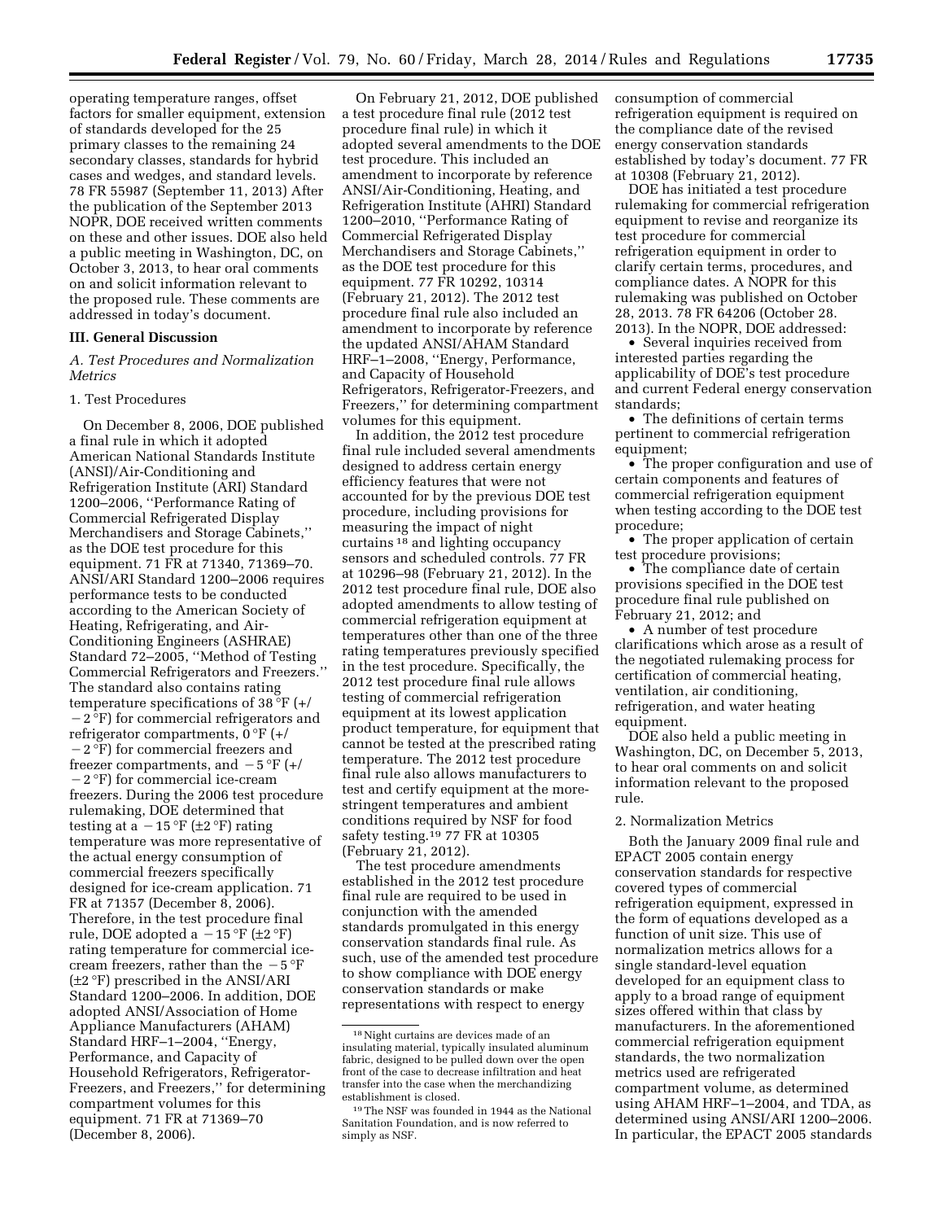operating temperature ranges, offset factors for smaller equipment, extension of standards developed for the 25 primary classes to the remaining 24 secondary classes, standards for hybrid cases and wedges, and standard levels. 78 FR 55987 (September 11, 2013) After the publication of the September 2013 NOPR, DOE received written comments on these and other issues. DOE also held a public meeting in Washington, DC, on October 3, 2013, to hear oral comments on and solicit information relevant to the proposed rule. These comments are addressed in today's document.

## III. General Discussion

### *A. Test Procedures and Normalization Metrics*

#### 1. Test Procedures

On December 8, 2006, DOE published a final rule in which it adopted American National Standards Institute (ANSI)/Air-Conditioning and Refrigeration Institute (ARI) Standard 1200–2006, ''Performance Rating of Commercial Refrigerated Display Merchandisers and Storage Cabinets,'' as the DOE test procedure for this equipment. 71 FR at 71340, 71369–70. ANSI/ARI Standard 1200–2006 requires performance tests to be conducted according to the American Society of Heating, Refrigerating, and Air-Conditioning Engineers (ASHRAE) Standard 72–2005, ''Method of Testing Commercial Refrigerators and Freezers.'' The standard also contains rating temperature specifications of 38 °F (+/ −2 °F) for commercial refrigerators and refrigerator compartments, 0 °F (+/ −2 °F) for commercial freezers and freezer compartments, and −5 °F (+/ −2 °F) for commercial ice-cream freezers. During the 2006 test procedure rulemaking, DOE determined that testing at a −15 °F (±2 °F) rating temperature was more representative of the actual energy consumption of commercial freezers specifically designed for ice-cream application. 71 FR at 71357 (December 8, 2006). Therefore, in the test procedure final rule, DOE adopted a −15 °F (±2 °F) rating temperature for commercial ice-cream freezers, rather than the −5 °F (±2 °F) prescribed in the ANSI/ARI Standard 1200–2006. In addition, DOE adopted ANSI/Association of Home Appliance Manufacturers (AHAM) Standard HRF–1–2004, ''Energy, Performance, and Capacity of Household Refrigerators, Refrigerator-Freezers, and Freezers,'' for determining compartment volumes for this equipment. 71 FR at 71369–70 (December 8, 2006).

On February 21, 2012, DOE published a test procedure final rule (2012 test procedure final rule) in which it adopted several amendments to the DOE test procedure. This included an amendment to incorporate by reference ANSI/Air-Conditioning, Heating, and Refrigeration Institute (AHRI) Standard 1200–2010, ''Performance Rating of Commercial Refrigerated Display Merchandisers and Storage Cabinets,'' as the DOE test procedure for this equipment. 77 FR 10292, 10314 (February 21, 2012). The 2012 test procedure final rule also included an amendment to incorporate by reference the updated ANSI/AHAM Standard HRF–1–2008, ''Energy, Performance, and Capacity of Household Refrigerators, Refrigerator-Freezers, and Freezers,'' for determining compartment volumes for this equipment.

In addition, the 2012 test procedure final rule included several amendments designed to address certain energy efficiency features that were not accounted for by the previous DOE test procedure, including provisions for measuring the impact of night curtains [18] and lighting occupancy sensors and scheduled controls. 77 FR at 10296–98 (February 21, 2012). In the 2012 test procedure final rule, DOE also adopted amendments to allow testing of commercial refrigeration equipment at temperatures other than one of the three rating temperatures previously specified in the test procedure. Specifically, the 2012 test procedure final rule allows testing of commercial refrigeration equipment at its lowest application product temperature, for equipment that cannot be tested at the prescribed rating temperature. The 2012 test procedure final rule also allows manufacturers to test and certify equipment at the more-stringent temperatures and ambient conditions required by NSF for food safety testing.[19] 77 FR at 10305 (February 21, 2012).

The test procedure amendments established in the 2012 test procedure final rule are required to be used in conjunction with the amended standards promulgated in this energy conservation standards final rule. As such, use of the amended test procedure to show compliance with DOE energy conservation standards or make representations with respect to energy consumption of commercial refrigeration equipment is required on the compliance date of the revised energy conservation standards established by today's document. 77 FR at 10308 (February 21, 2012).

DOE has initiated a test procedure rulemaking for commercial refrigeration equipment to revise and reorganize its test procedure for commercial refrigeration equipment in order to clarify certain terms, procedures, and compliance dates. A NOPR for this rulemaking was published on October 28, 2013. 78 FR 64206 (October 28. 2013). In the NOPR, DOE addressed:

- Several inquiries received from interested parties regarding the applicability of DOE's test procedure and current Federal energy conservation standards;
- The definitions of certain terms pertinent to commercial refrigeration equipment;
- The proper configuration and use of certain components and features of commercial refrigeration equipment when testing according to the DOE test procedure;
- The proper application of certain test procedure provisions;
- The compliance date of certain provisions specified in the DOE test procedure final rule published on February 21, 2012; and
- A number of test procedure clarifications which arose as a result of the negotiated rulemaking process for certification of commercial heating, ventilation, air conditioning, refrigeration, and water heating equipment.

DOE also held a public meeting in Washington, DC, on December 5, 2013, to hear oral comments on and solicit information relevant to the proposed rule.

#### 2. Normalization Metrics

Both the January 2009 final rule and EPACT 2005 contain energy conservation standards for respective covered types of commercial refrigeration equipment, expressed in the form of equations developed as a function of unit size. This use of normalization metrics allows for a single standard-level equation developed for an equipment class to apply to a broad range of equipment sizes offered within that class by manufacturers. In the aforementioned commercial refrigeration equipment standards, the two normalization metrics used are refrigerated compartment volume, as determined using AHAM HRF–1–2004, and TDA, as determined using ANSI/ARI 1200–2006. In particular, the EPACT 2005 standards

---

[18] Night curtains are devices made of an insulating material, typically insulated aluminum fabric, designed to be pulled down over the open front of the case to decrease infiltration and heat transfer into the case when the merchandizing establishment is closed.

[19] The NSF was founded in 1944 as the National Sanitation Foundation, and is now referred to simply as NSF.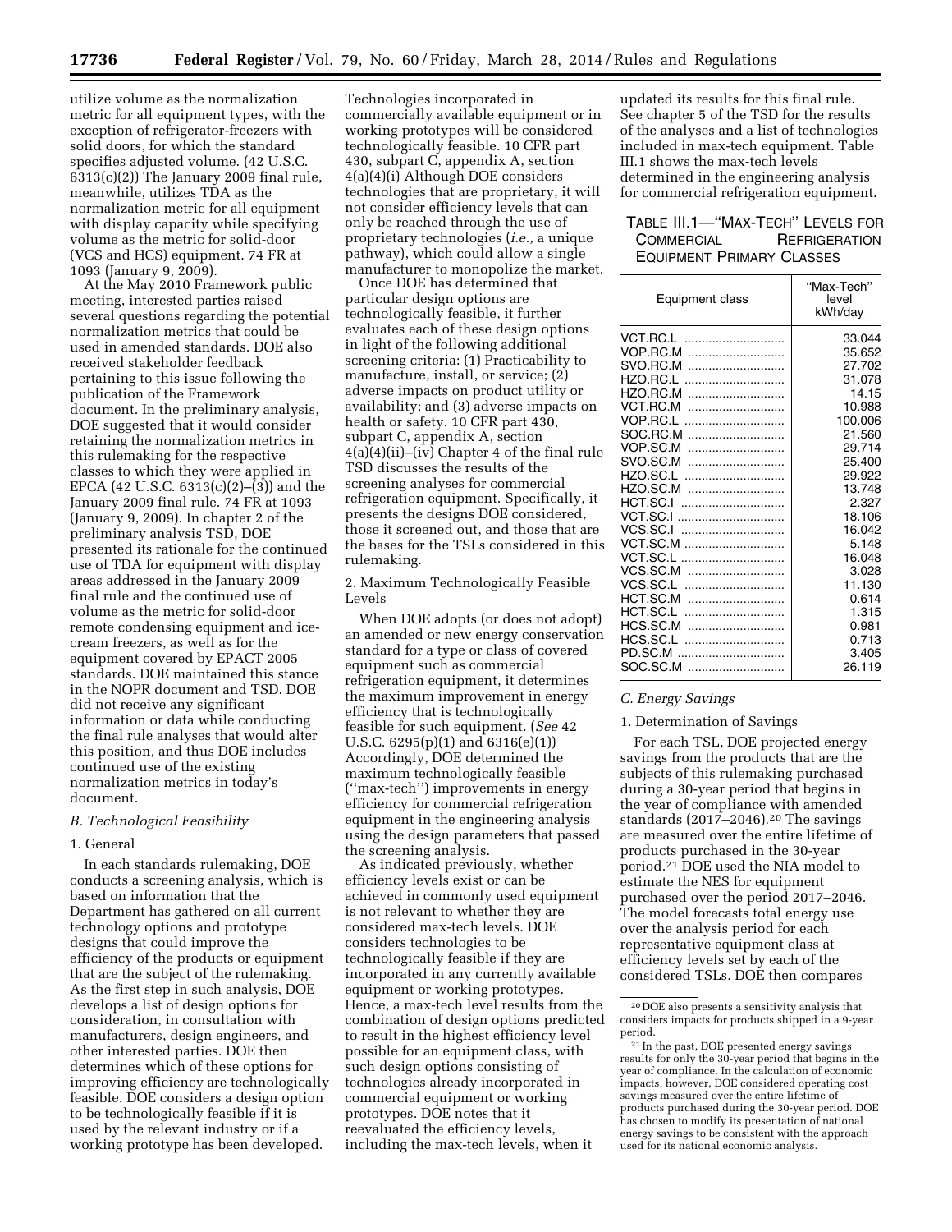utilize volume as the normalization metric for all equipment types, with the exception of refrigerator-freezers with solid doors, for which the standard specifies adjusted volume. (42 U.S.C. 6313(c)(2)) The January 2009 final rule, meanwhile, utilizes TDA as the normalization metric for all equipment with display capacity while specifying volume as the metric for solid-door (VCS and HCS) equipment. 74 FR at 1093 (January 9, 2009).

At the May 2010 Framework public meeting, interested parties raised several questions regarding the potential normalization metrics that could be used in amended standards. DOE also received stakeholder feedback pertaining to this issue following the publication of the Framework document. In the preliminary analysis, DOE suggested that it would consider retaining the normalization metrics in this rulemaking for the respective classes to which they were applied in EPCA (42 U.S.C. 6313(c)(2)–(3)) and the January 2009 final rule. 74 FR at 1093 (January 9, 2009). In chapter 2 of the preliminary analysis TSD, DOE presented its rationale for the continued use of TDA for equipment with display areas addressed in the January 2009 final rule and the continued use of volume as the metric for solid-door remote condensing equipment and ice-cream freezers, as well as for the equipment covered by EPACT 2005 standards. DOE maintained this stance in the NOPR document and TSD. DOE did not receive any significant information or data while conducting the final rule analyses that would alter this position, and thus DOE includes continued use of the existing normalization metrics in today's document.

### B. Technological Feasibility

#### 1. General

In each standards rulemaking, DOE conducts a screening analysis, which is based on information that the Department has gathered on all current technology options and prototype designs that could improve the efficiency of the products or equipment that are the subject of the rulemaking. As the first step in such analysis, DOE develops a list of design options for consideration, in consultation with manufacturers, design engineers, and other interested parties. DOE then determines which of these options for improving efficiency are technologically feasible. DOE considers a design option to be technologically feasible if it is used by the relevant industry or if a working prototype has been developed. Technologies incorporated in commercially available equipment or in working prototypes will be considered technologically feasible. 10 CFR part 430, subpart C, appendix A, section 4(a)(4)(i) Although DOE considers technologies that are proprietary, it will not consider efficiency levels that can only be reached through the use of proprietary technologies (*i.e.,* a unique pathway), which could allow a single manufacturer to monopolize the market.

Once DOE has determined that particular design options are technologically feasible, it further evaluates each of these design options in light of the following additional screening criteria: (1) Practicability to manufacture, install, or service; (2) adverse impacts on product utility or availability; and (3) adverse impacts on health or safety. 10 CFR part 430, subpart C, appendix A, section 4(a)(4)(ii)–(iv) Chapter 4 of the final rule TSD discusses the results of the screening analyses for commercial refrigeration equipment. Specifically, it presents the designs DOE considered, those it screened out, and those that are the bases for the TSLs considered in this rulemaking.

#### 2. Maximum Technologically Feasible Levels

When DOE adopts (or does not adopt) an amended or new energy conservation standard for a type or class of covered equipment such as commercial refrigeration equipment, it determines the maximum improvement in energy efficiency that is technologically feasible for such equipment. (*See* 42 U.S.C. 6295(p)(1) and 6316(e)(1)) Accordingly, DOE determined the maximum technologically feasible (''max-tech'') improvements in energy efficiency for commercial refrigeration equipment in the engineering analysis using the design parameters that passed the screening analysis.

As indicated previously, whether efficiency levels exist or can be achieved in commonly used equipment is not relevant to whether they are considered max-tech levels. DOE considers technologies to be technologically feasible if they are incorporated in any currently available equipment or working prototypes. Hence, a max-tech level results from the combination of design options predicted to result in the highest efficiency level possible for an equipment class, with such design options consisting of technologies already incorporated in commercial equipment or working prototypes. DOE notes that it reevaluated the efficiency levels, including the max-tech levels, when it updated its results for this final rule. See chapter 5 of the TSD for the results of the analyses and a list of technologies included in max-tech equipment. Table III.1 shows the max-tech levels determined in the engineering analysis for commercial refrigeration equipment.

TABLE III.1—"MAX-TECH" LEVELS FOR COMMERCIAL REFRIGERATION EQUIPMENT PRIMARY CLASSES

| Equipment class | "Max-Tech" level kWh/day |
|---|---|
| VCT.RC.L | 33.044 |
| VOP.RC.M | 35.652 |
| SVO.RC.M | 27.702 |
| HZO.RC.L | 31.078 |
| HZO.RC.M | 14.15 |
| VCT.RC.M | 10.988 |
| VOP.RC.L | 100.006 |
| SOC.RC.M | 21.560 |
| VOP.SC.M | 29.714 |
| SVO.SC.M | 25.400 |
| HZO.SC.L | 29.922 |
| HZO.SC.M | 13.748 |
| HCT.SC.I | 2.327 |
| VCT.SC.I | 18.106 |
| VCS.SC.I | 16.042 |
| VCT.SC.M | 5.148 |
| VCT.SC.L | 16.048 |
| VCS.SC.M | 3.028 |
| VCS.SC.L | 11.130 |
| HCT.SC.M | 0.614 |
| HCT.SC.L | 1.315 |
| HCS.SC.M | 0.981 |
| HCS.SC.L | 0.713 |
| PD.SC.M | 3.405 |
| SOC.SC.M | 26.119 |

### C. Energy Savings

#### 1. Determination of Savings

For each TSL, DOE projected energy savings from the products that are the subjects of this rulemaking purchased during a 30-year period that begins in the year of compliance with amended standards (2017–2046).[20] The savings are measured over the entire lifetime of products purchased in the 30-year period.[21] DOE used the NIA model to estimate the NES for equipment purchased over the period 2017–2046. The model forecasts total energy use over the analysis period for each representative equipment class at efficiency levels set by each of the considered TSLs. DOE then compares

[20] DOE also presents a sensitivity analysis that considers impacts for products shipped in a 9-year period.

[21] In the past, DOE presented energy savings results for only the 30-year period that begins in the year of compliance. In the calculation of economic impacts, however, DOE considered operating cost savings measured over the entire lifetime of products purchased during the 30-year period. DOE has chosen to modify its presentation of national energy savings to be consistent with the approach used for its national economic analysis.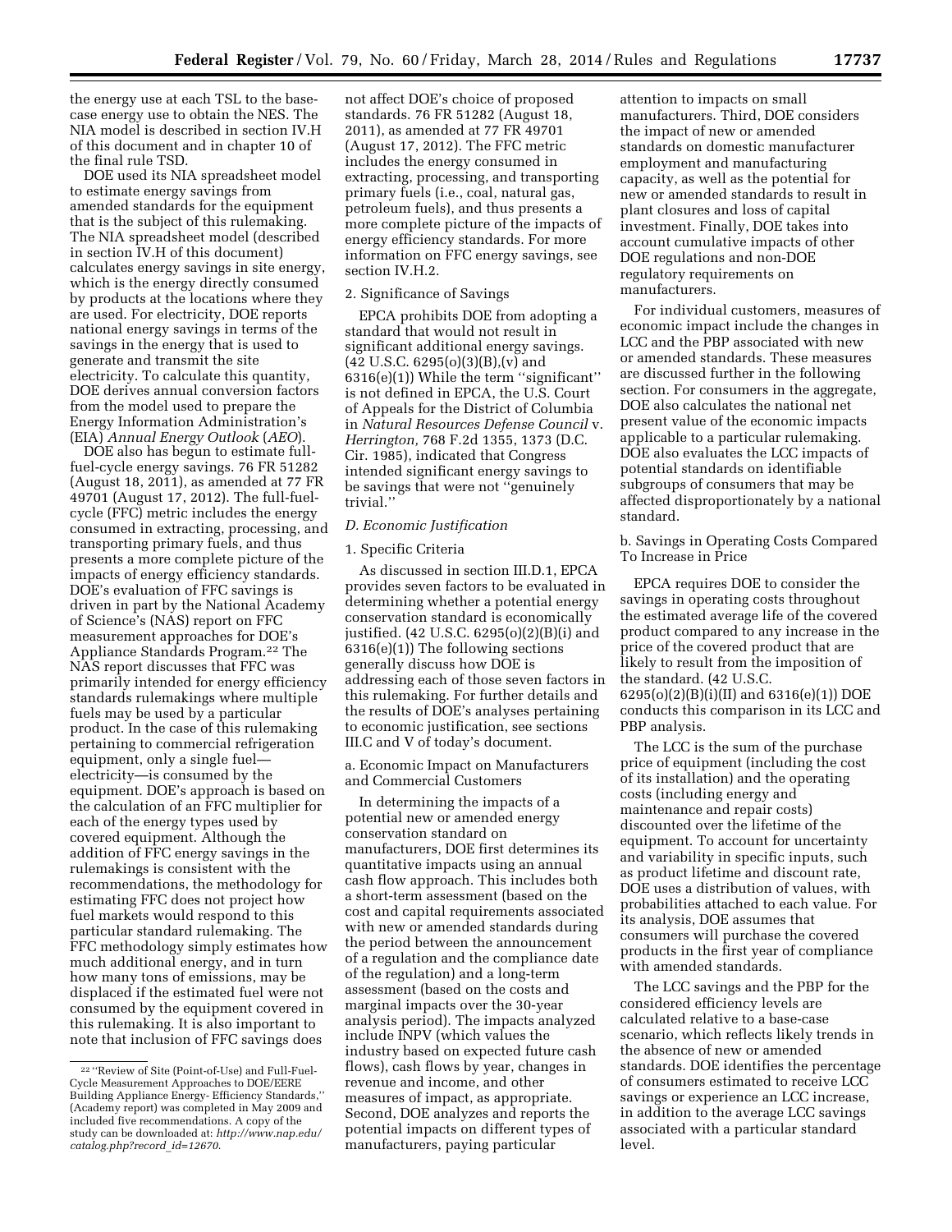the energy use at each TSL to the base-case energy use to obtain the NES. The NIA model is described in section IV.H of this document and in chapter 10 of the final rule TSD.

DOE used its NIA spreadsheet model to estimate energy savings from amended standards for the equipment that is the subject of this rulemaking. The NIA spreadsheet model (described in section IV.H of this document) calculates energy savings in site energy, which is the energy directly consumed by products at the locations where they are used. For electricity, DOE reports national energy savings in terms of the savings in the energy that is used to generate and transmit the site electricity. To calculate this quantity, DOE derives annual conversion factors from the model used to prepare the Energy Information Administration's (EIA) *Annual Energy Outlook* (*AEO*).

DOE also has begun to estimate full-fuel-cycle energy savings. 76 FR 51282 (August 18, 2011), as amended at 77 FR 49701 (August 17, 2012). The full-fuel-cycle (FFC) metric includes the energy consumed in extracting, processing, and transporting primary fuels, and thus presents a more complete picture of the impacts of energy efficiency standards. DOE's evaluation of FFC savings is driven in part by the National Academy of Science's (NAS) report on FFC measurement approaches for DOE's Appliance Standards Program.[22] The NAS report discusses that FFC was primarily intended for energy efficiency standards rulemakings where multiple fuels may be used by a particular product. In the case of this rulemaking pertaining to commercial refrigeration equipment, only a single fuel—electricity—is consumed by the equipment. DOE's approach is based on the calculation of an FFC multiplier for each of the energy types used by covered equipment. Although the addition of FFC energy savings in the rulemakings is consistent with the recommendations, the methodology for estimating FFC does not project how fuel markets would respond to this particular standard rulemaking. The FFC methodology simply estimates how much additional energy, and in turn how many tons of emissions, may be displaced if the estimated fuel were not consumed by the equipment covered in this rulemaking. It is also important to note that inclusion of FFC savings does not affect DOE's choice of proposed standards. 76 FR 51282 (August 18, 2011), as amended at 77 FR 49701 (August 17, 2012). The FFC metric includes the energy consumed in extracting, processing, and transporting primary fuels (i.e., coal, natural gas, petroleum fuels), and thus presents a more complete picture of the impacts of energy efficiency standards. For more information on FFC energy savings, see section IV.H.2.

[22] "Review of Site (Point-of-Use) and Full-Fuel-Cycle Measurement Approaches to DOE/EERE Building Appliance Energy- Efficiency Standards," (Academy report) was completed in May 2009 and included five recommendations. A copy of the study can be downloaded at: *http://www.nap.edu/catalog.php?record_id=12670*.

2. Significance of Savings

EPCA prohibits DOE from adopting a standard that would not result in significant additional energy savings. (42 U.S.C. 6295(o)(3)(B),(v) and 6316(e)(1)) While the term "significant" is not defined in EPCA, the U.S. Court of Appeals for the District of Columbia in *Natural Resources Defense Council* v. *Herrington,* 768 F.2d 1355, 1373 (D.C. Cir. 1985), indicated that Congress intended significant energy savings to be savings that were not "genuinely trivial."

### *D. Economic Justification*

1. Specific Criteria

As discussed in section III.D.1, EPCA provides seven factors to be evaluated in determining whether a potential energy conservation standard is economically justified. (42 U.S.C. 6295(o)(2)(B)(i) and 6316(e)(1)) The following sections generally discuss how DOE is addressing each of those seven factors in this rulemaking. For further details and the results of DOE's analyses pertaining to economic justification, see sections III.C and V of today's document.

a. Economic Impact on Manufacturers and Commercial Customers

In determining the impacts of a potential new or amended energy conservation standard on manufacturers, DOE first determines its quantitative impacts using an annual cash flow approach. This includes both a short-term assessment (based on the cost and capital requirements associated with new or amended standards during the period between the announcement of a regulation and the compliance date of the regulation) and a long-term assessment (based on the costs and marginal impacts over the 30-year analysis period). The impacts analyzed include INPV (which values the industry based on expected future cash flows), cash flows by year, changes in revenue and income, and other measures of impact, as appropriate. Second, DOE analyzes and reports the potential impacts on different types of manufacturers, paying particular attention to impacts on small manufacturers. Third, DOE considers the impact of new or amended standards on domestic manufacturer employment and manufacturing capacity, as well as the potential for new or amended standards to result in plant closures and loss of capital investment. Finally, DOE takes into account cumulative impacts of other DOE regulations and non-DOE regulatory requirements on manufacturers.

For individual customers, measures of economic impact include the changes in LCC and the PBP associated with new or amended standards. These measures are discussed further in the following section. For consumers in the aggregate, DOE also calculates the national net present value of the economic impacts applicable to a particular rulemaking. DOE also evaluates the LCC impacts of potential standards on identifiable subgroups of consumers that may be affected disproportionately by a national standard.

b. Savings in Operating Costs Compared To Increase in Price

EPCA requires DOE to consider the savings in operating costs throughout the estimated average life of the covered product compared to any increase in the price of the covered product that are likely to result from the imposition of the standard. (42 U.S.C. 6295(o)(2)(B)(i)(II) and 6316(e)(1)) DOE conducts this comparison in its LCC and PBP analysis.

The LCC is the sum of the purchase price of equipment (including the cost of its installation) and the operating costs (including energy and maintenance and repair costs) discounted over the lifetime of the equipment. To account for uncertainty and variability in specific inputs, such as product lifetime and discount rate, DOE uses a distribution of values, with probabilities attached to each value. For its analysis, DOE assumes that consumers will purchase the covered products in the first year of compliance with amended standards.

The LCC savings and the PBP for the considered efficiency levels are calculated relative to a base-case scenario, which reflects likely trends in the absence of new or amended standards. DOE identifies the percentage of consumers estimated to receive LCC savings or experience an LCC increase, in addition to the average LCC savings associated with a particular standard level.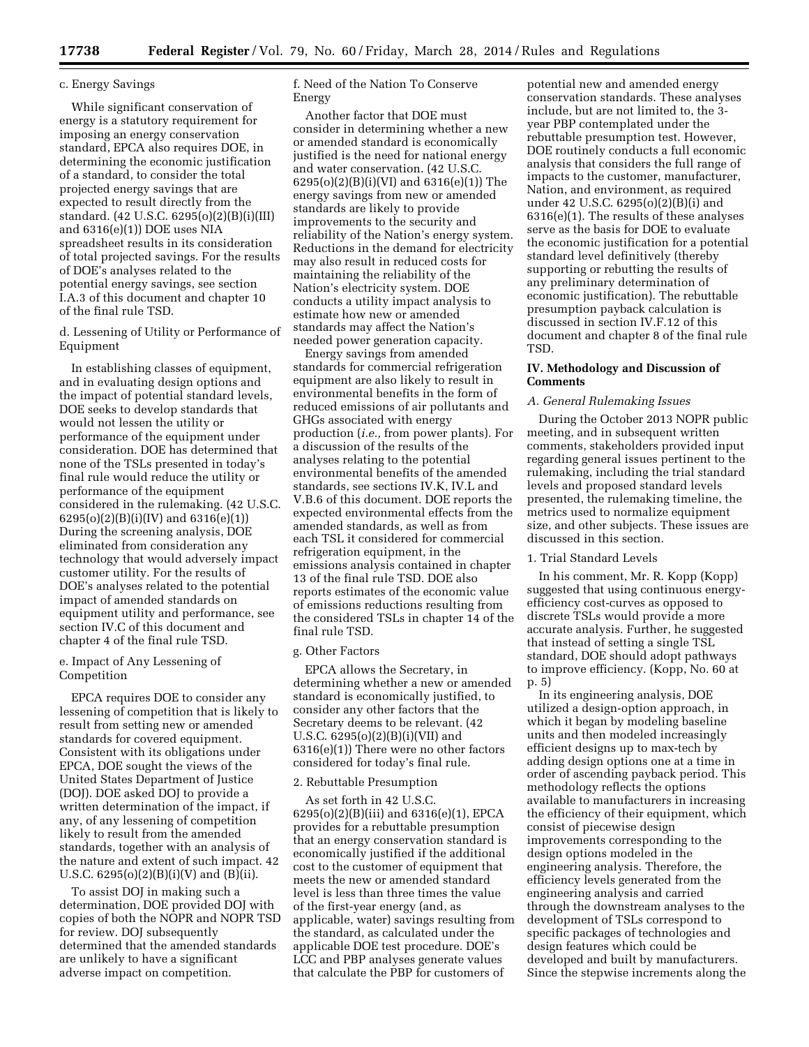c. Energy Savings

While significant conservation of energy is a statutory requirement for imposing an energy conservation standard, EPCA also requires DOE, in determining the economic justification of a standard, to consider the total projected energy savings that are expected to result directly from the standard. (42 U.S.C. 6295(o)(2)(B)(i)(III) and 6316(e)(1)) DOE uses NIA spreadsheet results in its consideration of total projected savings. For the results of DOE's analyses related to the potential energy savings, see section I.A.3 of this document and chapter 10 of the final rule TSD.

d. Lessening of Utility or Performance of Equipment

In establishing classes of equipment, and in evaluating design options and the impact of potential standard levels, DOE seeks to develop standards that would not lessen the utility or performance of the equipment under consideration. DOE has determined that none of the TSLs presented in today's final rule would reduce the utility or performance of the equipment considered in the rulemaking. (42 U.S.C. 6295(o)(2)(B)(i)(IV) and 6316(e)(1)) During the screening analysis, DOE eliminated from consideration any technology that would adversely impact customer utility. For the results of DOE's analyses related to the potential impact of amended standards on equipment utility and performance, see section IV.C of this document and chapter 4 of the final rule TSD.

e. Impact of Any Lessening of Competition

EPCA requires DOE to consider any lessening of competition that is likely to result from setting new or amended standards for covered equipment. Consistent with its obligations under EPCA, DOE sought the views of the United States Department of Justice (DOJ). DOE asked DOJ to provide a written determination of the impact, if any, of any lessening of competition likely to result from the amended standards, together with an analysis of the nature and extent of such impact. 42 U.S.C. 6295(o)(2)(B)(i)(V) and (B)(ii).

To assist DOJ in making such a determination, DOE provided DOJ with copies of both the NOPR and NOPR TSD for review. DOJ subsequently determined that the amended standards are unlikely to have a significant adverse impact on competition.

f. Need of the Nation To Conserve Energy

Another factor that DOE must consider in determining whether a new or amended standard is economically justified is the need for national energy and water conservation. (42 U.S.C. 6295(o)(2)(B)(i)(VI) and 6316(e)(1)) The energy savings from new or amended standards are likely to provide improvements to the security and reliability of the Nation's energy system. Reductions in the demand for electricity may also result in reduced costs for maintaining the reliability of the Nation's electricity system. DOE conducts a utility impact analysis to estimate how new or amended standards may affect the Nation's needed power generation capacity.

Energy savings from amended standards for commercial refrigeration equipment are also likely to result in environmental benefits in the form of reduced emissions of air pollutants and GHGs associated with energy production (*i.e.,* from power plants). For a discussion of the results of the analyses relating to the potential environmental benefits of the amended standards, see sections IV.K, IV.L and V.B.6 of this document. DOE reports the expected environmental effects from the amended standards, as well as from each TSL it considered for commercial refrigeration equipment, in the emissions analysis contained in chapter 13 of the final rule TSD. DOE also reports estimates of the economic value of emissions reductions resulting from the considered TSLs in chapter 14 of the final rule TSD.

g. Other Factors

EPCA allows the Secretary, in determining whether a new or amended standard is economically justified, to consider any other factors that the Secretary deems to be relevant. (42 U.S.C. 6295(o)(2)(B)(i)(VII) and 6316(e)(1)) There were no other factors considered for today's final rule.

2. Rebuttable Presumption

As set forth in 42 U.S.C. 6295(o)(2)(B)(iii) and 6316(e)(1), EPCA provides for a rebuttable presumption that an energy conservation standard is economically justified if the additional cost to the customer of equipment that meets the new or amended standard level is less than three times the value of the first-year energy (and, as applicable, water) savings resulting from the standard, as calculated under the applicable DOE test procedure. DOE's LCC and PBP analyses generate values that calculate the PBP for customers of potential new and amended energy conservation standards. These analyses include, but are not limited to, the 3-year PBP contemplated under the rebuttable presumption test. However, DOE routinely conducts a full economic analysis that considers the full range of impacts to the customer, manufacturer, Nation, and environment, as required under 42 U.S.C. 6295(o)(2)(B)(i) and 6316(e)(1). The results of these analyses serve as the basis for DOE to evaluate the economic justification for a potential standard level definitively (thereby supporting or rebutting the results of any preliminary determination of economic justification). The rebuttable presumption payback calculation is discussed in section IV.F.12 of this document and chapter 8 of the final rule TSD.

## IV. Methodology and Discussion of Comments

### A. General Rulemaking Issues

During the October 2013 NOPR public meeting, and in subsequent written comments, stakeholders provided input regarding general issues pertinent to the rulemaking, including the trial standard levels and proposed standard levels presented, the rulemaking timeline, the metrics used to normalize equipment size, and other subjects. These issues are discussed in this section.

1. Trial Standard Levels

In his comment, Mr. R. Kopp (Kopp) suggested that using continuous energy-efficiency cost-curves as opposed to discrete TSLs would provide a more accurate analysis. Further, he suggested that instead of setting a single TSL standard, DOE should adopt pathways to improve efficiency. (Kopp, No. 60 at p. 5)

In its engineering analysis, DOE utilized a design-option approach, in which it began by modeling baseline units and then modeled increasingly efficient designs up to max-tech by adding design options one at a time in order of ascending payback period. This methodology reflects the options available to manufacturers in increasing the efficiency of their equipment, which consist of piecewise design improvements corresponding to the design options modeled in the engineering analysis. Therefore, the efficiency levels generated from the engineering analysis and carried through the downstream analyses to the development of TSLs correspond to specific packages of technologies and design features which could be developed and built by manufacturers. Since the stepwise increments along the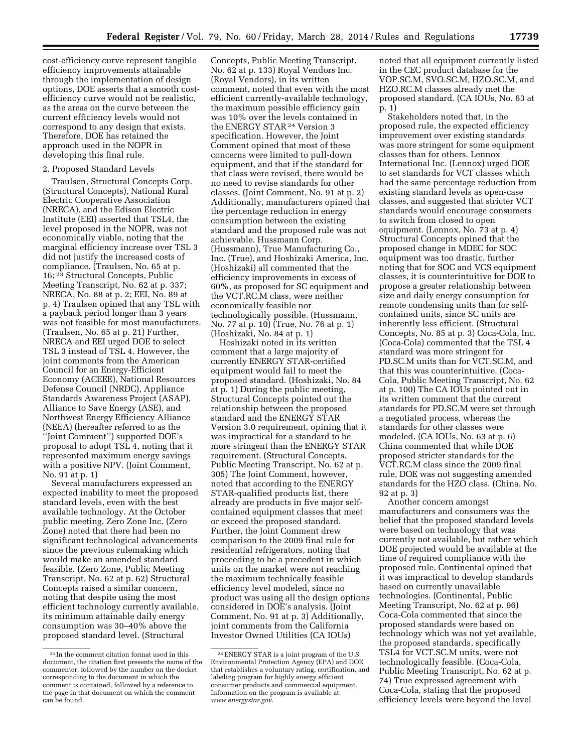cost-efficiency curve represent tangible efficiency improvements attainable through the implementation of design options, DOE asserts that a smooth cost-efficiency curve would not be realistic, as the areas on the curve between the current efficiency levels would not correspond to any design that exists. Therefore, DOE has retained the approach used in the NOPR in developing this final rule.

2. Proposed Standard Levels

Traulsen, Structural Concepts Corp. (Structural Concepts), National Rural Electric Cooperative Association (NRECA), and the Edison Electric Institute (EEI) asserted that TSL4, the level proposed in the NOPR, was not economically viable, noting that the marginal efficiency increase over TSL 3 did not justify the increased costs of compliance. (Traulsen, No. 65 at p. 16; [23] Structural Concepts, Public Meeting Transcript, No. 62 at p. 337; NRECA, No. 88 at p. 2; EEI, No. 89 at p. 4) Traulsen opined that any TSL with a payback period longer than 3 years was not feasible for most manufacturers. (Traulsen, No. 65 at p. 21) Further, NRECA and EEI urged DOE to select TSL 3 instead of TSL 4. However, the joint comments from the American Council for an Energy-Efficient Economy (ACEEE), National Resources Defense Council (NRDC), Appliance Standards Awareness Project (ASAP), Alliance to Save Energy (ASE), and Northwest Energy Efficiency Alliance (NEEA) (hereafter referred to as the ''Joint Comment'') supported DOE's proposal to adopt TSL 4, noting that it represented maximum energy savings with a positive NPV. (Joint Comment, No. 91 at p. 1)

Several manufacturers expressed an expected inability to meet the proposed standard levels, even with the best available technology. At the October public meeting, Zero Zone Inc. (Zero Zone) noted that there had been no significant technological advancements since the previous rulemaking which would make an amended standard feasible. (Zero Zone, Public Meeting Transcript, No. 62 at p. 62) Structural Concepts raised a similar concern, noting that despite using the most efficient technology currently available, its minimum attainable daily energy consumption was 30–40% above the proposed standard level. (Structural Concepts, Public Meeting Transcript, No. 62 at p. 133) Royal Vendors Inc. (Royal Vendors), in its written comment, noted that even with the most efficient currently-available technology, the maximum possible efficiency gain was 10% over the levels contained in the ENERGY STAR [24] Version 3 specification. However, the Joint Comment opined that most of these concerns were limited to pull-down equipment, and that if the standard for that class were revised, there would be no need to revise standards for other classes. (Joint Comment, No. 91 at p. 2) Additionally, manufacturers opined that the percentage reduction in energy consumption between the existing standard and the proposed rule was not achievable. Hussmann Corp. (Hussmann), True Manufacturing Co., Inc. (True), and Hoshizaki America, Inc. (Hoshizaki) all commented that the efficiency improvements in excess of 60%, as proposed for SC equipment and the VCT.RC.M class, were neither economically feasible nor technologically possible. (Hussmann, No. 77 at p. 10) (True, No. 76 at p. 1) (Hoshizaki, No. 84 at p. 1)

Hoshizaki noted in its written comment that a large majority of currently ENERGY STAR-certified equipment would fail to meet the proposed standard. (Hoshizaki, No. 84 at p. 1) During the public meeting, Structural Concepts pointed out the relationship between the proposed standard and the ENERGY STAR Version 3.0 requirement, opining that it was impractical for a standard to be more stringent than the ENERGY STAR requirement. (Structural Concepts, Public Meeting Transcript, No. 62 at p. 305) The Joint Comment, however, noted that according to the ENERGY STAR-qualified products list, there already are products in five major self-contained equipment classes that meet or exceed the proposed standard. Further, the Joint Comment drew comparison to the 2009 final rule for residential refrigerators, noting that proceeding to be a precedent in which units on the market were not reaching the maximum technically feasible efficiency level modeled, since no product was using all the design options considered in DOE's analysis. (Joint Comment, No. 91 at p. 3) Additionally, joint comments from the California Investor Owned Utilities (CA IOUs) noted that all equipment currently listed in the CEC product database for the VOP.SC.M, SVO.SC.M, HZO.SC.M, and HZO.RC.M classes already met the proposed standard. (CA IOUs, No. 63 at p. 1)

Stakeholders noted that, in the proposed rule, the expected efficiency improvement over existing standards was more stringent for some equipment classes than for others. Lennox International Inc. (Lennox) urged DOE to set standards for VCT classes which had the same percentage reduction from existing standard levels as open-case classes, and suggested that stricter VCT standards would encourage consumers to switch from closed to open equipment. (Lennox, No. 73 at p. 4) Structural Concepts opined that the proposed change in MDEC for SOC equipment was too drastic, further noting that for SOC and VCS equipment classes, it is counterintuitive for DOE to propose a greater relationship between size and daily energy consumption for remote condensing units than for self-contained units, since SC units are inherently less efficient. (Structural Concepts, No. 85 at p. 3) Coca-Cola, Inc. (Coca-Cola) commented that the TSL 4 standard was more stringent for PD.SC.M units than for VCT.SC.M, and that this was counterintuitive. (Coca-Cola, Public Meeting Transcript, No. 62 at p. 100) The CA IOUs pointed out in its written comment that the current standards for PD.SC.M were set through a negotiated process, whereas the standards for other classes were modeled. (CA IOUs, No. 63 at p. 6) China commented that while DOE proposed stricter standards for the VCT.RC.M class since the 2009 final rule, DOE was not suggesting amended standards for the HZO class. (China, No. 92 at p. 3)

Another concern amongst manufacturers and consumers was the belief that the proposed standard levels were based on technology that was currently not available, but rather which DOE projected would be available at the time of required compliance with the proposed rule. Continental opined that it was impractical to develop standards based on currently unavailable technologies. (Continental, Public Meeting Transcript, No. 62 at p. 96) Coca-Cola commented that since the proposed standards were based on technology which was not yet available, the proposed standards, specifically TSL4 for VCT.SC.M units, were not technologically feasible. (Coca-Cola, Public Meeting Transcript, No. 62 at p. 74) True expressed agreement with Coca-Cola, stating that the proposed efficiency levels were beyond the level

[23] In the comment citation format used in this document, the citation first presents the name of the commenter, followed by the number on the docket corresponding to the document in which the comment is contained, followed by a reference to the page in that document on which the comment can be found.

[24] ENERGY STAR is a joint program of the U.S. Environmental Protection Agency (EPA) and DOE that establishes a voluntary rating, certification, and labeling program for highly energy efficient consumer products and commercial equipment. Information on the program is available at: *www.energystar.gov*.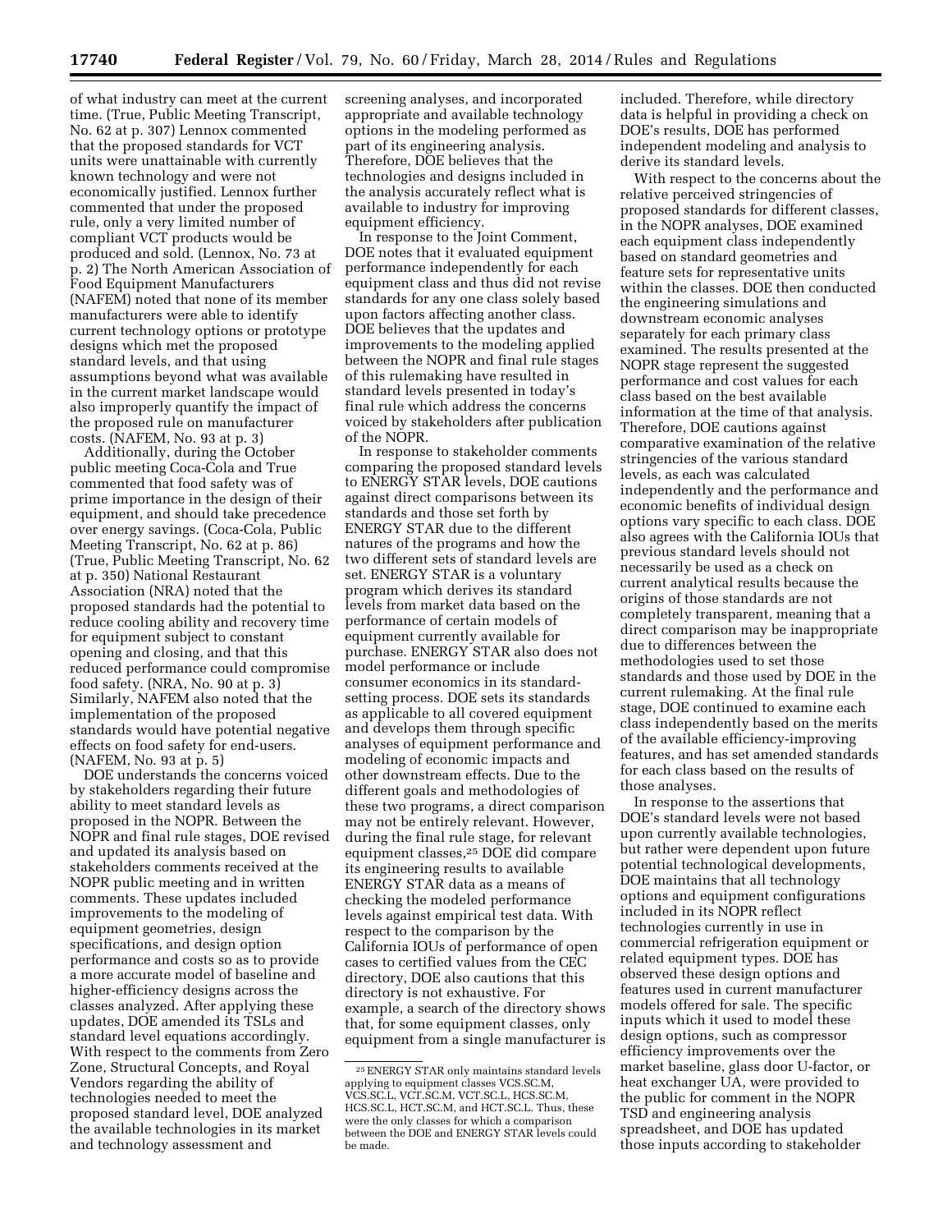of what industry can meet at the current time. (True, Public Meeting Transcript, No. 62 at p. 307) Lennox commented that the proposed standards for VCT units were unattainable with currently known technology and were not economically justified. Lennox further commented that under the proposed rule, only a very limited number of compliant VCT products would be produced and sold. (Lennox, No. 73 at p. 2) The North American Association of Food Equipment Manufacturers (NAFEM) noted that none of its member manufacturers were able to identify current technology options or prototype designs which met the proposed standard levels, and that using assumptions beyond what was available in the current market landscape would also improperly quantify the impact of the proposed rule on manufacturer costs. (NAFEM, No. 93 at p. 3)

Additionally, during the October public meeting Coca-Cola and True commented that food safety was of prime importance in the design of their equipment, and should take precedence over energy savings. (Coca-Cola, Public Meeting Transcript, No. 62 at p. 86) (True, Public Meeting Transcript, No. 62 at p. 350) National Restaurant Association (NRA) noted that the proposed standards had the potential to reduce cooling ability and recovery time for equipment subject to constant opening and closing, and that this reduced performance could compromise food safety. (NRA, No. 90 at p. 3) Similarly, NAFEM also noted that the implementation of the proposed standards would have potential negative effects on food safety for end-users. (NAFEM, No. 93 at p. 5)

DOE understands the concerns voiced by stakeholders regarding their future ability to meet standard levels as proposed in the NOPR. Between the NOPR and final rule stages, DOE revised and updated its analysis based on stakeholders comments received at the NOPR public meeting and in written comments. These updates included improvements to the modeling of equipment geometries, design specifications, and design option performance and costs so as to provide a more accurate model of baseline and higher-efficiency designs across the classes analyzed. After applying these updates, DOE amended its TSLs and standard level equations accordingly. With respect to the comments from Zero Zone, Structural Concepts, and Royal Vendors regarding the ability of technologies needed to meet the proposed standard level, DOE analyzed the available technologies in its market and technology assessment and screening analyses, and incorporated appropriate and available technology options in the modeling performed as part of its engineering analysis. Therefore, DOE believes that the technologies and designs included in the analysis accurately reflect what is available to industry for improving equipment efficiency.

In response to the Joint Comment, DOE notes that it evaluated equipment performance independently for each equipment class and thus did not revise standards for any one class solely based upon factors affecting another class. DOE believes that the updates and improvements to the modeling applied between the NOPR and final rule stages of this rulemaking have resulted in standard levels presented in today's final rule which address the concerns voiced by stakeholders after publication of the NOPR.

In response to stakeholder comments comparing the proposed standard levels to ENERGY STAR levels, DOE cautions against direct comparisons between its standards and those set forth by ENERGY STAR due to the different natures of the programs and how the two different sets of standard levels are set. ENERGY STAR is a voluntary program which derives its standard levels from market data based on the performance of certain models of equipment currently available for purchase. ENERGY STAR also does not model performance or include consumer economics in its standard-setting process. DOE sets its standards as applicable to all covered equipment and develops them through specific analyses of equipment performance and modeling of economic impacts and other downstream effects. Due to the different goals and methodologies of these two programs, a direct comparison may not be entirely relevant. However, during the final rule stage, for relevant equipment classes,[25] DOE did compare its engineering results to available ENERGY STAR data as a means of checking the modeled performance levels against empirical test data. With respect to the comparison by the California IOUs of performance of open cases to certified values from the CEC directory, DOE also cautions that this directory is not exhaustive. For example, a search of the directory shows that, for some equipment classes, only equipment from a single manufacturer is included. Therefore, while directory data is helpful in providing a check on DOE's results, DOE has performed independent modeling and analysis to derive its standard levels.

With respect to the concerns about the relative perceived stringencies of proposed standards for different classes, in the NOPR analyses, DOE examined each equipment class independently based on standard geometries and feature sets for representative units within the classes. DOE then conducted the engineering simulations and downstream economic analyses separately for each primary class examined. The results presented at the NOPR stage represent the suggested performance and cost values for each class based on the best available information at the time of that analysis. Therefore, DOE cautions against comparative examination of the relative stringencies of the various standard levels, as each was calculated independently and the performance and economic benefits of individual design options vary specific to each class. DOE also agrees with the California IOUs that previous standard levels should not necessarily be used as a check on current analytical results because the origins of those standards are not completely transparent, meaning that a direct comparison may be inappropriate due to differences between the methodologies used to set those standards and those used by DOE in the current rulemaking. At the final rule stage, DOE continued to examine each class independently based on the merits of the available efficiency-improving features, and has set amended standards for each class based on the results of those analyses.

In response to the assertions that DOE's standard levels were not based upon currently available technologies, but rather were dependent upon future potential technological developments, DOE maintains that all technology options and equipment configurations included in its NOPR reflect technologies currently in use in commercial refrigeration equipment or related equipment types. DOE has observed these design options and features used in current manufacturer models offered for sale. The specific inputs which it used to model these design options, such as compressor efficiency improvements over the market baseline, glass door U-factor, or heat exchanger UA, were provided to the public for comment in the NOPR TSD and engineering analysis spreadsheet, and DOE has updated those inputs according to stakeholder

[25] ENERGY STAR only maintains standard levels applying to equipment classes VCS.SC.M, VCS.SC.L, VCT.SC.M, VCT.SC.L, HCS.SC.M, HCS.SC.L, HCT.SC.M, and HCT.SC.L. Thus, these were the only classes for which a comparison between the DOE and ENERGY STAR levels could be made.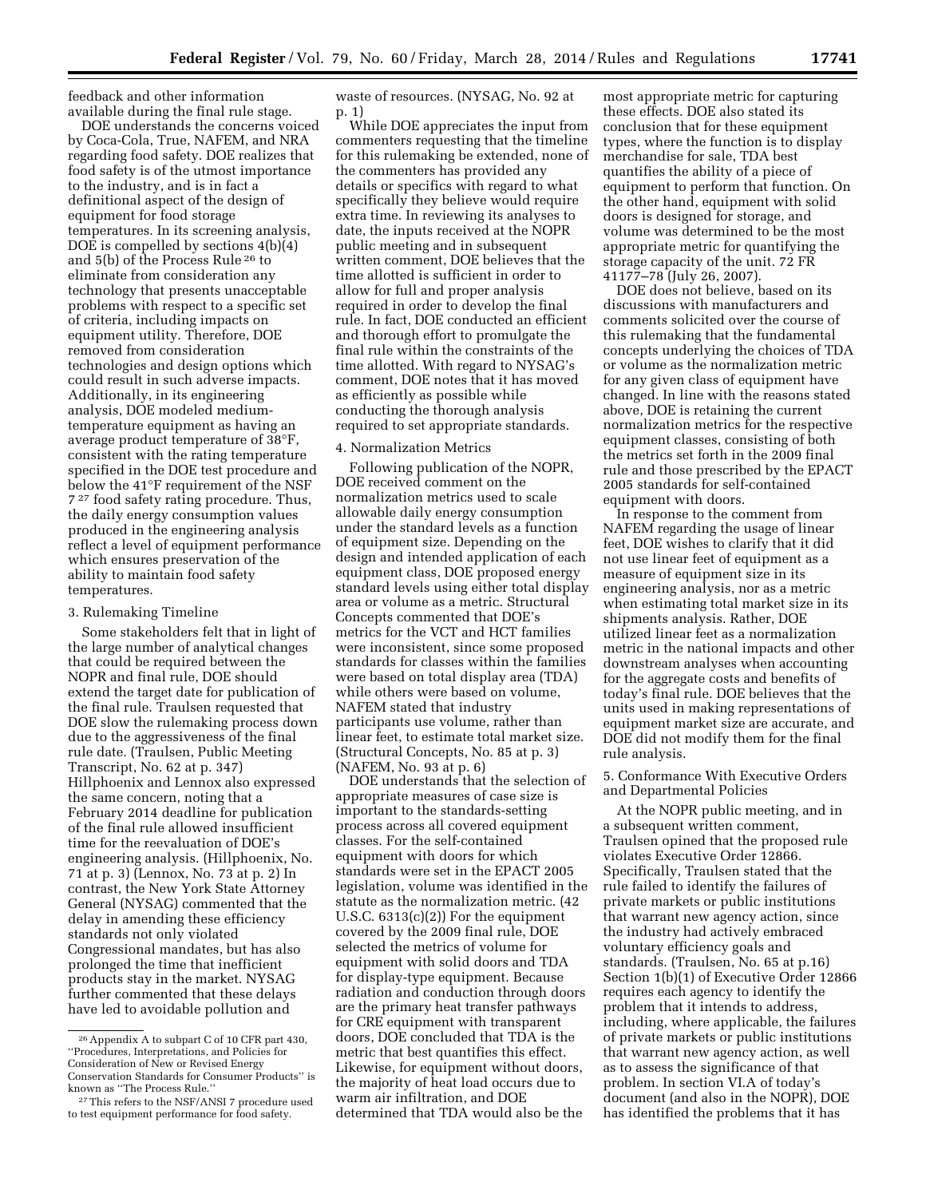feedback and other information available during the final rule stage.

DOE understands the concerns voiced by Coca-Cola, True, NAFEM, and NRA regarding food safety. DOE realizes that food safety is of the utmost importance to the industry, and is in fact a definitional aspect of the design of equipment for food storage temperatures. In its screening analysis, DOE is compelled by sections 4(b)(4) and 5(b) of the Process Rule [26] to eliminate from consideration any technology that presents unacceptable problems with respect to a specific set of criteria, including impacts on equipment utility. Therefore, DOE removed from consideration technologies and design options which could result in such adverse impacts. Additionally, in its engineering analysis, DOE modeled medium-temperature equipment as having an average product temperature of 38°F, consistent with the rating temperature specified in the DOE test procedure and below the 41°F requirement of the NSF 7 [27] food safety rating procedure. Thus, the daily energy consumption values produced in the engineering analysis reflect a level of equipment performance which ensures preservation of the ability to maintain food safety temperatures.

3. Rulemaking Timeline

Some stakeholders felt that in light of the large number of analytical changes that could be required between the NOPR and final rule, DOE should extend the target date for publication of the final rule. Traulsen requested that DOE slow the rulemaking process down due to the aggressiveness of the final rule date. (Traulsen, Public Meeting Transcript, No. 62 at p. 347) Hillphoenix and Lennox also expressed the same concern, noting that a February 2014 deadline for publication of the final rule allowed insufficient time for the reevaluation of DOE's engineering analysis. (Hillphoenix, No. 71 at p. 3) (Lennox, No. 73 at p. 2) In contrast, the New York State Attorney General (NYSAG) commented that the delay in amending these efficiency standards not only violated Congressional mandates, but has also prolonged the time that inefficient products stay in the market. NYSAG further commented that these delays have led to avoidable pollution and waste of resources. (NYSAG, No. 92 at p. 1)

While DOE appreciates the input from commenters requesting that the timeline for this rulemaking be extended, none of the commenters has provided any details or specifics with regard to what specifically they believe would require extra time. In reviewing its analyses to date, the inputs received at the NOPR public meeting and in subsequent written comment, DOE believes that the time allotted is sufficient in order to allow for full and proper analysis required in order to develop the final rule. In fact, DOE conducted an efficient and thorough effort to promulgate the final rule within the constraints of the time allotted. With regard to NYSAG's comment, DOE notes that it has moved as efficiently as possible while conducting the thorough analysis required to set appropriate standards.

4. Normalization Metrics

Following publication of the NOPR, DOE received comment on the normalization metrics used to scale allowable daily energy consumption under the standard levels as a function of equipment size. Depending on the design and intended application of each equipment class, DOE proposed energy standard levels using either total display area or volume as a metric. Structural Concepts commented that DOE's metrics for the VCT and HCT families were inconsistent, since some proposed standards for classes within the families were based on total display area (TDA) while others were based on volume, NAFEM stated that industry participants use volume, rather than linear feet, to estimate total market size. (Structural Concepts, No. 85 at p. 3) (NAFEM, No. 93 at p. 6)

DOE understands that the selection of appropriate measures of case size is important to the standards-setting process across all covered equipment classes. For the self-contained equipment with doors for which standards were set in the EPACT 2005 legislation, volume was identified in the statute as the normalization metric. (42 U.S.C. 6313(c)(2)) For the equipment covered by the 2009 final rule, DOE selected the metrics of volume for equipment with solid doors and TDA for display-type equipment. Because radiation and conduction through doors are the primary heat transfer pathways for CRE equipment with transparent doors, DOE concluded that TDA is the metric that best quantifies this effect. Likewise, for equipment without doors, the majority of heat load occurs due to warm air infiltration, and DOE determined that TDA would also be the most appropriate metric for capturing these effects. DOE also stated its conclusion that for these equipment types, where the function is to display merchandise for sale, TDA best quantifies the ability of a piece of equipment to perform that function. On the other hand, equipment with solid doors is designed for storage, and volume was determined to be the most appropriate metric for quantifying the storage capacity of the unit. 72 FR 41177–78 (July 26, 2007).

DOE does not believe, based on its discussions with manufacturers and comments solicited over the course of this rulemaking that the fundamental concepts underlying the choices of TDA or volume as the normalization metric for any given class of equipment have changed. In line with the reasons stated above, DOE is retaining the current normalization metrics for the respective equipment classes, consisting of both the metrics set forth in the 2009 final rule and those prescribed by the EPACT 2005 standards for self-contained equipment with doors.

In response to the comment from NAFEM regarding the usage of linear feet, DOE wishes to clarify that it did not use linear feet of equipment as a measure of equipment size in its engineering analysis, nor as a metric when estimating total market size in its shipments analysis. Rather, DOE utilized linear feet as a normalization metric in the national impacts and other downstream analyses when accounting for the aggregate costs and benefits of today's final rule. DOE believes that the units used in making representations of equipment market size are accurate, and DOE did not modify them for the final rule analysis.

5. Conformance With Executive Orders and Departmental Policies

At the NOPR public meeting, and in a subsequent written comment, Traulsen opined that the proposed rule violates Executive Order 12866. Specifically, Traulsen stated that the rule failed to identify the failures of private markets or public institutions that warrant new agency action, since the industry had actively embraced voluntary efficiency goals and standards. (Traulsen, No. 65 at p.16) Section 1(b)(1) of Executive Order 12866 requires each agency to identify the problem that it intends to address, including, where applicable, the failures of private markets or public institutions that warrant new agency action, as well as to assess the significance of that problem. In section VI.A of today's document (and also in the NOPR), DOE has identified the problems that it has

[26] Appendix A to subpart C of 10 CFR part 430, "Procedures, Interpretations, and Policies for Consideration of New or Revised Energy Conservation Standards for Consumer Products" is known as "The Process Rule."

[27] This refers to the NSF/ANSI 7 procedure used to test equipment performance for food safety.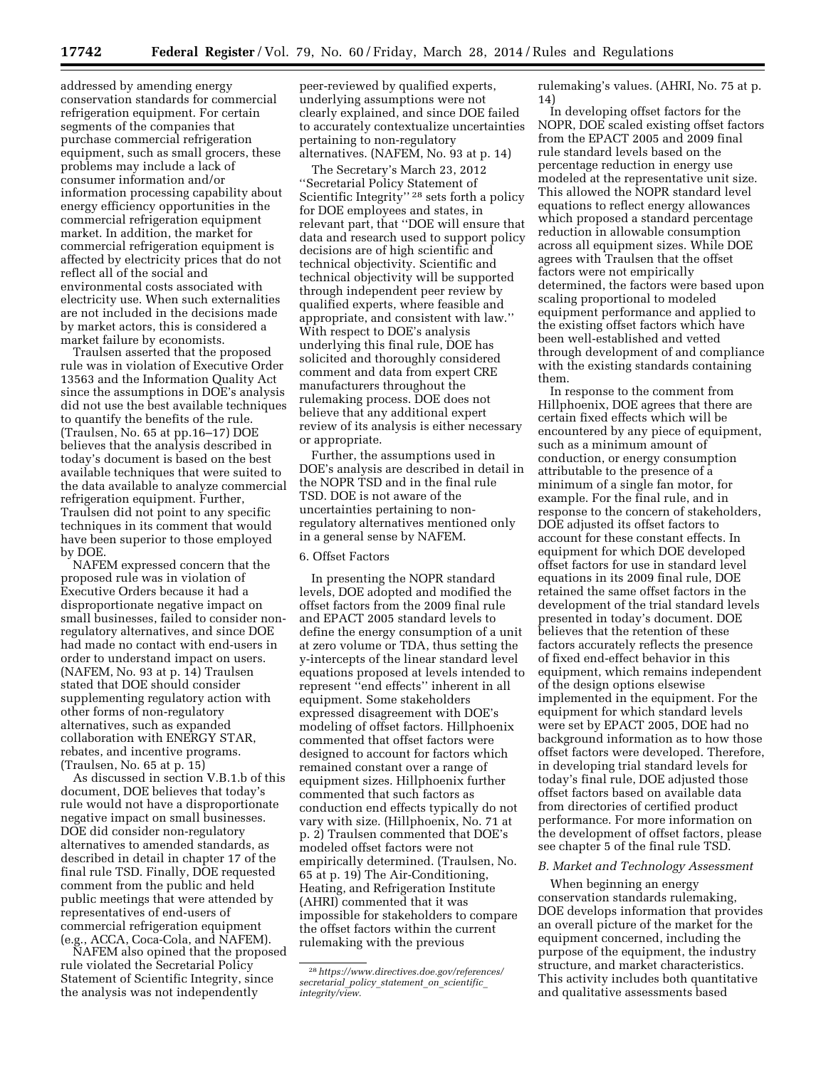addressed by amending energy conservation standards for commercial refrigeration equipment. For certain segments of the companies that purchase commercial refrigeration equipment, such as small grocers, these problems may include a lack of consumer information and/or information processing capability about energy efficiency opportunities in the commercial refrigeration equipment market. In addition, the market for commercial refrigeration equipment is affected by electricity prices that do not reflect all of the social and environmental costs associated with electricity use. When such externalities are not included in the decisions made by market actors, this is considered a market failure by economists.

Traulsen asserted that the proposed rule was in violation of Executive Order 13563 and the Information Quality Act since the assumptions in DOE's analysis did not use the best available techniques to quantify the benefits of the rule. (Traulsen, No. 65 at pp.16–17) DOE believes that the analysis described in today's document is based on the best available techniques that were suited to the data available to analyze commercial refrigeration equipment. Further, Traulsen did not point to any specific techniques in its comment that would have been superior to those employed by DOE.

NAFEM expressed concern that the proposed rule was in violation of Executive Orders because it had a disproportionate negative impact on small businesses, failed to consider non-regulatory alternatives, and since DOE had made no contact with end-users in order to understand impact on users. (NAFEM, No. 93 at p. 14) Traulsen stated that DOE should consider supplementing regulatory action with other forms of non-regulatory alternatives, such as expanded collaboration with ENERGY STAR, rebates, and incentive programs. (Traulsen, No. 65 at p. 15)

As discussed in section V.B.1.b of this document, DOE believes that today's rule would not have a disproportionate negative impact on small businesses. DOE did consider non-regulatory alternatives to amended standards, as described in detail in chapter 17 of the final rule TSD. Finally, DOE requested comment from the public and held public meetings that were attended by representatives of end-users of commercial refrigeration equipment (e.g., ACCA, Coca-Cola, and NAFEM).

NAFEM also opined that the proposed rule violated the Secretarial Policy Statement of Scientific Integrity, since the analysis was not independently peer-reviewed by qualified experts, underlying assumptions were not clearly explained, and since DOE failed to accurately contextualize uncertainties pertaining to non-regulatory alternatives. (NAFEM, No. 93 at p. 14)

The Secretary's March 23, 2012 ''Secretarial Policy Statement of Scientific Integrity'' [28] sets forth a policy for DOE employees and states, in relevant part, that ''DOE will ensure that data and research used to support policy decisions are of high scientific and technical objectivity. Scientific and technical objectivity will be supported through independent peer review by qualified experts, where feasible and appropriate, and consistent with law.'' With respect to DOE's analysis underlying this final rule, DOE has solicited and thoroughly considered comment and data from expert CRE manufacturers throughout the rulemaking process. DOE does not believe that any additional expert review of its analysis is either necessary or appropriate.

Further, the assumptions used in DOE's analysis are described in detail in the NOPR TSD and in the final rule TSD. DOE is not aware of the uncertainties pertaining to non-regulatory alternatives mentioned only in a general sense by NAFEM.

6. Offset Factors

In presenting the NOPR standard levels, DOE adopted and modified the offset factors from the 2009 final rule and EPACT 2005 standard levels to define the energy consumption of a unit at zero volume or TDA, thus setting the y-intercepts of the linear standard level equations proposed at levels intended to represent ''end effects'' inherent in all equipment. Some stakeholders expressed disagreement with DOE's modeling of offset factors. Hillphoenix commented that offset factors were designed to account for factors which remained constant over a range of equipment sizes. Hillphoenix further commented that such factors as conduction end effects typically do not vary with size. (Hillphoenix, No. 71 at p. 2) Traulsen commented that DOE's modeled offset factors were not empirically determined. (Traulsen, No. 65 at p. 19) The Air-Conditioning, Heating, and Refrigeration Institute (AHRI) commented that it was impossible for stakeholders to compare the offset factors within the current rulemaking with the previous rulemaking's values. (AHRI, No. 75 at p. 14)

In developing offset factors for the NOPR, DOE scaled existing offset factors from the EPACT 2005 and 2009 final rule standard levels based on the percentage reduction in energy use modeled at the representative unit size. This allowed the NOPR standard level equations to reflect energy allowances which proposed a standard percentage reduction in allowable consumption across all equipment sizes. While DOE agrees with Traulsen that the offset factors were not empirically determined, the factors were based upon scaling proportional to modeled equipment performance and applied to the existing offset factors which have been well-established and vetted through development of and compliance with the existing standards containing them.

In response to the comment from Hillphoenix, DOE agrees that there are certain fixed effects which will be encountered by any piece of equipment, such as a minimum amount of conduction, or energy consumption attributable to the presence of a minimum of a single fan motor, for example. For the final rule, and in response to the concern of stakeholders, DOE adjusted its offset factors to account for these constant effects. In equipment for which DOE developed offset factors for use in standard level equations in its 2009 final rule, DOE retained the same offset factors in the development of the trial standard levels presented in today's document. DOE believes that the retention of these factors accurately reflects the presence of fixed end-effect behavior in this equipment, which remains independent of the design options elsewise implemented in the equipment. For the equipment for which standard levels were set by EPACT 2005, DOE had no background information as to how those offset factors were developed. Therefore, in developing trial standard levels for today's final rule, DOE adjusted those offset factors based on available data from directories of certified product performance. For more information on the development of offset factors, please see chapter 5 of the final rule TSD.

### B. Market and Technology Assessment

When beginning an energy conservation standards rulemaking, DOE develops information that provides an overall picture of the market for the equipment concerned, including the purpose of the equipment, the industry structure, and market characteristics. This activity includes both quantitative and qualitative assessments based

[28] *https://www.directives.doe.gov/references/secretarial_policy_statement_on_scientific_integrity/view.*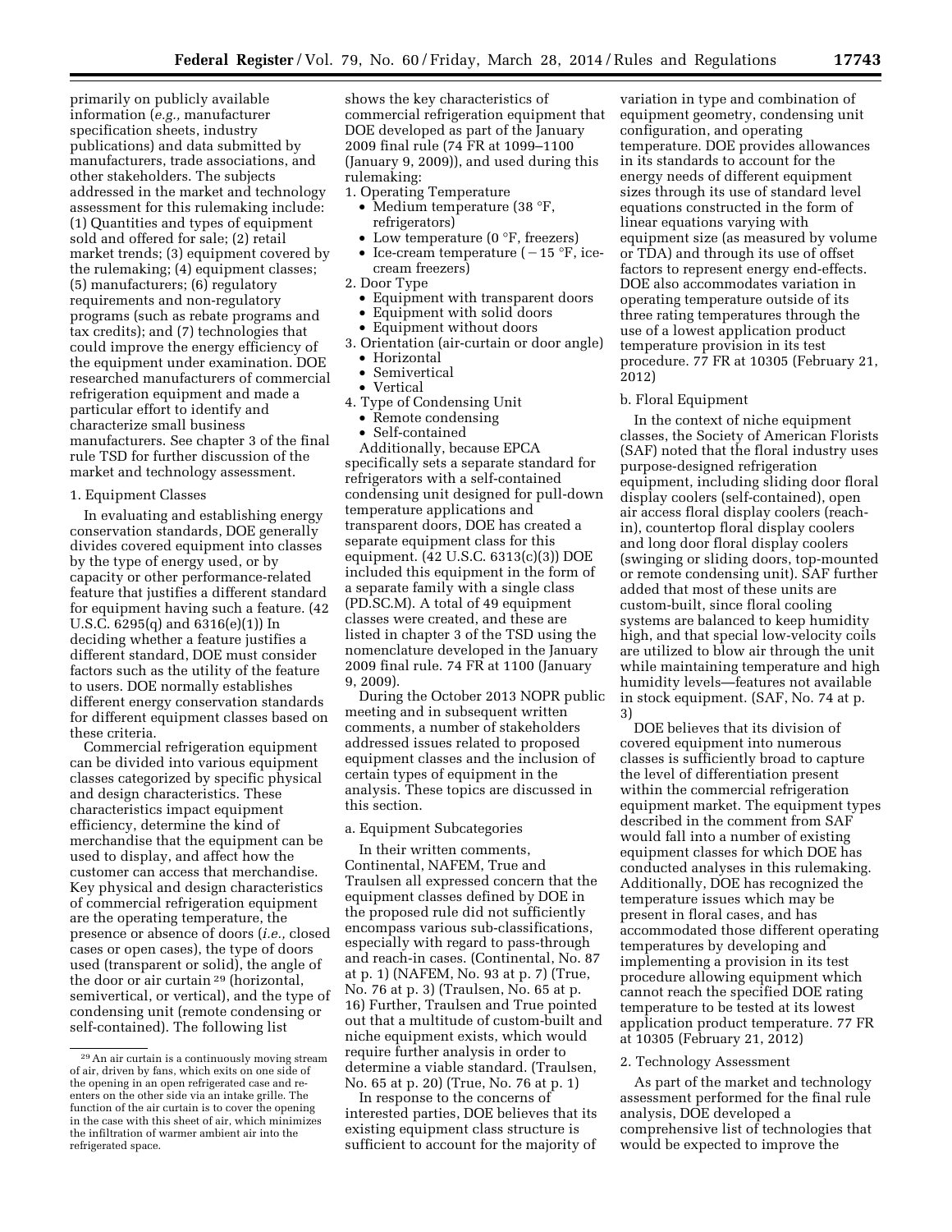primarily on publicly available information (*e.g.,* manufacturer specification sheets, industry publications) and data submitted by manufacturers, trade associations, and other stakeholders. The subjects addressed in the market and technology assessment for this rulemaking include: (1) Quantities and types of equipment sold and offered for sale; (2) retail market trends; (3) equipment covered by the rulemaking; (4) equipment classes; (5) manufacturers; (6) regulatory requirements and non-regulatory programs (such as rebate programs and tax credits); and (7) technologies that could improve the energy efficiency of the equipment under examination. DOE researched manufacturers of commercial refrigeration equipment and made a particular effort to identify and characterize small business manufacturers. See chapter 3 of the final rule TSD for further discussion of the market and technology assessment.

1. Equipment Classes

In evaluating and establishing energy conservation standards, DOE generally divides covered equipment into classes by the type of energy used, or by capacity or other performance-related feature that justifies a different standard for equipment having such a feature. (42 U.S.C. 6295(q) and 6316(e)(1)) In deciding whether a feature justifies a different standard, DOE must consider factors such as the utility of the feature to users. DOE normally establishes different energy conservation standards for different equipment classes based on these criteria.

Commercial refrigeration equipment can be divided into various equipment classes categorized by specific physical and design characteristics. These characteristics impact equipment efficiency, determine the kind of merchandise that the equipment can be used to display, and affect how the customer can access that merchandise. Key physical and design characteristics of commercial refrigeration equipment are the operating temperature, the presence or absence of doors (*i.e.,* closed cases or open cases), the type of doors used (transparent or solid), the angle of the door or air curtain [29] (horizontal, semivertical, or vertical), and the type of condensing unit (remote condensing or self-contained). The following list shows the key characteristics of commercial refrigeration equipment that DOE developed as part of the January 2009 final rule (74 FR at 1099–1100 (January 9, 2009)), and used during this rulemaking:

1. Operating Temperature
   - Medium temperature (38 °F, refrigerators)
   - Low temperature (0 °F, freezers)
   - Ice-cream temperature (−15 °F, ice-cream freezers)
2. Door Type
   - Equipment with transparent doors
   - Equipment with solid doors
   - Equipment without doors
3. Orientation (air-curtain or door angle)
   - Horizontal
   - Semivertical
   - Vertical
4. Type of Condensing Unit
   - Remote condensing
   - Self-contained

Additionally, because EPCA specifically sets a separate standard for refrigerators with a self-contained condensing unit designed for pull-down temperature applications and transparent doors, DOE has created a separate equipment class for this equipment. (42 U.S.C. 6313(c)(3)) DOE included this equipment in the form of a separate family with a single class (PD.SC.M). A total of 49 equipment classes were created, and these are listed in chapter 3 of the TSD using the nomenclature developed in the January 2009 final rule. 74 FR at 1100 (January 9, 2009).

During the October 2013 NOPR public meeting and in subsequent written comments, a number of stakeholders addressed issues related to proposed equipment classes and the inclusion of certain types of equipment in the analysis. These topics are discussed in this section.

a. Equipment Subcategories

In their written comments, Continental, NAFEM, True and Traulsen all expressed concern that the equipment classes defined by DOE in the proposed rule did not sufficiently encompass various sub-classifications, especially with regard to pass-through and reach-in cases. (Continental, No. 87 at p. 1) (NAFEM, No. 93 at p. 7) (True, No. 76 at p. 3) (Traulsen, No. 65 at p. 16) Further, Traulsen and True pointed out that a multitude of custom-built and niche equipment exists, which would require further analysis in order to determine a viable standard. (Traulsen, No. 65 at p. 20) (True, No. 76 at p. 1)

In response to the concerns of interested parties, DOE believes that its existing equipment class structure is sufficient to account for the majority of variation in type and combination of equipment geometry, condensing unit configuration, and operating temperature. DOE provides allowances in its standards to account for the energy needs of different equipment sizes through its use of standard level equations constructed in the form of linear equations varying with equipment size (as measured by volume or TDA) and through its use of offset factors to represent energy end-effects. DOE also accommodates variation in operating temperature outside of its three rating temperatures through the use of a lowest application product temperature provision in its test procedure. 77 FR at 10305 (February 21, 2012)

b. Floral Equipment

In the context of niche equipment classes, the Society of American Florists (SAF) noted that the floral industry uses purpose-designed refrigeration equipment, including sliding door floral display coolers (self-contained), open air access floral display coolers (reach-in), countertop floral display coolers and long door floral display coolers (swinging or sliding doors, top-mounted or remote condensing unit). SAF further added that most of these units are custom-built, since floral cooling systems are balanced to keep humidity high, and that special low-velocity coils are utilized to blow air through the unit while maintaining temperature and high humidity levels—features not available in stock equipment. (SAF, No. 74 at p. 3)

DOE believes that its division of covered equipment into numerous classes is sufficiently broad to capture the level of differentiation present within the commercial refrigeration equipment market. The equipment types described in the comment from SAF would fall into a number of existing equipment classes for which DOE has conducted analyses in this rulemaking. Additionally, DOE has recognized the temperature issues which may be present in floral cases, and has accommodated those different operating temperatures by developing and implementing a provision in its test procedure allowing equipment which cannot reach the specified DOE rating temperature to be tested at its lowest application product temperature. 77 FR at 10305 (February 21, 2012)

2. Technology Assessment

As part of the market and technology assessment performed for the final rule analysis, DOE developed a comprehensive list of technologies that would be expected to improve the

[29] An air curtain is a continuously moving stream of air, driven by fans, which exits on one side of the opening in an open refrigerated case and re-enters on the other side via an intake grille. The function of the air curtain is to cover the opening in the case with this sheet of air, which minimizes the infiltration of warmer ambient air into the refrigerated space.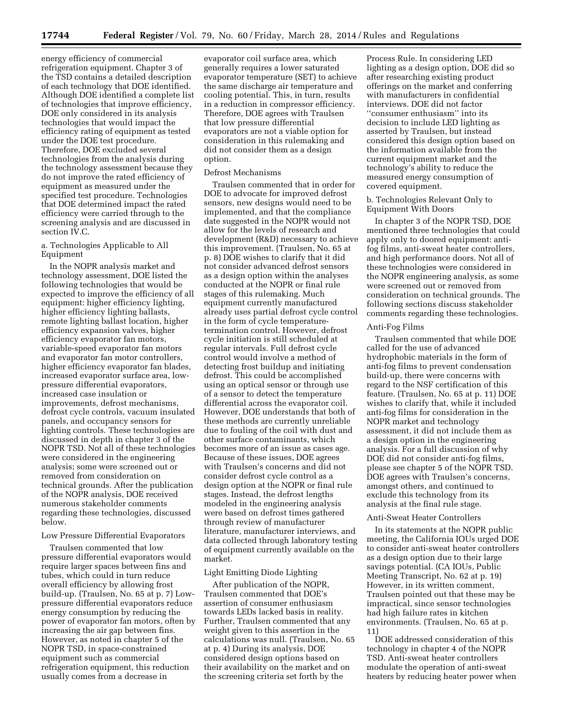energy efficiency of commercial refrigeration equipment. Chapter 3 of the TSD contains a detailed description of each technology that DOE identified. Although DOE identified a complete list of technologies that improve efficiency, DOE only considered in its analysis technologies that would impact the efficiency rating of equipment as tested under the DOE test procedure. Therefore, DOE excluded several technologies from the analysis during the technology assessment because they do not improve the rated efficiency of equipment as measured under the specified test procedure. Technologies that DOE determined impact the rated efficiency were carried through to the screening analysis and are discussed in section IV.C.

a. Technologies Applicable to All Equipment

In the NOPR analysis market and technology assessment, DOE listed the following technologies that would be expected to improve the efficiency of all equipment: higher efficiency lighting, higher efficiency lighting ballasts, remote lighting ballast location, higher efficiency expansion valves, higher efficiency evaporator fan motors, variable-speed evaporator fan motors and evaporator fan motor controllers, higher efficiency evaporator fan blades, increased evaporator surface area, low-pressure differential evaporators, increased case insulation or improvements, defrost mechanisms, defrost cycle controls, vacuum insulated panels, and occupancy sensors for lighting controls. These technologies are discussed in depth in chapter 3 of the NOPR TSD. Not all of these technologies were considered in the engineering analysis; some were screened out or removed from consideration on technical grounds. After the publication of the NOPR analysis, DOE received numerous stakeholder comments regarding these technologies, discussed below.

Low Pressure Differential Evaporators

Traulsen commented that low pressure differential evaporators would require larger spaces between fins and tubes, which could in turn reduce overall efficiency by allowing frost build-up. (Traulsen, No. 65 at p. 7) Low-pressure differential evaporators reduce energy consumption by reducing the power of evaporator fan motors, often by increasing the air gap between fins. However, as noted in chapter 5 of the NOPR TSD, in space-constrained equipment such as commercial refrigeration equipment, this reduction usually comes from a decrease in evaporator coil surface area, which generally requires a lower saturated evaporator temperature (SET) to achieve the same discharge air temperature and cooling potential. This, in turn, results in a reduction in compressor efficiency. Therefore, DOE agrees with Traulsen that low pressure differential evaporators are not a viable option for consideration in this rulemaking and did not consider them as a design option.

Defrost Mechanisms

Traulsen commented that in order for DOE to advocate for improved defrost sensors, new designs would need to be implemented, and that the compliance date suggested in the NOPR would not allow for the levels of research and development (R&D) necessary to achieve this improvement. (Traulsen, No. 65 at p. 8) DOE wishes to clarify that it did not consider advanced defrost sensors as a design option within the analyses conducted at the NOPR or final rule stages of this rulemaking. Much equipment currently manufactured already uses partial defrost cycle control in the form of cycle temperature-termination control. However, defrost cycle initiation is still scheduled at regular intervals. Full defrost cycle control would involve a method of detecting frost buildup and initiating defrost. This could be accomplished using an optical sensor or through use of a sensor to detect the temperature differential across the evaporator coil. However, DOE understands that both of these methods are currently unreliable due to fouling of the coil with dust and other surface contaminants, which becomes more of an issue as cases age. Because of these issues, DOE agrees with Traulsen's concerns and did not consider defrost cycle control as a design option at the NOPR or final rule stages. Instead, the defrost lengths modeled in the engineering analysis were based on defrost times gathered through review of manufacturer literature, manufacturer interviews, and data collected through laboratory testing of equipment currently available on the market.

Light Emitting Diode Lighting

After publication of the NOPR, Traulsen commented that DOE's assertion of consumer enthusiasm towards LEDs lacked basis in reality. Further, Traulsen commented that any weight given to this assertion in the calculations was null. (Traulsen, No. 65 at p. 4) During its analysis, DOE considered design options based on their availability on the market and on the screening criteria set forth by the Process Rule. In considering LED lighting as a design option, DOE did so after researching existing product offerings on the market and conferring with manufacturers in confidential interviews. DOE did not factor ''consumer enthusiasm'' into its decision to include LED lighting as asserted by Traulsen, but instead considered this design option based on the information available from the current equipment market and the technology's ability to reduce the measured energy consumption of covered equipment.

b. Technologies Relevant Only to Equipment With Doors

In chapter 3 of the NOPR TSD, DOE mentioned three technologies that could apply only to doored equipment: anti-fog films, anti-sweat heater controllers, and high performance doors. Not all of these technologies were considered in the NOPR engineering analysis, as some were screened out or removed from consideration on technical grounds. The following sections discuss stakeholder comments regarding these technologies.

Anti-Fog Films

Traulsen commented that while DOE called for the use of advanced hydrophobic materials in the form of anti-fog films to prevent condensation build-up, there were concerns with regard to the NSF certification of this feature. (Traulsen, No. 65 at p. 11) DOE wishes to clarify that, while it included anti-fog films for consideration in the NOPR market and technology assessment, it did not include them as a design option in the engineering analysis. For a full discussion of why DOE did not consider anti-fog films, please see chapter 5 of the NOPR TSD. DOE agrees with Traulsen's concerns, amongst others, and continued to exclude this technology from its analysis at the final rule stage.

Anti-Sweat Heater Controllers

In its statements at the NOPR public meeting, the California IOUs urged DOE to consider anti-sweat heater controllers as a design option due to their large savings potential. (CA IOUs, Public Meeting Transcript, No. 62 at p. 19) However, in its written comment, Traulsen pointed out that these may be impractical, since sensor technologies had high failure rates in kitchen environments. (Traulsen, No. 65 at p. 11)

DOE addressed consideration of this technology in chapter 4 of the NOPR TSD. Anti-sweat heater controllers modulate the operation of anti-sweat heaters by reducing heater power when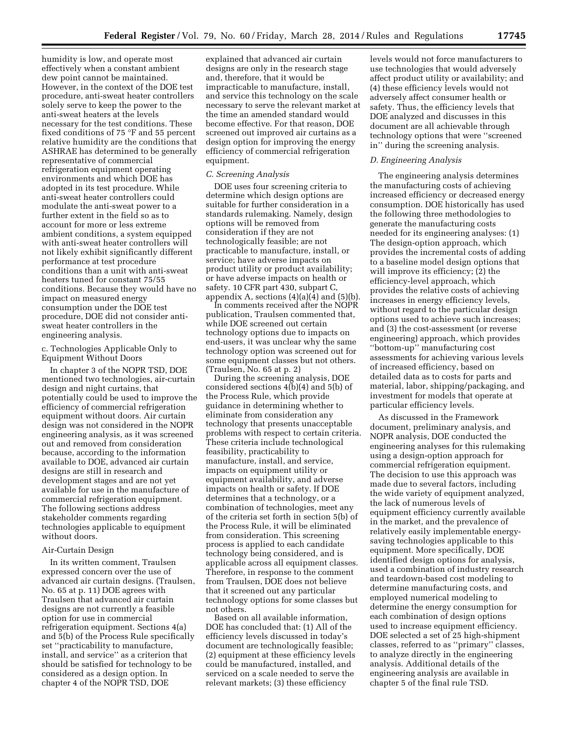humidity is low, and operate most effectively when a constant ambient dew point cannot be maintained. However, in the context of the DOE test procedure, anti-sweat heater controllers solely serve to keep the power to the anti-sweat heaters at the levels necessary for the test conditions. These fixed conditions of 75 °F and 55 percent relative humidity are the conditions that ASHRAE has determined to be generally representative of commercial refrigeration equipment operating environments and which DOE has adopted in its test procedure. While anti-sweat heater controllers could modulate the anti-sweat power to a further extent in the field so as to account for more or less extreme ambient conditions, a system equipped with anti-sweat heater controllers will not likely exhibit significantly different performance at test procedure conditions than a unit with anti-sweat heaters tuned for constant 75/55 conditions. Because they would have no impact on measured energy consumption under the DOE test procedure, DOE did not consider anti-sweat heater controllers in the engineering analysis.

c. Technologies Applicable Only to Equipment Without Doors

In chapter 3 of the NOPR TSD, DOE mentioned two technologies, air-curtain design and night curtains, that potentially could be used to improve the efficiency of commercial refrigeration equipment without doors. Air curtain design was not considered in the NOPR engineering analysis, as it was screened out and removed from consideration because, according to the information available to DOE, advanced air curtain designs are still in research and development stages and are not yet available for use in the manufacture of commercial refrigeration equipment. The following sections address stakeholder comments regarding technologies applicable to equipment without doors.

Air-Curtain Design

In its written comment, Traulsen expressed concern over the use of advanced air curtain designs. (Traulsen, No. 65 at p. 11) DOE agrees with Traulsen that advanced air curtain designs are not currently a feasible option for use in commercial refrigeration equipment. Sections 4(a) and 5(b) of the Process Rule specifically set ''practicability to manufacture, install, and service'' as a criterion that should be satisfied for technology to be considered as a design option. In chapter 4 of the NOPR TSD, DOE explained that advanced air curtain designs are only in the research stage and, therefore, that it would be impracticable to manufacture, install, and service this technology on the scale necessary to serve the relevant market at the time an amended standard would become effective. For that reason, DOE screened out improved air curtains as a design option for improving the energy efficiency of commercial refrigeration equipment.

## C. Screening Analysis

DOE uses four screening criteria to determine which design options are suitable for further consideration in a standards rulemaking. Namely, design options will be removed from consideration if they are not technologically feasible; are not practicable to manufacture, install, or service; have adverse impacts on product utility or product availability; or have adverse impacts on health or safety. 10 CFR part 430, subpart C, appendix A, sections (4)(a)(4) and (5)(b).

In comments received after the NOPR publication, Traulsen commented that, while DOE screened out certain technology options due to impacts on end-users, it was unclear why the same technology option was screened out for some equipment classes but not others. (Traulsen, No. 65 at p. 2)

During the screening analysis, DOE considered sections 4(b)(4) and 5(b) of the Process Rule, which provide guidance in determining whether to eliminate from consideration any technology that presents unacceptable problems with respect to certain criteria. These criteria include technological feasibility, practicability to manufacture, install, and service, impacts on equipment utility or equipment availability, and adverse impacts on health or safety. If DOE determines that a technology, or a combination of technologies, meet any of the criteria set forth in section 5(b) of the Process Rule, it will be eliminated from consideration. This screening process is applied to each candidate technology being considered, and is applicable across all equipment classes. Therefore, in response to the comment from Traulsen, DOE does not believe that it screened out any particular technology options for some classes but not others.

Based on all available information, DOE has concluded that: (1) All of the efficiency levels discussed in today's document are technologically feasible; (2) equipment at these efficiency levels could be manufactured, installed, and serviced on a scale needed to serve the relevant markets; (3) these efficiency levels would not force manufacturers to use technologies that would adversely affect product utility or availability; and (4) these efficiency levels would not adversely affect consumer health or safety. Thus, the efficiency levels that DOE analyzed and discusses in this document are all achievable through technology options that were ''screened in'' during the screening analysis.

## D. Engineering Analysis

The engineering analysis determines the manufacturing costs of achieving increased efficiency or decreased energy consumption. DOE historically has used the following three methodologies to generate the manufacturing costs needed for its engineering analyses: (1) The design-option approach, which provides the incremental costs of adding to a baseline model design options that will improve its efficiency; (2) the efficiency-level approach, which provides the relative costs of achieving increases in energy efficiency levels, without regard to the particular design options used to achieve such increases; and (3) the cost-assessment (or reverse engineering) approach, which provides ''bottom-up'' manufacturing cost assessments for achieving various levels of increased efficiency, based on detailed data as to costs for parts and material, labor, shipping/packaging, and investment for models that operate at particular efficiency levels.

As discussed in the Framework document, preliminary analysis, and NOPR analysis, DOE conducted the engineering analyses for this rulemaking using a design-option approach for commercial refrigeration equipment. The decision to use this approach was made due to several factors, including the wide variety of equipment analyzed, the lack of numerous levels of equipment efficiency currently available in the market, and the prevalence of relatively easily implementable energy-saving technologies applicable to this equipment. More specifically, DOE identified design options for analysis, used a combination of industry research and teardown-based cost modeling to determine manufacturing costs, and employed numerical modeling to determine the energy consumption for each combination of design options used to increase equipment efficiency. DOE selected a set of 25 high-shipment classes, referred to as ''primary'' classes, to analyze directly in the engineering analysis. Additional details of the engineering analysis are available in chapter 5 of the final rule TSD.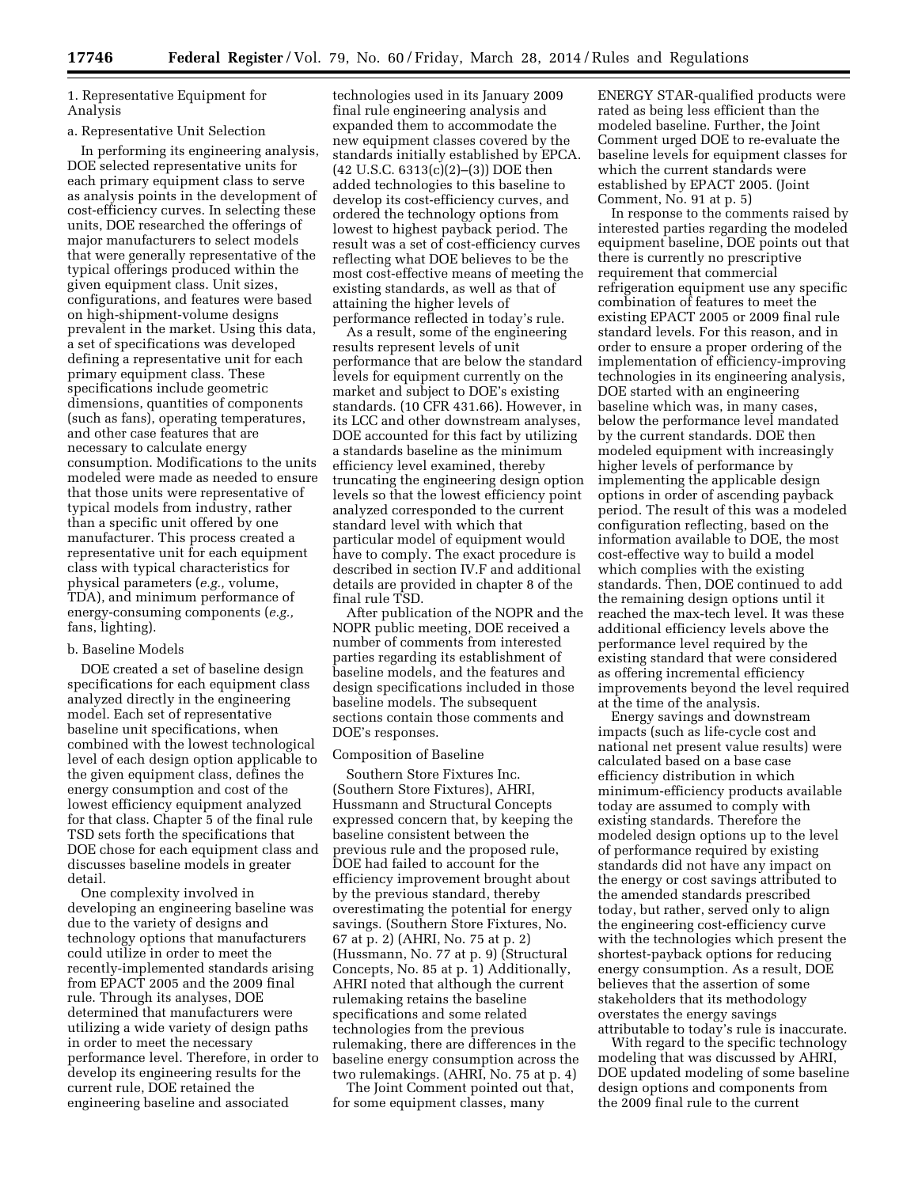1. Representative Equipment for Analysis

a. Representative Unit Selection

In performing its engineering analysis, DOE selected representative units for each primary equipment class to serve as analysis points in the development of cost-efficiency curves. In selecting these units, DOE researched the offerings of major manufacturers to select models that were generally representative of the typical offerings produced within the given equipment class. Unit sizes, configurations, and features were based on high-shipment-volume designs prevalent in the market. Using this data, a set of specifications was developed defining a representative unit for each primary equipment class. These specifications include geometric dimensions, quantities of components (such as fans), operating temperatures, and other case features that are necessary to calculate energy consumption. Modifications to the units modeled were made as needed to ensure that those units were representative of typical models from industry, rather than a specific unit offered by one manufacturer. This process created a representative unit for each equipment class with typical characteristics for physical parameters (*e.g.,* volume, TDA), and minimum performance of energy-consuming components (*e.g.,* fans, lighting).

b. Baseline Models

DOE created a set of baseline design specifications for each equipment class analyzed directly in the engineering model. Each set of representative baseline unit specifications, when combined with the lowest technological level of each design option applicable to the given equipment class, defines the energy consumption and cost of the lowest efficiency equipment analyzed for that class. Chapter 5 of the final rule TSD sets forth the specifications that DOE chose for each equipment class and discusses baseline models in greater detail.

One complexity involved in developing an engineering baseline was due to the variety of designs and technology options that manufacturers could utilize in order to meet the recently-implemented standards arising from EPACT 2005 and the 2009 final rule. Through its analyses, DOE determined that manufacturers were utilizing a wide variety of design paths in order to meet the necessary performance level. Therefore, in order to develop its engineering results for the current rule, DOE retained the engineering baseline and associated technologies used in its January 2009 final rule engineering analysis and expanded them to accommodate the new equipment classes covered by the standards initially established by EPCA. (42 U.S.C. 6313(c)(2)–(3)) DOE then added technologies to this baseline to develop its cost-efficiency curves, and ordered the technology options from lowest to highest payback period. The result was a set of cost-efficiency curves reflecting what DOE believes to be the most cost-effective means of meeting the existing standards, as well as that of attaining the higher levels of performance reflected in today's rule.

As a result, some of the engineering results represent levels of unit performance that are below the standard levels for equipment currently on the market and subject to DOE's existing standards. (10 CFR 431.66). However, in its LCC and other downstream analyses, DOE accounted for this fact by utilizing a standards baseline as the minimum efficiency level examined, thereby truncating the engineering design option levels so that the lowest efficiency point analyzed corresponded to the current standard level with which that particular model of equipment would have to comply. The exact procedure is described in section IV.F and additional details are provided in chapter 8 of the final rule TSD.

After publication of the NOPR and the NOPR public meeting, DOE received a number of comments from interested parties regarding its establishment of baseline models, and the features and design specifications included in those baseline models. The subsequent sections contain those comments and DOE's responses.

Composition of Baseline

Southern Store Fixtures Inc. (Southern Store Fixtures), AHRI, Hussmann and Structural Concepts expressed concern that, by keeping the baseline consistent between the previous rule and the proposed rule, DOE had failed to account for the efficiency improvement brought about by the previous standard, thereby overestimating the potential for energy savings. (Southern Store Fixtures, No. 67 at p. 2) (AHRI, No. 75 at p. 2) (Hussmann, No. 77 at p. 9) (Structural Concepts, No. 85 at p. 1) Additionally, AHRI noted that although the current rulemaking retains the baseline specifications and some related technologies from the previous rulemaking, there are differences in the baseline energy consumption across the two rulemakings. (AHRI, No. 75 at p. 4)

The Joint Comment pointed out that, for some equipment classes, many ENERGY STAR-qualified products were rated as being less efficient than the modeled baseline. Further, the Joint Comment urged DOE to re-evaluate the baseline levels for equipment classes for which the current standards were established by EPACT 2005. (Joint Comment, No. 91 at p. 5)

In response to the comments raised by interested parties regarding the modeled equipment baseline, DOE points out that there is currently no prescriptive requirement that commercial refrigeration equipment use any specific combination of features to meet the existing EPACT 2005 or 2009 final rule standard levels. For this reason, and in order to ensure a proper ordering of the implementation of efficiency-improving technologies in its engineering analysis, DOE started with an engineering baseline which was, in many cases, below the performance level mandated by the current standards. DOE then modeled equipment with increasingly higher levels of performance by implementing the applicable design options in order of ascending payback period. The result of this was a modeled configuration reflecting, based on the information available to DOE, the most cost-effective way to build a model which complies with the existing standards. Then, DOE continued to add the remaining design options until it reached the max-tech level. It was these additional efficiency levels above the performance level required by the existing standard that were considered as offering incremental efficiency improvements beyond the level required at the time of the analysis.

Energy savings and downstream impacts (such as life-cycle cost and national net present value results) were calculated based on a base case efficiency distribution in which minimum-efficiency products available today are assumed to comply with existing standards. Therefore the modeled design options up to the level of performance required by existing standards did not have any impact on the energy or cost savings attributed to the amended standards prescribed today, but rather, served only to align the engineering cost-efficiency curve with the technologies which present the shortest-payback options for reducing energy consumption. As a result, DOE believes that the assertion of some stakeholders that its methodology overstates the energy savings attributable to today's rule is inaccurate.

With regard to the specific technology modeling that was discussed by AHRI, DOE updated modeling of some baseline design options and components from the 2009 final rule to the current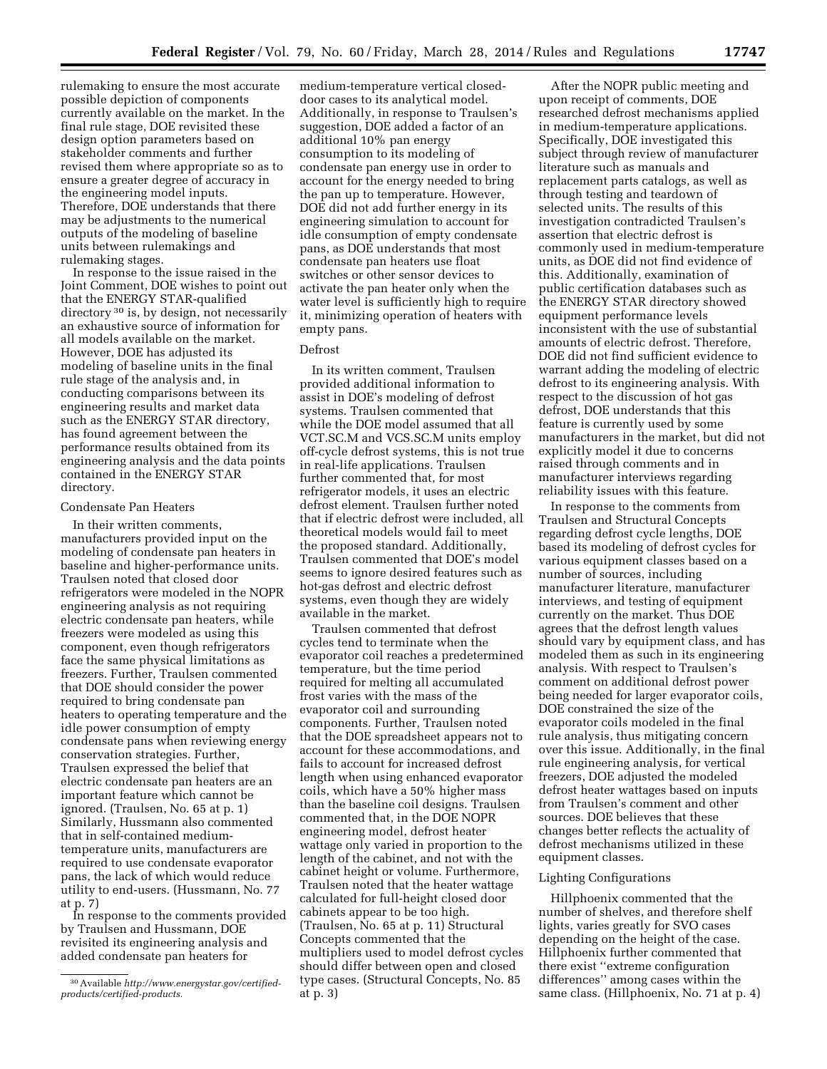rulemaking to ensure the most accurate possible depiction of components currently available on the market. In the final rule stage, DOE revisited these design option parameters based on stakeholder comments and further revised them where appropriate so as to ensure a greater degree of accuracy in the engineering model inputs. Therefore, DOE understands that there may be adjustments to the numerical outputs of the modeling of baseline units between rulemakings and rulemaking stages.

In response to the issue raised in the Joint Comment, DOE wishes to point out that the ENERGY STAR-qualified directory [30] is, by design, not necessarily an exhaustive source of information for all models available on the market. However, DOE has adjusted its modeling of baseline units in the final rule stage of the analysis and, in conducting comparisons between its engineering results and market data such as the ENERGY STAR directory, has found agreement between the performance results obtained from its engineering analysis and the data points contained in the ENERGY STAR directory.

Condensate Pan Heaters

In their written comments, manufacturers provided input on the modeling of condensate pan heaters in baseline and higher-performance units. Traulsen noted that closed door refrigerators were modeled in the NOPR engineering analysis as not requiring electric condensate pan heaters, while freezers were modeled as using this component, even though refrigerators face the same physical limitations as freezers. Further, Traulsen commented that DOE should consider the power required to bring condensate pan heaters to operating temperature and the idle power consumption of empty condensate pans when reviewing energy conservation strategies. Further, Traulsen expressed the belief that electric condensate pan heaters are an important feature which cannot be ignored. (Traulsen, No. 65 at p. 1) Similarly, Hussmann also commented that in self-contained medium-temperature units, manufacturers are required to use condensate evaporator pans, the lack of which would reduce utility to end-users. (Hussmann, No. 77 at p. 7)

In response to the comments provided by Traulsen and Hussmann, DOE revisited its engineering analysis and added condensate pan heaters for medium-temperature vertical closed-door cases to its analytical model. Additionally, in response to Traulsen's suggestion, DOE added a factor of an additional 10% pan energy consumption to its modeling of condensate pan energy use in order to account for the energy needed to bring the pan up to temperature. However, DOE did not add further energy in its engineering simulation to account for idle consumption of empty condensate pans, as DOE understands that most condensate pan heaters use float switches or other sensor devices to activate the pan heater only when the water level is sufficiently high to require it, minimizing operation of heaters with empty pans.

Defrost

In its written comment, Traulsen provided additional information to assist in DOE's modeling of defrost systems. Traulsen commented that while the DOE model assumed that all VCT.SC.M and VCS.SC.M units employ off-cycle defrost systems, this is not true in real-life applications. Traulsen further commented that, for most refrigerator models, it uses an electric defrost element. Traulsen further noted that if electric defrost were included, all theoretical models would fail to meet the proposed standard. Additionally, Traulsen commented that DOE's model seems to ignore desired features such as hot-gas defrost and electric defrost systems, even though they are widely available in the market.

Traulsen commented that defrost cycles tend to terminate when the evaporator coil reaches a predetermined temperature, but the time period required for melting all accumulated frost varies with the mass of the evaporator coil and surrounding components. Further, Traulsen noted that the DOE spreadsheet appears not to account for these accommodations, and fails to account for increased defrost length when using enhanced evaporator coils, which have a 50% higher mass than the baseline coil designs. Traulsen commented that, in the DOE NOPR engineering model, defrost heater wattage only varied in proportion to the length of the cabinet, and not with the cabinet height or volume. Furthermore, Traulsen noted that the heater wattage calculated for full-height closed door cabinets appear to be too high. (Traulsen, No. 65 at p. 11) Structural Concepts commented that the multipliers used to model defrost cycles should differ between open and closed type cases. (Structural Concepts, No. 85 at p. 3)

After the NOPR public meeting and upon receipt of comments, DOE researched defrost mechanisms applied in medium-temperature applications. Specifically, DOE investigated this subject through review of manufacturer literature such as manuals and replacement parts catalogs, as well as through testing and teardown of selected units. The results of this investigation contradicted Traulsen's assertion that electric defrost is commonly used in medium-temperature units, as DOE did not find evidence of this. Additionally, examination of public certification databases such as the ENERGY STAR directory showed equipment performance levels inconsistent with the use of substantial amounts of electric defrost. Therefore, DOE did not find sufficient evidence to warrant adding the modeling of electric defrost to its engineering analysis. With respect to the discussion of hot gas defrost, DOE understands that this feature is currently used by some manufacturers in the market, but did not explicitly model it due to concerns raised through comments and in manufacturer interviews regarding reliability issues with this feature.

In response to the comments from Traulsen and Structural Concepts regarding defrost cycle lengths, DOE based its modeling of defrost cycles for various equipment classes based on a number of sources, including manufacturer literature, manufacturer interviews, and testing of equipment currently on the market. Thus DOE agrees that the defrost length values should vary by equipment class, and has modeled them as such in its engineering analysis. With respect to Traulsen's comment on additional defrost power being needed for larger evaporator coils, DOE constrained the size of the evaporator coils modeled in the final rule analysis, thus mitigating concern over this issue. Additionally, in the final rule engineering analysis, for vertical freezers, DOE adjusted the modeled defrost heater wattages based on inputs from Traulsen's comment and other sources. DOE believes that these changes better reflects the actuality of defrost mechanisms utilized in these equipment classes.

Lighting Configurations

Hillphoenix commented that the number of shelves, and therefore shelf lights, varies greatly for SVO cases depending on the height of the case. Hillphoenix further commented that there exist ''extreme configuration differences'' among cases within the same class. (Hillphoenix, No. 71 at p. 4)

[30] Available *http://www.energystar.gov/certified-products/certified-products*.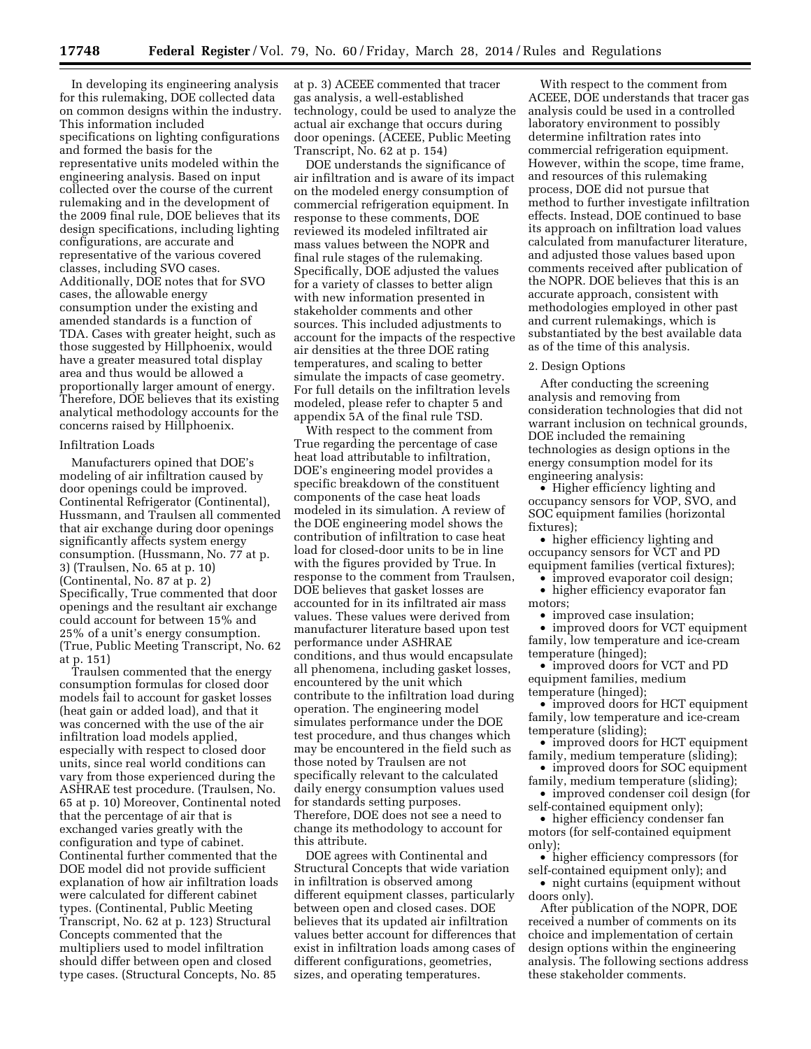In developing its engineering analysis for this rulemaking, DOE collected data on common designs within the industry. This information included specifications on lighting configurations and formed the basis for the representative units modeled within the engineering analysis. Based on input collected over the course of the current rulemaking and in the development of the 2009 final rule, DOE believes that its design specifications, including lighting configurations, are accurate and representative of the various covered classes, including SVO cases. Additionally, DOE notes that for SVO cases, the allowable energy consumption under the existing and amended standards is a function of TDA. Cases with greater height, such as those suggested by Hillphoenix, would have a greater measured total display area and thus would be allowed a proportionally larger amount of energy. Therefore, DOE believes that its existing analytical methodology accounts for the concerns raised by Hillphoenix.

#### Infiltration Loads

Manufacturers opined that DOE's modeling of air infiltration caused by door openings could be improved. Continental Refrigerator (Continental), Hussmann, and Traulsen all commented that air exchange during door openings significantly affects system energy consumption. (Hussmann, No. 77 at p. 3) (Traulsen, No. 65 at p. 10) (Continental, No. 87 at p. 2) Specifically, True commented that door openings and the resultant air exchange could account for between 15% and 25% of a unit's energy consumption. (True, Public Meeting Transcript, No. 62 at p. 151)

Traulsen commented that the energy consumption formulas for closed door models fail to account for gasket losses (heat gain or added load), and that it was concerned with the use of the air infiltration load models applied, especially with respect to closed door units, since real world conditions can vary from those experienced during the ASHRAE test procedure. (Traulsen, No. 65 at p. 10) Moreover, Continental noted that the percentage of air that is exchanged varies greatly with the configuration and type of cabinet. Continental further commented that the DOE model did not provide sufficient explanation of how air infiltration loads were calculated for different cabinet types. (Continental, Public Meeting Transcript, No. 62 at p. 123) Structural Concepts commented that the multipliers used to model infiltration should differ between open and closed type cases. (Structural Concepts, No. 85 at p. 3) ACEEE commented that tracer gas analysis, a well-established technology, could be used to analyze the actual air exchange that occurs during door openings. (ACEEE, Public Meeting Transcript, No. 62 at p. 154)

DOE understands the significance of air infiltration and is aware of its impact on the modeled energy consumption of commercial refrigeration equipment. In response to these comments, DOE reviewed its modeled infiltrated air mass values between the NOPR and final rule stages of the rulemaking. Specifically, DOE adjusted the values for a variety of classes to better align with new information presented in stakeholder comments and other sources. This included adjustments to account for the impacts of the respective air densities at the three DOE rating temperatures, and scaling to better simulate the impacts of case geometry. For full details on the infiltration levels modeled, please refer to chapter 5 and appendix 5A of the final rule TSD.

With respect to the comment from True regarding the percentage of case heat load attributable to infiltration, DOE's engineering model provides a specific breakdown of the constituent components of the case heat loads modeled in its simulation. A review of the DOE engineering model shows the contribution of infiltration to case heat load for closed-door units to be in line with the figures provided by True. In response to the comment from Traulsen, DOE believes that gasket losses are accounted for in its infiltrated air mass values. These values were derived from manufacturer literature based upon test performance under ASHRAE conditions, and thus would encapsulate all phenomena, including gasket losses, encountered by the unit which contribute to the infiltration load during operation. The engineering model simulates performance under the DOE test procedure, and thus changes which may be encountered in the field such as those noted by Traulsen are not specifically relevant to the calculated daily energy consumption values used for standards setting purposes. Therefore, DOE does not see a need to change its methodology to account for this attribute.

DOE agrees with Continental and Structural Concepts that wide variation in infiltration is observed among different equipment classes, particularly between open and closed cases. DOE believes that its updated air infiltration values better account for differences that exist in infiltration loads among cases of different configurations, geometries, sizes, and operating temperatures.

With respect to the comment from ACEEE, DOE understands that tracer gas analysis could be used in a controlled laboratory environment to possibly determine infiltration rates into commercial refrigeration equipment. However, within the scope, time frame, and resources of this rulemaking process, DOE did not pursue that method to further investigate infiltration effects. Instead, DOE continued to base its approach on infiltration load values calculated from manufacturer literature, and adjusted those values based upon comments received after publication of the NOPR. DOE believes that this is an accurate approach, consistent with methodologies employed in other past and current rulemakings, which is substantiated by the best available data as of the time of this analysis.

#### 2. Design Options

After conducting the screening analysis and removing from consideration technologies that did not warrant inclusion on technical grounds, DOE included the remaining technologies as design options in the energy consumption model for its engineering analysis:

- Higher efficiency lighting and occupancy sensors for VOP, SVO, and SOC equipment families (horizontal fixtures);
- higher efficiency lighting and occupancy sensors for VCT and PD equipment families (vertical fixtures);
- improved evaporator coil design;
- higher efficiency evaporator fan motors;
- improved case insulation;
- improved doors for VCT equipment family, low temperature and ice-cream temperature (hinged);
- improved doors for VCT and PD equipment families, medium temperature (hinged);
- improved doors for HCT equipment family, low temperature and ice-cream temperature (sliding);
- improved doors for HCT equipment family, medium temperature (sliding);
- improved doors for SOC equipment family, medium temperature (sliding);
- improved condenser coil design (for self-contained equipment only);
- higher efficiency condenser fan motors (for self-contained equipment only);
- higher efficiency compressors (for self-contained equipment only); and
- night curtains (equipment without doors only).

After publication of the NOPR, DOE received a number of comments on its choice and implementation of certain design options within the engineering analysis. The following sections address these stakeholder comments.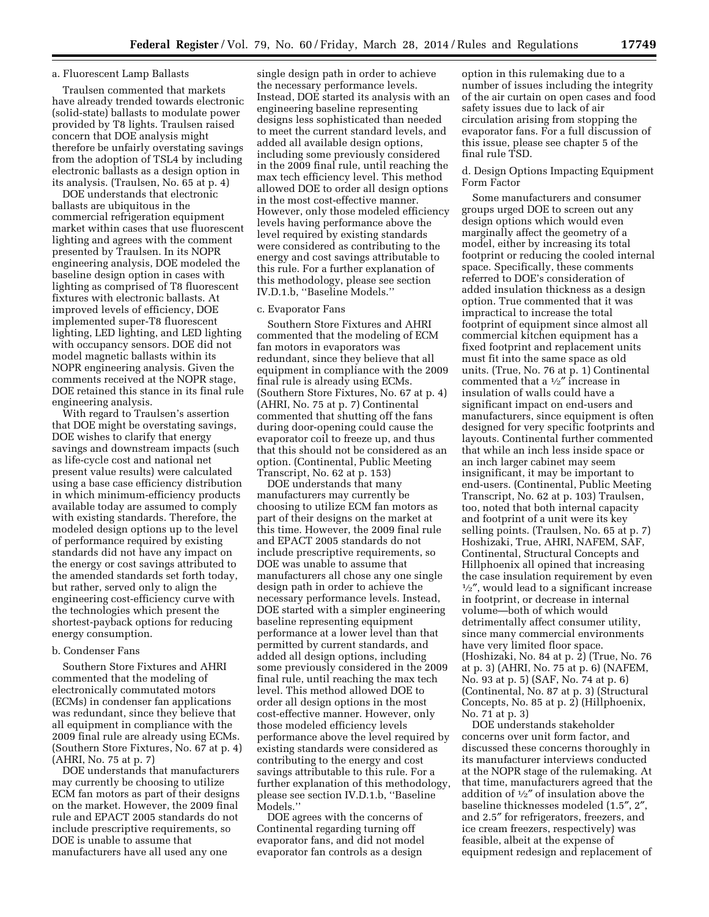a. Fluorescent Lamp Ballasts

Traulsen commented that markets have already trended towards electronic (solid-state) ballasts to modulate power provided by T8 lights. Traulsen raised concern that DOE analysis might therefore be unfairly overstating savings from the adoption of TSL4 by including electronic ballasts as a design option in its analysis. (Traulsen, No. 65 at p. 4)

DOE understands that electronic ballasts are ubiquitous in the commercial refrigeration equipment market within cases that use fluorescent lighting and agrees with the comment presented by Traulsen. In its NOPR engineering analysis, DOE modeled the baseline design option in cases with lighting as comprised of T8 fluorescent fixtures with electronic ballasts. At improved levels of efficiency, DOE implemented super-T8 fluorescent lighting, LED lighting, and LED lighting with occupancy sensors. DOE did not model magnetic ballasts within its NOPR engineering analysis. Given the comments received at the NOPR stage, DOE retained this stance in its final rule engineering analysis.

With regard to Traulsen's assertion that DOE might be overstating savings, DOE wishes to clarify that energy savings and downstream impacts (such as life-cycle cost and national net present value results) were calculated using a base case efficiency distribution in which minimum-efficiency products available today are assumed to comply with existing standards. Therefore, the modeled design options up to the level of performance required by existing standards did not have any impact on the energy or cost savings attributed to the amended standards set forth today, but rather, served only to align the engineering cost-efficiency curve with the technologies which present the shortest-payback options for reducing energy consumption.

b. Condenser Fans

Southern Store Fixtures and AHRI commented that the modeling of electronically commutated motors (ECMs) in condenser fan applications was redundant, since they believe that all equipment in compliance with the 2009 final rule are already using ECMs. (Southern Store Fixtures, No. 67 at p. 4) (AHRI, No. 75 at p. 7)

DOE understands that manufacturers may currently be choosing to utilize ECM fan motors as part of their designs on the market. However, the 2009 final rule and EPACT 2005 standards do not include prescriptive requirements, so DOE is unable to assume that manufacturers have all used any one single design path in order to achieve the necessary performance levels. Instead, DOE started its analysis with an engineering baseline representing designs less sophisticated than needed to meet the current standard levels, and added all available design options, including some previously considered in the 2009 final rule, until reaching the max tech efficiency level. This method allowed DOE to order all design options in the most cost-effective manner. However, only those modeled efficiency levels having performance above the level required by existing standards were considered as contributing to the energy and cost savings attributable to this rule. For a further explanation of this methodology, please see section IV.D.1.b, ''Baseline Models.''

c. Evaporator Fans

Southern Store Fixtures and AHRI commented that the modeling of ECM fan motors in evaporators was redundant, since they believe that all equipment in compliance with the 2009 final rule is already using ECMs. (Southern Store Fixtures, No. 67 at p. 4) (AHRI, No. 75 at p. 7) Continental commented that shutting off the fans during door-opening could cause the evaporator coil to freeze up, and thus that this should not be considered as an option. (Continental, Public Meeting Transcript, No. 62 at p. 153)

DOE understands that many manufacturers may currently be choosing to utilize ECM fan motors as part of their designs on the market at this time. However, the 2009 final rule and EPACT 2005 standards do not include prescriptive requirements, so DOE was unable to assume that manufacturers all chose any one single design path in order to achieve the necessary performance levels. Instead, DOE started with a simpler engineering baseline representing equipment performance at a lower level than that permitted by current standards, and added all design options, including some previously considered in the 2009 final rule, until reaching the max tech level. This method allowed DOE to order all design options in the most cost-effective manner. However, only those modeled efficiency levels performance above the level required by existing standards were considered as contributing to the energy and cost savings attributable to this rule. For a further explanation of this methodology, please see section IV.D.1.b, ''Baseline Models.''

DOE agrees with the concerns of Continental regarding turning off evaporator fans, and did not model evaporator fan controls as a design option in this rulemaking due to a number of issues including the integrity of the air curtain on open cases and food safety issues due to lack of air circulation arising from stopping the evaporator fans. For a full discussion of this issue, please see chapter 5 of the final rule TSD.

d. Design Options Impacting Equipment Form Factor

Some manufacturers and consumer groups urged DOE to screen out any design options which would even marginally affect the geometry of a model, either by increasing its total footprint or reducing the cooled internal space. Specifically, these comments referred to DOE's consideration of added insulation thickness as a design option. True commented that it was impractical to increase the total footprint of equipment since almost all commercial kitchen equipment has a fixed footprint and replacement units must fit into the same space as old units. (True, No. 76 at p. 1) Continental commented that a ½″ increase in insulation of walls could have a significant impact on end-users and manufacturers, since equipment is often designed for very specific footprints and layouts. Continental further commented that while an inch less inside space or an inch larger cabinet may seem insignificant, it may be important to end-users. (Continental, Public Meeting Transcript, No. 62 at p. 103) Traulsen, too, noted that both internal capacity and footprint of a unit were its key selling points. (Traulsen, No. 65 at p. 7) Hoshizaki, True, AHRI, NAFEM, SAF, Continental, Structural Concepts and Hillphoenix all opined that increasing the case insulation requirement by even ½″, would lead to a significant increase in footprint, or decrease in internal volume—both of which would detrimentally affect consumer utility, since many commercial environments have very limited floor space. (Hoshizaki, No. 84 at p. 2) (True, No. 76 at p. 3) (AHRI, No. 75 at p. 6) (NAFEM, No. 93 at p. 5) (SAF, No. 74 at p. 6) (Continental, No. 87 at p. 3) (Structural Concepts, No. 85 at p. 2) (Hillphoenix, No. 71 at p. 3)

DOE understands stakeholder concerns over unit form factor, and discussed these concerns thoroughly in its manufacturer interviews conducted at the NOPR stage of the rulemaking. At that time, manufacturers agreed that the addition of ½″ of insulation above the baseline thicknesses modeled (1.5″, 2″, and 2.5″ for refrigerators, freezers, and ice cream freezers, respectively) was feasible, albeit at the expense of equipment redesign and replacement of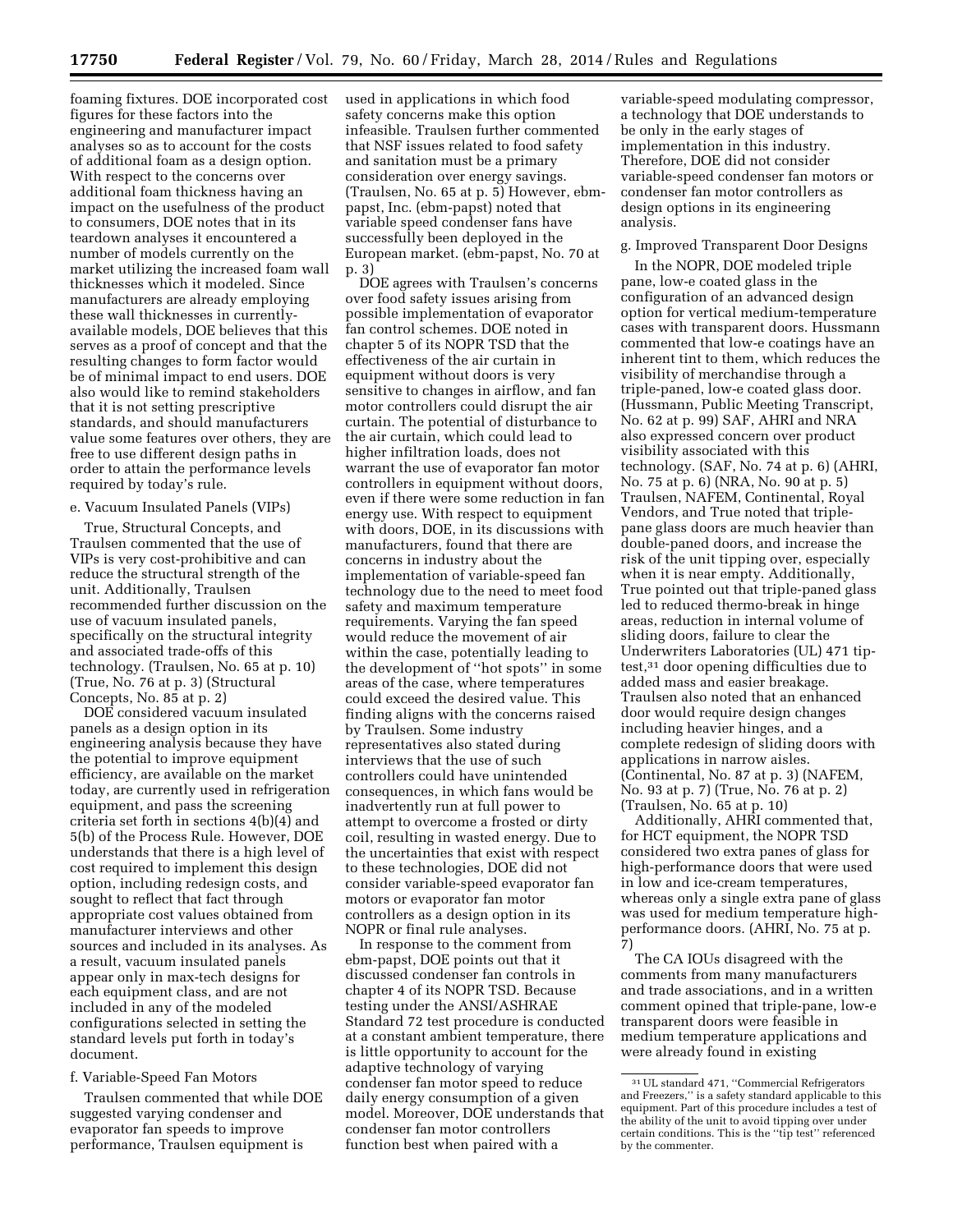foaming fixtures. DOE incorporated cost figures for these factors into the engineering and manufacturer impact analyses so as to account for the costs of additional foam as a design option. With respect to the concerns over additional foam thickness having an impact on the usefulness of the product to consumers, DOE notes that in its teardown analyses it encountered a number of models currently on the market utilizing the increased foam wall thicknesses which it modeled. Since manufacturers are already employing these wall thicknesses in currently-available models, DOE believes that this serves as a proof of concept and that the resulting changes to form factor would be of minimal impact to end users. DOE also would like to remind stakeholders that it is not setting prescriptive standards, and should manufacturers value some features over others, they are free to use different design paths in order to attain the performance levels required by today's rule.

e. Vacuum Insulated Panels (VIPs)

True, Structural Concepts, and Traulsen commented that the use of VIPs is very cost-prohibitive and can reduce the structural strength of the unit. Additionally, Traulsen recommended further discussion on the use of vacuum insulated panels, specifically on the structural integrity and associated trade-offs of this technology. (Traulsen, No. 65 at p. 10) (True, No. 76 at p. 3) (Structural Concepts, No. 85 at p. 2)

DOE considered vacuum insulated panels as a design option in its engineering analysis because they have the potential to improve equipment efficiency, are available on the market today, are currently used in refrigeration equipment, and pass the screening criteria set forth in sections 4(b)(4) and 5(b) of the Process Rule. However, DOE understands that there is a high level of cost required to implement this design option, including redesign costs, and sought to reflect that fact through appropriate cost values obtained from manufacturer interviews and other sources and included in its analyses. As a result, vacuum insulated panels appear only in max-tech designs for each equipment class, and are not included in any of the modeled configurations selected in setting the standard levels put forth in today's document.

f. Variable-Speed Fan Motors

Traulsen commented that while DOE suggested varying condenser and evaporator fan speeds to improve performance, Traulsen equipment is used in applications in which food safety concerns make this option infeasible. Traulsen further commented that NSF issues related to food safety and sanitation must be a primary consideration over energy savings. (Traulsen, No. 65 at p. 5) However, ebm-papst, Inc. (ebm-papst) noted that variable speed condenser fans have successfully been deployed in the European market. (ebm-papst, No. 70 at p. 3)

DOE agrees with Traulsen's concerns over food safety issues arising from possible implementation of evaporator fan control schemes. DOE noted in chapter 5 of its NOPR TSD that the effectiveness of the air curtain in equipment without doors is very sensitive to changes in airflow, and fan motor controllers could disrupt the air curtain. The potential of disturbance to the air curtain, which could lead to higher infiltration loads, does not warrant the use of evaporator fan motor controllers in equipment without doors, even if there were some reduction in fan energy use. With respect to equipment with doors, DOE, in its discussions with manufacturers, found that there are concerns in industry about the implementation of variable-speed fan technology due to the need to meet food safety and maximum temperature requirements. Varying the fan speed would reduce the movement of air within the case, potentially leading to the development of "hot spots" in some areas of the case, where temperatures could exceed the desired value. This finding aligns with the concerns raised by Traulsen. Some industry representatives also stated during interviews that the use of such controllers could have unintended consequences, in which fans would be inadvertently run at full power to attempt to overcome a frosted or dirty coil, resulting in wasted energy. Due to the uncertainties that exist with respect to these technologies, DOE did not consider variable-speed evaporator fan motors or evaporator fan motor controllers as a design option in its NOPR or final rule analyses.

In response to the comment from ebm-papst, DOE points out that it discussed condenser fan controls in chapter 4 of its NOPR TSD. Because testing under the ANSI/ASHRAE Standard 72 test procedure is conducted at a constant ambient temperature, there is little opportunity to account for the adaptive technology of varying condenser fan motor speed to reduce daily energy consumption of a given model. Moreover, DOE understands that condenser fan motor controllers function best when paired with a variable-speed modulating compressor, a technology that DOE understands to be only in the early stages of implementation in this industry. Therefore, DOE did not consider variable-speed condenser fan motors or condenser fan motor controllers as design options in its engineering analysis.

g. Improved Transparent Door Designs

In the NOPR, DOE modeled triple pane, low-e coated glass in the configuration of an advanced design option for vertical medium-temperature cases with transparent doors. Hussmann commented that low-e coatings have an inherent tint to them, which reduces the visibility of merchandise through a triple-paned, low-e coated glass door. (Hussmann, Public Meeting Transcript, No. 62 at p. 99) SAF, AHRI and NRA also expressed concern over product visibility associated with this technology. (SAF, No. 74 at p. 6) (AHRI, No. 75 at p. 6) (NRA, No. 90 at p. 5) Traulsen, NAFEM, Continental, Royal Vendors, and True noted that triple-pane glass doors are much heavier than double-paned doors, and increase the risk of the unit tipping over, especially when it is near empty. Additionally, True pointed out that triple-paned glass led to reduced thermo-break in hinge areas, reduction in internal volume of sliding doors, failure to clear the Underwriters Laboratories (UL) 471 tip-test,[31] door opening difficulties due to added mass and easier breakage. Traulsen also noted that an enhanced door would require design changes including heavier hinges, and a complete redesign of sliding doors with applications in narrow aisles. (Continental, No. 87 at p. 3) (NAFEM, No. 93 at p. 7) (True, No. 76 at p. 2) (Traulsen, No. 65 at p. 10)

Additionally, AHRI commented that, for HCT equipment, the NOPR TSD considered two extra panes of glass for high-performance doors that were used in low and ice-cream temperatures, whereas only a single extra pane of glass was used for medium temperature high-performance doors. (AHRI, No. 75 at p. 7)

The CA IOUs disagreed with the comments from many manufacturers and trade associations, and in a written comment opined that triple-pane, low-e transparent doors were feasible in medium temperature applications and were already found in existing

[31] UL standard 471, "Commercial Refrigerators and Freezers," is a safety standard applicable to this equipment. Part of this procedure includes a test of the ability of the unit to avoid tipping over under certain conditions. This is the "tip test" referenced by the commenter.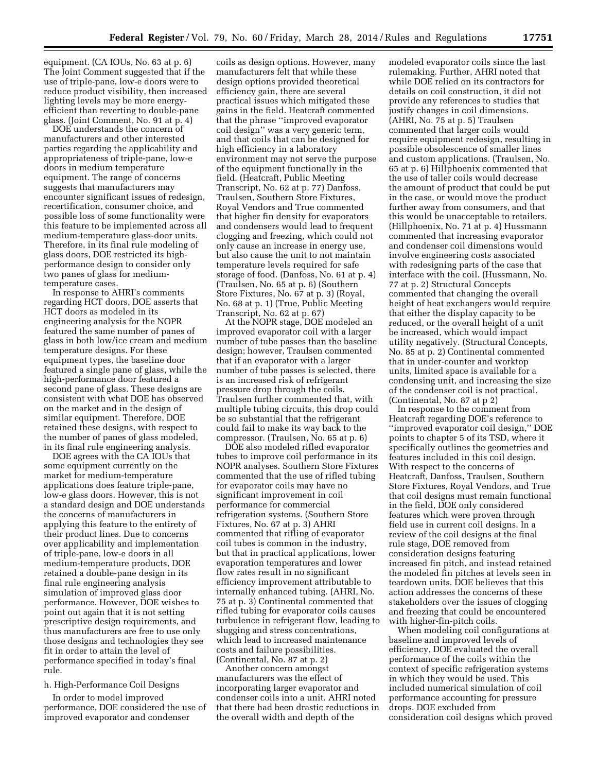equipment. (CA IOUs, No. 63 at p. 6) The Joint Comment suggested that if the use of triple-pane, low-e doors were to reduce product visibility, then increased lighting levels may be more energy-efficient than reverting to double-pane glass. (Joint Comment, No. 91 at p. 4)

DOE understands the concern of manufacturers and other interested parties regarding the applicability and appropriateness of triple-pane, low-e doors in medium temperature equipment. The range of concerns suggests that manufacturers may encounter significant issues of redesign, recertification, consumer choice, and possible loss of some functionality were this feature to be implemented across all medium-temperature glass-door units. Therefore, in its final rule modeling of glass doors, DOE restricted its high-performance design to consider only two panes of glass for medium-temperature cases.

In response to AHRI's comments regarding HCT doors, DOE asserts that HCT doors as modeled in its engineering analysis for the NOPR featured the same number of panes of glass in both low/ice cream and medium temperature designs. For these equipment types, the baseline door featured a single pane of glass, while the high-performance door featured a second pane of glass. These designs are consistent with what DOE has observed on the market and in the design of similar equipment. Therefore, DOE retained these designs, with respect to the number of panes of glass modeled, in its final rule engineering analysis.

DOE agrees with the CA IOUs that some equipment currently on the market for medium-temperature applications does feature triple-pane, low-e glass doors. However, this is not a standard design and DOE understands the concerns of manufacturers in applying this feature to the entirety of their product lines. Due to concerns over applicability and implementation of triple-pane, low-e doors in all medium-temperature products, DOE retained a double-pane design in its final rule engineering analysis simulation of improved glass door performance. However, DOE wishes to point out again that it is not setting prescriptive design requirements, and thus manufacturers are free to use only those designs and technologies they see fit in order to attain the level of performance specified in today's final rule.

h. High-Performance Coil Designs

In order to model improved performance, DOE considered the use of improved evaporator and condenser coils as design options. However, many manufacturers felt that while these design options provided theoretical efficiency gain, there are several practical issues which mitigated these gains in the field. Heatcraft commented that the phrase ''improved evaporator coil design'' was a very generic term, and that coils that can be designed for high efficiency in a laboratory environment may not serve the purpose of the equipment functionally in the field. (Heatcraft, Public Meeting Transcript, No. 62 at p. 77) Danfoss, Traulsen, Southern Store Fixtures, Royal Vendors and True commented that higher fin density for evaporators and condensers would lead to frequent clogging and freezing, which could not only cause an increase in energy use, but also cause the unit to not maintain temperature levels required for safe storage of food. (Danfoss, No. 61 at p. 4) (Traulsen, No. 65 at p. 6) (Southern Store Fixtures, No. 67 at p. 3) (Royal, No. 68 at p. 1) (True, Public Meeting Transcript, No. 62 at p. 67)

At the NOPR stage, DOE modeled an improved evaporator coil with a larger number of tube passes than the baseline design; however, Traulsen commented that if an evaporator with a larger number of tube passes is selected, there is an increased risk of refrigerant pressure drop through the coils. Traulsen further commented that, with multiple tubing circuits, this drop could be so substantial that the refrigerant could fail to make its way back to the compressor. (Traulsen, No. 65 at p. 6)

DOE also modeled rifled evaporator tubes to improve coil performance in its NOPR analyses. Southern Store Fixtures commented that the use of rifled tubing for evaporator coils may have no significant improvement in coil performance for commercial refrigeration systems. (Southern Store Fixtures, No. 67 at p. 3) AHRI commented that rifling of evaporator coil tubes is common in the industry, but that in practical applications, lower evaporation temperatures and lower flow rates result in no significant efficiency improvement attributable to internally enhanced tubing. (AHRI, No. 75 at p. 3) Continental commented that rifled tubing for evaporator coils causes turbulence in refrigerant flow, leading to slugging and stress concentrations, which lead to increased maintenance costs and failure possibilities. (Continental, No. 87 at p. 2)

Another concern amongst manufacturers was the effect of incorporating larger evaporator and condenser coils into a unit. AHRI noted that there had been drastic reductions in the overall width and depth of the modeled evaporator coils since the last rulemaking. Further, AHRI noted that while DOE relied on its contractors for details on coil construction, it did not provide any references to studies that justify changes in coil dimensions. (AHRI, No. 75 at p. 5) Traulsen commented that larger coils would require equipment redesign, resulting in possible obsolescence of smaller lines and custom applications. (Traulsen, No. 65 at p. 6) Hillphoenix commented that the use of taller coils would decrease the amount of product that could be put in the case, or would move the product further away from consumers, and that this would be unacceptable to retailers. (Hillphoenix, No. 71 at p. 4) Hussmann commented that increasing evaporator and condenser coil dimensions would involve engineering costs associated with redesigning parts of the case that interface with the coil. (Hussmann, No. 77 at p. 2) Structural Concepts commented that changing the overall height of heat exchangers would require that either the display capacity to be reduced, or the overall height of a unit be increased, which would impact utility negatively. (Structural Concepts, No. 85 at p. 2) Continental commented that in under-counter and worktop units, limited space is available for a condensing unit, and increasing the size of the condenser coil is not practical. (Continental, No. 87 at p 2)

In response to the comment from Heatcraft regarding DOE's reference to ''improved evaporator coil design,'' DOE points to chapter 5 of its TSD, where it specifically outlines the geometries and features included in this coil design. With respect to the concerns of Heatcraft, Danfoss, Traulsen, Southern Store Fixtures, Royal Vendors, and True that coil designs must remain functional in the field, DOE only considered features which were proven through field use in current coil designs. In a review of the coil designs at the final rule stage, DOE removed from consideration designs featuring increased fin pitch, and instead retained the modeled fin pitches at levels seen in teardown units. DOE believes that this action addresses the concerns of these stakeholders over the issues of clogging and freezing that could be encountered with higher-fin-pitch coils.

When modeling coil configurations at baseline and improved levels of efficiency, DOE evaluated the overall performance of the coils within the context of specific refrigeration systems in which they would be used. This included numerical simulation of coil performance accounting for pressure drops. DOE excluded from consideration coil designs which proved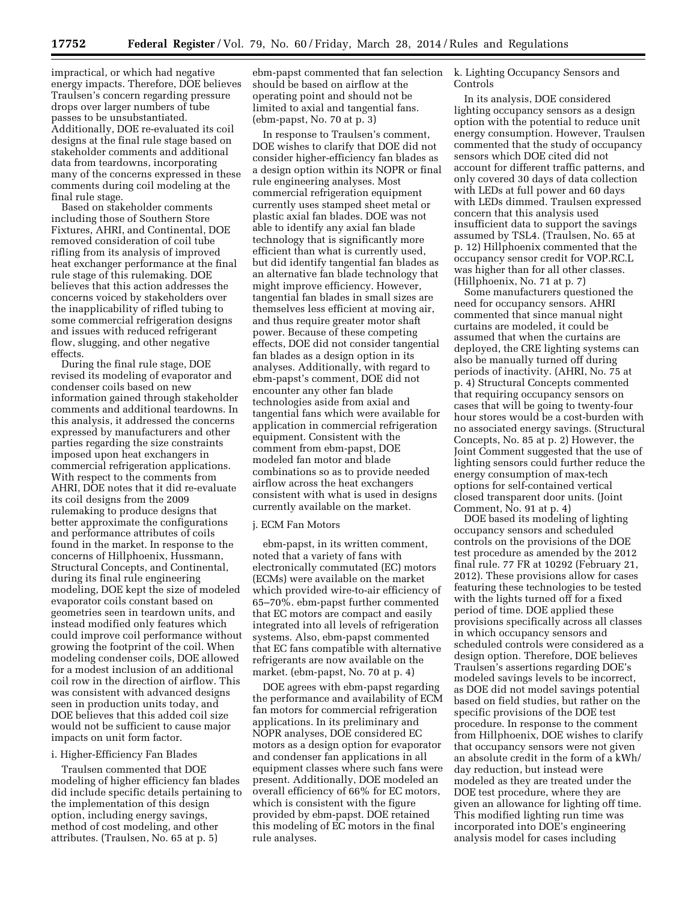impractical, or which had negative energy impacts. Therefore, DOE believes Traulsen's concern regarding pressure drops over larger numbers of tube passes to be unsubstantiated. Additionally, DOE re-evaluated its coil designs at the final rule stage based on stakeholder comments and additional data from teardowns, incorporating many of the concerns expressed in these comments during coil modeling at the final rule stage.

Based on stakeholder comments including those of Southern Store Fixtures, AHRI, and Continental, DOE removed consideration of coil tube rifling from its analysis of improved heat exchanger performance at the final rule stage of this rulemaking. DOE believes that this action addresses the concerns voiced by stakeholders over the inapplicability of rifled tubing to some commercial refrigeration designs and issues with reduced refrigerant flow, slugging, and other negative effects.

During the final rule stage, DOE revised its modeling of evaporator and condenser coils based on new information gained through stakeholder comments and additional teardowns. In this analysis, it addressed the concerns expressed by manufacturers and other parties regarding the size constraints imposed upon heat exchangers in commercial refrigeration applications. With respect to the comments from AHRI, DOE notes that it did re-evaluate its coil designs from the 2009 rulemaking to produce designs that better approximate the configurations and performance attributes of coils found in the market. In response to the concerns of Hillphoenix, Hussmann, Structural Concepts, and Continental, during its final rule engineering modeling, DOE kept the size of modeled evaporator coils constant based on geometries seen in teardown units, and instead modified only features which could improve coil performance without growing the footprint of the coil. When modeling condenser coils, DOE allowed for a modest inclusion of an additional coil row in the direction of airflow. This was consistent with advanced designs seen in production units today, and DOE believes that this added coil size would not be sufficient to cause major impacts on unit form factor.

i. Higher-Efficiency Fan Blades

Traulsen commented that DOE modeling of higher efficiency fan blades did include specific details pertaining to the implementation of this design option, including energy savings, method of cost modeling, and other attributes. (Traulsen, No. 65 at p. 5) ebm-papst commented that fan selection should be based on airflow at the operating point and should not be limited to axial and tangential fans. (ebm-papst, No. 70 at p. 3)

In response to Traulsen's comment, DOE wishes to clarify that DOE did not consider higher-efficiency fan blades as a design option within its NOPR or final rule engineering analyses. Most commercial refrigeration equipment currently uses stamped sheet metal or plastic axial fan blades. DOE was not able to identify any axial fan blade technology that is significantly more efficient than what is currently used, but did identify tangential fan blades as an alternative fan blade technology that might improve efficiency. However, tangential fan blades in small sizes are themselves less efficient at moving air, and thus require greater motor shaft power. Because of these competing effects, DOE did not consider tangential fan blades as a design option in its analyses. Additionally, with regard to ebm-papst's comment, DOE did not encounter any other fan blade technologies aside from axial and tangential fans which were available for application in commercial refrigeration equipment. Consistent with the comment from ebm-papst, DOE modeled fan motor and blade combinations so as to provide needed airflow across the heat exchangers consistent with what is used in designs currently available on the market.

j. ECM Fan Motors

ebm-papst, in its written comment, noted that a variety of fans with electronically commutated (EC) motors (ECMs) were available on the market which provided wire-to-air efficiency of 65–70%. ebm-papst further commented that EC motors are compact and easily integrated into all levels of refrigeration systems. Also, ebm-papst commented that EC fans compatible with alternative refrigerants are now available on the market. (ebm-papst, No. 70 at p. 4)

DOE agrees with ebm-papst regarding the performance and availability of ECM fan motors for commercial refrigeration applications. In its preliminary and NOPR analyses, DOE considered EC motors as a design option for evaporator and condenser fan applications in all equipment classes where such fans were present. Additionally, DOE modeled an overall efficiency of 66% for EC motors, which is consistent with the figure provided by ebm-papst. DOE retained this modeling of EC motors in the final rule analyses.

k. Lighting Occupancy Sensors and Controls

In its analysis, DOE considered lighting occupancy sensors as a design option with the potential to reduce unit energy consumption. However, Traulsen commented that the study of occupancy sensors which DOE cited did not account for different traffic patterns, and only covered 30 days of data collection with LEDs at full power and 60 days with LEDs dimmed. Traulsen expressed concern that this analysis used insufficient data to support the savings assumed by TSL4. (Traulsen, No. 65 at p. 12) Hillphoenix commented that the occupancy sensor credit for VOP.RC.L was higher than for all other classes. (Hillphoenix, No. 71 at p. 7)

Some manufacturers questioned the need for occupancy sensors. AHRI commented that since manual night curtains are modeled, it could be assumed that when the curtains are deployed, the CRE lighting systems can also be manually turned off during periods of inactivity. (AHRI, No. 75 at p. 4) Structural Concepts commented that requiring occupancy sensors on cases that will be going to twenty-four hour stores would be a cost-burden with no associated energy savings. (Structural Concepts, No. 85 at p. 2) However, the Joint Comment suggested that the use of lighting sensors could further reduce the energy consumption of max-tech options for self-contained vertical closed transparent door units. (Joint Comment, No. 91 at p. 4)

DOE based its modeling of lighting occupancy sensors and scheduled controls on the provisions of the DOE test procedure as amended by the 2012 final rule. 77 FR at 10292 (February 21, 2012). These provisions allow for cases featuring these technologies to be tested with the lights turned off for a fixed period of time. DOE applied these provisions specifically across all classes in which occupancy sensors and scheduled controls were considered as a design option. Therefore, DOE believes Traulsen's assertions regarding DOE's modeled savings levels to be incorrect, as DOE did not model savings potential based on field studies, but rather on the specific provisions of the DOE test procedure. In response to the comment from Hillphoenix, DOE wishes to clarify that occupancy sensors were not given an absolute credit in the form of a kWh/day reduction, but instead were modeled as they are treated under the DOE test procedure, where they are given an allowance for lighting off time. This modified lighting run time was incorporated into DOE's engineering analysis model for cases including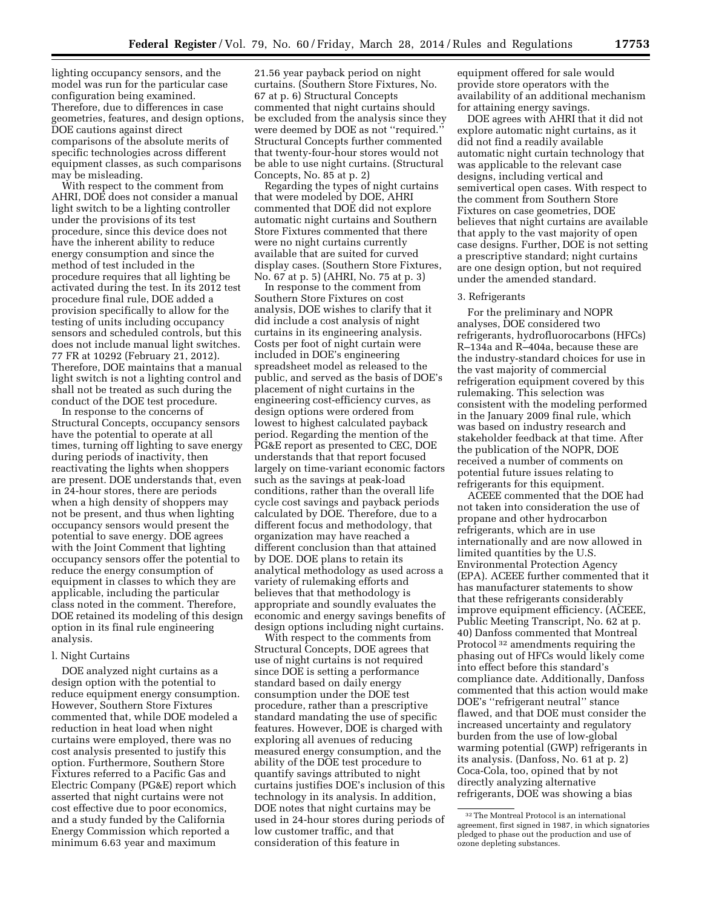lighting occupancy sensors, and the model was run for the particular case configuration being examined. Therefore, due to differences in case geometries, features, and design options, DOE cautions against direct comparisons of the absolute merits of specific technologies across different equipment classes, as such comparisons may be misleading.

With respect to the comment from AHRI, DOE does not consider a manual light switch to be a lighting controller under the provisions of its test procedure, since this device does not have the inherent ability to reduce energy consumption and since the method of test included in the procedure requires that all lighting be activated during the test. In its 2012 test procedure final rule, DOE added a provision specifically to allow for the testing of units including occupancy sensors and scheduled controls, but this does not include manual light switches. 77 FR at 10292 (February 21, 2012). Therefore, DOE maintains that a manual light switch is not a lighting control and shall not be treated as such during the conduct of the DOE test procedure.

In response to the concerns of Structural Concepts, occupancy sensors have the potential to operate at all times, turning off lighting to save energy during periods of inactivity, then reactivating the lights when shoppers are present. DOE understands that, even in 24-hour stores, there are periods when a high density of shoppers may not be present, and thus when lighting occupancy sensors would present the potential to save energy. DOE agrees with the Joint Comment that lighting occupancy sensors offer the potential to reduce the energy consumption of equipment in classes to which they are applicable, including the particular class noted in the comment. Therefore, DOE retained its modeling of this design option in its final rule engineering analysis.

l. Night Curtains

DOE analyzed night curtains as a design option with the potential to reduce equipment energy consumption. However, Southern Store Fixtures commented that, while DOE modeled a reduction in heat load when night curtains were employed, there was no cost analysis presented to justify this option. Furthermore, Southern Store Fixtures referred to a Pacific Gas and Electric Company (PG&E) report which asserted that night curtains were not cost effective due to poor economics, and a study funded by the California Energy Commission which reported a minimum 6.63 year and maximum 21.56 year payback period on night curtains. (Southern Store Fixtures, No. 67 at p. 6) Structural Concepts commented that night curtains should be excluded from the analysis since they were deemed by DOE as not "required." Structural Concepts further commented that twenty-four-hour stores would not be able to use night curtains. (Structural Concepts, No. 85 at p. 2)

Regarding the types of night curtains that were modeled by DOE, AHRI commented that DOE did not explore automatic night curtains and Southern Store Fixtures commented that there were no night curtains currently available that are suited for curved display cases. (Southern Store Fixtures, No. 67 at p. 5) (AHRI, No. 75 at p. 3)

In response to the comment from Southern Store Fixtures on cost analysis, DOE wishes to clarify that it did include a cost analysis of night curtains in its engineering analysis. Costs per foot of night curtain were included in DOE's engineering spreadsheet model as released to the public, and served as the basis of DOE's placement of night curtains in the engineering cost-efficiency curves, as design options were ordered from lowest to highest calculated payback period. Regarding the mention of the PG&E report as presented to CEC, DOE understands that that report focused largely on time-variant economic factors such as the savings at peak-load conditions, rather than the overall life cycle cost savings and payback periods calculated by DOE. Therefore, due to a different focus and methodology, that organization may have reached a different conclusion than that attained by DOE. DOE plans to retain its analytical methodology as used across a variety of rulemaking efforts and believes that that methodology is appropriate and soundly evaluates the economic and energy savings benefits of design options including night curtains.

With respect to the comments from Structural Concepts, DOE agrees that use of night curtains is not required since DOE is setting a performance standard based on daily energy consumption under the DOE test procedure, rather than a prescriptive standard mandating the use of specific features. However, DOE is charged with exploring all avenues of reducing measured energy consumption, and the ability of the DOE test procedure to quantify savings attributed to night curtains justifies DOE's inclusion of this technology in its analysis. In addition, DOE notes that night curtains may be used in 24-hour stores during periods of low customer traffic, and that consideration of this feature in equipment offered for sale would provide store operators with the availability of an additional mechanism for attaining energy savings.

DOE agrees with AHRI that it did not explore automatic night curtains, as it did not find a readily available automatic night curtain technology that was applicable to the relevant case designs, including vertical and semivertical open cases. With respect to the comment from Southern Store Fixtures on case geometries, DOE believes that night curtains are available that apply to the vast majority of open case designs. Further, DOE is not setting a prescriptive standard; night curtains are one design option, but not required under the amended standard.

3. Refrigerants

For the preliminary and NOPR analyses, DOE considered two refrigerants, hydrofluorocarbons (HFCs) R–134a and R–404a, because these are the industry-standard choices for use in the vast majority of commercial refrigeration equipment covered by this rulemaking. This selection was consistent with the modeling performed in the January 2009 final rule, which was based on industry research and stakeholder feedback at that time. After the publication of the NOPR, DOE received a number of comments on potential future issues relating to refrigerants for this equipment.

ACEEE commented that the DOE had not taken into consideration the use of propane and other hydrocarbon refrigerants, which are in use internationally and are now allowed in limited quantities by the U.S. Environmental Protection Agency (EPA). ACEEE further commented that it has manufacturer statements to show that these refrigerants considerably improve equipment efficiency. (ACEEE, Public Meeting Transcript, No. 62 at p. 40) Danfoss commented that Montreal Protocol [32] amendments requiring the phasing out of HFCs would likely come into effect before this standard's compliance date. Additionally, Danfoss commented that this action would make DOE's "refrigerant neutral" stance flawed, and that DOE must consider the increased uncertainty and regulatory burden from the use of low-global warming potential (GWP) refrigerants in its analysis. (Danfoss, No. 61 at p. 2) Coca-Cola, too, opined that by not directly analyzing alternative refrigerants, DOE was showing a bias

[32] The Montreal Protocol is an international agreement, first signed in 1987, in which signatories pledged to phase out the production and use of ozone depleting substances.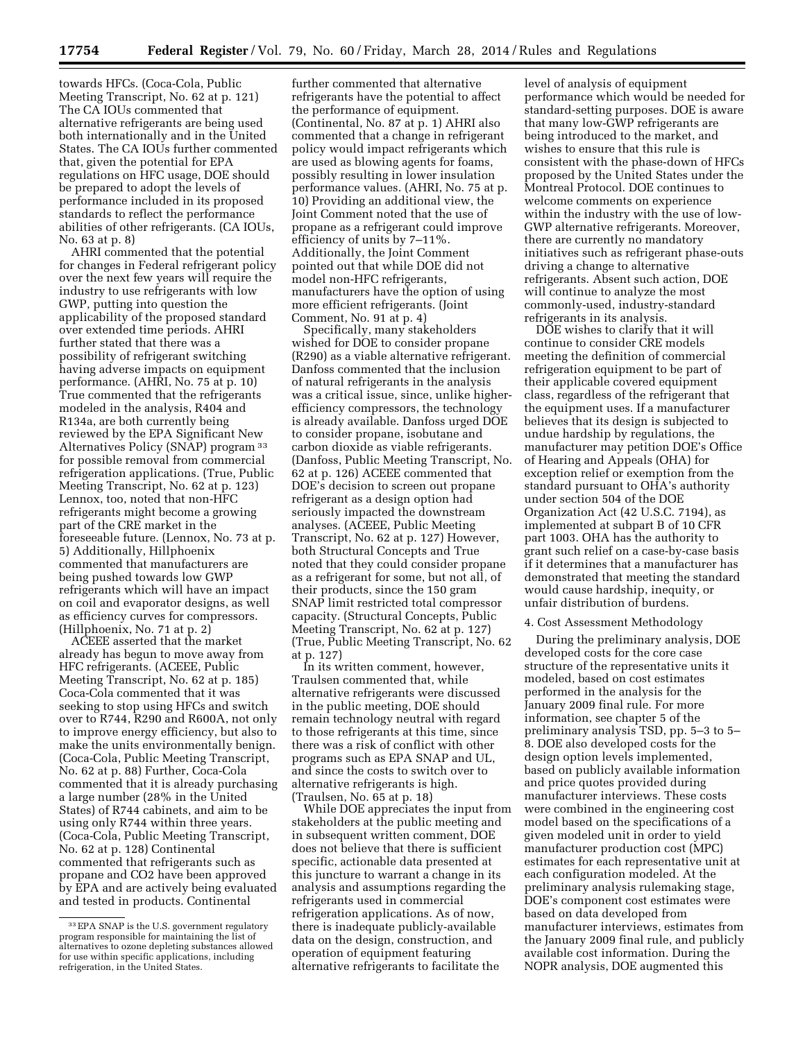towards HFCs. (Coca-Cola, Public Meeting Transcript, No. 62 at p. 121) The CA IOUs commented that alternative refrigerants are being used both internationally and in the United States. The CA IOUs further commented that, given the potential for EPA regulations on HFC usage, DOE should be prepared to adopt the levels of performance included in its proposed standards to reflect the performance abilities of other refrigerants. (CA IOUs, No. 63 at p. 8)

AHRI commented that the potential for changes in Federal refrigerant policy over the next few years will require the industry to use refrigerants with low GWP, putting into question the applicability of the proposed standard over extended time periods. AHRI further stated that there was a possibility of refrigerant switching having adverse impacts on equipment performance. (AHRI, No. 75 at p. 10) True commented that the refrigerants modeled in the analysis, R404 and R134a, are both currently being reviewed by the EPA Significant New Alternatives Policy (SNAP) program [33] for possible removal from commercial refrigeration applications. (True, Public Meeting Transcript, No. 62 at p. 123) Lennox, too, noted that non-HFC refrigerants might become a growing part of the CRE market in the foreseeable future. (Lennox, No. 73 at p. 5) Additionally, Hillphoenix commented that manufacturers are being pushed towards low GWP refrigerants which will have an impact on coil and evaporator designs, as well as efficiency curves for compressors. (Hillphoenix, No. 71 at p. 2)

ACEEE asserted that the market already has begun to move away from HFC refrigerants. (ACEEE, Public Meeting Transcript, No. 62 at p. 185) Coca-Cola commented that it was seeking to stop using HFCs and switch over to R744, R290 and R600A, not only to improve energy efficiency, but also to make the units environmentally benign. (Coca-Cola, Public Meeting Transcript, No. 62 at p. 88) Further, Coca-Cola commented that it is already purchasing a large number (28% in the United States) of R744 cabinets, and aim to be using only R744 within three years. (Coca-Cola, Public Meeting Transcript, No. 62 at p. 128) Continental commented that refrigerants such as propane and CO2 have been approved by EPA and are actively being evaluated and tested in products. Continental further commented that alternative refrigerants have the potential to affect the performance of equipment. (Continental, No. 87 at p. 1) AHRI also commented that a change in refrigerant policy would impact refrigerants which are used as blowing agents for foams, possibly resulting in lower insulation performance values. (AHRI, No. 75 at p. 10) Providing an additional view, the Joint Comment noted that the use of propane as a refrigerant could improve efficiency of units by 7–11%. Additionally, the Joint Comment pointed out that while DOE did not model non-HFC refrigerants, manufacturers have the option of using more efficient refrigerants. (Joint Comment, No. 91 at p. 4)

Specifically, many stakeholders wished for DOE to consider propane (R290) as a viable alternative refrigerant. Danfoss commented that the inclusion of natural refrigerants in the analysis was a critical issue, since, unlike higher-efficiency compressors, the technology is already available. Danfoss urged DOE to consider propane, isobutane and carbon dioxide as viable refrigerants. (Danfoss, Public Meeting Transcript, No. 62 at p. 126) ACEEE commented that DOE's decision to screen out propane refrigerant as a design option had seriously impacted the downstream analyses. (ACEEE, Public Meeting Transcript, No. 62 at p. 127) However, both Structural Concepts and True noted that they could consider propane as a refrigerant for some, but not all, of their products, since the 150 gram SNAP limit restricted total compressor capacity. (Structural Concepts, Public Meeting Transcript, No. 62 at p. 127) (True, Public Meeting Transcript, No. 62 at p. 127)

In its written comment, however, Traulsen commented that, while alternative refrigerants were discussed in the public meeting, DOE should remain technology neutral with regard to those refrigerants at this time, since there was a risk of conflict with other programs such as EPA SNAP and UL, and since the costs to switch over to alternative refrigerants is high. (Traulsen, No. 65 at p. 18)

While DOE appreciates the input from stakeholders at the public meeting and in subsequent written comment, DOE does not believe that there is sufficient specific, actionable data presented at this juncture to warrant a change in its analysis and assumptions regarding the refrigerants used in commercial refrigeration applications. As of now, there is inadequate publicly-available data on the design, construction, and operation of equipment featuring alternative refrigerants to facilitate the level of analysis of equipment performance which would be needed for standard-setting purposes. DOE is aware that many low-GWP refrigerants are being introduced to the market, and wishes to ensure that this rule is consistent with the phase-down of HFCs proposed by the United States under the Montreal Protocol. DOE continues to welcome comments on experience within the industry with the use of low-GWP alternative refrigerants. Moreover, there are currently no mandatory initiatives such as refrigerant phase-outs driving a change to alternative refrigerants. Absent such action, DOE will continue to analyze the most commonly-used, industry-standard refrigerants in its analysis.

DOE wishes to clarify that it will continue to consider CRE models meeting the definition of commercial refrigeration equipment to be part of their applicable covered equipment class, regardless of the refrigerant that the equipment uses. If a manufacturer believes that its design is subjected to undue hardship by regulations, the manufacturer may petition DOE's Office of Hearing and Appeals (OHA) for exception relief or exemption from the standard pursuant to OHA's authority under section 504 of the DOE Organization Act (42 U.S.C. 7194), as implemented at subpart B of 10 CFR part 1003. OHA has the authority to grant such relief on a case-by-case basis if it determines that a manufacturer has demonstrated that meeting the standard would cause hardship, inequity, or unfair distribution of burdens.

4. Cost Assessment Methodology

During the preliminary analysis, DOE developed costs for the core case structure of the representative units it modeled, based on cost estimates performed in the analysis for the January 2009 final rule. For more information, see chapter 5 of the preliminary analysis TSD, pp. 5–3 to 5–8. DOE also developed costs for the design option levels implemented, based on publicly available information and price quotes provided during manufacturer interviews. These costs were combined in the engineering cost model based on the specifications of a given modeled unit in order to yield manufacturer production cost (MPC) estimates for each representative unit at each configuration modeled. At the preliminary analysis rulemaking stage, DOE's component cost estimates were based on data developed from manufacturer interviews, estimates from the January 2009 final rule, and publicly available cost information. During the NOPR analysis, DOE augmented this

[33] EPA SNAP is the U.S. government regulatory program responsible for maintaining the list of alternatives to ozone depleting substances allowed for use within specific applications, including refrigeration, in the United States.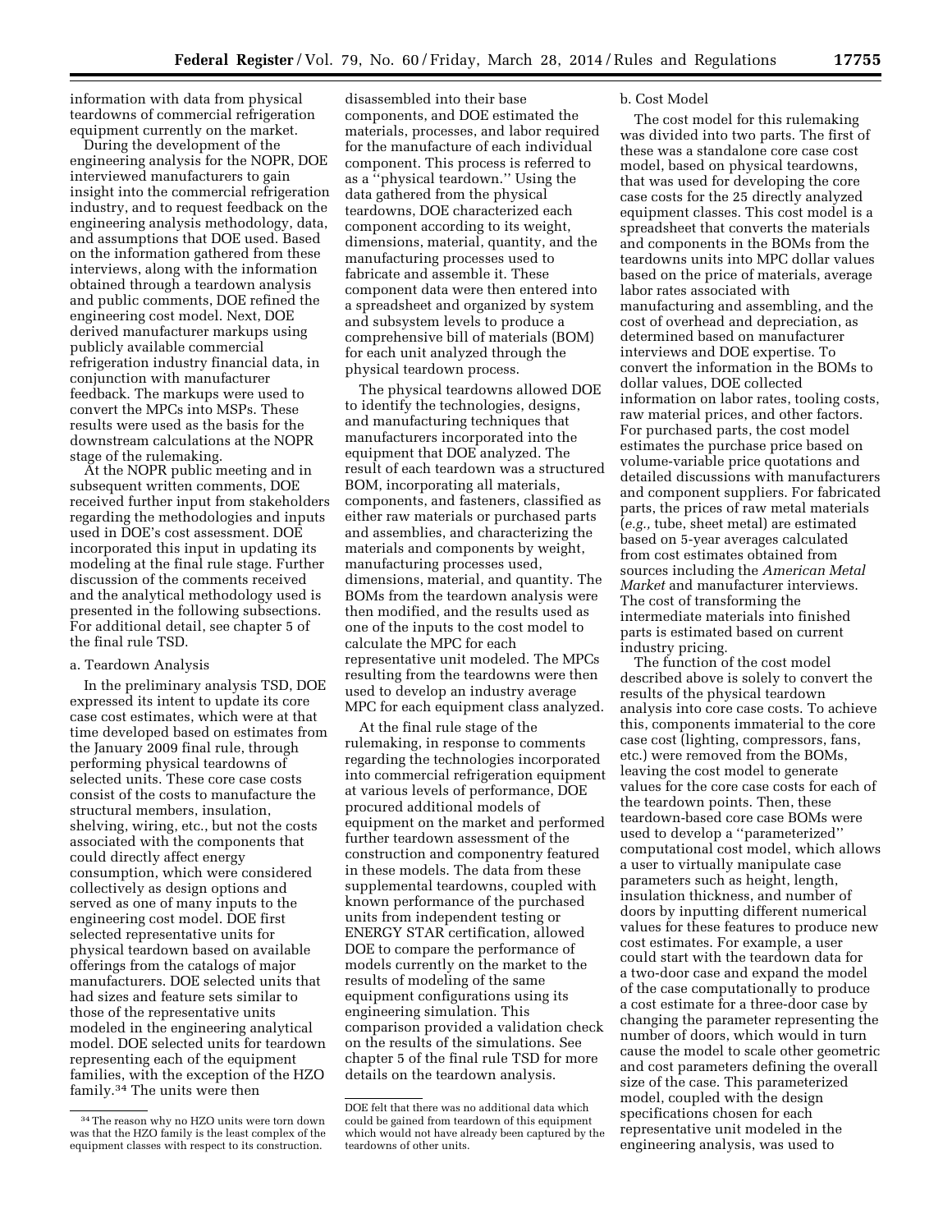information with data from physical teardowns of commercial refrigeration equipment currently on the market.

During the development of the engineering analysis for the NOPR, DOE interviewed manufacturers to gain insight into the commercial refrigeration industry, and to request feedback on the engineering analysis methodology, data, and assumptions that DOE used. Based on the information gathered from these interviews, along with the information obtained through a teardown analysis and public comments, DOE refined the engineering cost model. Next, DOE derived manufacturer markups using publicly available commercial refrigeration industry financial data, in conjunction with manufacturer feedback. The markups were used to convert the MPCs into MSPs. These results were used as the basis for the downstream calculations at the NOPR stage of the rulemaking.

At the NOPR public meeting and in subsequent written comments, DOE received further input from stakeholders regarding the methodologies and inputs used in DOE's cost assessment. DOE incorporated this input in updating its modeling at the final rule stage. Further discussion of the comments received and the analytical methodology used is presented in the following subsections. For additional detail, see chapter 5 of the final rule TSD.

a. Teardown Analysis

In the preliminary analysis TSD, DOE expressed its intent to update its core case cost estimates, which were at that time developed based on estimates from the January 2009 final rule, through performing physical teardowns of selected units. These core case costs consist of the costs to manufacture the structural members, insulation, shelving, wiring, etc., but not the costs associated with the components that could directly affect energy consumption, which were considered collectively as design options and served as one of many inputs to the engineering cost model. DOE first selected representative units for physical teardown based on available offerings from the catalogs of major manufacturers. DOE selected units that had sizes and feature sets similar to those of the representative units modeled in the engineering analytical model. DOE selected units for teardown representing each of the equipment families, with the exception of the HZO family.[34] The units were then disassembled into their base components, and DOE estimated the materials, processes, and labor required for the manufacture of each individual component. This process is referred to as a ''physical teardown.'' Using the data gathered from the physical teardowns, DOE characterized each component according to its weight, dimensions, material, quantity, and the manufacturing processes used to fabricate and assemble it. These component data were then entered into a spreadsheet and organized by system and subsystem levels to produce a comprehensive bill of materials (BOM) for each unit analyzed through the physical teardown process.

The physical teardowns allowed DOE to identify the technologies, designs, and manufacturing techniques that manufacturers incorporated into the equipment that DOE analyzed. The result of each teardown was a structured BOM, incorporating all materials, components, and fasteners, classified as either raw materials or purchased parts and assemblies, and characterizing the materials and components by weight, manufacturing processes used, dimensions, material, and quantity. The BOMs from the teardown analysis were then modified, and the results used as one of the inputs to the cost model to calculate the MPC for each representative unit modeled. The MPCs resulting from the teardowns were then used to develop an industry average MPC for each equipment class analyzed.

At the final rule stage of the rulemaking, in response to comments regarding the technologies incorporated into commercial refrigeration equipment at various levels of performance, DOE procured additional models of equipment on the market and performed further teardown assessment of the construction and componentry featured in these models. The data from these supplemental teardowns, coupled with known performance of the purchased units from independent testing or ENERGY STAR certification, allowed DOE to compare the performance of models currently on the market to the results of modeling of the same equipment configurations using its engineering simulation. This comparison provided a validation check on the results of the simulations. See chapter 5 of the final rule TSD for more details on the teardown analysis.

[34] The reason why no HZO units were torn down was that the HZO family is the least complex of the equipment classes with respect to its construction. DOE felt that there was no additional data which could be gained from teardown of this equipment which would not have already been captured by the teardowns of other units.

b. Cost Model

The cost model for this rulemaking was divided into two parts. The first of these was a standalone core case cost model, based on physical teardowns, that was used for developing the core case costs for the 25 directly analyzed equipment classes. This cost model is a spreadsheet that converts the materials and components in the BOMs from the teardowns units into MPC dollar values based on the price of materials, average labor rates associated with manufacturing and assembling, and the cost of overhead and depreciation, as determined based on manufacturer interviews and DOE expertise. To convert the information in the BOMs to dollar values, DOE collected information on labor rates, tooling costs, raw material prices, and other factors. For purchased parts, the cost model estimates the purchase price based on volume-variable price quotations and detailed discussions with manufacturers and component suppliers. For fabricated parts, the prices of raw metal materials (*e.g.,* tube, sheet metal) are estimated based on 5-year averages calculated from cost estimates obtained from sources including the *American Metal Market* and manufacturer interviews. The cost of transforming the intermediate materials into finished parts is estimated based on current industry pricing.

The function of the cost model described above is solely to convert the results of the physical teardown analysis into core case costs. To achieve this, components immaterial to the core case cost (lighting, compressors, fans, etc.) were removed from the BOMs, leaving the cost model to generate values for the core case costs for each of the teardown points. Then, these teardown-based core case BOMs were used to develop a ''parameterized'' computational cost model, which allows a user to virtually manipulate case parameters such as height, length, insulation thickness, and number of doors by inputting different numerical values for these features to produce new cost estimates. For example, a user could start with the teardown data for a two-door case and expand the model of the case computationally to produce a cost estimate for a three-door case by changing the parameter representing the number of doors, which would in turn cause the model to scale other geometric and cost parameters defining the overall size of the case. This parameterized model, coupled with the design specifications chosen for each representative unit modeled in the engineering analysis, was used to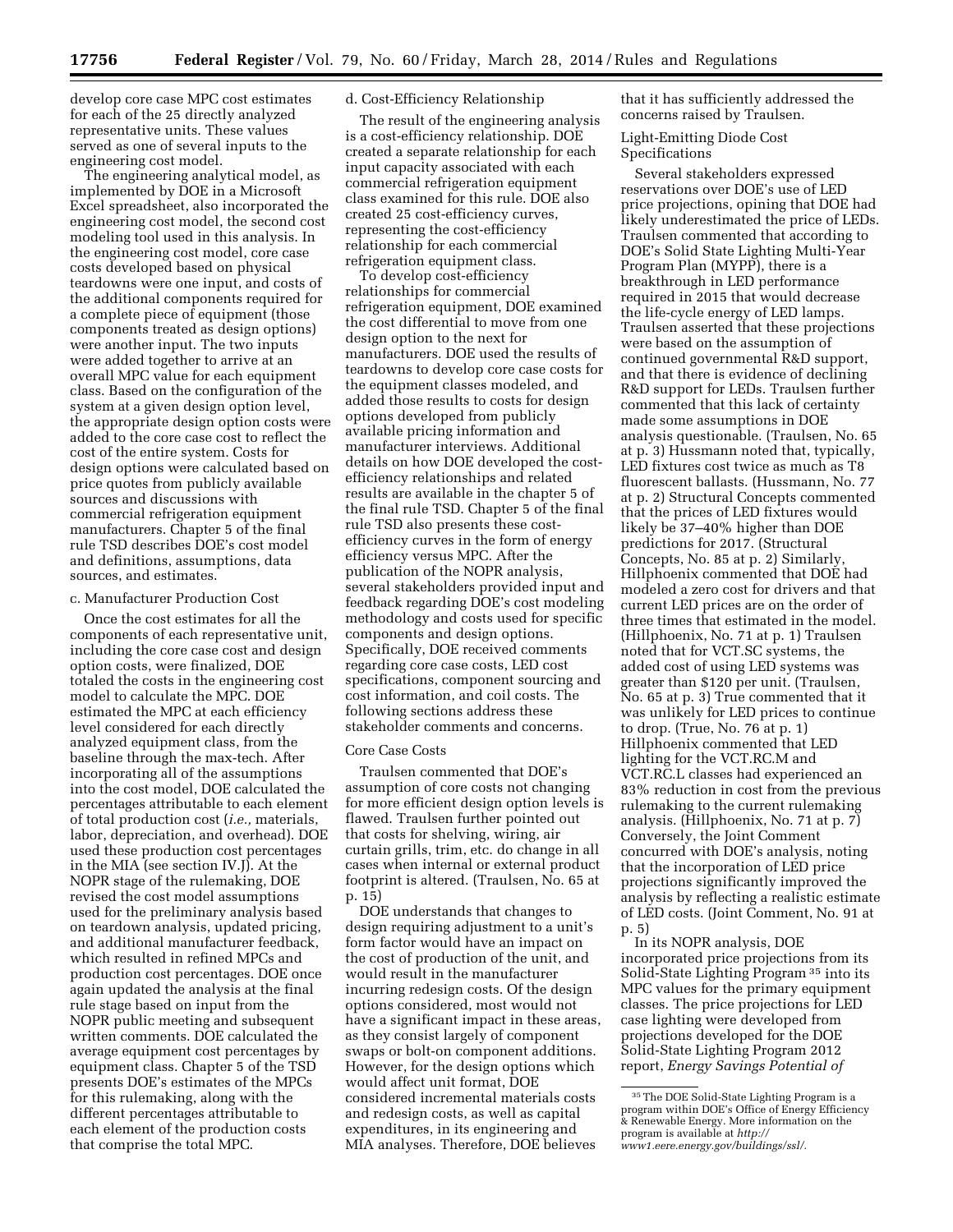develop core case MPC cost estimates for each of the 25 directly analyzed representative units. These values served as one of several inputs to the engineering cost model.

The engineering analytical model, as implemented by DOE in a Microsoft Excel spreadsheet, also incorporated the engineering cost model, the second cost modeling tool used in this analysis. In the engineering cost model, core case costs developed based on physical teardowns were one input, and costs of the additional components required for a complete piece of equipment (those components treated as design options) were another input. The two inputs were added together to arrive at an overall MPC value for each equipment class. Based on the configuration of the system at a given design option level, the appropriate design option costs were added to the core case cost to reflect the cost of the entire system. Costs for design options were calculated based on price quotes from publicly available sources and discussions with commercial refrigeration equipment manufacturers. Chapter 5 of the final rule TSD describes DOE's cost model and definitions, assumptions, data sources, and estimates.

c. Manufacturer Production Cost

Once the cost estimates for all the components of each representative unit, including the core case cost and design option costs, were finalized, DOE totaled the costs in the engineering cost model to calculate the MPC. DOE estimated the MPC at each efficiency level considered for each directly analyzed equipment class, from the baseline through the max-tech. After incorporating all of the assumptions into the cost model, DOE calculated the percentages attributable to each element of total production cost (*i.e.,* materials, labor, depreciation, and overhead). DOE used these production cost percentages in the MIA (see section IV.J). At the NOPR stage of the rulemaking, DOE revised the cost model assumptions used for the preliminary analysis based on teardown analysis, updated pricing, and additional manufacturer feedback, which resulted in refined MPCs and production cost percentages. DOE once again updated the analysis at the final rule stage based on input from the NOPR public meeting and subsequent written comments. DOE calculated the average equipment cost percentages by equipment class. Chapter 5 of the TSD presents DOE's estimates of the MPCs for this rulemaking, along with the different percentages attributable to each element of the production costs that comprise the total MPC.

d. Cost-Efficiency Relationship

The result of the engineering analysis is a cost-efficiency relationship. DOE created a separate relationship for each input capacity associated with each commercial refrigeration equipment class examined for this rule. DOE also created 25 cost-efficiency curves, representing the cost-efficiency relationship for each commercial refrigeration equipment class.

To develop cost-efficiency relationships for commercial refrigeration equipment, DOE examined the cost differential to move from one design option to the next for manufacturers. DOE used the results of teardowns to develop core case costs for the equipment classes modeled, and added those results to costs for design options developed from publicly available pricing information and manufacturer interviews. Additional details on how DOE developed the cost-efficiency relationships and related results are available in the chapter 5 of the final rule TSD. Chapter 5 of the final rule TSD also presents these cost-efficiency curves in the form of energy efficiency versus MPC. After the publication of the NOPR analysis, several stakeholders provided input and feedback regarding DOE's cost modeling methodology and costs used for specific components and design options. Specifically, DOE received comments regarding core case costs, LED cost specifications, component sourcing and cost information, and coil costs. The following sections address these stakeholder comments and concerns.

Core Case Costs

Traulsen commented that DOE's assumption of core costs not changing for more efficient design option levels is flawed. Traulsen further pointed out that costs for shelving, wiring, air curtain grills, trim, etc. do change in all cases when internal or external product footprint is altered. (Traulsen, No. 65 at p. 15)

DOE understands that changes to design requiring adjustment to a unit's form factor would have an impact on the cost of production of the unit, and would result in the manufacturer incurring redesign costs. Of the design options considered, most would not have a significant impact in these areas, as they consist largely of component swaps or bolt-on component additions. However, for the design options which would affect unit format, DOE considered incremental materials costs and redesign costs, as well as capital expenditures, in its engineering and MIA analyses. Therefore, DOE believes that it has sufficiently addressed the concerns raised by Traulsen.

Light-Emitting Diode Cost Specifications

Several stakeholders expressed reservations over DOE's use of LED price projections, opining that DOE had likely underestimated the price of LEDs. Traulsen commented that according to DOE's Solid State Lighting Multi-Year Program Plan (MYPP), there is a breakthrough in LED performance required in 2015 that would decrease the life-cycle energy of LED lamps. Traulsen asserted that these projections were based on the assumption of continued governmental R&D support, and that there is evidence of declining R&D support for LEDs. Traulsen further commented that this lack of certainty made some assumptions in DOE analysis questionable. (Traulsen, No. 65 at p. 3) Hussmann noted that, typically, LED fixtures cost twice as much as T8 fluorescent ballasts. (Hussmann, No. 77 at p. 2) Structural Concepts commented that the prices of LED fixtures would likely be 37–40% higher than DOE predictions for 2017. (Structural Concepts, No. 85 at p. 2) Similarly, Hillphoenix commented that DOE had modeled a zero cost for drivers and that current LED prices are on the order of three times that estimated in the model. (Hillphoenix, No. 71 at p. 1) Traulsen noted that for VCT.SC systems, the added cost of using LED systems was greater than $120 per unit. (Traulsen, No. 65 at p. 3) True commented that it was unlikely for LED prices to continue to drop. (True, No. 76 at p. 1) Hillphoenix commented that LED lighting for the VCT.RC.M and VCT.RC.L classes had experienced an 83% reduction in cost from the previous rulemaking to the current rulemaking analysis. (Hillphoenix, No. 71 at p. 7) Conversely, the Joint Comment concurred with DOE's analysis, noting that the incorporation of LED price projections significantly improved the analysis by reflecting a realistic estimate of LED costs. (Joint Comment, No. 91 at p. 5)

In its NOPR analysis, DOE incorporated price projections from its Solid-State Lighting Program [35] into its MPC values for the primary equipment classes. The price projections for LED case lighting were developed from projections developed for the DOE Solid-State Lighting Program 2012 report, *Energy Savings Potential of*

[35] The DOE Solid-State Lighting Program is a program within DOE's Office of Energy Efficiency & Renewable Energy. More information on the program is available at *http://www1.eere.energy.gov/buildings/ssl/.*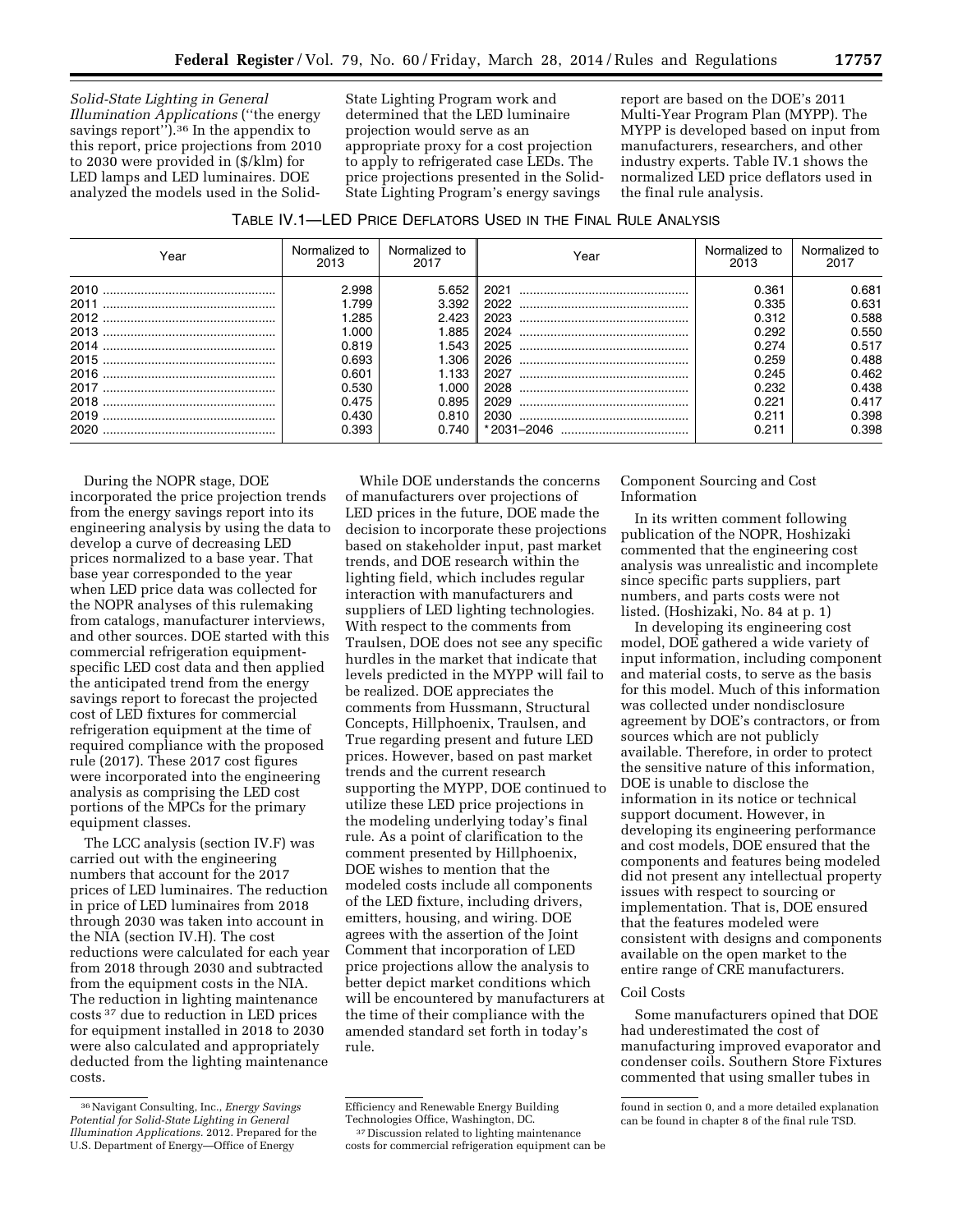*Solid-State Lighting in General Illumination Applications* (''the energy savings report'').[36] In the appendix to this report, price projections from 2010 to 2030 were provided in ($/klm) for LED lamps and LED luminaires. DOE analyzed the models used in the Solid-State Lighting Program work and determined that the LED luminaire projection would serve as an appropriate proxy for a cost projection to apply to refrigerated case LEDs. The price projections presented in the Solid-State Lighting Program's energy savings report are based on the DOE's 2011 Multi-Year Program Plan (MYPP). The MYPP is developed based on input from manufacturers, researchers, and other industry experts. Table IV.1 shows the normalized LED price deflators used in the final rule analysis.

TABLE IV.1—LED PRICE DEFLATORS USED IN THE FINAL RULE ANALYSIS

| Year | Normalized to 2013 | Normalized to 2017 | Year | Normalized to 2013 | Normalized to 2017 |
|---|---|---|---|---|---|
| 2010 | 2.998 | 5.652 | 2021 | 0.361 | 0.681 |
| 2011 | 1.799 | 3.392 | 2022 | 0.335 | 0.631 |
| 2012 | 1.285 | 2.423 | 2023 | 0.312 | 0.588 |
| 2013 | 1.000 | 1.885 | 2024 | 0.292 | 0.550 |
| 2014 | 0.819 | 1.543 | 2025 | 0.274 | 0.517 |
| 2015 | 0.693 | 1.306 | 2026 | 0.259 | 0.488 |
| 2016 | 0.601 | 1.133 | 2027 | 0.245 | 0.462 |
| 2017 | 0.530 | 1.000 | 2028 | 0.232 | 0.438 |
| 2018 | 0.475 | 0.895 | 2029 | 0.221 | 0.417 |
| 2019 | 0.430 | 0.810 | 2030 | 0.211 | 0.398 |
| 2020 | 0.393 | 0.740 | *2031–2046 | 0.211 | 0.398 |

During the NOPR stage, DOE incorporated the price projection trends from the energy savings report into its engineering analysis by using the data to develop a curve of decreasing LED prices normalized to a base year. That base year corresponded to the year when LED price data was collected for the NOPR analyses of this rulemaking from catalogs, manufacturer interviews, and other sources. DOE started with this commercial refrigeration equipment-specific LED cost data and then applied the anticipated trend from the energy savings report to forecast the projected cost of LED fixtures for commercial refrigeration equipment at the time of required compliance with the proposed rule (2017). These 2017 cost figures were incorporated into the engineering analysis as comprising the LED cost portions of the MPCs for the primary equipment classes.

The LCC analysis (section IV.F) was carried out with the engineering numbers that account for the 2017 prices of LED luminaires. The reduction in price of LED luminaires from 2018 through 2030 was taken into account in the NIA (section IV.H). The cost reductions were calculated for each year from 2018 through 2030 and subtracted from the equipment costs in the NIA. The reduction in lighting maintenance costs [37] due to reduction in LED prices for equipment installed in 2018 to 2030 were also calculated and appropriately deducted from the lighting maintenance costs.

While DOE understands the concerns of manufacturers over projections of LED prices in the future, DOE made the decision to incorporate these projections based on stakeholder input, past market trends, and DOE research within the lighting field, which includes regular interaction with manufacturers and suppliers of LED lighting technologies. With respect to the comments from Traulsen, DOE does not see any specific hurdles in the market that indicate that levels predicted in the MYPP will fail to be realized. DOE appreciates the comments from Hussmann, Structural Concepts, Hillphoenix, Traulsen, and True regarding present and future LED prices. However, based on past market trends and the current research supporting the MYPP, DOE continued to utilize these LED price projections in the modeling underlying today's final rule. As a point of clarification to the comment presented by Hillphoenix, DOE wishes to mention that the modeled costs include all components of the LED fixture, including drivers, emitters, housing, and wiring. DOE agrees with the assertion of the Joint Comment that incorporation of LED price projections allow the analysis to better depict market conditions which will be encountered by manufacturers at the time of their compliance with the amended standard set forth in today's rule.

Component Sourcing and Cost Information

In its written comment following publication of the NOPR, Hoshizaki commented that the engineering cost analysis was unrealistic and incomplete since specific parts suppliers, part numbers, and parts costs were not listed. (Hoshizaki, No. 84 at p. 1)

In developing its engineering cost model, DOE gathered a wide variety of input information, including component and material costs, to serve as the basis for this model. Much of this information was collected under nondisclosure agreement by DOE's contractors, or from sources which are not publicly available. Therefore, in order to protect the sensitive nature of this information, DOE is unable to disclose the information in its notice or technical support document. However, in developing its engineering performance and cost models, DOE ensured that the components and features being modeled did not present any intellectual property issues with respect to sourcing or implementation. That is, DOE ensured that the features modeled were consistent with designs and components available on the open market to the entire range of CRE manufacturers.

Coil Costs

Some manufacturers opined that DOE had underestimated the cost of manufacturing improved evaporator and condenser coils. Southern Store Fixtures commented that using smaller tubes in

---

[36] Navigant Consulting, Inc., *Energy Savings Potential for Solid-State Lighting in General Illumination Applications.* 2012. Prepared for the U.S. Department of Energy—Office of Energy Efficiency and Renewable Energy Building Technologies Office, Washington, DC.

[37] Discussion related to lighting maintenance costs for commercial refrigeration equipment can be found in section 0, and a more detailed explanation can be found in chapter 8 of the final rule TSD.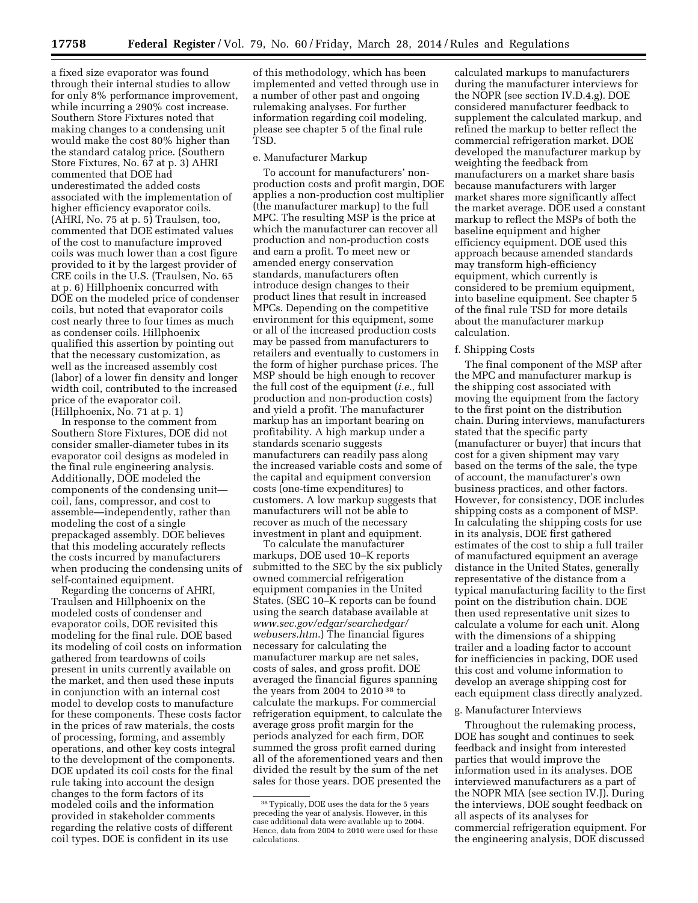a fixed size evaporator was found through their internal studies to allow for only 8% performance improvement, while incurring a 290% cost increase. Southern Store Fixtures noted that making changes to a condensing unit would make the cost 80% higher than the standard catalog price. (Southern Store Fixtures, No. 67 at p. 3) AHRI commented that DOE had underestimated the added costs associated with the implementation of higher efficiency evaporator coils. (AHRI, No. 75 at p. 5) Traulsen, too, commented that DOE estimated values of the cost to manufacture improved coils was much lower than a cost figure provided to it by the largest provider of CRE coils in the U.S. (Traulsen, No. 65 at p. 6) Hillphoenix concurred with DOE on the modeled price of condenser coils, but noted that evaporator coils cost nearly three to four times as much as condenser coils. Hillphoenix qualified this assertion by pointing out that the necessary customization, as well as the increased assembly cost (labor) of a lower fin density and longer width coil, contributed to the increased price of the evaporator coil. (Hillphoenix, No. 71 at p. 1)

In response to the comment from Southern Store Fixtures, DOE did not consider smaller-diameter tubes in its evaporator coil designs as modeled in the final rule engineering analysis. Additionally, DOE modeled the components of the condensing unit—coil, fans, compressor, and cost to assemble—independently, rather than modeling the cost of a single prepackaged assembly. DOE believes that this modeling accurately reflects the costs incurred by manufacturers when producing the condensing units of self-contained equipment.

Regarding the concerns of AHRI, Traulsen and Hillphoenix on the modeled costs of condenser and evaporator coils, DOE revisited this modeling for the final rule. DOE based its modeling of coil costs on information gathered from teardowns of coils present in units currently available on the market, and then used these inputs in conjunction with an internal cost model to develop costs to manufacture for these components. These costs factor in the prices of raw materials, the costs of processing, forming, and assembly operations, and other key costs integral to the development of the components. DOE updated its coil costs for the final rule taking into account the design changes to the form factors of its modeled coils and the information provided in stakeholder comments regarding the relative costs of different coil types. DOE is confident in its use of this methodology, which has been implemented and vetted through use in a number of other past and ongoing rulemaking analyses. For further information regarding coil modeling, please see chapter 5 of the final rule TSD.

e. Manufacturer Markup

To account for manufacturers' non-production costs and profit margin, DOE applies a non-production cost multiplier (the manufacturer markup) to the full MPC. The resulting MSP is the price at which the manufacturer can recover all production and non-production costs and earn a profit. To meet new or amended energy conservation standards, manufacturers often introduce design changes to their product lines that result in increased MPCs. Depending on the competitive environment for this equipment, some or all of the increased production costs may be passed from manufacturers to retailers and eventually to customers in the form of higher purchase prices. The MSP should be high enough to recover the full cost of the equipment (*i.e.,* full production and non-production costs) and yield a profit. The manufacturer markup has an important bearing on profitability. A high markup under a standards scenario suggests manufacturers can readily pass along the increased variable costs and some of the capital and equipment conversion costs (one-time expenditures) to customers. A low markup suggests that manufacturers will not be able to recover as much of the necessary investment in plant and equipment.

To calculate the manufacturer markups, DOE used 10–K reports submitted to the SEC by the six publicly owned commercial refrigeration equipment companies in the United States. (SEC 10–K reports can be found using the search database available at *www.sec.gov/edgar/searchedgar/webusers.htm*.) The financial figures necessary for calculating the manufacturer markup are net sales, costs of sales, and gross profit. DOE averaged the financial figures spanning the years from 2004 to 2010 [38] to calculate the markups. For commercial refrigeration equipment, to calculate the average gross profit margin for the periods analyzed for each firm, DOE summed the gross profit earned during all of the aforementioned years and then divided the result by the sum of the net sales for those years. DOE presented the calculated markups to manufacturers during the manufacturer interviews for the NOPR (see section IV.D.4.g). DOE considered manufacturer feedback to supplement the calculated markup, and refined the markup to better reflect the commercial refrigeration market. DOE developed the manufacturer markup by weighting the feedback from manufacturers on a market share basis because manufacturers with larger market shares more significantly affect the market average. DOE used a constant markup to reflect the MSPs of both the baseline equipment and higher efficiency equipment. DOE used this approach because amended standards may transform high-efficiency equipment, which currently is considered to be premium equipment, into baseline equipment. See chapter 5 of the final rule TSD for more details about the manufacturer markup calculation.

f. Shipping Costs

The final component of the MSP after the MPC and manufacturer markup is the shipping cost associated with moving the equipment from the factory to the first point on the distribution chain. During interviews, manufacturers stated that the specific party (manufacturer or buyer) that incurs that cost for a given shipment may vary based on the terms of the sale, the type of account, the manufacturer's own business practices, and other factors. However, for consistency, DOE includes shipping costs as a component of MSP. In calculating the shipping costs for use in its analysis, DOE first gathered estimates of the cost to ship a full trailer of manufactured equipment an average distance in the United States, generally representative of the distance from a typical manufacturing facility to the first point on the distribution chain. DOE then used representative unit sizes to calculate a volume for each unit. Along with the dimensions of a shipping trailer and a loading factor to account for inefficiencies in packing, DOE used this cost and volume information to develop an average shipping cost for each equipment class directly analyzed.

g. Manufacturer Interviews

Throughout the rulemaking process, DOE has sought and continues to seek feedback and insight from interested parties that would improve the information used in its analyses. DOE interviewed manufacturers as a part of the NOPR MIA (see section IV.J). During the interviews, DOE sought feedback on all aspects of its analyses for commercial refrigeration equipment. For the engineering analysis, DOE discussed

[38] Typically, DOE uses the data for the 5 years preceding the year of analysis. However, in this case additional data were available up to 2004. Hence, data from 2004 to 2010 were used for these calculations.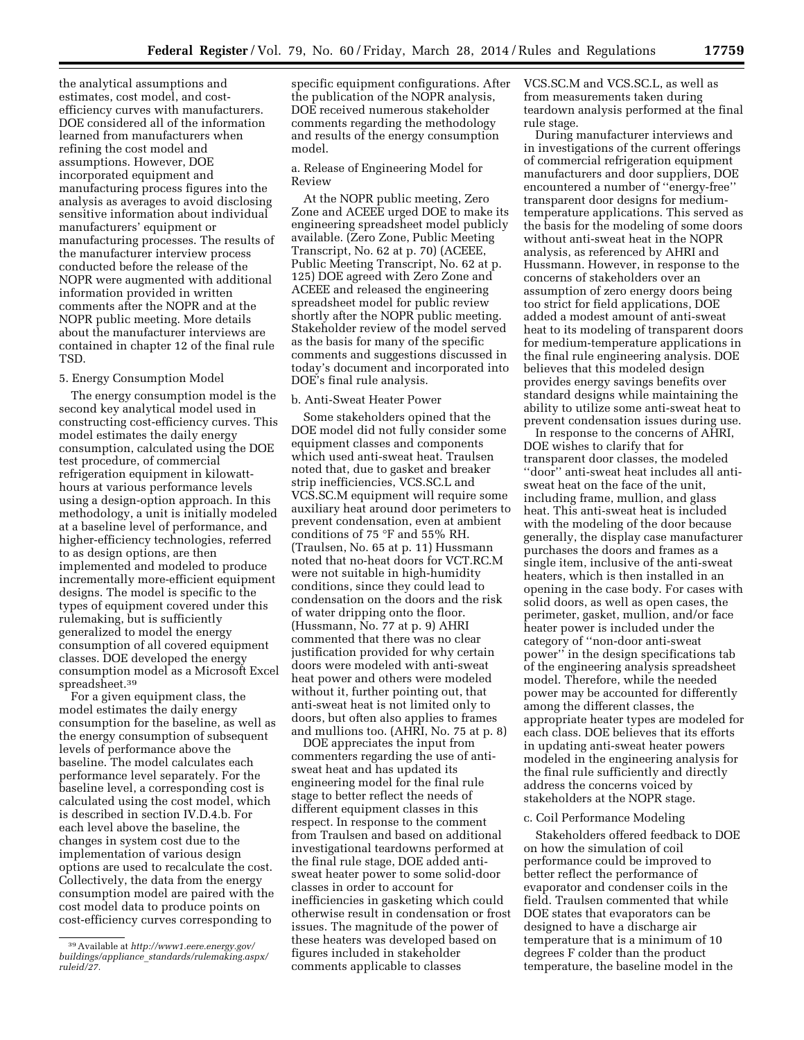the analytical assumptions and estimates, cost model, and cost-efficiency curves with manufacturers. DOE considered all of the information learned from manufacturers when refining the cost model and assumptions. However, DOE incorporated equipment and manufacturing process figures into the analysis as averages to avoid disclosing sensitive information about individual manufacturers' equipment or manufacturing processes. The results of the manufacturer interview process conducted before the release of the NOPR were augmented with additional information provided in written comments after the NOPR and at the NOPR public meeting. More details about the manufacturer interviews are contained in chapter 12 of the final rule TSD.

5. Energy Consumption Model

The energy consumption model is the second key analytical model used in constructing cost-efficiency curves. This model estimates the daily energy consumption, calculated using the DOE test procedure, of commercial refrigeration equipment in kilowatt-hours at various performance levels using a design-option approach. In this methodology, a unit is initially modeled at a baseline level of performance, and higher-efficiency technologies, referred to as design options, are then implemented and modeled to produce incrementally more-efficient equipment designs. The model is specific to the types of equipment covered under this rulemaking, but is sufficiently generalized to model the energy consumption of all covered equipment classes. DOE developed the energy consumption model as a Microsoft Excel spreadsheet.[39]

For a given equipment class, the model estimates the daily energy consumption for the baseline, as well as the energy consumption of subsequent levels of performance above the baseline. The model calculates each performance level separately. For the baseline level, a corresponding cost is calculated using the cost model, which is described in section IV.D.4.b. For each level above the baseline, the changes in system cost due to the implementation of various design options are used to recalculate the cost. Collectively, the data from the energy consumption model are paired with the cost model data to produce points on cost-efficiency curves corresponding to specific equipment configurations. After the publication of the NOPR analysis, DOE received numerous stakeholder comments regarding the methodology and results of the energy consumption model.

a. Release of Engineering Model for Review

At the NOPR public meeting, Zero Zone and ACEEE urged DOE to make its engineering spreadsheet model publicly available. (Zero Zone, Public Meeting Transcript, No. 62 at p. 70) (ACEEE, Public Meeting Transcript, No. 62 at p. 125) DOE agreed with Zero Zone and ACEEE and released the engineering spreadsheet model for public review shortly after the NOPR public meeting. Stakeholder review of the model served as the basis for many of the specific comments and suggestions discussed in today's document and incorporated into DOE's final rule analysis.

b. Anti-Sweat Heater Power

Some stakeholders opined that the DOE model did not fully consider some equipment classes and components which used anti-sweat heat. Traulsen noted that, due to gasket and breaker strip inefficiencies, VCS.SC.L and VCS.SC.M equipment will require some auxiliary heat around door perimeters to prevent condensation, even at ambient conditions of 75 °F and 55% RH. (Traulsen, No. 65 at p. 11) Hussmann noted that no-heat doors for VCT.RC.M were not suitable in high-humidity conditions, since they could lead to condensation on the doors and the risk of water dripping onto the floor. (Hussmann, No. 77 at p. 9) AHRI commented that there was no clear justification provided for why certain doors were modeled with anti-sweat heat power and others were modeled without it, further pointing out, that anti-sweat heat is not limited only to doors, but often also applies to frames and mullions too. (AHRI, No. 75 at p. 8)

DOE appreciates the input from commenters regarding the use of anti-sweat heat and has updated its engineering model for the final rule stage to better reflect the needs of different equipment classes in this respect. In response to the comment from Traulsen and based on additional investigational teardowns performed at the final rule stage, DOE added anti-sweat heater power to some solid-door classes in order to account for inefficiencies in gasketing which could otherwise result in condensation or frost issues. The magnitude of the power of these heaters was developed based on figures included in stakeholder comments applicable to classes VCS.SC.M and VCS.SC.L, as well as from measurements taken during teardown analysis performed at the final rule stage.

During manufacturer interviews and in investigations of the current offerings of commercial refrigeration equipment manufacturers and door suppliers, DOE encountered a number of "energy-free" transparent door designs for medium-temperature applications. This served as the basis for the modeling of some doors without anti-sweat heat in the NOPR analysis, as referenced by AHRI and Hussmann. However, in response to the concerns of stakeholders over an assumption of zero energy doors being too strict for field applications, DOE added a modest amount of anti-sweat heat to its modeling of transparent doors for medium-temperature applications in the final rule engineering analysis. DOE believes that this modeled design provides energy savings benefits over standard designs while maintaining the ability to utilize some anti-sweat heat to prevent condensation issues during use.

In response to the concerns of AHRI, DOE wishes to clarify that for transparent door classes, the modeled "door" anti-sweat heat includes all anti-sweat heat on the face of the unit, including frame, mullion, and glass heat. This anti-sweat heat is included with the modeling of the door because generally, the display case manufacturer purchases the doors and frames as a single item, inclusive of the anti-sweat heaters, which is then installed in an opening in the case body. For cases with solid doors, as well as open cases, the perimeter, gasket, mullion, and/or face heater power is included under the category of "non-door anti-sweat power" in the design specifications tab of the engineering analysis spreadsheet model. Therefore, while the needed power may be accounted for differently among the different classes, the appropriate heater types are modeled for each class. DOE believes that its efforts in updating anti-sweat heater powers modeled in the engineering analysis for the final rule sufficiently and directly address the concerns voiced by stakeholders at the NOPR stage.

c. Coil Performance Modeling

Stakeholders offered feedback to DOE on how the simulation of coil performance could be improved to better reflect the performance of evaporator and condenser coils in the field. Traulsen commented that while DOE states that evaporators can be designed to have a discharge air temperature that is a minimum of 10 degrees F colder than the product temperature, the baseline model in the

[39] Available at *http://www1.eere.energy.gov/buildings/appliance_standards/rulemaking.aspx/ruleid/27.*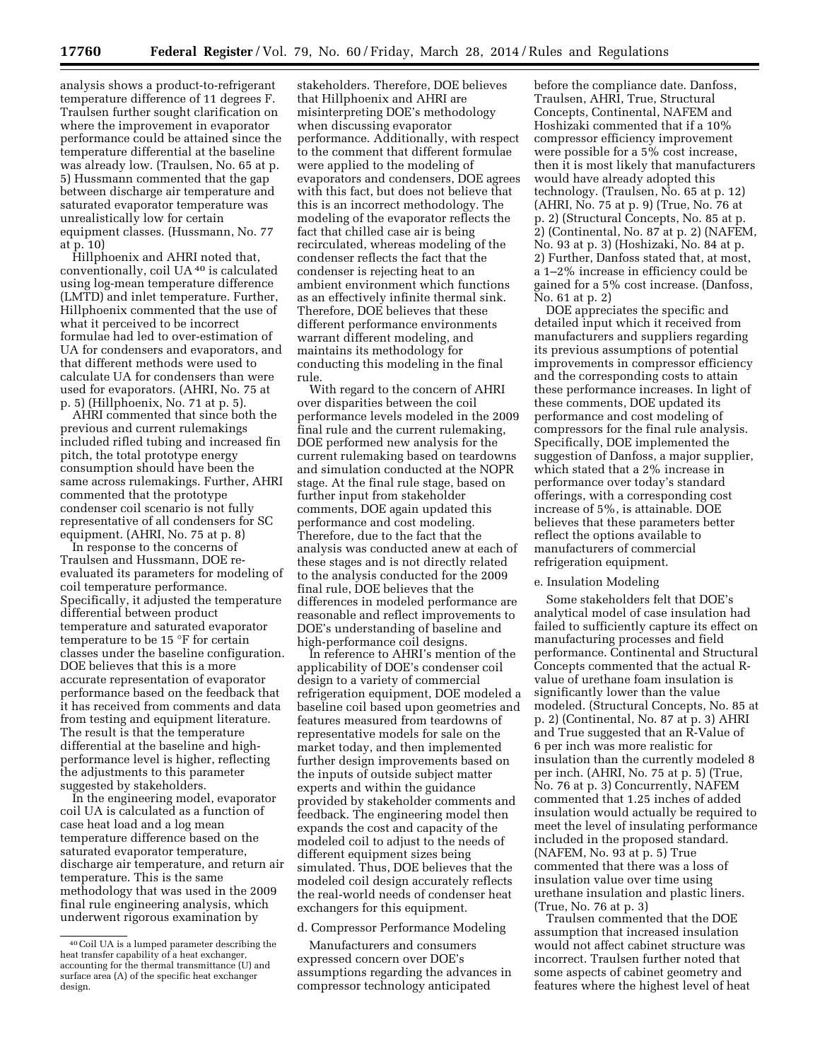analysis shows a product-to-refrigerant temperature difference of 11 degrees F. Traulsen further sought clarification on where the improvement in evaporator performance could be attained since the temperature differential at the baseline was already low. (Traulsen, No. 65 at p. 5) Hussmann commented that the gap between discharge air temperature and saturated evaporator temperature was unrealistically low for certain equipment classes. (Hussmann, No. 77 at p. 10)

Hillphoenix and AHRI noted that, conventionally, coil UA [40] is calculated using log-mean temperature difference (LMTD) and inlet temperature. Further, Hillphoenix commented that the use of what it perceived to be incorrect formulae had led to over-estimation of UA for condensers and evaporators, and that different methods were used to calculate UA for condensers than were used for evaporators. (AHRI, No. 75 at p. 5) (Hillphoenix, No. 71 at p. 5).

AHRI commented that since both the previous and current rulemakings included rifled tubing and increased fin pitch, the total prototype energy consumption should have been the same across rulemakings. Further, AHRI commented that the prototype condenser coil scenario is not fully representative of all condensers for SC equipment. (AHRI, No. 75 at p. 8)

In response to the concerns of Traulsen and Hussmann, DOE re-evaluated its parameters for modeling of coil temperature performance. Specifically, it adjusted the temperature differential between product temperature and saturated evaporator temperature to be 15 °F for certain classes under the baseline configuration. DOE believes that this is a more accurate representation of evaporator performance based on the feedback that it has received from comments and data from testing and equipment literature. The result is that the temperature differential at the baseline and high-performance level is higher, reflecting the adjustments to this parameter suggested by stakeholders.

In the engineering model, evaporator coil UA is calculated as a function of case heat load and a log mean temperature difference based on the saturated evaporator temperature, discharge air temperature, and return air temperature. This is the same methodology that was used in the 2009 final rule engineering analysis, which underwent rigorous examination by stakeholders. Therefore, DOE believes that Hillphoenix and AHRI are misinterpreting DOE's methodology when discussing evaporator performance. Additionally, with respect to the comment that different formulae were applied to the modeling of evaporators and condensers, DOE agrees with this fact, but does not believe that this is an incorrect methodology. The modeling of the evaporator reflects the fact that chilled case air is being recirculated, whereas modeling of the condenser reflects the fact that the condenser is rejecting heat to an ambient environment which functions as an effectively infinite thermal sink. Therefore, DOE believes that these different performance environments warrant different modeling, and maintains its methodology for conducting this modeling in the final rule.

With regard to the concern of AHRI over disparities between the coil performance levels modeled in the 2009 final rule and the current rulemaking, DOE performed new analysis for the current rulemaking based on teardowns and simulation conducted at the NOPR stage. At the final rule stage, based on further input from stakeholder comments, DOE again updated this performance and cost modeling. Therefore, due to the fact that the analysis was conducted anew at each of these stages and is not directly related to the analysis conducted for the 2009 final rule, DOE believes that the differences in modeled performance are reasonable and reflect improvements to DOE's understanding of baseline and high-performance coil designs.

In reference to AHRI's mention of the applicability of DOE's condenser coil design to a variety of commercial refrigeration equipment, DOE modeled a baseline coil based upon geometries and features measured from teardowns of representative models for sale on the market today, and then implemented further design improvements based on the inputs of outside subject matter experts and within the guidance provided by stakeholder comments and feedback. The engineering model then expands the cost and capacity of the modeled coil to adjust to the needs of different equipment sizes being simulated. Thus, DOE believes that the modeled coil design accurately reflects the real-world needs of condenser heat exchangers for this equipment.

d. Compressor Performance Modeling

Manufacturers and consumers expressed concern over DOE's assumptions regarding the advances in compressor technology anticipated before the compliance date. Danfoss, Traulsen, AHRI, True, Structural Concepts, Continental, NAFEM and Hoshizaki commented that if a 10% compressor efficiency improvement were possible for a 5% cost increase, then it is most likely that manufacturers would have already adopted this technology. (Traulsen, No. 65 at p. 12) (AHRI, No. 75 at p. 9) (True, No. 76 at p. 2) (Structural Concepts, No. 85 at p. 2) (Continental, No. 87 at p. 2) (NAFEM, No. 93 at p. 3) (Hoshizaki, No. 84 at p. 2) Further, Danfoss stated that, at most, a 1–2% increase in efficiency could be gained for a 5% cost increase. (Danfoss, No. 61 at p. 2)

DOE appreciates the specific and detailed input which it received from manufacturers and suppliers regarding its previous assumptions of potential improvements in compressor efficiency and the corresponding costs to attain these performance increases. In light of these comments, DOE updated its performance and cost modeling of compressors for the final rule analysis. Specifically, DOE implemented the suggestion of Danfoss, a major supplier, which stated that a 2% increase in performance over today's standard offerings, with a corresponding cost increase of 5%, is attainable. DOE believes that these parameters better reflect the options available to manufacturers of commercial refrigeration equipment.

e. Insulation Modeling

Some stakeholders felt that DOE's analytical model of case insulation had failed to sufficiently capture its effect on manufacturing processes and field performance. Continental and Structural Concepts commented that the actual R-value of urethane foam insulation is significantly lower than the value modeled. (Structural Concepts, No. 85 at p. 2) (Continental, No. 87 at p. 3) AHRI and True suggested that an R-Value of 6 per inch was more realistic for insulation than the currently modeled 8 per inch. (AHRI, No. 75 at p. 5) (True, No. 76 at p. 3) Concurrently, NAFEM commented that 1.25 inches of added insulation would actually be required to meet the level of insulating performance included in the proposed standard. (NAFEM, No. 93 at p. 5) True commented that there was a loss of insulation value over time using urethane insulation and plastic liners. (True, No. 76 at p. 3)

Traulsen commented that the DOE assumption that increased insulation would not affect cabinet structure was incorrect. Traulsen further noted that some aspects of cabinet geometry and features where the highest level of heat

[40] Coil UA is a lumped parameter describing the heat transfer capability of a heat exchanger, accounting for the thermal transmittance (U) and surface area (A) of the specific heat exchanger design.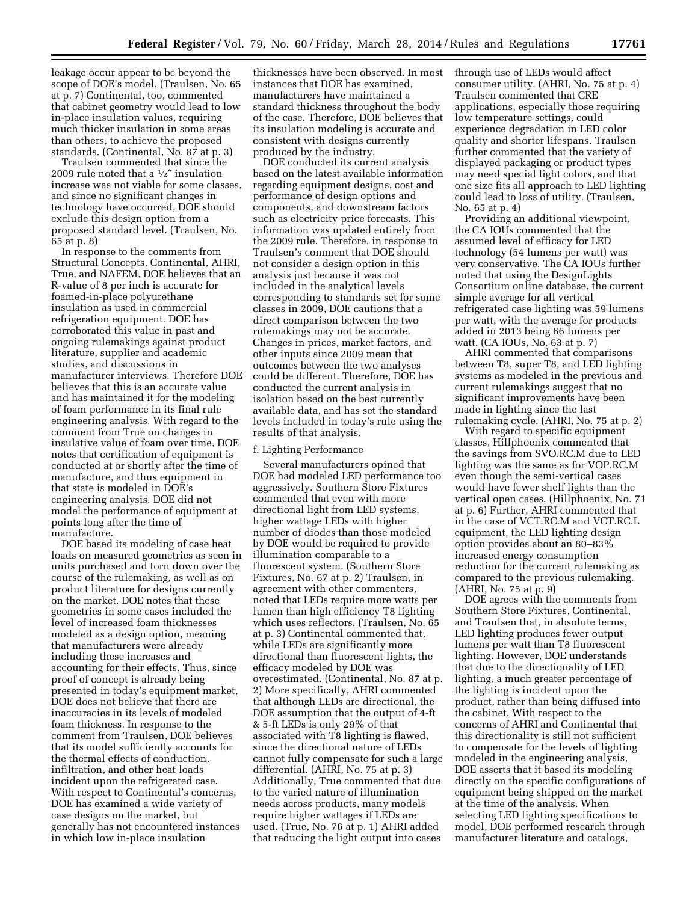leakage occur appear to be beyond the scope of DOE's model. (Traulsen, No. 65 at p. 7) Continental, too, commented that cabinet geometry would lead to low in-place insulation values, requiring much thicker insulation in some areas than others, to achieve the proposed standards. (Continental, No. 87 at p. 3)

Traulsen commented that since the 2009 rule noted that a ½″ insulation increase was not viable for some classes, and since no significant changes in technology have occurred, DOE should exclude this design option from a proposed standard level. (Traulsen, No. 65 at p. 8)

In response to the comments from Structural Concepts, Continental, AHRI, True, and NAFEM, DOE believes that an R-value of 8 per inch is accurate for foamed-in-place polyurethane insulation as used in commercial refrigeration equipment. DOE has corroborated this value in past and ongoing rulemakings against product literature, supplier and academic studies, and discussions in manufacturer interviews. Therefore DOE believes that this is an accurate value and has maintained it for the modeling of foam performance in its final rule engineering analysis. With regard to the comment from True on changes in insulative value of foam over time, DOE notes that certification of equipment is conducted at or shortly after the time of manufacture, and thus equipment in that state is modeled in DOE's engineering analysis. DOE did not model the performance of equipment at points long after the time of manufacture.

DOE based its modeling of case heat loads on measured geometries as seen in units purchased and torn down over the course of the rulemaking, as well as on product literature for designs currently on the market. DOE notes that these geometries in some cases included the level of increased foam thicknesses modeled as a design option, meaning that manufacturers were already including these increases and accounting for their effects. Thus, since proof of concept is already being presented in today's equipment market, DOE does not believe that there are inaccuracies in its levels of modeled foam thickness. In response to the comment from Traulsen, DOE believes that its model sufficiently accounts for the thermal effects of conduction, infiltration, and other heat loads incident upon the refrigerated case. With respect to Continental's concerns, DOE has examined a wide variety of case designs on the market, but generally has not encountered instances in which low in-place insulation thicknesses have been observed. In most instances that DOE has examined, manufacturers have maintained a standard thickness throughout the body of the case. Therefore, DOE believes that its insulation modeling is accurate and consistent with designs currently produced by the industry.

DOE conducted its current analysis based on the latest available information regarding equipment designs, cost and performance of design options and components, and downstream factors such as electricity price forecasts. This information was updated entirely from the 2009 rule. Therefore, in response to Traulsen's comment that DOE should not consider a design option in this analysis just because it was not included in the analytical levels corresponding to standards set for some classes in 2009, DOE cautions that a direct comparison between the two rulemakings may not be accurate. Changes in prices, market factors, and other inputs since 2009 mean that outcomes between the two analyses could be different. Therefore, DOE has conducted the current analysis in isolation based on the best currently available data, and has set the standard levels included in today's rule using the results of that analysis.

f. Lighting Performance

Several manufacturers opined that DOE had modeled LED performance too aggressively. Southern Store Fixtures commented that even with more directional light from LED systems, higher wattage LEDs with higher number of diodes than those modeled by DOE would be required to provide illumination comparable to a fluorescent system. (Southern Store Fixtures, No. 67 at p. 2) Traulsen, in agreement with other commenters, noted that LEDs require more watts per lumen than high efficiency T8 lighting which uses reflectors. (Traulsen, No. 65 at p. 3) Continental commented that, while LEDs are significantly more directional than fluorescent lights, the efficacy modeled by DOE was overestimated. (Continental, No. 87 at p. 2) More specifically, AHRI commented that although LEDs are directional, the DOE assumption that the output of 4-ft & 5-ft LEDs is only 29% of that associated with T8 lighting is flawed, since the directional nature of LEDs cannot fully compensate for such a large differential. (AHRI, No. 75 at p. 3) Additionally, True commented that due to the varied nature of illumination needs across products, many models require higher wattages if LEDs are used. (True, No. 76 at p. 1) AHRI added that reducing the light output into cases through use of LEDs would affect consumer utility. (AHRI, No. 75 at p. 4) Traulsen commented that CRE applications, especially those requiring low temperature settings, could experience degradation in LED color quality and shorter lifespans. Traulsen further commented that the variety of displayed packaging or product types may need special light colors, and that one size fits all approach to LED lighting could lead to loss of utility. (Traulsen, No. 65 at p. 4)

Providing an additional viewpoint, the CA IOUs commented that the assumed level of efficacy for LED technology (54 lumens per watt) was very conservative. The CA IOUs further noted that using the DesignLights Consortium online database, the current simple average for all vertical refrigerated case lighting was 59 lumens per watt, with the average for products added in 2013 being 66 lumens per watt. (CA IOUs, No. 63 at p. 7)

AHRI commented that comparisons between T8, super T8, and LED lighting systems as modeled in the previous and current rulemakings suggest that no significant improvements have been made in lighting since the last rulemaking cycle. (AHRI, No. 75 at p. 2)

With regard to specific equipment classes, Hillphoenix commented that the savings from SVO.RC.M due to LED lighting was the same as for VOP.RC.M even though the semi-vertical cases would have fewer shelf lights than the vertical open cases. (Hillphoenix, No. 71 at p. 6) Further, AHRI commented that in the case of VCT.RC.M and VCT.RC.L equipment, the LED lighting design option provides about an 80–83% increased energy consumption reduction for the current rulemaking as compared to the previous rulemaking. (AHRI, No. 75 at p. 9)

DOE agrees with the comments from Southern Store Fixtures, Continental, and Traulsen that, in absolute terms, LED lighting produces fewer output lumens per watt than T8 fluorescent lighting. However, DOE understands that due to the directionality of LED lighting, a much greater percentage of the lighting is incident upon the product, rather than being diffused into the cabinet. With respect to the concerns of AHRI and Continental that this directionality is still not sufficient to compensate for the levels of lighting modeled in the engineering analysis, DOE asserts that it based its modeling directly on the specific configurations of equipment being shipped on the market at the time of the analysis. When selecting LED lighting specifications to model, DOE performed research through manufacturer literature and catalogs,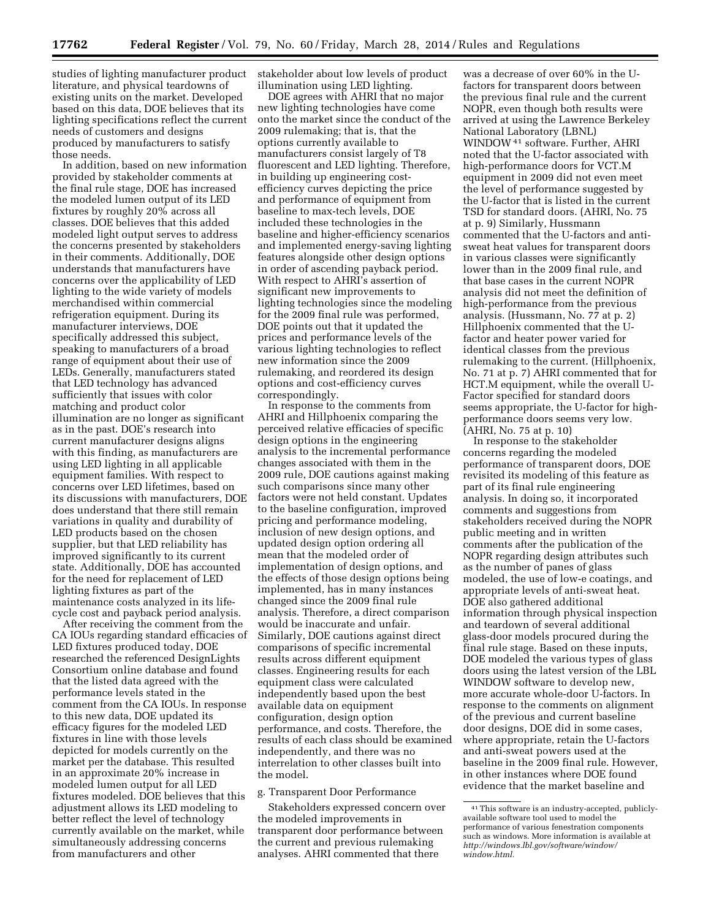studies of lighting manufacturer product literature, and physical teardowns of existing units on the market. Developed based on this data, DOE believes that its lighting specifications reflect the current needs of customers and designs produced by manufacturers to satisfy those needs.

In addition, based on new information provided by stakeholder comments at the final rule stage, DOE has increased the modeled lumen output of its LED fixtures by roughly 20% across all classes. DOE believes that this added modeled light output serves to address the concerns presented by stakeholders in their comments. Additionally, DOE understands that manufacturers have concerns over the applicability of LED lighting to the wide variety of models merchandised within commercial refrigeration equipment. During its manufacturer interviews, DOE specifically addressed this subject, speaking to manufacturers of a broad range of equipment about their use of LEDs. Generally, manufacturers stated that LED technology has advanced sufficiently that issues with color matching and product color illumination are no longer as significant as in the past. DOE's research into current manufacturer designs aligns with this finding, as manufacturers are using LED lighting in all applicable equipment families. With respect to concerns over LED lifetimes, based on its discussions with manufacturers, DOE does understand that there still remain variations in quality and durability of LED products based on the chosen supplier, but that LED reliability has improved significantly to its current state. Additionally, DOE has accounted for the need for replacement of LED lighting fixtures as part of the maintenance costs analyzed in its life-cycle cost and payback period analysis.

After receiving the comment from the CA IOUs regarding standard efficacies of LED fixtures produced today, DOE researched the referenced DesignLights Consortium online database and found that the listed data agreed with the performance levels stated in the comment from the CA IOUs. In response to this new data, DOE updated its efficacy figures for the modeled LED fixtures in line with those levels depicted for models currently on the market per the database. This resulted in an approximate 20% increase in modeled lumen output for all LED fixtures modeled. DOE believes that this adjustment allows its LED modeling to better reflect the level of technology currently available on the market, while simultaneously addressing concerns from manufacturers and other stakeholder about low levels of product illumination using LED lighting.

DOE agrees with AHRI that no major new lighting technologies have come onto the market since the conduct of the 2009 rulemaking; that is, that the options currently available to manufacturers consist largely of T8 fluorescent and LED lighting. Therefore, in building up engineering cost-efficiency curves depicting the price and performance of equipment from baseline to max-tech levels, DOE included these technologies in the baseline and higher-efficiency scenarios and implemented energy-saving lighting features alongside other design options in order of ascending payback period. With respect to AHRI's assertion of significant new improvements to lighting technologies since the modeling for the 2009 final rule was performed, DOE points out that it updated the prices and performance levels of the various lighting technologies to reflect new information since the 2009 rulemaking, and reordered its design options and cost-efficiency curves correspondingly.

In response to the comments from AHRI and Hillphoenix comparing the perceived relative efficacies of specific design options in the engineering analysis to the incremental performance changes associated with them in the 2009 rule, DOE cautions against making such comparisons since many other factors were not held constant. Updates to the baseline configuration, improved pricing and performance modeling, inclusion of new design options, and updated design option ordering all mean that the modeled order of implementation of design options, and the effects of those design options being implemented, has in many instances changed since the 2009 final rule analysis. Therefore, a direct comparison would be inaccurate and unfair. Similarly, DOE cautions against direct comparisons of specific incremental results across different equipment classes. Engineering results for each equipment class were calculated independently based upon the best available data on equipment configuration, design option performance, and costs. Therefore, the results of each class should be examined independently, and there was no interrelation to other classes built into the model.

g. Transparent Door Performance

Stakeholders expressed concern over the modeled improvements in transparent door performance between the current and previous rulemaking analyses. AHRI commented that there was a decrease of over 60% in the U-factors for transparent doors between the previous final rule and the current NOPR, even though both results were arrived at using the Lawrence Berkeley National Laboratory (LBNL) WINDOW[41] software. Further, AHRI noted that the U-factor associated with high-performance doors for VCT.M equipment in 2009 did not even meet the level of performance suggested by the U-factor that is listed in the current TSD for standard doors. (AHRI, No. 75 at p. 9) Similarly, Hussmann commented that the U-factors and anti-sweat heat values for transparent doors in various classes were significantly lower than in the 2009 final rule, and that base cases in the current NOPR analysis did not meet the definition of high-performance from the previous analysis. (Hussmann, No. 77 at p. 2) Hillphoenix commented that the U-factor and heater power varied for identical classes from the previous rulemaking to the current. (Hillphoenix, No. 71 at p. 7) AHRI commented that for HCT.M equipment, while the overall U-Factor specified for standard doors seems appropriate, the U-factor for high-performance doors seems very low. (AHRI, No. 75 at p. 10)

In response to the stakeholder concerns regarding the modeled performance of transparent doors, DOE revisited its modeling of this feature as part of its final rule engineering analysis. In doing so, it incorporated comments and suggestions from stakeholders received during the NOPR public meeting and in written comments after the publication of the NOPR regarding design attributes such as the number of panes of glass modeled, the use of low-e coatings, and appropriate levels of anti-sweat heat. DOE also gathered additional information through physical inspection and teardown of several additional glass-door models procured during the final rule stage. Based on these inputs, DOE modeled the various types of glass doors using the latest version of the LBL WINDOW software to develop new, more accurate whole-door U-factors. In response to the comments on alignment of the previous and current baseline door designs, DOE did in some cases, where appropriate, retain the U-factors and anti-sweat powers used at the baseline in the 2009 final rule. However, in other instances where DOE found evidence that the market baseline and

[41] This software is an industry-accepted, publicly-available software tool used to model the performance of various fenestration components such as windows. More information is available at *http://windows.lbl.gov/software/window/window.html.*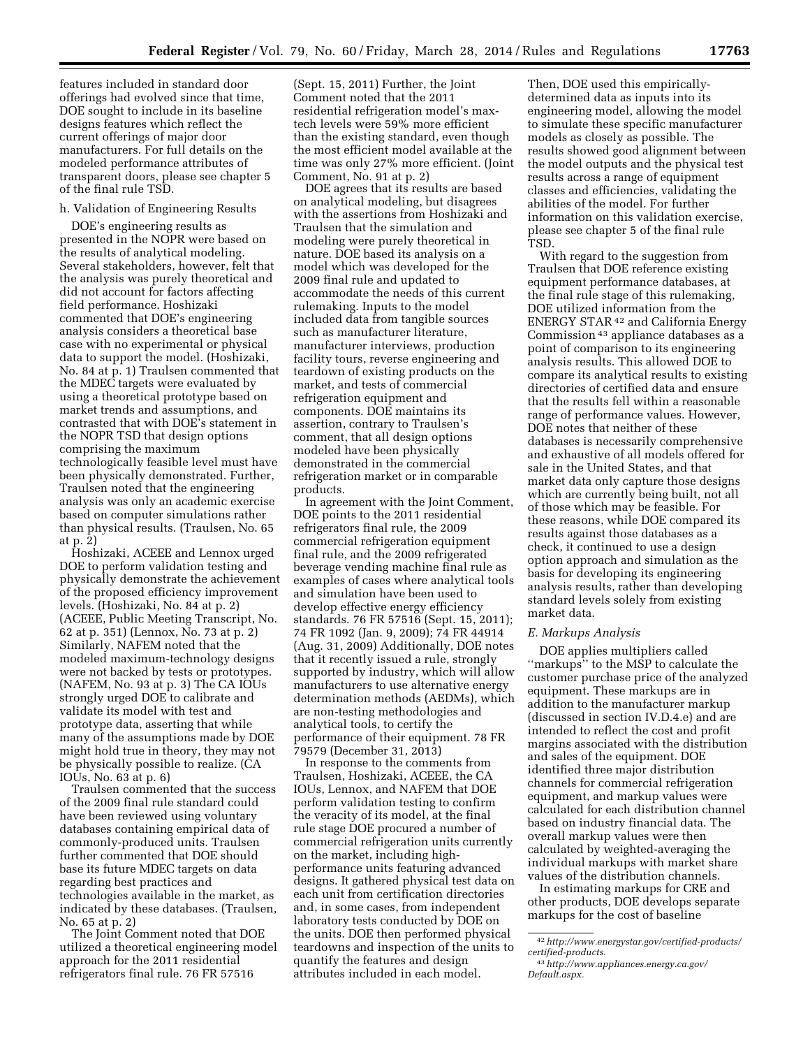features included in standard door offerings had evolved since that time, DOE sought to include in its baseline designs features which reflect the current offerings of major door manufacturers. For full details on the modeled performance attributes of transparent doors, please see chapter 5 of the final rule TSD.

h. Validation of Engineering Results

DOE's engineering results as presented in the NOPR were based on the results of analytical modeling. Several stakeholders, however, felt that the analysis was purely theoretical and did not account for factors affecting field performance. Hoshizaki commented that DOE's engineering analysis considers a theoretical base case with no experimental or physical data to support the model. (Hoshizaki, No. 84 at p. 1) Traulsen commented that the MDEC targets were evaluated by using a theoretical prototype based on market trends and assumptions, and contrasted that with DOE's statement in the NOPR TSD that design options comprising the maximum technologically feasible level must have been physically demonstrated. Further, Traulsen noted that the engineering analysis was only an academic exercise based on computer simulations rather than physical results. (Traulsen, No. 65 at p. 2)

Hoshizaki, ACEEE and Lennox urged DOE to perform validation testing and physically demonstrate the achievement of the proposed efficiency improvement levels. (Hoshizaki, No. 84 at p. 2) (ACEEE, Public Meeting Transcript, No. 62 at p. 351) (Lennox, No. 73 at p. 2) Similarly, NAFEM noted that the modeled maximum-technology designs were not backed by tests or prototypes. (NAFEM, No. 93 at p. 3) The CA IOUs strongly urged DOE to calibrate and validate its model with test and prototype data, asserting that while many of the assumptions made by DOE might hold true in theory, they may not be physically possible to realize. (CA IOUs, No. 63 at p. 6)

Traulsen commented that the success of the 2009 final rule standard could have been reviewed using voluntary databases containing empirical data of commonly-produced units. Traulsen further commented that DOE should base its future MDEC targets on data regarding best practices and technologies available in the market, as indicated by these databases. (Traulsen, No. 65 at p. 2)

The Joint Comment noted that DOE utilized a theoretical engineering model approach for the 2011 residential refrigerators final rule. 76 FR 57516 (Sept. 15, 2011) Further, the Joint Comment noted that the 2011 residential refrigeration model's max-tech levels were 59% more efficient than the existing standard, even though the most efficient model available at the time was only 27% more efficient. (Joint Comment, No. 91 at p. 2)

DOE agrees that its results are based on analytical modeling, but disagrees with the assertions from Hoshizaki and Traulsen that the simulation and modeling were purely theoretical in nature. DOE based its analysis on a model which was developed for the 2009 final rule and updated to accommodate the needs of this current rulemaking. Inputs to the model included data from tangible sources such as manufacturer literature, manufacturer interviews, production facility tours, reverse engineering and teardown of existing products on the market, and tests of commercial refrigeration equipment and components. DOE maintains its assertion, contrary to Traulsen's comment, that all design options modeled have been physically demonstrated in the commercial refrigeration market or in comparable products.

In agreement with the Joint Comment, DOE points to the 2011 residential refrigerators final rule, the 2009 commercial refrigeration equipment final rule, and the 2009 refrigerated beverage vending machine final rule as examples of cases where analytical tools and simulation have been used to develop effective energy efficiency standards. 76 FR 57516 (Sept. 15, 2011); 74 FR 1092 (Jan. 9, 2009); 74 FR 44914 (Aug. 31, 2009) Additionally, DOE notes that it recently issued a rule, strongly supported by industry, which will allow manufacturers to use alternative energy determination methods (AEDMs), which are non-testing methodologies and analytical tools, to certify the performance of their equipment. 78 FR 79579 (December 31, 2013)

In response to the comments from Traulsen, Hoshizaki, ACEEE, the CA IOUs, Lennox, and NAFEM that DOE perform validation testing to confirm the veracity of its model, at the final rule stage DOE procured a number of commercial refrigeration units currently on the market, including high-performance units featuring advanced designs. It gathered physical test data on each unit from certification directories and, in some cases, from independent laboratory tests conducted by DOE on the units. DOE then performed physical teardowns and inspection of the units to quantify the features and design attributes included in each model. Then, DOE used this empirically-determined data as inputs into its engineering model, allowing the model to simulate these specific manufacturer models as closely as possible. The results showed good alignment between the model outputs and the physical test results across a range of equipment classes and efficiencies, validating the abilities of the model. For further information on this validation exercise, please see chapter 5 of the final rule TSD.

With regard to the suggestion from Traulsen that DOE reference existing equipment performance databases, at the final rule stage of this rulemaking, DOE utilized information from the ENERGY STAR[42] and California Energy Commission[43] appliance databases as a point of comparison to its engineering analysis results. This allowed DOE to compare its analytical results to existing directories of certified data and ensure that the results fell within a reasonable range of performance values. However, DOE notes that neither of these databases is necessarily comprehensive and exhaustive of all models offered for sale in the United States, and that market data only capture those designs which are currently being built, not all of those which may be feasible. For these reasons, while DOE compared its results against those databases as a check, it continued to use a design option approach and simulation as the basis for developing its engineering analysis results, rather than developing standard levels solely from existing market data.

*E. Markups Analysis*

DOE applies multipliers called "markups" to the MSP to calculate the customer purchase price of the analyzed equipment. These markups are in addition to the manufacturer markup (discussed in section IV.D.4.e) and are intended to reflect the cost and profit margins associated with the distribution and sales of the equipment. DOE identified three major distribution channels for commercial refrigeration equipment, and markup values were calculated for each distribution channel based on industry financial data. The overall markup values were then calculated by weighted-averaging the individual markups with market share values of the distribution channels.

In estimating markups for CRE and other products, DOE develops separate markups for the cost of baseline

[42] *http://www.energystar.gov/certified-products/certified-products.*

[43] *http://www.appliances.energy.ca.gov/Default.aspx.*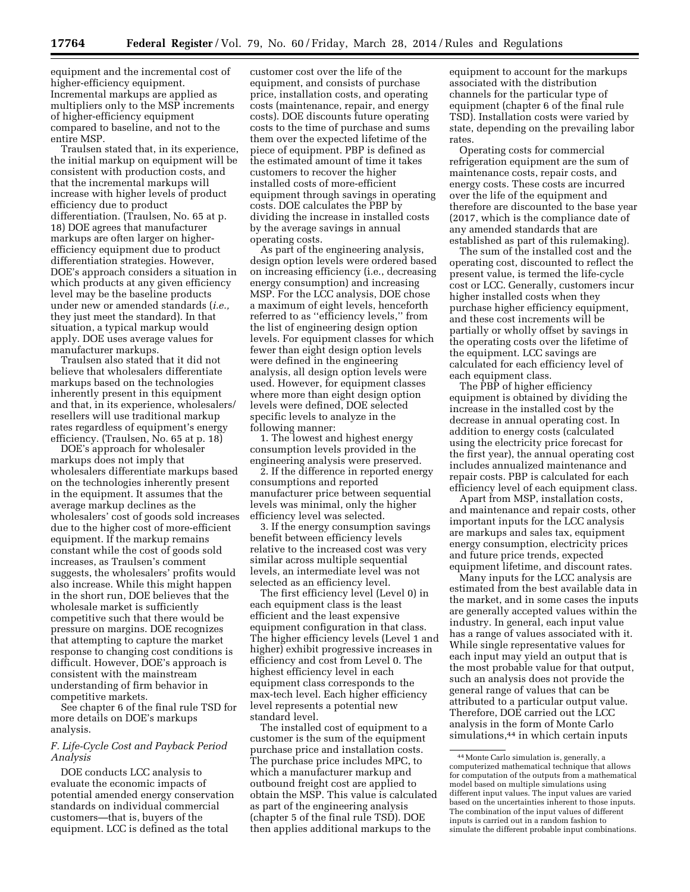equipment and the incremental cost of higher-efficiency equipment. Incremental markups are applied as multipliers only to the MSP increments of higher-efficiency equipment compared to baseline, and not to the entire MSP.

Traulsen stated that, in its experience, the initial markup on equipment will be consistent with production costs, and that the incremental markups will increase with higher levels of product efficiency due to product differentiation. (Traulsen, No. 65 at p. 18) DOE agrees that manufacturer markups are often larger on higher-efficiency equipment due to product differentiation strategies. However, DOE's approach considers a situation in which products at any given efficiency level may be the baseline products under new or amended standards (*i.e.,* they just meet the standard). In that situation, a typical markup would apply. DOE uses average values for manufacturer markups.

Traulsen also stated that it did not believe that wholesalers differentiate markups based on the technologies inherently present in this equipment and that, in its experience, wholesalers/resellers will use traditional markup rates regardless of equipment's energy efficiency. (Traulsen, No. 65 at p. 18)

DOE's approach for wholesaler markups does not imply that wholesalers differentiate markups based on the technologies inherently present in the equipment. It assumes that the average markup declines as the wholesalers' cost of goods sold increases due to the higher cost of more-efficient equipment. If the markup remains constant while the cost of goods sold increases, as Traulsen's comment suggests, the wholesalers' profits would also increase. While this might happen in the short run, DOE believes that the wholesale market is sufficiently competitive such that there would be pressure on margins. DOE recognizes that attempting to capture the market response to changing cost conditions is difficult. However, DOE's approach is consistent with the mainstream understanding of firm behavior in competitive markets.

See chapter 6 of the final rule TSD for more details on DOE's markups analysis.

### *F. Life-Cycle Cost and Payback Period Analysis*

DOE conducts LCC analysis to evaluate the economic impacts of potential amended energy conservation standards on individual commercial customers—that is, buyers of the equipment. LCC is defined as the total customer cost over the life of the equipment, and consists of purchase price, installation costs, and operating costs (maintenance, repair, and energy costs). DOE discounts future operating costs to the time of purchase and sums them over the expected lifetime of the piece of equipment. PBP is defined as the estimated amount of time it takes customers to recover the higher installed costs of more-efficient equipment through savings in operating costs. DOE calculates the PBP by dividing the increase in installed costs by the average savings in annual operating costs.

As part of the engineering analysis, design option levels were ordered based on increasing efficiency (i.e., decreasing energy consumption) and increasing MSP. For the LCC analysis, DOE chose a maximum of eight levels, henceforth referred to as ''efficiency levels,'' from the list of engineering design option levels. For equipment classes for which fewer than eight design option levels were defined in the engineering analysis, all design option levels were used. However, for equipment classes where more than eight design option levels were defined, DOE selected specific levels to analyze in the following manner:

1. The lowest and highest energy consumption levels provided in the engineering analysis were preserved.
2. If the difference in reported energy consumptions and reported manufacturer price between sequential levels was minimal, only the higher efficiency level was selected.
3. If the energy consumption savings benefit between efficiency levels relative to the increased cost was very similar across multiple sequential levels, an intermediate level was not selected as an efficiency level.

The first efficiency level (Level 0) in each equipment class is the least efficient and the least expensive equipment configuration in that class. The higher efficiency levels (Level 1 and higher) exhibit progressive increases in efficiency and cost from Level 0. The highest efficiency level in each equipment class corresponds to the max-tech level. Each higher efficiency level represents a potential new standard level.

The installed cost of equipment to a customer is the sum of the equipment purchase price and installation costs. The purchase price includes MPC, to which a manufacturer markup and outbound freight cost are applied to obtain the MSP. This value is calculated as part of the engineering analysis (chapter 5 of the final rule TSD). DOE then applies additional markups to the equipment to account for the markups associated with the distribution channels for the particular type of equipment (chapter 6 of the final rule TSD). Installation costs were varied by state, depending on the prevailing labor rates.

Operating costs for commercial refrigeration equipment are the sum of maintenance costs, repair costs, and energy costs. These costs are incurred over the life of the equipment and therefore are discounted to the base year (2017, which is the compliance date of any amended standards that are established as part of this rulemaking).

The sum of the installed cost and the operating cost, discounted to reflect the present value, is termed the life-cycle cost or LCC. Generally, customers incur higher installed costs when they purchase higher efficiency equipment, and these cost increments will be partially or wholly offset by savings in the operating costs over the lifetime of the equipment. LCC savings are calculated for each efficiency level of each equipment class.

The PBP of higher efficiency equipment is obtained by dividing the increase in the installed cost by the decrease in annual operating cost. In addition to energy costs (calculated using the electricity price forecast for the first year), the annual operating cost includes annualized maintenance and repair costs. PBP is calculated for each efficiency level of each equipment class.

Apart from MSP, installation costs, and maintenance and repair costs, other important inputs for the LCC analysis are markups and sales tax, equipment energy consumption, electricity prices and future price trends, expected equipment lifetime, and discount rates.

Many inputs for the LCC analysis are estimated from the best available data in the market, and in some cases the inputs are generally accepted values within the industry. In general, each input value has a range of values associated with it. While single representative values for each input may yield an output that is the most probable value for that output, such an analysis does not provide the general range of values that can be attributed to a particular output value. Therefore, DOE carried out the LCC analysis in the form of Monte Carlo simulations,[44] in which certain inputs

[44] Monte Carlo simulation is, generally, a computerized mathematical technique that allows for computation of the outputs from a mathematical model based on multiple simulations using different input values. The input values are varied based on the uncertainties inherent to those inputs. The combination of the input values of different inputs is carried out in a random fashion to simulate the different probable input combinations.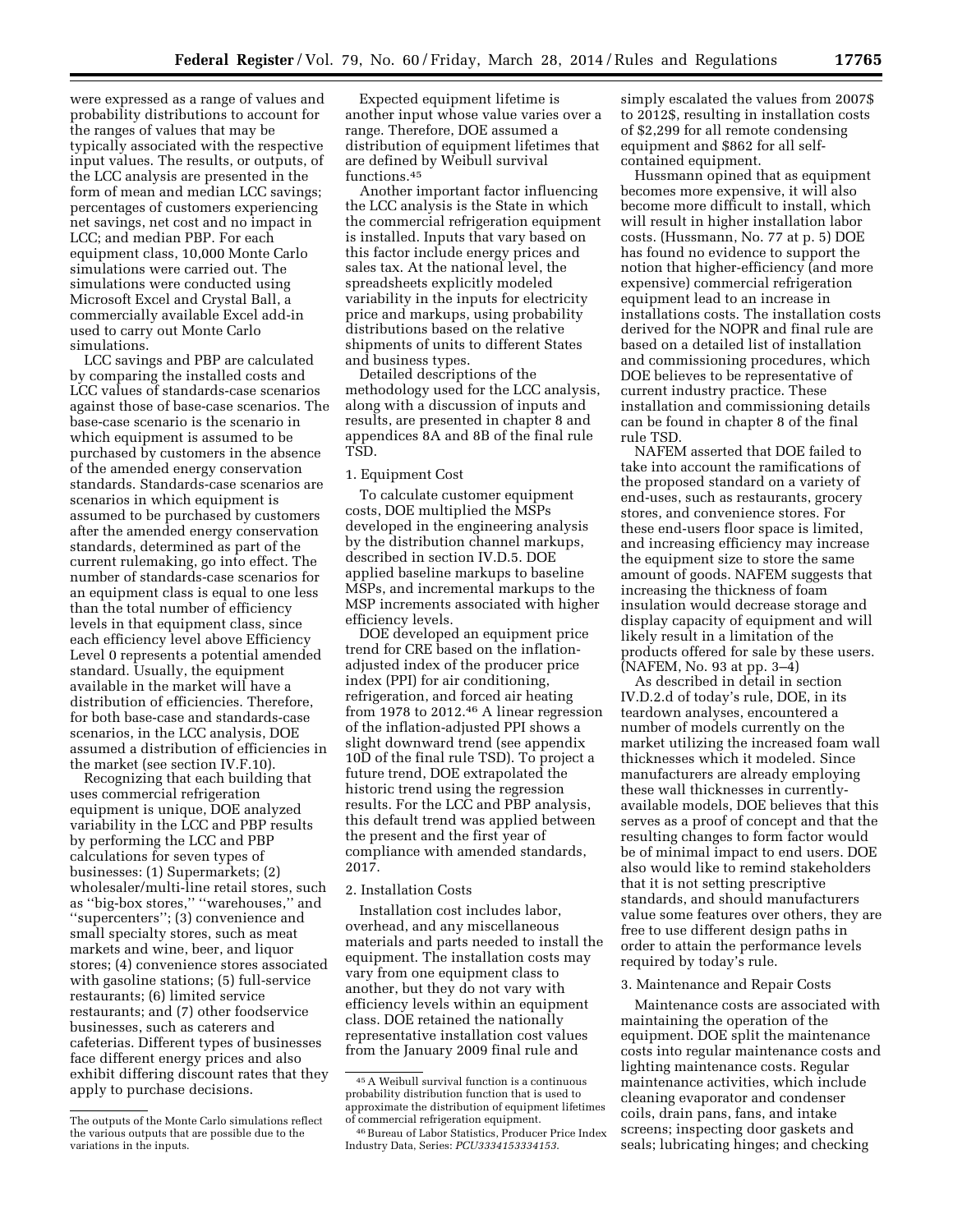were expressed as a range of values and probability distributions to account for the ranges of values that may be typically associated with the respective input values. The results, or outputs, of the LCC analysis are presented in the form of mean and median LCC savings; percentages of customers experiencing net savings, net cost and no impact in LCC; and median PBP. For each equipment class, 10,000 Monte Carlo simulations were carried out. The simulations were conducted using Microsoft Excel and Crystal Ball, a commercially available Excel add-in used to carry out Monte Carlo simulations.

LCC savings and PBP are calculated by comparing the installed costs and LCC values of standards-case scenarios against those of base-case scenarios. The base-case scenario is the scenario in which equipment is assumed to be purchased by customers in the absence of the amended energy conservation standards. Standards-case scenarios are scenarios in which equipment is assumed to be purchased by customers after the amended energy conservation standards, determined as part of the current rulemaking, go into effect. The number of standards-case scenarios for an equipment class is equal to one less than the total number of efficiency levels in that equipment class, since each efficiency level above Efficiency Level 0 represents a potential amended standard. Usually, the equipment available in the market will have a distribution of efficiencies. Therefore, for both base-case and standards-case scenarios, in the LCC analysis, DOE assumed a distribution of efficiencies in the market (see section IV.F.10).

Recognizing that each building that uses commercial refrigeration equipment is unique, DOE analyzed variability in the LCC and PBP results by performing the LCC and PBP calculations for seven types of businesses: (1) Supermarkets; (2) wholesaler/multi-line retail stores, such as ''big-box stores,'' ''warehouses,'' and ''supercenters''; (3) convenience and small specialty stores, such as meat markets and wine, beer, and liquor stores; (4) convenience stores associated with gasoline stations; (5) full-service restaurants; (6) limited service restaurants; and (7) other foodservice businesses, such as caterers and cafeterias. Different types of businesses face different energy prices and also exhibit differing discount rates that they apply to purchase decisions.

Expected equipment lifetime is another input whose value varies over a range. Therefore, DOE assumed a distribution of equipment lifetimes that are defined by Weibull survival functions.[45]

Another important factor influencing the LCC analysis is the State in which the commercial refrigeration equipment is installed. Inputs that vary based on this factor include energy prices and sales tax. At the national level, the spreadsheets explicitly modeled variability in the inputs for electricity price and markups, using probability distributions based on the relative shipments of units to different States and business types.

Detailed descriptions of the methodology used for the LCC analysis, along with a discussion of inputs and results, are presented in chapter 8 and appendices 8A and 8B of the final rule TSD.

1. Equipment Cost

To calculate customer equipment costs, DOE multiplied the MSPs developed in the engineering analysis by the distribution channel markups, described in section IV.D.5. DOE applied baseline markups to baseline MSPs, and incremental markups to the MSP increments associated with higher efficiency levels.

DOE developed an equipment price trend for CRE based on the inflation-adjusted index of the producer price index (PPI) for air conditioning, refrigeration, and forced air heating from 1978 to 2012.[46] A linear regression of the inflation-adjusted PPI shows a slight downward trend (see appendix 10D of the final rule TSD). To project a future trend, DOE extrapolated the historic trend using the regression results. For the LCC and PBP analysis, this default trend was applied between the present and the first year of compliance with amended standards, 2017.

2. Installation Costs

Installation cost includes labor, overhead, and any miscellaneous materials and parts needed to install the equipment. The installation costs may vary from one equipment class to another, but they do not vary with efficiency levels within an equipment class. DOE retained the nationally representative installation cost values from the January 2009 final rule and simply escalated the values from 2007$ to 2012$, resulting in installation costs of $2,299 for all remote condensing equipment and $862 for all self-contained equipment.

Hussmann opined that as equipment becomes more expensive, it will also become more difficult to install, which will result in higher installation labor costs. (Hussmann, No. 77 at p. 5) DOE has found no evidence to support the notion that higher-efficiency (and more expensive) commercial refrigeration equipment lead to an increase in installations costs. The installation costs derived for the NOPR and final rule are based on a detailed list of installation and commissioning procedures, which DOE believes to be representative of current industry practice. These installation and commissioning details can be found in chapter 8 of the final rule TSD.

NAFEM asserted that DOE failed to take into account the ramifications of the proposed standard on a variety of end-uses, such as restaurants, grocery stores, and convenience stores. For these end-users floor space is limited, and increasing efficiency may increase the equipment size to store the same amount of goods. NAFEM suggests that increasing the thickness of foam insulation would decrease storage and display capacity of equipment and will likely result in a limitation of the products offered for sale by these users. (NAFEM, No. 93 at pp. 3–4)

As described in detail in section IV.D.2.d of today's rule, DOE, in its teardown analyses, encountered a number of models currently on the market utilizing the increased foam wall thicknesses which it modeled. Since manufacturers are already employing these wall thicknesses in currently-available models, DOE believes that this serves as a proof of concept and that the resulting changes to form factor would be of minimal impact to end users. DOE also would like to remind stakeholders that it is not setting prescriptive standards, and should manufacturers value some features over others, they are free to use different design paths in order to attain the performance levels required by today's rule.

3. Maintenance and Repair Costs

Maintenance costs are associated with maintaining the operation of the equipment. DOE split the maintenance costs into regular maintenance costs and lighting maintenance costs. Regular maintenance activities, which include cleaning evaporator and condenser coils, drain pans, fans, and intake screens; inspecting door gaskets and seals; lubricating hinges; and checking

---

The outputs of the Monte Carlo simulations reflect the various outputs that are possible due to the variations in the inputs.

[45] A Weibull survival function is a continuous probability distribution function that is used to approximate the distribution of equipment lifetimes of commercial refrigeration equipment.

[46] Bureau of Labor Statistics, Producer Price Index Industry Data, Series: *PCU3334153334153.*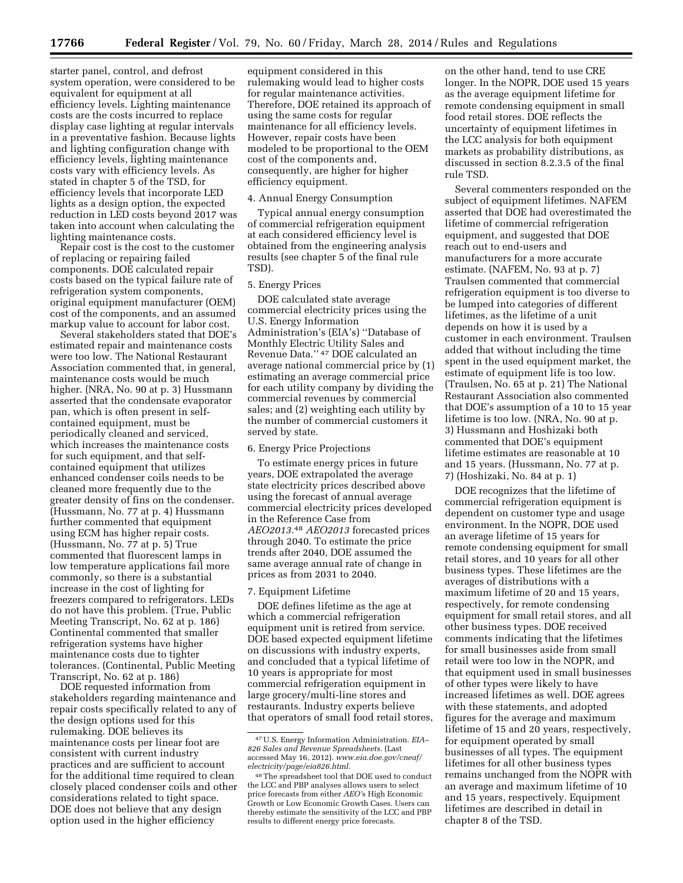starter panel, control, and defrost system operation, were considered to be equivalent for equipment at all efficiency levels. Lighting maintenance costs are the costs incurred to replace display case lighting at regular intervals in a preventative fashion. Because lights and lighting configuration change with efficiency levels, lighting maintenance costs vary with efficiency levels. As stated in chapter 5 of the TSD, for efficiency levels that incorporate LED lights as a design option, the expected reduction in LED costs beyond 2017 was taken into account when calculating the lighting maintenance costs.

Repair cost is the cost to the customer of replacing or repairing failed components. DOE calculated repair costs based on the typical failure rate of refrigeration system components, original equipment manufacturer (OEM) cost of the components, and an assumed markup value to account for labor cost.

Several stakeholders stated that DOE's estimated repair and maintenance costs were too low. The National Restaurant Association commented that, in general, maintenance costs would be much higher. (NRA, No. 90 at p. 3) Hussmann asserted that the condensate evaporator pan, which is often present in self-contained equipment, must be periodically cleaned and serviced, which increases the maintenance costs for such equipment, and that self-contained equipment that utilizes enhanced condenser coils needs to be cleaned more frequently due to the greater density of fins on the condenser. (Hussmann, No. 77 at p. 4) Hussmann further commented that equipment using ECM has higher repair costs. (Hussmann, No. 77 at p. 5) True commented that fluorescent lamps in low temperature applications fail more commonly, so there is a substantial increase in the cost of lighting for freezers compared to refrigerators. LEDs do not have this problem. (True, Public Meeting Transcript, No. 62 at p. 186) Continental commented that smaller refrigeration systems have higher maintenance costs due to tighter tolerances. (Continental, Public Meeting Transcript, No. 62 at p. 186)

DOE requested information from stakeholders regarding maintenance and repair costs specifically related to any of the design options used for this rulemaking. DOE believes its maintenance costs per linear foot are consistent with current industry practices and are sufficient to account for the additional time required to clean closely placed condenser coils and other considerations related to tight space. DOE does not believe that any design option used in the higher efficiency equipment considered in this rulemaking would lead to higher costs for regular maintenance activities. Therefore, DOE retained its approach of using the same costs for regular maintenance for all efficiency levels. However, repair costs have been modeled to be proportional to the OEM cost of the components and, consequently, are higher for higher efficiency equipment.

4. Annual Energy Consumption

Typical annual energy consumption of commercial refrigeration equipment at each considered efficiency level is obtained from the engineering analysis results (see chapter 5 of the final rule TSD).

5. Energy Prices

DOE calculated state average commercial electricity prices using the U.S. Energy Information Administration's (EIA's) ''Database of Monthly Electric Utility Sales and Revenue Data.''[47] DOE calculated an average national commercial price by (1) estimating an average commercial price for each utility company by dividing the commercial revenues by commercial sales; and (2) weighting each utility by the number of commercial customers it served by state.

6. Energy Price Projections

To estimate energy prices in future years, DOE extrapolated the average state electricity prices described above using the forecast of annual average commercial electricity prices developed in the Reference Case from *AEO2013*.[48] *AEO2013* forecasted prices through 2040. To estimate the price trends after 2040, DOE assumed the same average annual rate of change in prices as from 2031 to 2040.

7. Equipment Lifetime

DOE defines lifetime as the age at which a commercial refrigeration equipment unit is retired from service. DOE based expected equipment lifetime on discussions with industry experts, and concluded that a typical lifetime of 10 years is appropriate for most commercial refrigeration equipment in large grocery/multi-line stores and restaurants. Industry experts believe that operators of small food retail stores, on the other hand, tend to use CRE longer. In the NOPR, DOE used 15 years as the average equipment lifetime for remote condensing equipment in small food retail stores. DOE reflects the uncertainty of equipment lifetimes in the LCC analysis for both equipment markets as probability distributions, as discussed in section 8.2.3.5 of the final rule TSD.

Several commenters responded on the subject of equipment lifetimes. NAFEM asserted that DOE had overestimated the lifetime of commercial refrigeration equipment, and suggested that DOE reach out to end-users and manufacturers for a more accurate estimate. (NAFEM, No. 93 at p. 7) Traulsen commented that commercial refrigeration equipment is too diverse to be lumped into categories of different lifetimes, as the lifetime of a unit depends on how it is used by a customer in each environment. Traulsen added that without including the time spent in the used equipment market, the estimate of equipment life is too low. (Traulsen, No. 65 at p. 21) The National Restaurant Association also commented that DOE's assumption of a 10 to 15 year lifetime is too low. (NRA, No. 90 at p. 3) Hussmann and Hoshizaki both commented that DOE's equipment lifetime estimates are reasonable at 10 and 15 years. (Hussmann, No. 77 at p. 7) (Hoshizaki, No. 84 at p. 1)

DOE recognizes that the lifetime of commercial refrigeration equipment is dependent on customer type and usage environment. In the NOPR, DOE used an average lifetime of 15 years for remote condensing equipment for small retail stores, and 10 years for all other business types. These lifetimes are the averages of distributions with a maximum lifetime of 20 and 15 years, respectively, for remote condensing equipment for small retail stores, and all other business types. DOE received comments indicating that the lifetimes for small businesses aside from small retail were too low in the NOPR, and that equipment used in small businesses of other types were likely to have increased lifetimes as well. DOE agrees with these statements, and adopted figures for the average and maximum lifetime of 15 and 20 years, respectively, for equipment operated by small businesses of all types. The equipment lifetimes for all other business types remains unchanged from the NOPR with an average and maximum lifetime of 10 and 15 years, respectively. Equipment lifetimes are described in detail in chapter 8 of the TSD.

---

[47] U.S. Energy Information Administration. *EIA–826 Sales and Revenue Spreadsheets.* (Last accessed May 16, 2012). *www.eia.doe.gov/cneaf/electricity/page/eia826.html.*

[48] The spreadsheet tool that DOE used to conduct the LCC and PBP analyses allows users to select price forecasts from either *AEO*'s High Economic Growth or Low Economic Growth Cases. Users can thereby estimate the sensitivity of the LCC and PBP results to different energy price forecasts.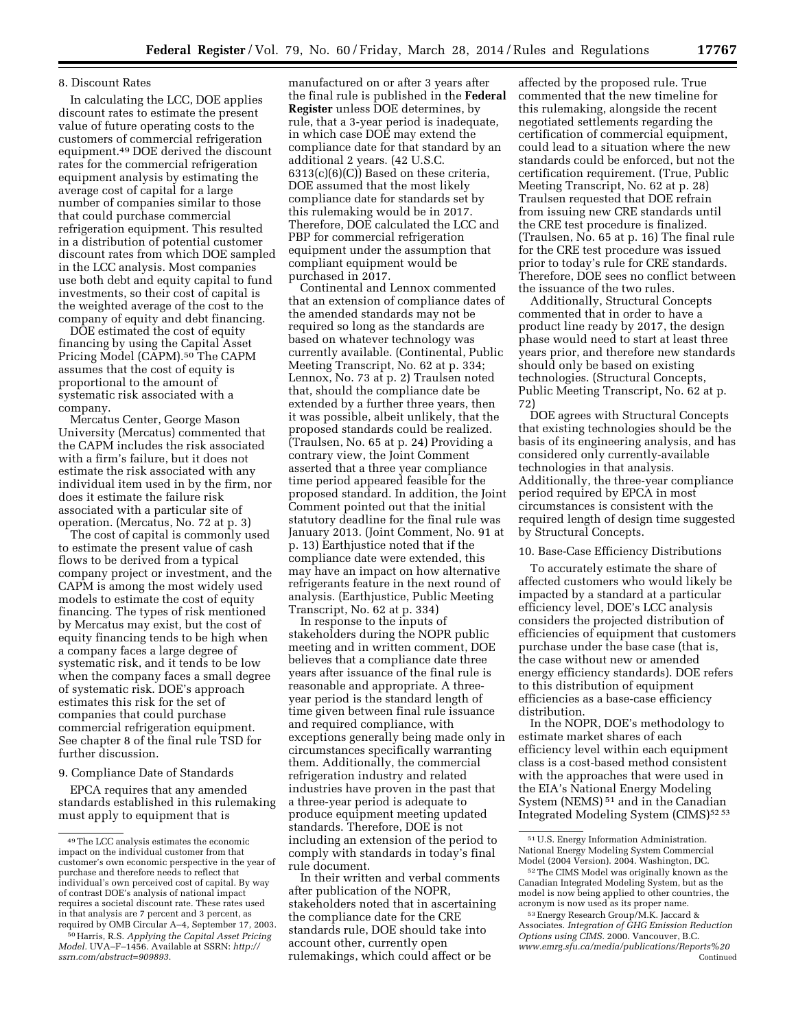8. Discount Rates

In calculating the LCC, DOE applies discount rates to estimate the present value of future operating costs to the customers of commercial refrigeration equipment.[49] DOE derived the discount rates for the commercial refrigeration equipment analysis by estimating the average cost of capital for a large number of companies similar to those that could purchase commercial refrigeration equipment. This resulted in a distribution of potential customer discount rates from which DOE sampled in the LCC analysis. Most companies use both debt and equity capital to fund investments, so their cost of capital is the weighted average of the cost to the company of equity and debt financing.

DOE estimated the cost of equity financing by using the Capital Asset Pricing Model (CAPM).[50] The CAPM assumes that the cost of equity is proportional to the amount of systematic risk associated with a company.

Mercatus Center, George Mason University (Mercatus) commented that the CAPM includes the risk associated with a firm's failure, but it does not estimate the risk associated with any individual item used in by the firm, nor does it estimate the failure risk associated with a particular site of operation. (Mercatus, No. 72 at p. 3)

The cost of capital is commonly used to estimate the present value of cash flows to be derived from a typical company project or investment, and the CAPM is among the most widely used models to estimate the cost of equity financing. The types of risk mentioned by Mercatus may exist, but the cost of equity financing tends to be high when a company faces a large degree of systematic risk, and it tends to be low when the company faces a small degree of systematic risk. DOE's approach estimates this risk for the set of companies that could purchase commercial refrigeration equipment. See chapter 8 of the final rule TSD for further discussion.

9. Compliance Date of Standards

EPCA requires that any amended standards established in this rulemaking must apply to equipment that is manufactured on or after 3 years after the final rule is published in the **Federal Register** unless DOE determines, by rule, that a 3-year period is inadequate, in which case DOE may extend the compliance date for that standard by an additional 2 years. (42 U.S.C. 6313(c)(6)(C)) Based on these criteria, DOE assumed that the most likely compliance date for standards set by this rulemaking would be in 2017. Therefore, DOE calculated the LCC and PBP for commercial refrigeration equipment under the assumption that compliant equipment would be purchased in 2017.

Continental and Lennox commented that an extension of compliance dates of the amended standards may not be required so long as the standards are based on whatever technology was currently available. (Continental, Public Meeting Transcript, No. 62 at p. 334; Lennox, No. 73 at p. 2) Traulsen noted that, should the compliance date be extended by a further three years, then it was possible, albeit unlikely, that the proposed standards could be realized. (Traulsen, No. 65 at p. 24) Providing a contrary view, the Joint Comment asserted that a three year compliance time period appeared feasible for the proposed standard. In addition, the Joint Comment pointed out that the initial statutory deadline for the final rule was January 2013. (Joint Comment, No. 91 at p. 13) Earthjustice noted that if the compliance date were extended, this may have an impact on how alternative refrigerants feature in the next round of analysis. (Earthjustice, Public Meeting Transcript, No. 62 at p. 334)

In response to the inputs of stakeholders during the NOPR public meeting and in written comment, DOE believes that a compliance date three years after issuance of the final rule is reasonable and appropriate. A three-year period is the standard length of time given between final rule issuance and required compliance, with exceptions generally being made only in circumstances specifically warranting them. Additionally, the commercial refrigeration industry and related industries have proven in the past that a three-year period is adequate to produce equipment meeting updated standards. Therefore, DOE is not including an extension of the period to comply with standards in today's final rule document.

In their written and verbal comments after publication of the NOPR, stakeholders noted that in ascertaining the compliance date for the CRE standards rule, DOE should take into account other, currently open rulemakings, which could affect or be affected by the proposed rule. True commented that the new timeline for this rulemaking, alongside the recent negotiated settlements regarding the certification of commercial equipment, could lead to a situation where the new standards could be enforced, but not the certification requirement. (True, Public Meeting Transcript, No. 62 at p. 28) Traulsen requested that DOE refrain from issuing new CRE standards until the CRE test procedure is finalized. (Traulsen, No. 65 at p. 16) The final rule for the CRE test procedure was issued prior to today's rule for CRE standards. Therefore, DOE sees no conflict between the issuance of the two rules.

Additionally, Structural Concepts commented that in order to have a product line ready by 2017, the design phase would need to start at least three years prior, and therefore new standards should only be based on existing technologies. (Structural Concepts, Public Meeting Transcript, No. 62 at p. 72)

DOE agrees with Structural Concepts that existing technologies should be the basis of its engineering analysis, and has considered only currently-available technologies in that analysis. Additionally, the three-year compliance period required by EPCA in most circumstances is consistent with the required length of design time suggested by Structural Concepts.

10. Base-Case Efficiency Distributions

To accurately estimate the share of affected customers who would likely be impacted by a standard at a particular efficiency level, DOE's LCC analysis considers the projected distribution of efficiencies of equipment that customers purchase under the base case (that is, the case without new or amended energy efficiency standards). DOE refers to this distribution of equipment efficiencies as a base-case efficiency distribution.

In the NOPR, DOE's methodology to estimate market shares of each efficiency level within each equipment class is a cost-based method consistent with the approaches that were used in the EIA's National Energy Modeling System (NEMS)[51] and in the Canadian Integrated Modeling System (CIMS)[52][53]

---

[49] The LCC analysis estimates the economic impact on the individual customer from that customer's own economic perspective in the year of purchase and therefore needs to reflect that individual's own perceived cost of capital. By way of contrast DOE's analysis of national impact requires a societal discount rate. These rates used in that analysis are 7 percent and 3 percent, as required by OMB Circular A–4, September 17, 2003.

[50] Harris, R.S. *Applying the Capital Asset Pricing Model.* UVA–F–1456. Available at SSRN: *http://ssrn.com/abstract=909893.*

[51] U.S. Energy Information Administration. National Energy Modeling System Commercial Model (2004 Version). 2004. Washington, DC.

[52] The CIMS Model was originally known as the Canadian Integrated Modeling System, but as the model is now being applied to other countries, the acronym is now used as its proper name.

[53] Energy Research Group/M.K. Jaccard & Associates. *Integration of GHG Emission Reduction Options using CIMS.* 2000. Vancouver, B.C. *www.emrg.sfu.ca/media/publications/Reports%20* Continued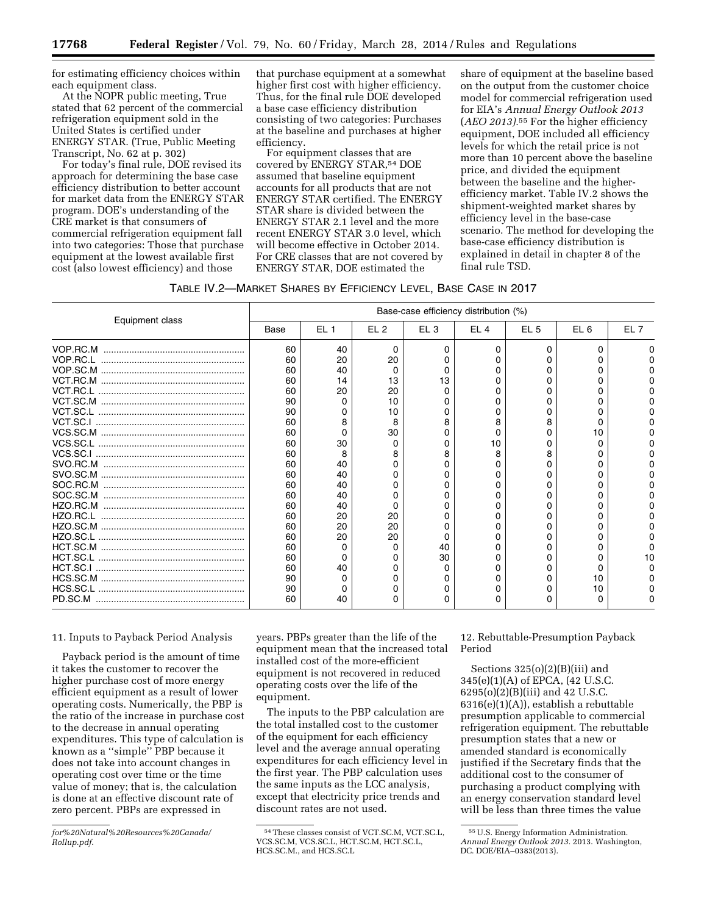for estimating efficiency choices within each equipment class.

At the NOPR public meeting, True stated that 62 percent of the commercial refrigeration equipment sold in the United States is certified under ENERGY STAR. (True, Public Meeting Transcript, No. 62 at p. 302)

For today's final rule, DOE revised its approach for determining the base case efficiency distribution to better account for market data from the ENERGY STAR program. DOE's understanding of the CRE market is that consumers of commercial refrigeration equipment fall into two categories: Those that purchase equipment at the lowest available first cost (also lowest efficiency) and those that purchase equipment at a somewhat higher first cost with higher efficiency. Thus, for the final rule DOE developed a base case efficiency distribution consisting of two categories: Purchases at the baseline and purchases at higher efficiency.

For equipment classes that are covered by ENERGY STAR,[54] DOE assumed that baseline equipment accounts for all products that are not ENERGY STAR certified. The ENERGY STAR share is divided between the ENERGY STAR 2.1 level and the more recent ENERGY STAR 3.0 level, which will become effective in October 2014. For CRE classes that are not covered by ENERGY STAR, DOE estimated the share of equipment at the baseline based on the output from the customer choice model for commercial refrigeration used for EIA's *Annual Energy Outlook 2013* (*AEO 2013*).[55] For the higher efficiency equipment, DOE included all efficiency levels for which the retail price is not more than 10 percent above the baseline price, and divided the equipment between the baseline and the higher-efficiency market. Table IV.2 shows the shipment-weighted market shares by efficiency level in the base-case scenario. The method for developing the base-case efficiency distribution is explained in detail in chapter 8 of the final rule TSD.

TABLE IV.2—MARKET SHARES BY EFFICIENCY LEVEL, BASE CASE IN 2017

| Equipment class | Base-case efficiency distribution (%) | | | | | | | |
|---|---|---|---|---|---|---|---|---|
| | Base | EL 1 | EL 2 | EL 3 | EL 4 | EL 5 | EL 6 | EL 7 |
| VOP.RC.M | 60 | 40 | 0 | 0 | 0 | 0 | 0 | 0 |
| VOP.RC.L | 60 | 20 | 20 | 0 | 0 | 0 | 0 | 0 |
| VOP.SC.M | 60 | 40 | 0 | 0 | 0 | 0 | 0 | 0 |
| VCT.RC.M | 60 | 14 | 13 | 13 | 0 | 0 | 0 | 0 |
| VCT.RC.L | 60 | 20 | 20 | 0 | 0 | 0 | 0 | 0 |
| VCT.SC.M | 90 | 0 | 10 | 0 | 0 | 0 | 0 | 0 |
| VCT.SC.L | 90 | 0 | 10 | 0 | 0 | 0 | 0 | 0 |
| VCT.SC.I | 60 | 8 | 8 | 8 | 8 | 8 | 0 | 0 |
| VCS.SC.M | 60 | 0 | 30 | 0 | 0 | 0 | 10 | 0 |
| VCS.SC.L | 60 | 30 | 0 | 0 | 10 | 0 | 0 | 0 |
| VCS.SC.I | 60 | 8 | 8 | 8 | 8 | 8 | 0 | 0 |
| SVO.RC.M | 60 | 40 | 0 | 0 | 0 | 0 | 0 | 0 |
| SVO.SC.M | 60 | 40 | 0 | 0 | 0 | 0 | 0 | 0 |
| SOC.RC.M | 60 | 40 | 0 | 0 | 0 | 0 | 0 | 0 |
| SOC.SC.M | 60 | 40 | 0 | 0 | 0 | 0 | 0 | 0 |
| HZO.RC.M | 60 | 40 | 0 | 0 | 0 | 0 | 0 | 0 |
| HZO.RC.L | 60 | 20 | 20 | 0 | 0 | 0 | 0 | 0 |
| HZO.SC.M | 60 | 20 | 20 | 0 | 0 | 0 | 0 | 0 |
| HZO.SC.L | 60 | 20 | 20 | 0 | 0 | 0 | 0 | 0 |
| HCT.SC.M | 60 | 0 | 0 | 40 | 0 | 0 | 0 | 0 |
| HCT.SC.L | 60 | 0 | 0 | 30 | 0 | 0 | 0 | 10 |
| HCT.SC.I | 60 | 40 | 0 | 0 | 0 | 0 | 0 | 0 |
| HCS.SC.M | 90 | 0 | 0 | 0 | 0 | 0 | 10 | 0 |
| HCS.SC.L | 90 | 0 | 0 | 0 | 0 | 0 | 10 | 0 |
| PD.SC.M | 60 | 40 | 0 | 0 | 0 | 0 | 0 | 0 |

### 11. Inputs to Payback Period Analysis

Payback period is the amount of time it takes the customer to recover the higher purchase cost of more energy efficient equipment as a result of lower operating costs. Numerically, the PBP is the ratio of the increase in purchase cost to the decrease in annual operating expenditures. This type of calculation is known as a "simple" PBP because it does not take into account changes in operating cost over time or the time value of money; that is, the calculation is done at an effective discount rate of zero percent. PBPs are expressed in years. PBPs greater than the life of the equipment mean that the increased total installed cost of the more-efficient equipment is not recovered in reduced operating costs over the life of the equipment.

The inputs to the PBP calculation are the total installed cost to the customer of the equipment for each efficiency level and the average annual operating expenditures for each efficiency level in the first year. The PBP calculation uses the same inputs as the LCC analysis, except that electricity price trends and discount rates are not used.

### 12. Rebuttable-Presumption Payback Period

Sections 325(o)(2)(B)(iii) and 345(e)(1)(A) of EPCA, (42 U.S.C. 6295(o)(2)(B)(iii) and 42 U.S.C. 6316(e)(1)(A)), establish a rebuttable presumption applicable to commercial refrigeration equipment. The rebuttable presumption states that a new or amended standard is economically justified if the Secretary finds that the additional cost to the consumer of purchasing a product complying with an energy conservation standard level will be less than three times the value

*for%20Natural%20Resources%20Canada/Rollup.pdf.*

[54] These classes consist of VCT.SC.M, VCT.SC.L, VCS.SC.M, VCS.SC.L, HCT.SC.M, HCT.SC.L, HCS.SC.M., and HCS.SC.L

[55] U.S. Energy Information Administration. *Annual Energy Outlook 2013*. 2013. Washington, DC. DOE/EIA–0383(2013).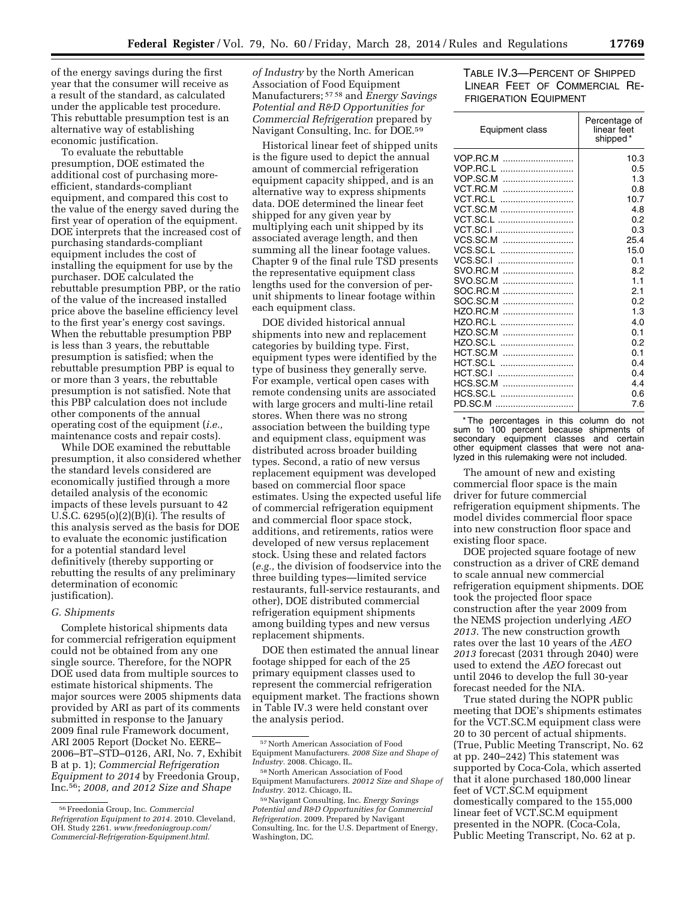of the energy savings during the first year that the consumer will receive as a result of the standard, as calculated under the applicable test procedure. This rebuttable presumption test is an alternative way of establishing economic justification.

To evaluate the rebuttable presumption, DOE estimated the additional cost of purchasing more-efficient, standards-compliant equipment, and compared this cost to the value of the energy saved during the first year of operation of the equipment. DOE interprets that the increased cost of purchasing standards-compliant equipment includes the cost of installing the equipment for use by the purchaser. DOE calculated the rebuttable presumption PBP, or the ratio of the value of the increased installed price above the baseline efficiency level to the first year's energy cost savings. When the rebuttable presumption PBP is less than 3 years, the rebuttable presumption is satisfied; when the rebuttable presumption PBP is equal to or more than 3 years, the rebuttable presumption is not satisfied. Note that this PBP calculation does not include other components of the annual operating cost of the equipment (*i.e.,* maintenance costs and repair costs).

While DOE examined the rebuttable presumption, it also considered whether the standard levels considered are economically justified through a more detailed analysis of the economic impacts of these levels pursuant to 42 U.S.C. 6295(o)(2)(B)(i). The results of this analysis served as the basis for DOE to evaluate the economic justification for a potential standard level definitively (thereby supporting or rebutting the results of any preliminary determination of economic justification).

### *G. Shipments*

Complete historical shipments data for commercial refrigeration equipment could not be obtained from any one single source. Therefore, for the NOPR DOE used data from multiple sources to estimate historical shipments. The major sources were 2005 shipments data provided by ARI as part of its comments submitted in response to the January 2009 final rule Framework document, ARI 2005 Report (Docket No. EERE–2006–BT–STD–0126, ARI, No. 7, Exhibit B at p. 1); *Commercial Refrigeration Equipment to 2014* by Freedonia Group, Inc.[56]; *2008, and 2012 Size and Shape of Industry* by the North American Association of Food Equipment Manufacturers; [57 58] and *Energy Savings Potential and R&D Opportunities for Commercial Refrigeration* prepared by Navigant Consulting, Inc. for DOE.[59]

Historical linear feet of shipped units is the figure used to depict the annual amount of commercial refrigeration equipment capacity shipped, and is an alternative way to express shipments data. DOE determined the linear feet shipped for any given year by multiplying each unit shipped by its associated average length, and then summing all the linear footage values. Chapter 9 of the final rule TSD presents the representative equipment class lengths used for the conversion of per-unit shipments to linear footage within each equipment class.

DOE divided historical annual shipments into new and replacement categories by building type. First, equipment types were identified by the type of business they generally serve. For example, vertical open cases with remote condensing units are associated with large grocers and multi-line retail stores. When there was no strong association between the building type and equipment class, equipment was distributed across broader building types. Second, a ratio of new versus replacement equipment was developed based on commercial floor space estimates. Using the expected useful life of commercial refrigeration equipment and commercial floor space stock, additions, and retirements, ratios were developed of new versus replacement stock. Using these and related factors (*e.g.,* the division of foodservice into the three building types—limited service restaurants, full-service restaurants, and other), DOE distributed commercial refrigeration equipment shipments among building types and new versus replacement shipments.

DOE then estimated the annual linear footage shipped for each of the 25 primary equipment classes used to represent the commercial refrigeration equipment market. The fractions shown in Table IV.3 were held constant over the analysis period.

TABLE IV.3—PERCENT OF SHIPPED LINEAR FEET OF COMMERCIAL REFRIGERATION EQUIPMENT

| Equipment class | Percentage of linear feet shipped* |
|---|---|
| VOP.RC.M | 10.3 |
| VOP.RC.L | 0.5 |
| VOP.SC.M | 1.3 |
| VCT.RC.M | 0.8 |
| VCT.RC.L | 10.7 |
| VCT.SC.M | 4.8 |
| VCT.SC.L | 0.2 |
| VCT.SC.I | 0.3 |
| VCS.SC.M | 25.4 |
| VCS.SC.L | 15.0 |
| VCS.SC.I | 0.1 |
| SVO.RC.M | 8.2 |
| SVO.SC.M | 1.1 |
| SOC.RC.M | 2.1 |
| SOC.SC.M | 0.2 |
| HZO.RC.M | 1.3 |
| HZO.RC.L | 4.0 |
| HZO.SC.M | 0.1 |
| HZO.SC.L | 0.2 |
| HCT.SC.M | 0.1 |
| HCT.SC.L | 0.4 |
| HCT.SC.I | 0.4 |
| HCS.SC.M | 4.4 |
| HCS.SC.L | 0.6 |
| PD.SC.M | 7.6 |

\* The percentages in this column do not sum to 100 percent because shipments of secondary equipment classes and certain other equipment classes that were not analyzed in this rulemaking were not included.

The amount of new and existing commercial floor space is the main driver for future commercial refrigeration equipment shipments. The model divides commercial floor space into new construction floor space and existing floor space.

DOE projected square footage of new construction as a driver of CRE demand to scale annual new commercial refrigeration equipment shipments. DOE took the projected floor space construction after the year 2009 from the NEMS projection underlying *AEO 2013.* The new construction growth rates over the last 10 years of the *AEO 2013* forecast (2031 through 2040) were used to extend the *AEO* forecast out until 2046 to develop the full 30-year forecast needed for the NIA.

True stated during the NOPR public meeting that DOE's shipments estimates for the VCT.SC.M equipment class were 20 to 30 percent of actual shipments. (True, Public Meeting Transcript, No. 62 at pp. 240–242) This statement was supported by Coca-Cola, which asserted that it alone purchased 180,000 linear feet of VCT.SC.M equipment domestically compared to the 155,000 linear feet of VCT.SC.M equipment presented in the NOPR. (Coca-Cola, Public Meeting Transcript, No. 62 at p.

---

[56] Freedonia Group, Inc. *Commercial Refrigeration Equipment to 2014.* 2010. Cleveland, OH. Study 2261. *www.freedoniagroup.com/Commercial-Refrigeration-Equipment.html.*

[57] North American Association of Food Equipment Manufacturers. *2008 Size and Shape of Industry.* 2008. Chicago, IL.

[58] North American Association of Food Equipment Manufacturers. *20012 Size and Shape of Industry.* 2012. Chicago, IL.

[59] Navigant Consulting, Inc. *Energy Savings Potential and R&D Opportunities for Commercial Refrigeration.* 2009. Prepared by Navigant Consulting, Inc. for the U.S. Department of Energy, Washington, DC.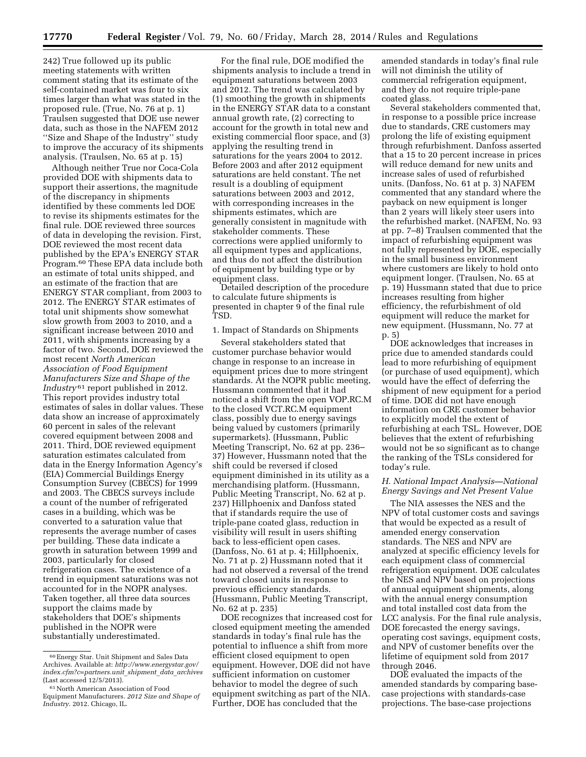242) True followed up its public meeting statements with written comment stating that its estimate of the self-contained market was four to six times larger than what was stated in the proposed rule. (True, No. 76 at p. 1) Traulsen suggested that DOE use newer data, such as those in the NAFEM 2012 ''Size and Shape of the Industry'' study to improve the accuracy of its shipments analysis. (Traulsen, No. 65 at p. 15)

Although neither True nor Coca-Cola provided DOE with shipments data to support their assertions, the magnitude of the discrepancy in shipments identified by these comments led DOE to revise its shipments estimates for the final rule. DOE reviewed three sources of data in developing the revision. First, DOE reviewed the most recent data published by the EPA's ENERGY STAR Program.[60] These EPA data include both an estimate of total units shipped, and an estimate of the fraction that are ENERGY STAR compliant, from 2003 to 2012. The ENERGY STAR estimates of total unit shipments show somewhat slow growth from 2003 to 2010, and a significant increase between 2010 and 2011, with shipments increasing by a factor of two. Second, DOE reviewed the most recent *North American Association of Food Equipment Manufacturers Size and Shape of the Industry*[61] report published in 2012. This report provides industry total estimates of sales in dollar values. These data show an increase of approximately 60 percent in sales of the relevant covered equipment between 2008 and 2011. Third, DOE reviewed equipment saturation estimates calculated from data in the Energy Information Agency's (EIA) Commercial Buildings Energy Consumption Survey (CBECS) for 1999 and 2003. The CBECS surveys include a count of the number of refrigerated cases in a building, which was be converted to a saturation value that represents the average number of cases per building. These data indicate a growth in saturation between 1999 and 2003, particularly for closed refrigeration cases. The existence of a trend in equipment saturations was not accounted for in the NOPR analyses. Taken together, all three data sources support the claims made by stakeholders that DOE's shipments published in the NOPR were substantially underestimated.

For the final rule, DOE modified the shipments analysis to include a trend in equipment saturations between 2003 and 2012. The trend was calculated by (1) smoothing the growth in shipments in the ENERGY STAR data to a constant annual growth rate, (2) correcting to account for the growth in total new and existing commercial floor space, and (3) applying the resulting trend in saturations for the years 2004 to 2012. Before 2003 and after 2012 equipment saturations are held constant. The net result is a doubling of equipment saturations between 2003 and 2012, with corresponding increases in the shipments estimates, which are generally consistent in magnitude with stakeholder comments. These corrections were applied uniformly to all equipment types and applications, and thus do not affect the distribution of equipment by building type or by equipment class.

Detailed description of the procedure to calculate future shipments is presented in chapter 9 of the final rule TSD.

1. Impact of Standards on Shipments

Several stakeholders stated that customer purchase behavior would change in response to an increase in equipment prices due to more stringent standards. At the NOPR public meeting, Hussmann commented that it had noticed a shift from the open VOP.RC.M to the closed VCT.RC.M equipment class, possibly due to energy savings being valued by customers (primarily supermarkets). (Hussmann, Public Meeting Transcript, No. 62 at pp. 236–37) However, Hussmann noted that the shift could be reversed if closed equipment diminished in its utility as a merchandising platform. (Hussmann, Public Meeting Transcript, No. 62 at p. 237) Hillphoenix and Danfoss stated that if standards require the use of triple-pane coated glass, reduction in visibility will result in users shifting back to less-efficient open cases. (Danfoss, No. 61 at p. 4; Hillphoenix, No. 71 at p. 2) Hussmann noted that it had not observed a reversal of the trend toward closed units in response to previous efficiency standards. (Hussmann, Public Meeting Transcript, No. 62 at p. 235)

DOE recognizes that increased cost for closed equipment meeting the amended standards in today's final rule has the potential to influence a shift from more efficient closed equipment to open equipment. However, DOE did not have sufficient information on customer behavior to model the degree of such equipment switching as part of the NIA. Further, DOE has concluded that the amended standards in today's final rule will not diminish the utility of commercial refrigeration equipment, and they do not require triple-pane coated glass.

Several stakeholders commented that, in response to a possible price increase due to standards, CRE customers may prolong the life of existing equipment through refurbishment. Danfoss asserted that a 15 to 20 percent increase in prices will reduce demand for new units and increase sales of used of refurbished units. (Danfoss, No. 61 at p. 3) NAFEM commented that any standard where the payback on new equipment is longer than 2 years will likely steer users into the refurbished market. (NAFEM, No. 93 at pp. 7–8) Traulsen commented that the impact of refurbishing equipment was not fully represented by DOE, especially in the small business environment where customers are likely to hold onto equipment longer. (Traulsen, No. 65 at p. 19) Hussmann stated that due to price increases resulting from higher efficiency, the refurbishment of old equipment will reduce the market for new equipment. (Hussmann, No. 77 at p. 5)

DOE acknowledges that increases in price due to amended standards could lead to more refurbishing of equipment (or purchase of used equipment), which would have the effect of deferring the shipment of new equipment for a period of time. DOE did not have enough information on CRE customer behavior to explicitly model the extent of refurbishing at each TSL. However, DOE believes that the extent of refurbishing would not be so significant as to change the ranking of the TSLs considered for today's rule.

### H. National Impact Analysis—National Energy Savings and Net Present Value

The NIA assesses the NES and the NPV of total customer costs and savings that would be expected as a result of amended energy conservation standards. The NES and NPV are analyzed at specific efficiency levels for each equipment class of commercial refrigeration equipment. DOE calculates the NES and NPV based on projections of annual equipment shipments, along with the annual energy consumption and total installed cost data from the LCC analysis. For the final rule analysis, DOE forecasted the energy savings, operating cost savings, equipment costs, and NPV of customer benefits over the lifetime of equipment sold from 2017 through 2046.

DOE evaluated the impacts of the amended standards by comparing base-case projections with standards-case projections. The base-case projections

[60] Energy Star. Unit Shipment and Sales Data Archives. Available at: *http://www.energystar.gov/index.cfm?c=partners.unit_shipment_data_archives* (Last accessed 12/5/2013).

[61] North American Association of Food Equipment Manufacturers. *2012 Size and Shape of Industry.* 2012. Chicago, IL.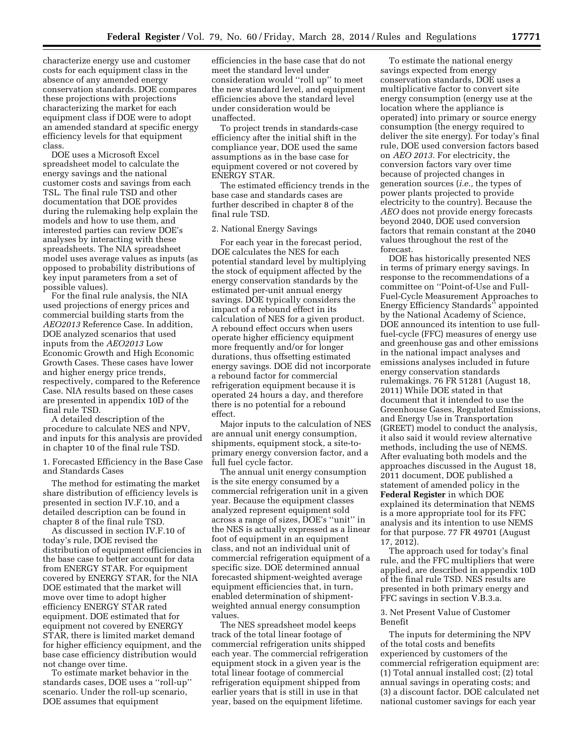characterize energy use and customer costs for each equipment class in the absence of any amended energy conservation standards. DOE compares these projections with projections characterizing the market for each equipment class if DOE were to adopt an amended standard at specific energy efficiency levels for that equipment class.

DOE uses a Microsoft Excel spreadsheet model to calculate the energy savings and the national customer costs and savings from each TSL. The final rule TSD and other documentation that DOE provides during the rulemaking help explain the models and how to use them, and interested parties can review DOE's analyses by interacting with these spreadsheets. The NIA spreadsheet model uses average values as inputs (as opposed to probability distributions of key input parameters from a set of possible values).

For the final rule analysis, the NIA used projections of energy prices and commercial building starts from the *AEO2013* Reference Case. In addition, DOE analyzed scenarios that used inputs from the *AEO2013* Low Economic Growth and High Economic Growth Cases. These cases have lower and higher energy price trends, respectively, compared to the Reference Case. NIA results based on these cases are presented in appendix 10D of the final rule TSD.

A detailed description of the procedure to calculate NES and NPV, and inputs for this analysis are provided in chapter 10 of the final rule TSD.

1. Forecasted Efficiency in the Base Case and Standards Cases

The method for estimating the market share distribution of efficiency levels is presented in section IV.F.10, and a detailed description can be found in chapter 8 of the final rule TSD.

As discussed in section IV.F.10 of today's rule, DOE revised the distribution of equipment efficiencies in the base case to better account for data from ENERGY STAR. For equipment covered by ENERGY STAR, for the NIA DOE estimated that the market will move over time to adopt higher efficiency ENERGY STAR rated equipment. DOE estimated that for equipment not covered by ENERGY STAR, there is limited market demand for higher efficiency equipment, and the base case efficiency distribution would not change over time.

To estimate market behavior in the standards cases, DOE uses a ''roll-up'' scenario. Under the roll-up scenario, DOE assumes that equipment efficiencies in the base case that do not meet the standard level under consideration would ''roll up'' to meet the new standard level, and equipment efficiencies above the standard level under consideration would be unaffected.

To project trends in standards-case efficiency after the initial shift in the compliance year, DOE used the same assumptions as in the base case for equipment covered or not covered by ENERGY STAR.

The estimated efficiency trends in the base case and standards cases are further described in chapter 8 of the final rule TSD.

2. National Energy Savings

For each year in the forecast period, DOE calculates the NES for each potential standard level by multiplying the stock of equipment affected by the energy conservation standards by the estimated per-unit annual energy savings. DOE typically considers the impact of a rebound effect in its calculation of NES for a given product. A rebound effect occurs when users operate higher efficiency equipment more frequently and/or for longer durations, thus offsetting estimated energy savings. DOE did not incorporate a rebound factor for commercial refrigeration equipment because it is operated 24 hours a day, and therefore there is no potential for a rebound effect.

Major inputs to the calculation of NES are annual unit energy consumption, shipments, equipment stock, a site-to-primary energy conversion factor, and a full fuel cycle factor.

The annual unit energy consumption is the site energy consumed by a commercial refrigeration unit in a given year. Because the equipment classes analyzed represent equipment sold across a range of sizes, DOE's ''unit'' in the NES is actually expressed as a linear foot of equipment in an equipment class, and not an individual unit of commercial refrigeration equipment of a specific size. DOE determined annual forecasted shipment-weighted average equipment efficiencies that, in turn, enabled determination of shipment-weighted annual energy consumption values.

The NES spreadsheet model keeps track of the total linear footage of commercial refrigeration units shipped each year. The commercial refrigeration equipment stock in a given year is the total linear footage of commercial refrigeration equipment shipped from earlier years that is still in use in that year, based on the equipment lifetime.

To estimate the national energy savings expected from energy conservation standards, DOE uses a multiplicative factor to convert site energy consumption (energy use at the location where the appliance is operated) into primary or source energy consumption (the energy required to deliver the site energy). For today's final rule, DOE used conversion factors based on *AEO 2013*. For electricity, the conversion factors vary over time because of projected changes in generation sources (*i.e.,* the types of power plants projected to provide electricity to the country). Because the *AEO* does not provide energy forecasts beyond 2040, DOE used conversion factors that remain constant at the 2040 values throughout the rest of the forecast.

DOE has historically presented NES in terms of primary energy savings. In response to the recommendations of a committee on ''Point-of-Use and Full-Fuel-Cycle Measurement Approaches to Energy Efficiency Standards'' appointed by the National Academy of Science, DOE announced its intention to use full-fuel-cycle (FFC) measures of energy use and greenhouse gas and other emissions in the national impact analyses and emissions analyses included in future energy conservation standards rulemakings. 76 FR 51281 (August 18, 2011) While DOE stated in that document that it intended to use the Greenhouse Gases, Regulated Emissions, and Energy Use in Transportation (GREET) model to conduct the analysis, it also said it would review alternative methods, including the use of NEMS. After evaluating both models and the approaches discussed in the August 18, 2011 document, DOE published a statement of amended policy in the **Federal Register** in which DOE explained its determination that NEMS is a more appropriate tool for its FFC analysis and its intention to use NEMS for that purpose. 77 FR 49701 (August 17, 2012).

The approach used for today's final rule, and the FFC multipliers that were applied, are described in appendix 10D of the final rule TSD. NES results are presented in both primary energy and FFC savings in section V.B.3.a.

3. Net Present Value of Customer Benefit

The inputs for determining the NPV of the total costs and benefits experienced by customers of the commercial refrigeration equipment are: (1) Total annual installed cost; (2) total annual savings in operating costs; and (3) a discount factor. DOE calculated net national customer savings for each year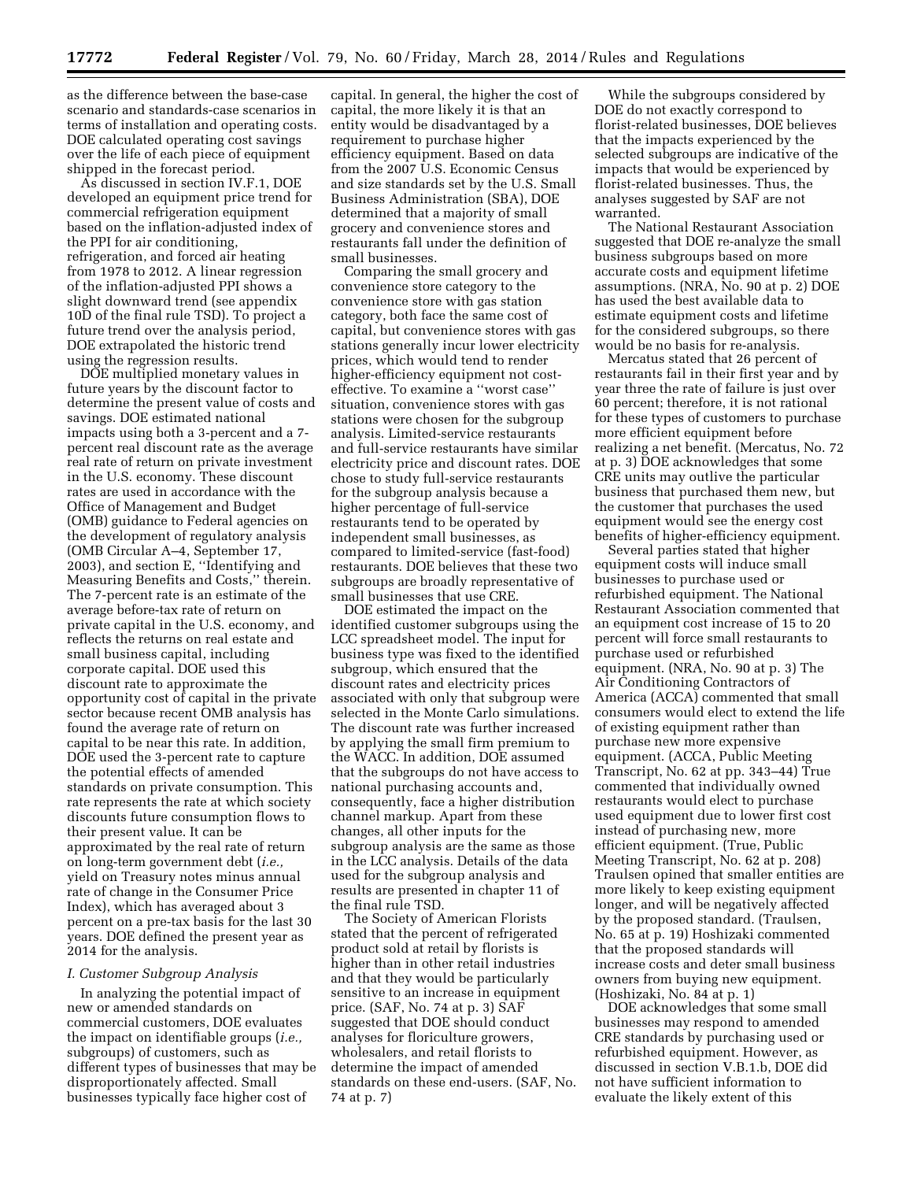as the difference between the base-case scenario and standards-case scenarios in terms of installation and operating costs. DOE calculated operating cost savings over the life of each piece of equipment shipped in the forecast period.

As discussed in section IV.F.1, DOE developed an equipment price trend for commercial refrigeration equipment based on the inflation-adjusted index of the PPI for air conditioning, refrigeration, and forced air heating from 1978 to 2012. A linear regression of the inflation-adjusted PPI shows a slight downward trend (see appendix 10D of the final rule TSD). To project a future trend over the analysis period, DOE extrapolated the historic trend using the regression results.

DOE multiplied monetary values in future years by the discount factor to determine the present value of costs and savings. DOE estimated national impacts using both a 3-percent and a 7-percent real discount rate as the average real rate of return on private investment in the U.S. economy. These discount rates are used in accordance with the Office of Management and Budget (OMB) guidance to Federal agencies on the development of regulatory analysis (OMB Circular A–4, September 17, 2003), and section E, ''Identifying and Measuring Benefits and Costs,'' therein. The 7-percent rate is an estimate of the average before-tax rate of return on private capital in the U.S. economy, and reflects the returns on real estate and small business capital, including corporate capital. DOE used this discount rate to approximate the opportunity cost of capital in the private sector because recent OMB analysis has found the average rate of return on capital to be near this rate. In addition, DOE used the 3-percent rate to capture the potential effects of amended standards on private consumption. This rate represents the rate at which society discounts future consumption flows to their present value. It can be approximated by the real rate of return on long-term government debt (*i.e.,* yield on Treasury notes minus annual rate of change in the Consumer Price Index), which has averaged about 3 percent on a pre-tax basis for the last 30 years. DOE defined the present year as 2014 for the analysis.

### *I. Customer Subgroup Analysis*

In analyzing the potential impact of new or amended standards on commercial customers, DOE evaluates the impact on identifiable groups (*i.e.,* subgroups) of customers, such as different types of businesses that may be disproportionately affected. Small businesses typically face higher cost of capital. In general, the higher the cost of capital, the more likely it is that an entity would be disadvantaged by a requirement to purchase higher efficiency equipment. Based on data from the 2007 U.S. Economic Census and size standards set by the U.S. Small Business Administration (SBA), DOE determined that a majority of small grocery and convenience stores and restaurants fall under the definition of small businesses.

Comparing the small grocery and convenience store category to the convenience store with gas station category, both face the same cost of capital, but convenience stores with gas stations generally incur lower electricity prices, which would tend to render higher-efficiency equipment not cost-effective. To examine a ''worst case'' situation, convenience stores with gas stations were chosen for the subgroup analysis. Limited-service restaurants and full-service restaurants have similar electricity price and discount rates. DOE chose to study full-service restaurants for the subgroup analysis because a higher percentage of full-service restaurants tend to be operated by independent small businesses, as compared to limited-service (fast-food) restaurants. DOE believes that these two subgroups are broadly representative of small businesses that use CRE.

DOE estimated the impact on the identified customer subgroups using the LCC spreadsheet model. The input for business type was fixed to the identified subgroup, which ensured that the discount rates and electricity prices associated with only that subgroup were selected in the Monte Carlo simulations. The discount rate was further increased by applying the small firm premium to the WACC. In addition, DOE assumed that the subgroups do not have access to national purchasing accounts and, consequently, face a higher distribution channel markup. Apart from these changes, all other inputs for the subgroup analysis are the same as those in the LCC analysis. Details of the data used for the subgroup analysis and results are presented in chapter 11 of the final rule TSD.

The Society of American Florists stated that the percent of refrigerated product sold at retail by florists is higher than in other retail industries and that they would be particularly sensitive to an increase in equipment price. (SAF, No. 74 at p. 3) SAF suggested that DOE should conduct analyses for floriculture growers, wholesalers, and retail florists to determine the impact of amended standards on these end-users. (SAF, No. 74 at p. 7)

While the subgroups considered by DOE do not exactly correspond to florist-related businesses, DOE believes that the impacts experienced by the selected subgroups are indicative of the impacts that would be experienced by florist-related businesses. Thus, the analyses suggested by SAF are not warranted.

The National Restaurant Association suggested that DOE re-analyze the small business subgroups based on more accurate costs and equipment lifetime assumptions. (NRA, No. 90 at p. 2) DOE has used the best available data to estimate equipment costs and lifetime for the considered subgroups, so there would be no basis for re-analysis.

Mercatus stated that 26 percent of restaurants fail in their first year and by year three the rate of failure is just over 60 percent; therefore, it is not rational for these types of customers to purchase more efficient equipment before realizing a net benefit. (Mercatus, No. 72 at p. 3) DOE acknowledges that some CRE units may outlive the particular business that purchased them new, but the customer that purchases the used equipment would see the energy cost benefits of higher-efficiency equipment.

Several parties stated that higher equipment costs will induce small businesses to purchase used or refurbished equipment. The National Restaurant Association commented that an equipment cost increase of 15 to 20 percent will force small restaurants to purchase used or refurbished equipment. (NRA, No. 90 at p. 3) The Air Conditioning Contractors of America (ACCA) commented that small consumers would elect to extend the life of existing equipment rather than purchase new more expensive equipment. (ACCA, Public Meeting Transcript, No. 62 at pp. 343–44) True commented that individually owned restaurants would elect to purchase used equipment due to lower first cost instead of purchasing new, more efficient equipment. (True, Public Meeting Transcript, No. 62 at p. 208) Traulsen opined that smaller entities are more likely to keep existing equipment longer, and will be negatively affected by the proposed standard. (Traulsen, No. 65 at p. 19) Hoshizaki commented that the proposed standards will increase costs and deter small business owners from buying new equipment. (Hoshizaki, No. 84 at p. 1)

DOE acknowledges that some small businesses may respond to amended CRE standards by purchasing used or refurbished equipment. However, as discussed in section V.B.1.b, DOE did not have sufficient information to evaluate the likely extent of this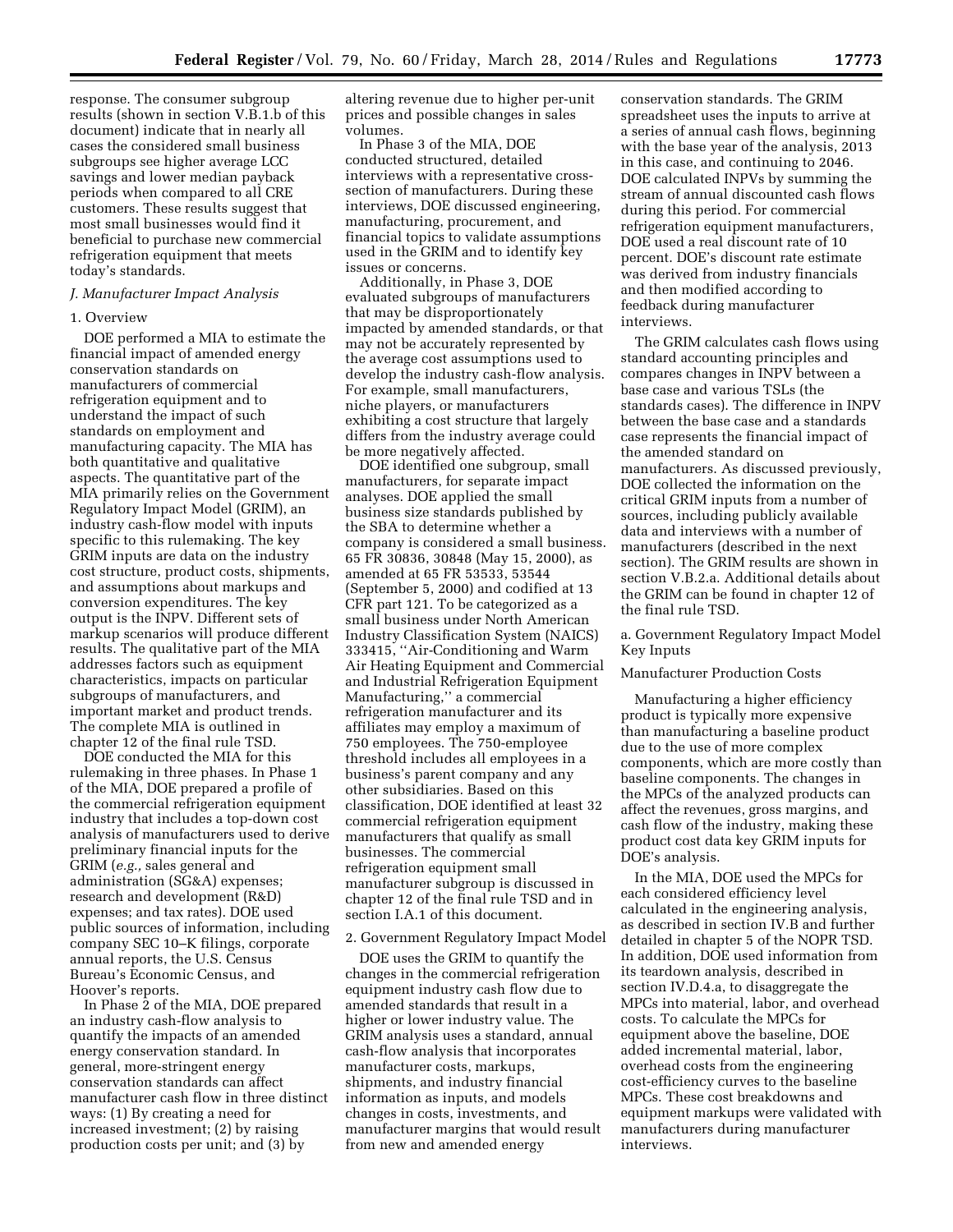response. The consumer subgroup results (shown in section V.B.1.b of this document) indicate that in nearly all cases the considered small business subgroups see higher average LCC savings and lower median payback periods when compared to all CRE customers. These results suggest that most small businesses would find it beneficial to purchase new commercial refrigeration equipment that meets today's standards.

### J. Manufacturer Impact Analysis

#### 1. Overview

DOE performed a MIA to estimate the financial impact of amended energy conservation standards on manufacturers of commercial refrigeration equipment and to understand the impact of such standards on employment and manufacturing capacity. The MIA has both quantitative and qualitative aspects. The quantitative part of the MIA primarily relies on the Government Regulatory Impact Model (GRIM), an industry cash-flow model with inputs specific to this rulemaking. The key GRIM inputs are data on the industry cost structure, product costs, shipments, and assumptions about markups and conversion expenditures. The key output is the INPV. Different sets of markup scenarios will produce different results. The qualitative part of the MIA addresses factors such as equipment characteristics, impacts on particular subgroups of manufacturers, and important market and product trends. The complete MIA is outlined in chapter 12 of the final rule TSD.

DOE conducted the MIA for this rulemaking in three phases. In Phase 1 of the MIA, DOE prepared a profile of the commercial refrigeration equipment industry that includes a top-down cost analysis of manufacturers used to derive preliminary financial inputs for the GRIM (*e.g.,* sales general and administration (SG&A) expenses; research and development (R&D) expenses; and tax rates). DOE used public sources of information, including company SEC 10–K filings, corporate annual reports, the U.S. Census Bureau's Economic Census, and Hoover's reports.

In Phase 2 of the MIA, DOE prepared an industry cash-flow analysis to quantify the impacts of an amended energy conservation standard. In general, more-stringent energy conservation standards can affect manufacturer cash flow in three distinct ways: (1) By creating a need for increased investment; (2) by raising production costs per unit; and (3) by altering revenue due to higher per-unit prices and possible changes in sales volumes.

In Phase 3 of the MIA, DOE conducted structured, detailed interviews with a representative cross-section of manufacturers. During these interviews, DOE discussed engineering, manufacturing, procurement, and financial topics to validate assumptions used in the GRIM and to identify key issues or concerns.

Additionally, in Phase 3, DOE evaluated subgroups of manufacturers that may be disproportionately impacted by amended standards, or that may not be accurately represented by the average cost assumptions used to develop the industry cash-flow analysis. For example, small manufacturers, niche players, or manufacturers exhibiting a cost structure that largely differs from the industry average could be more negatively affected.

DOE identified one subgroup, small manufacturers, for separate impact analyses. DOE applied the small business size standards published by the SBA to determine whether a company is considered a small business. 65 FR 30836, 30848 (May 15, 2000), as amended at 65 FR 53533, 53544 (September 5, 2000) and codified at 13 CFR part 121. To be categorized as a small business under North American Industry Classification System (NAICS) 333415, ''Air-Conditioning and Warm Air Heating Equipment and Commercial and Industrial Refrigeration Equipment Manufacturing,'' a commercial refrigeration manufacturer and its affiliates may employ a maximum of 750 employees. The 750-employee threshold includes all employees in a business's parent company and any other subsidiaries. Based on this classification, DOE identified at least 32 commercial refrigeration equipment manufacturers that qualify as small businesses. The commercial refrigeration equipment small manufacturer subgroup is discussed in chapter 12 of the final rule TSD and in section I.A.1 of this document.

#### 2. Government Regulatory Impact Model

DOE uses the GRIM to quantify the changes in the commercial refrigeration equipment industry cash flow due to amended standards that result in a higher or lower industry value. The GRIM analysis uses a standard, annual cash-flow analysis that incorporates manufacturer costs, markups, shipments, and industry financial information as inputs, and models changes in costs, investments, and manufacturer margins that would result from new and amended energy conservation standards. The GRIM spreadsheet uses the inputs to arrive at a series of annual cash flows, beginning with the base year of the analysis, 2013 in this case, and continuing to 2046. DOE calculated INPVs by summing the stream of annual discounted cash flows during this period. For commercial refrigeration equipment manufacturers, DOE used a real discount rate of 10 percent. DOE's discount rate estimate was derived from industry financials and then modified according to feedback during manufacturer interviews.

The GRIM calculates cash flows using standard accounting principles and compares changes in INPV between a base case and various TSLs (the standards cases). The difference in INPV between the base case and a standards case represents the financial impact of the amended standard on manufacturers. As discussed previously, DOE collected the information on the critical GRIM inputs from a number of sources, including publicly available data and interviews with a number of manufacturers (described in the next section). The GRIM results are shown in section V.B.2.a. Additional details about the GRIM can be found in chapter 12 of the final rule TSD.

##### a. Government Regulatory Impact Model Key Inputs

Manufacturer Production Costs

Manufacturing a higher efficiency product is typically more expensive than manufacturing a baseline product due to the use of more complex components, which are more costly than baseline components. The changes in the MPCs of the analyzed products can affect the revenues, gross margins, and cash flow of the industry, making these product cost data key GRIM inputs for DOE's analysis.

In the MIA, DOE used the MPCs for each considered efficiency level calculated in the engineering analysis, as described in section IV.B and further detailed in chapter 5 of the NOPR TSD. In addition, DOE used information from its teardown analysis, described in section IV.D.4.a, to disaggregate the MPCs into material, labor, and overhead costs. To calculate the MPCs for equipment above the baseline, DOE added incremental material, labor, overhead costs from the engineering cost-efficiency curves to the baseline MPCs. These cost breakdowns and equipment markups were validated with manufacturers during manufacturer interviews.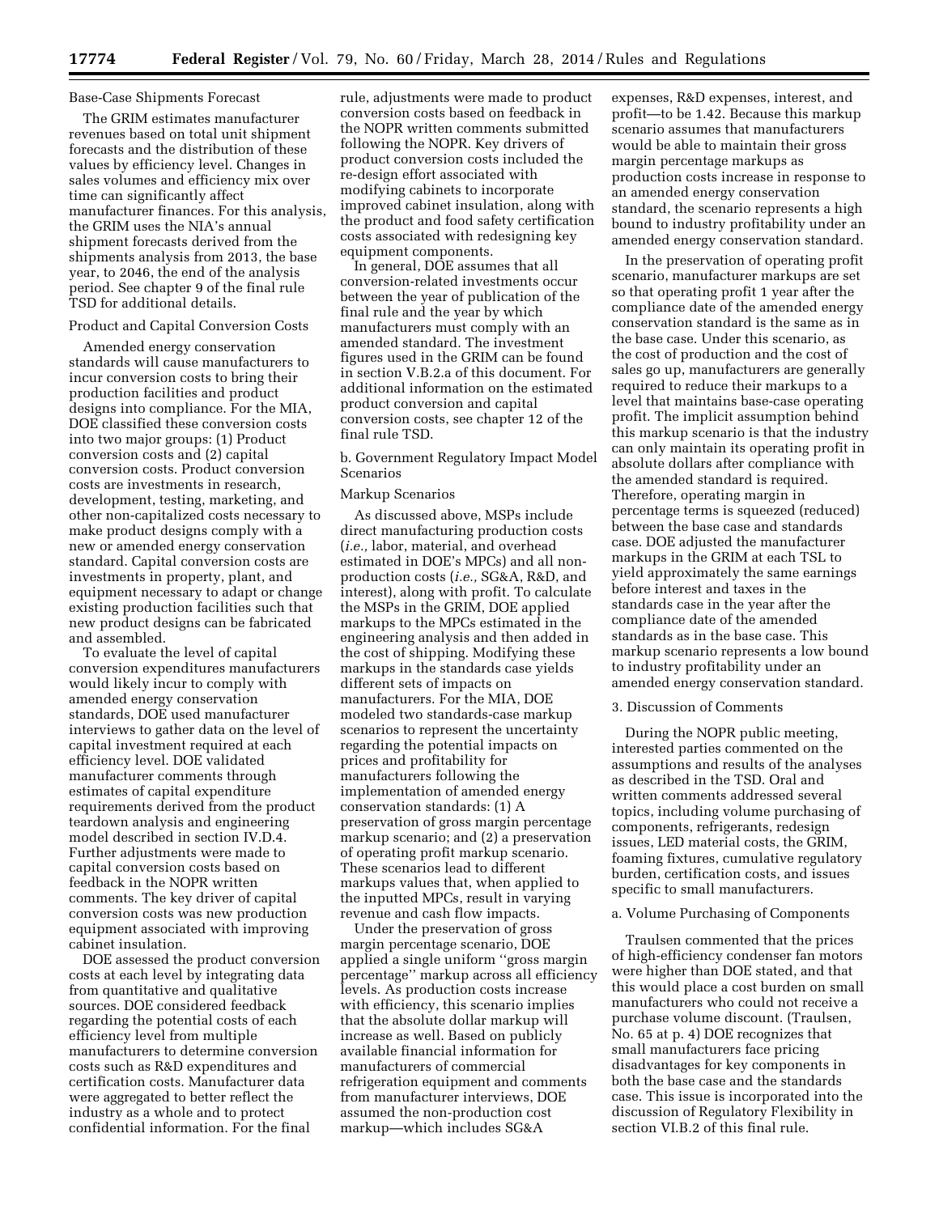Base-Case Shipments Forecast

The GRIM estimates manufacturer revenues based on total unit shipment forecasts and the distribution of these values by efficiency level. Changes in sales volumes and efficiency mix over time can significantly affect manufacturer finances. For this analysis, the GRIM uses the NIA's annual shipment forecasts derived from the shipments analysis from 2013, the base year, to 2046, the end of the analysis period. See chapter 9 of the final rule TSD for additional details.

Product and Capital Conversion Costs

Amended energy conservation standards will cause manufacturers to incur conversion costs to bring their production facilities and product designs into compliance. For the MIA, DOE classified these conversion costs into two major groups: (1) Product conversion costs and (2) capital conversion costs. Product conversion costs are investments in research, development, testing, marketing, and other non-capitalized costs necessary to make product designs comply with a new or amended energy conservation standard. Capital conversion costs are investments in property, plant, and equipment necessary to adapt or change existing production facilities such that new product designs can be fabricated and assembled.

To evaluate the level of capital conversion expenditures manufacturers would likely incur to comply with amended energy conservation standards, DOE used manufacturer interviews to gather data on the level of capital investment required at each efficiency level. DOE validated manufacturer comments through estimates of capital expenditure requirements derived from the product teardown analysis and engineering model described in section IV.D.4. Further adjustments were made to capital conversion costs based on feedback in the NOPR written comments. The key driver of capital conversion costs was new production equipment associated with improving cabinet insulation.

DOE assessed the product conversion costs at each level by integrating data from quantitative and qualitative sources. DOE considered feedback regarding the potential costs of each efficiency level from multiple manufacturers to determine conversion costs such as R&D expenditures and certification costs. Manufacturer data were aggregated to better reflect the industry as a whole and to protect confidential information. For the final rule, adjustments were made to product conversion costs based on feedback in the NOPR written comments submitted following the NOPR. Key drivers of product conversion costs included the re-design effort associated with modifying cabinets to incorporate improved cabinet insulation, along with the product and food safety certification costs associated with redesigning key equipment components.

In general, DOE assumes that all conversion-related investments occur between the year of publication of the final rule and the year by which manufacturers must comply with an amended standard. The investment figures used in the GRIM can be found in section V.B.2.a of this document. For additional information on the estimated product conversion and capital conversion costs, see chapter 12 of the final rule TSD.

b. Government Regulatory Impact Model Scenarios

Markup Scenarios

As discussed above, MSPs include direct manufacturing production costs (*i.e.,* labor, material, and overhead estimated in DOE's MPCs) and all non-production costs (*i.e.,* SG&A, R&D, and interest), along with profit. To calculate the MSPs in the GRIM, DOE applied markups to the MPCs estimated in the engineering analysis and then added in the cost of shipping. Modifying these markups in the standards case yields different sets of impacts on manufacturers. For the MIA, DOE modeled two standards-case markup scenarios to represent the uncertainty regarding the potential impacts on prices and profitability for manufacturers following the implementation of amended energy conservation standards: (1) A preservation of gross margin percentage markup scenario; and (2) a preservation of operating profit markup scenario. These scenarios lead to different markups values that, when applied to the inputted MPCs, result in varying revenue and cash flow impacts.

Under the preservation of gross margin percentage scenario, DOE applied a single uniform "gross margin percentage" markup across all efficiency levels. As production costs increase with efficiency, this scenario implies that the absolute dollar markup will increase as well. Based on publicly available financial information for manufacturers of commercial refrigeration equipment and comments from manufacturer interviews, DOE assumed the non-production cost markup—which includes SG&A expenses, R&D expenses, interest, and profit—to be 1.42. Because this markup scenario assumes that manufacturers would be able to maintain their gross margin percentage markups as production costs increase in response to an amended energy conservation standard, the scenario represents a high bound to industry profitability under an amended energy conservation standard.

In the preservation of operating profit scenario, manufacturer markups are set so that operating profit 1 year after the compliance date of the amended energy conservation standard is the same as in the base case. Under this scenario, as the cost of production and the cost of sales go up, manufacturers are generally required to reduce their markups to a level that maintains base-case operating profit. The implicit assumption behind this markup scenario is that the industry can only maintain its operating profit in absolute dollars after compliance with the amended standard is required. Therefore, operating margin in percentage terms is squeezed (reduced) between the base case and standards case. DOE adjusted the manufacturer markups in the GRIM at each TSL to yield approximately the same earnings before interest and taxes in the standards case in the year after the compliance date of the amended standards as in the base case. This markup scenario represents a low bound to industry profitability under an amended energy conservation standard.

3. Discussion of Comments

During the NOPR public meeting, interested parties commented on the assumptions and results of the analyses as described in the TSD. Oral and written comments addressed several topics, including volume purchasing of components, refrigerants, redesign issues, LED material costs, the GRIM, foaming fixtures, cumulative regulatory burden, certification costs, and issues specific to small manufacturers.

a. Volume Purchasing of Components

Traulsen commented that the prices of high-efficiency condenser fan motors were higher than DOE stated, and that this would place a cost burden on small manufacturers who could not receive a purchase volume discount. (Traulsen, No. 65 at p. 4) DOE recognizes that small manufacturers face pricing disadvantages for key components in both the base case and the standards case. This issue is incorporated into the discussion of Regulatory Flexibility in section VI.B.2 of this final rule.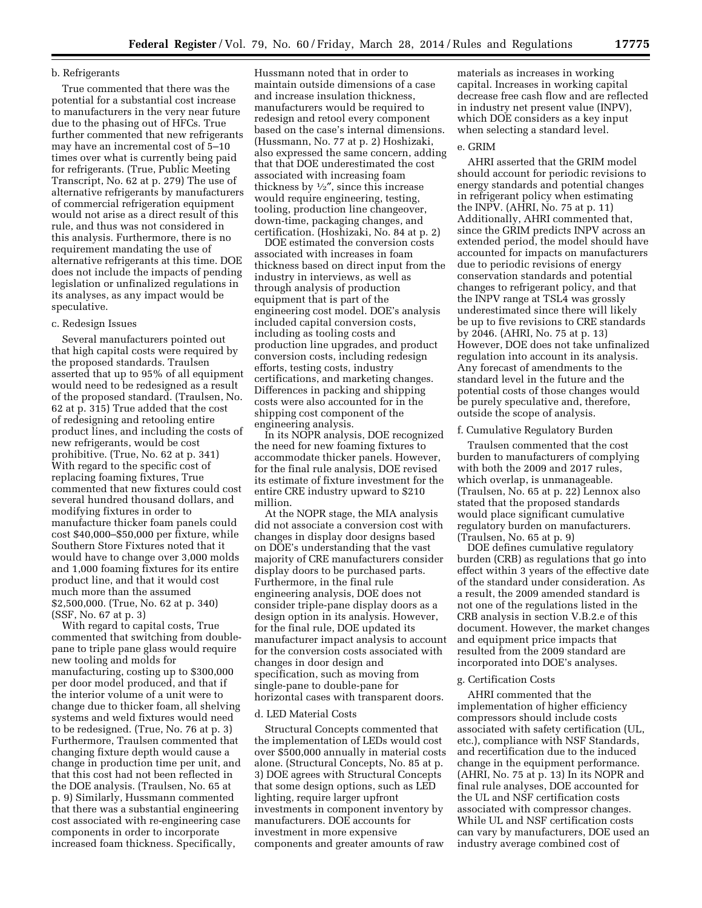b. Refrigerants

True commented that there was the potential for a substantial cost increase to manufacturers in the very near future due to the phasing out of HFCs. True further commented that new refrigerants may have an incremental cost of 5–10 times over what is currently being paid for refrigerants. (True, Public Meeting Transcript, No. 62 at p. 279) The use of alternative refrigerants by manufacturers of commercial refrigeration equipment would not arise as a direct result of this rule, and thus was not considered in this analysis. Furthermore, there is no requirement mandating the use of alternative refrigerants at this time. DOE does not include the impacts of pending legislation or unfinalized regulations in its analyses, as any impact would be speculative.

c. Redesign Issues

Several manufacturers pointed out that high capital costs were required by the proposed standards. Traulsen asserted that up to 95% of all equipment would need to be redesigned as a result of the proposed standard. (Traulsen, No. 62 at p. 315) True added that the cost of redesigning and retooling entire product lines, and including the costs of new refrigerants, would be cost prohibitive. (True, No. 62 at p. 341) With regard to the specific cost of replacing foaming fixtures, True commented that new fixtures could cost several hundred thousand dollars, and modifying fixtures in order to manufacture thicker foam panels could cost $40,000–$50,000 per fixture, while Southern Store Fixtures noted that it would have to change over 3,000 molds and 1,000 foaming fixtures for its entire product line, and that it would cost much more than the assumed $2,500,000. (True, No. 62 at p. 340) (SSF, No. 67 at p. 3)

With regard to capital costs, True commented that switching from double-pane to triple pane glass would require new tooling and molds for manufacturing, costing up to $300,000 per door model produced, and that if the interior volume of a unit were to change due to thicker foam, all shelving systems and weld fixtures would need to be redesigned. (True, No. 76 at p. 3) Furthermore, Traulsen commented that changing fixture depth would cause a change in production time per unit, and that this cost had not been reflected in the DOE analysis. (Traulsen, No. 65 at p. 9) Similarly, Hussmann commented that there was a substantial engineering cost associated with re-engineering case components in order to incorporate increased foam thickness. Specifically, Hussmann noted that in order to maintain outside dimensions of a case and increase insulation thickness, manufacturers would be required to redesign and retool every component based on the case's internal dimensions. (Hussmann, No. 77 at p. 2) Hoshizaki, also expressed the same concern, adding that that DOE underestimated the cost associated with increasing foam thickness by ½″, since this increase would require engineering, testing, tooling, production line changeover, down-time, packaging changes, and certification. (Hoshizaki, No. 84 at p. 2)

DOE estimated the conversion costs associated with increases in foam thickness based on direct input from the industry in interviews, as well as through analysis of production equipment that is part of the engineering cost model. DOE's analysis included capital conversion costs, including as tooling costs and production line upgrades, and product conversion costs, including redesign efforts, testing costs, industry certifications, and marketing changes. Differences in packing and shipping costs were also accounted for in the shipping cost component of the engineering analysis.

In its NOPR analysis, DOE recognized the need for new foaming fixtures to accommodate thicker panels. However, for the final rule analysis, DOE revised its estimate of fixture investment for the entire CRE industry upward to $210 million.

At the NOPR stage, the MIA analysis did not associate a conversion cost with changes in display door designs based on DOE's understanding that the vast majority of CRE manufacturers consider display doors to be purchased parts. Furthermore, in the final rule engineering analysis, DOE does not consider triple-pane display doors as a design option in its analysis. However, for the final rule, DOE updated its manufacturer impact analysis to account for the conversion costs associated with changes in door design and specification, such as moving from single-pane to double-pane for horizontal cases with transparent doors.

d. LED Material Costs

Structural Concepts commented that the implementation of LEDs would cost over $500,000 annually in material costs alone. (Structural Concepts, No. 85 at p. 3) DOE agrees with Structural Concepts that some design options, such as LED lighting, require larger upfront investments in component inventory by manufacturers. DOE accounts for investment in more expensive components and greater amounts of raw materials as increases in working capital. Increases in working capital decrease free cash flow and are reflected in industry net present value (INPV), which DOE considers as a key input when selecting a standard level.

e. GRIM

AHRI asserted that the GRIM model should account for periodic revisions to energy standards and potential changes in refrigerant policy when estimating the INPV. (AHRI, No. 75 at p. 11) Additionally, AHRI commented that, since the GRIM predicts INPV across an extended period, the model should have accounted for impacts on manufacturers due to periodic revisions of energy conservation standards and potential changes to refrigerant policy, and that the INPV range at TSL4 was grossly underestimated since there will likely be up to five revisions to CRE standards by 2046. (AHRI, No. 75 at p. 13) However, DOE does not take unfinalized regulation into account in its analysis. Any forecast of amendments to the standard level in the future and the potential costs of those changes would be purely speculative and, therefore, outside the scope of analysis.

f. Cumulative Regulatory Burden

Traulsen commented that the cost burden to manufacturers of complying with both the 2009 and 2017 rules, which overlap, is unmanageable. (Traulsen, No. 65 at p. 22) Lennox also stated that the proposed standards would place significant cumulative regulatory burden on manufacturers. (Traulsen, No. 65 at p. 9)

DOE defines cumulative regulatory burden (CRB) as regulations that go into effect within 3 years of the effective date of the standard under consideration. As a result, the 2009 amended standard is not one of the regulations listed in the CRB analysis in section V.B.2.e of this document. However, the market changes and equipment price impacts that resulted from the 2009 standard are incorporated into DOE's analyses.

g. Certification Costs

AHRI commented that the implementation of higher efficiency compressors should include costs associated with safety certification (UL, etc.), compliance with NSF Standards, and recertification due to the induced change in the equipment performance. (AHRI, No. 75 at p. 13) In its NOPR and final rule analyses, DOE accounted for the UL and NSF certification costs associated with compressor changes. While UL and NSF certification costs can vary by manufacturers, DOE used an industry average combined cost of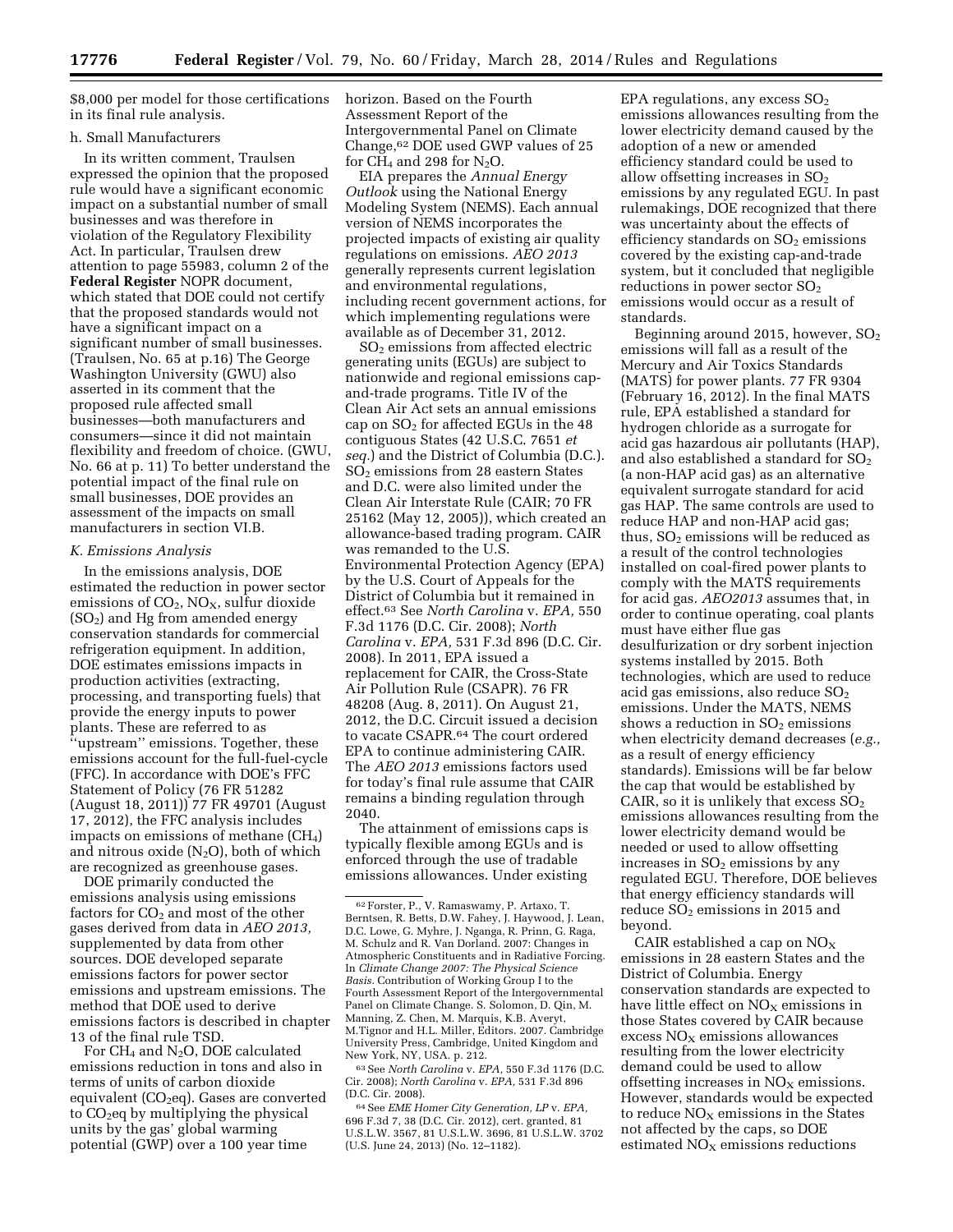$8,000 per model for those certifications in its final rule analysis.

h. Small Manufacturers

In its written comment, Traulsen expressed the opinion that the proposed rule would have a significant economic impact on a substantial number of small businesses and was therefore in violation of the Regulatory Flexibility Act. In particular, Traulsen drew attention to page 55983, column 2 of the **Federal Register** NOPR document, which stated that DOE could not certify that the proposed standards would not have a significant impact on a significant number of small businesses. (Traulsen, No. 65 at p.16) The George Washington University (GWU) also asserted in its comment that the proposed rule affected small businesses—both manufacturers and consumers—since it did not maintain flexibility and freedom of choice. (GWU, No. 66 at p. 11) To better understand the potential impact of the final rule on small businesses, DOE provides an assessment of the impacts on small manufacturers in section VI.B.

### *K. Emissions Analysis*

In the emissions analysis, DOE estimated the reduction in power sector emissions of $CO_2$, $NO_X$, sulfur dioxide ($SO_2$) and Hg from amended energy conservation standards for commercial refrigeration equipment. In addition, DOE estimates emissions impacts in production activities (extracting, processing, and transporting fuels) that provide the energy inputs to power plants. These are referred to as "upstream" emissions. Together, these emissions account for the full-fuel-cycle (FFC). In accordance with DOE's FFC Statement of Policy (76 FR 51282 (August 18, 2011)) 77 FR 49701 (August 17, 2012), the FFC analysis includes impacts on emissions of methane ($CH_4$) and nitrous oxide ($N_2O$), both of which are recognized as greenhouse gases.

DOE primarily conducted the emissions analysis using emissions factors for $CO_2$ and most of the other gases derived from data in *AEO 2013*, supplemented by data from other sources. DOE developed separate emissions factors for power sector emissions and upstream emissions. The method that DOE used to derive emissions factors is described in chapter 13 of the final rule TSD.

For $CH_4$ and $N_2O$, DOE calculated emissions reduction in tons and also in terms of units of carbon dioxide equivalent ($CO_2$eq). Gases are converted to $CO_2$eq by multiplying the physical units by the gas' global warming potential (GWP) over a 100 year time horizon. Based on the Fourth Assessment Report of the Intergovernmental Panel on Climate Change,[62] DOE used GWP values of 25 for $CH_4$ and 298 for $N_2O$.

EIA prepares the *Annual Energy Outlook* using the National Energy Modeling System (NEMS). Each annual version of NEMS incorporates the projected impacts of existing air quality regulations on emissions. *AEO 2013* generally represents current legislation and environmental regulations, including recent government actions, for which implementing regulations were available as of December 31, 2012.

$SO_2$ emissions from affected electric generating units (EGUs) are subject to nationwide and regional emissions cap-and-trade programs. Title IV of the Clean Air Act sets an annual emissions cap on $SO_2$ for affected EGUs in the 48 contiguous States (42 U.S.C. 7651 *et seq.*) and the District of Columbia (D.C.). $SO_2$ emissions from 28 eastern States and D.C. were also limited under the Clean Air Interstate Rule (CAIR; 70 FR 25162 (May 12, 2005)), which created an allowance-based trading program. CAIR was remanded to the U.S. Environmental Protection Agency (EPA) by the U.S. Court of Appeals for the District of Columbia but it remained in effect.[63] See *North Carolina* v. *EPA*, 550 F.3d 1176 (D.C. Cir. 2008); *North Carolina* v. *EPA*, 531 F.3d 896 (D.C. Cir. 2008). In 2011, EPA issued a replacement for CAIR, the Cross-State Air Pollution Rule (CSAPR). 76 FR 48208 (Aug. 8, 2011). On August 21, 2012, the D.C. Circuit issued a decision to vacate CSAPR.[64] The court ordered EPA to continue administering CAIR. The *AEO 2013* emissions factors used for today's final rule assume that CAIR remains a binding regulation through 2040.

The attainment of emissions caps is typically flexible among EGUs and is enforced through the use of tradable emissions allowances. Under existing EPA regulations, any excess $SO_2$ emissions allowances resulting from the lower electricity demand caused by the adoption of a new or amended efficiency standard could be used to allow offsetting increases in $SO_2$ emissions by any regulated EGU. In past rulemakings, DOE recognized that there was uncertainty about the effects of efficiency standards on $SO_2$ emissions covered by the existing cap-and-trade system, but it concluded that negligible reductions in power sector $SO_2$ emissions would occur as a result of standards.

Beginning around 2015, however, $SO_2$ emissions will fall as a result of the Mercury and Air Toxics Standards (MATS) for power plants. 77 FR 9304 (February 16, 2012). In the final MATS rule, EPA established a standard for hydrogen chloride as a surrogate for acid gas hazardous air pollutants (HAP), and also established a standard for $SO_2$ (a non-HAP acid gas) as an alternative equivalent surrogate standard for acid gas HAP. The same controls are used to reduce HAP and non-HAP acid gas; thus, $SO_2$ emissions will be reduced as a result of the control technologies installed on coal-fired power plants to comply with the MATS requirements for acid gas. *AEO2013* assumes that, in order to continue operating, coal plants must have either flue gas desulfurization or dry sorbent injection systems installed by 2015. Both technologies, which are used to reduce acid gas emissions, also reduce $SO_2$ emissions. Under the MATS, NEMS shows a reduction in $SO_2$ emissions when electricity demand decreases (*e.g.,* as a result of energy efficiency standards). Emissions will be far below the cap that would be established by CAIR, so it is unlikely that excess $SO_2$ emissions allowances resulting from the lower electricity demand would be needed or used to allow offsetting increases in $SO_2$ emissions by any regulated EGU. Therefore, DOE believes that energy efficiency standards will reduce $SO_2$ emissions in 2015 and beyond.

CAIR established a cap on $NO_X$ emissions in 28 eastern States and the District of Columbia. Energy conservation standards are expected to have little effect on $NO_X$ emissions in those States covered by CAIR because excess $NO_X$ emissions allowances resulting from the lower electricity demand could be used to allow offsetting increases in $NO_X$ emissions. However, standards would be expected to reduce $NO_X$ emissions in the States not affected by the caps, so DOE estimated $NO_X$ emissions reductions

---

[62] Forster, P., V. Ramaswamy, P. Artaxo, T. Berntsen, R. Betts, D.W. Fahey, J. Haywood, J. Lean, D.C. Lowe, G. Myhre, J. Nganga, R. Prinn, G. Raga, M. Schulz and R. Van Dorland. 2007: Changes in Atmospheric Constituents and in Radiative Forcing. In *Climate Change 2007: The Physical Science Basis.* Contribution of Working Group I to the Fourth Assessment Report of the Intergovernmental Panel on Climate Change. S. Solomon, D. Qin, M. Manning, Z. Chen, M. Marquis, K.B. Averyt, M.Tignor and H.L. Miller, Editors. 2007. Cambridge University Press, Cambridge, United Kingdom and New York, NY, USA. p. 212.

[63] See *North Carolina* v. *EPA*, 550 F.3d 1176 (D.C. Cir. 2008); *North Carolina* v. *EPA*, 531 F.3d 896 (D.C. Cir. 2008).

[64] See *EME Homer City Generation, LP* v. *EPA*, 696 F.3d 7, 38 (D.C. Cir. 2012), cert. granted, 81 U.S.L.W. 3567, 81 U.S.L.W. 3696, 81 U.S.L.W. 3702 (U.S. June 24, 2013) (No. 12–1182).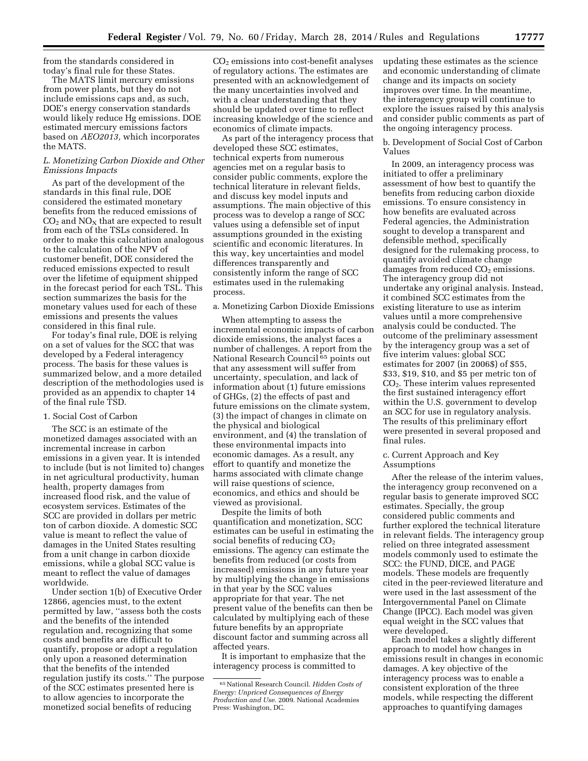from the standards considered in today's final rule for these States.

The MATS limit mercury emissions from power plants, but they do not include emissions caps and, as such, DOE's energy conservation standards would likely reduce Hg emissions. DOE estimated mercury emissions factors based on *AEO2013,* which incorporates the MATS.

### *L. Monetizing Carbon Dioxide and Other Emissions Impacts*

As part of the development of the standards in this final rule, DOE considered the estimated monetary benefits from the reduced emissions of $CO_2$ and $NO_X$ that are expected to result from each of the TSLs considered. In order to make this calculation analogous to the calculation of the NPV of customer benefit, DOE considered the reduced emissions expected to result over the lifetime of equipment shipped in the forecast period for each TSL. This section summarizes the basis for the monetary values used for each of these emissions and presents the values considered in this final rule.

For today's final rule, DOE is relying on a set of values for the SCC that was developed by a Federal interagency process. The basis for these values is summarized below, and a more detailed description of the methodologies used is provided as an appendix to chapter 14 of the final rule TSD.

#### 1. Social Cost of Carbon

The SCC is an estimate of the monetized damages associated with an incremental increase in carbon emissions in a given year. It is intended to include (but is not limited to) changes in net agricultural productivity, human health, property damages from increased flood risk, and the value of ecosystem services. Estimates of the SCC are provided in dollars per metric ton of carbon dioxide. A domestic SCC value is meant to reflect the value of damages in the United States resulting from a unit change in carbon dioxide emissions, while a global SCC value is meant to reflect the value of damages worldwide.

Under section 1(b) of Executive Order 12866, agencies must, to the extent permitted by law, ''assess both the costs and the benefits of the intended regulation and, recognizing that some costs and benefits are difficult to quantify, propose or adopt a regulation only upon a reasoned determination that the benefits of the intended regulation justify its costs.'' The purpose of the SCC estimates presented here is to allow agencies to incorporate the monetized social benefits of reducing $CO_2$ emissions into cost-benefit analyses of regulatory actions. The estimates are presented with an acknowledgement of the many uncertainties involved and with a clear understanding that they should be updated over time to reflect increasing knowledge of the science and economics of climate impacts.

As part of the interagency process that developed these SCC estimates, technical experts from numerous agencies met on a regular basis to consider public comments, explore the technical literature in relevant fields, and discuss key model inputs and assumptions. The main objective of this process was to develop a range of SCC values using a defensible set of input assumptions grounded in the existing scientific and economic literatures. In this way, key uncertainties and model differences transparently and consistently inform the range of SCC estimates used in the rulemaking process.

a. Monetizing Carbon Dioxide Emissions

When attempting to assess the incremental economic impacts of carbon dioxide emissions, the analyst faces a number of challenges. A report from the National Research Council [65] points out that any assessment will suffer from uncertainty, speculation, and lack of information about (1) future emissions of GHGs, (2) the effects of past and future emissions on the climate system, (3) the impact of changes in climate on the physical and biological environment, and (4) the translation of these environmental impacts into economic damages. As a result, any effort to quantify and monetize the harms associated with climate change will raise questions of science, economics, and ethics and should be viewed as provisional.

Despite the limits of both quantification and monetization, SCC estimates can be useful in estimating the social benefits of reducing $CO_2$ emissions. The agency can estimate the benefits from reduced (or costs from increased) emissions in any future year by multiplying the change in emissions in that year by the SCC values appropriate for that year. The net present value of the benefits can then be calculated by multiplying each of these future benefits by an appropriate discount factor and summing across all affected years.

It is important to emphasize that the interagency process is committed to updating these estimates as the science and economic understanding of climate change and its impacts on society improves over time. In the meantime, the interagency group will continue to explore the issues raised by this analysis and consider public comments as part of the ongoing interagency process.

b. Development of Social Cost of Carbon Values

In 2009, an interagency process was initiated to offer a preliminary assessment of how best to quantify the benefits from reducing carbon dioxide emissions. To ensure consistency in how benefits are evaluated across Federal agencies, the Administration sought to develop a transparent and defensible method, specifically designed for the rulemaking process, to quantify avoided climate change damages from reduced $CO_2$ emissions. The interagency group did not undertake any original analysis. Instead, it combined SCC estimates from the existing literature to use as interim values until a more comprehensive analysis could be conducted. The outcome of the preliminary assessment by the interagency group was a set of five interim values: global SCC estimates for 2007 (in 2006$) of $55, $33, $19, $10, and $5 per metric ton of $CO_2$. These interim values represented the first sustained interagency effort within the U.S. government to develop an SCC for use in regulatory analysis. The results of this preliminary effort were presented in several proposed and final rules.

c. Current Approach and Key Assumptions

After the release of the interim values, the interagency group reconvened on a regular basis to generate improved SCC estimates. Specially, the group considered public comments and further explored the technical literature in relevant fields. The interagency group relied on three integrated assessment models commonly used to estimate the SCC: the FUND, DICE, and PAGE models. These models are frequently cited in the peer-reviewed literature and were used in the last assessment of the Intergovernmental Panel on Climate Change (IPCC). Each model was given equal weight in the SCC values that were developed.

Each model takes a slightly different approach to model how changes in emissions result in changes in economic damages. A key objective of the interagency process was to enable a consistent exploration of the three models, while respecting the different approaches to quantifying damages

[65] National Research Council. *Hidden Costs of Energy: Unpriced Consequences of Energy Production and Use.* 2009. National Academies Press: Washington, DC.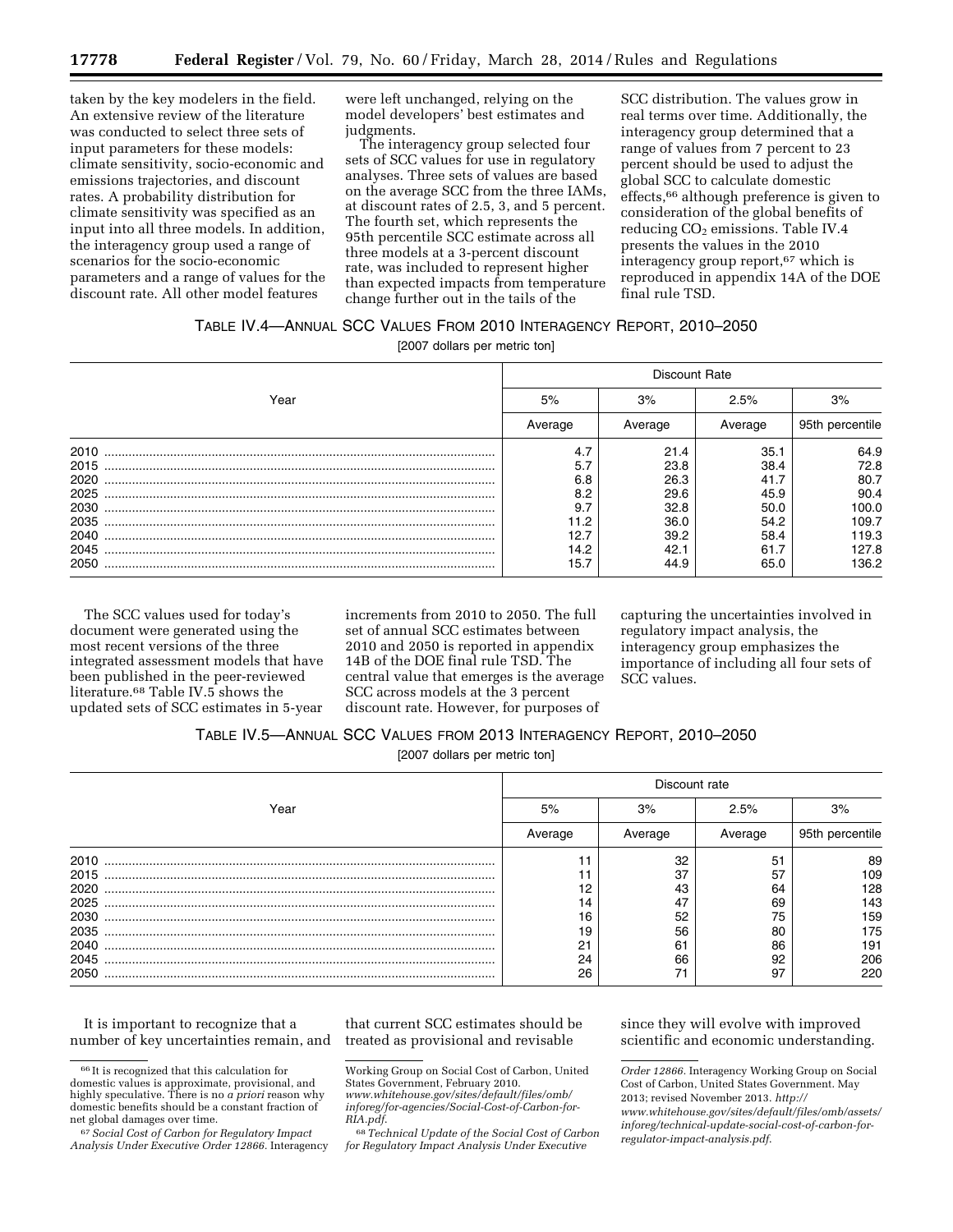taken by the key modelers in the field. An extensive review of the literature was conducted to select three sets of input parameters for these models: climate sensitivity, socio-economic and emissions trajectories, and discount rates. A probability distribution for climate sensitivity was specified as an input into all three models. In addition, the interagency group used a range of scenarios for the socio-economic parameters and a range of values for the discount rate. All other model features were left unchanged, relying on the model developers' best estimates and judgments.

The interagency group selected four sets of SCC values for use in regulatory analyses. Three sets of values are based on the average SCC from the three IAMs, at discount rates of 2.5, 3, and 5 percent. The fourth set, which represents the 95th percentile SCC estimate across all three models at a 3-percent discount rate, was included to represent higher than expected impacts from temperature change further out in the tails of the SCC distribution. The values grow in real terms over time. Additionally, the interagency group determined that a range of values from 7 percent to 23 percent should be used to adjust the global SCC to calculate domestic effects,[66] although preference is given to consideration of the global benefits of reducing $CO_2$ emissions. Table IV.4 presents the values in the 2010 interagency group report,[67] which is reproduced in appendix 14A of the DOE final rule TSD.

TABLE IV.4—ANNUAL SCC VALUES FROM 2010 INTERAGENCY REPORT, 2010–2050

[2007 dollars per metric ton]

| Year | Discount Rate | | | |
|---|---|---|---|---|
| | 5% | 3% | 2.5% | 3% |
| | Average | Average | Average | 95th percentile |
| 2010 | 4.7 | 21.4 | 35.1 | 64.9 |
| 2015 | 5.7 | 23.8 | 38.4 | 72.8 |
| 2020 | 6.8 | 26.3 | 41.7 | 80.7 |
| 2025 | 8.2 | 29.6 | 45.9 | 90.4 |
| 2030 | 9.7 | 32.8 | 50.0 | 100.0 |
| 2035 | 11.2 | 36.0 | 54.2 | 109.7 |
| 2040 | 12.7 | 39.2 | 58.4 | 119.3 |
| 2045 | 14.2 | 42.1 | 61.7 | 127.8 |
| 2050 | 15.7 | 44.9 | 65.0 | 136.2 |

The SCC values used for today's document were generated using the most recent versions of the three integrated assessment models that have been published in the peer-reviewed literature.[68] Table IV.5 shows the updated sets of SCC estimates in 5-year increments from 2010 to 2050. The full set of annual SCC estimates between 2010 and 2050 is reported in appendix 14B of the DOE final rule TSD. The central value that emerges is the average SCC across models at the 3 percent discount rate. However, for purposes of capturing the uncertainties involved in regulatory impact analysis, the interagency group emphasizes the importance of including all four sets of SCC values.

TABLE IV.5—ANNUAL SCC VALUES FROM 2013 INTERAGENCY REPORT, 2010–2050

[2007 dollars per metric ton]

| Year | Discount rate | | | |
|---|---|---|---|---|
| | 5% | 3% | 2.5% | 3% |
| | Average | Average | Average | 95th percentile |
| 2010 | 11 | 32 | 51 | 89 |
| 2015 | 11 | 37 | 57 | 109 |
| 2020 | 12 | 43 | 64 | 128 |
| 2025 | 14 | 47 | 69 | 143 |
| 2030 | 16 | 52 | 75 | 159 |
| 2035 | 19 | 56 | 80 | 175 |
| 2040 | 21 | 61 | 86 | 191 |
| 2045 | 24 | 66 | 92 | 206 |
| 2050 | 26 | 71 | 97 | 220 |

It is important to recognize that a number of key uncertainties remain, and that current SCC estimates should be treated as provisional and revisable since they will evolve with improved scientific and economic understanding.

---

[66] It is recognized that this calculation for domestic values is approximate, provisional, and highly speculative. There is no *a priori* reason why domestic benefits should be a constant fraction of net global damages over time.

[67] *Social Cost of Carbon for Regulatory Impact Analysis Under Executive Order 12866*. Interagency Working Group on Social Cost of Carbon, United States Government, February 2010. *www.whitehouse.gov/sites/default/files/omb/inforeg/for-agencies/Social-Cost-of-Carbon-for-RIA.pdf*.

[68] *Technical Update of the Social Cost of Carbon for Regulatory Impact Analysis Under Executive Order 12866*. Interagency Working Group on Social Cost of Carbon, United States Government. May 2013; revised November 2013. *http://www.whitehouse.gov/sites/default/files/omb/assets/inforeg/technical-update-social-cost-of-carbon-for-regulator-impact-analysis.pdf*.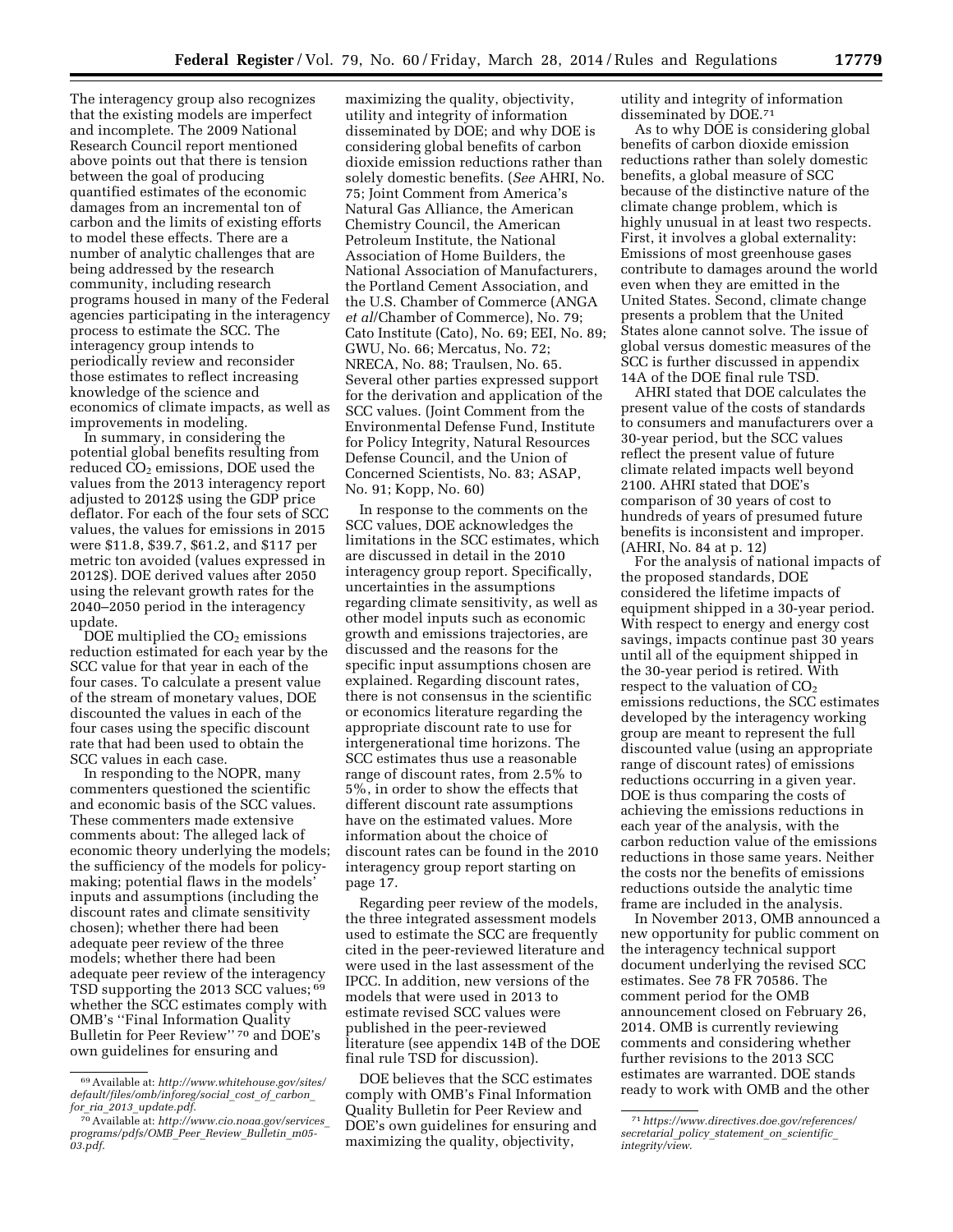The interagency group also recognizes that the existing models are imperfect and incomplete. The 2009 National Research Council report mentioned above points out that there is tension between the goal of producing quantified estimates of the economic damages from an incremental ton of carbon and the limits of existing efforts to model these effects. There are a number of analytic challenges that are being addressed by the research community, including research programs housed in many of the Federal agencies participating in the interagency process to estimate the SCC. The interagency group intends to periodically review and reconsider those estimates to reflect increasing knowledge of the science and economics of climate impacts, as well as improvements in modeling.

In summary, in considering the potential global benefits resulting from reduced $CO_2$ emissions, DOE used the values from the 2013 interagency report adjusted to 2012$ using the GDP price deflator. For each of the four sets of SCC values, the values for emissions in 2015 were $11.8, $39.7, $61.2, and $117 per metric ton avoided (values expressed in 2012$). DOE derived values after 2050 using the relevant growth rates for the 2040–2050 period in the interagency update.

DOE multiplied the $CO_2$ emissions reduction estimated for each year by the SCC value for that year in each of the four cases. To calculate a present value of the stream of monetary values, DOE discounted the values in each of the four cases using the specific discount rate that had been used to obtain the SCC values in each case.

In responding to the NOPR, many commenters questioned the scientific and economic basis of the SCC values. These commenters made extensive comments about: The alleged lack of economic theory underlying the models; the sufficiency of the models for policy-making; potential flaws in the models' inputs and assumptions (including the discount rates and climate sensitivity chosen); whether there had been adequate peer review of the three models; whether there had been adequate peer review of the interagency TSD supporting the 2013 SCC values;[69] whether the SCC estimates comply with OMB's "Final Information Quality Bulletin for Peer Review"[70] and DOE's own guidelines for ensuring and maximizing the quality, objectivity, utility and integrity of information disseminated by DOE; and why DOE is considering global benefits of carbon dioxide emission reductions rather than solely domestic benefits. (*See* AHRI, No. 75; Joint Comment from America's Natural Gas Alliance, the American Chemistry Council, the American Petroleum Institute, the National Association of Home Builders, the National Association of Manufacturers, the Portland Cement Association, and the U.S. Chamber of Commerce (ANGA *et al*/Chamber of Commerce), No. 79; Cato Institute (Cato), No. 69; EEI, No. 89; GWU, No. 66; Mercatus, No. 72; NRECA, No. 88; Traulsen, No. 65. Several other parties expressed support for the derivation and application of the SCC values. (Joint Comment from the Environmental Defense Fund, Institute for Policy Integrity, Natural Resources Defense Council, and the Union of Concerned Scientists, No. 83; ASAP, No. 91; Kopp, No. 60)

In response to the comments on the SCC values, DOE acknowledges the limitations in the SCC estimates, which are discussed in detail in the 2010 interagency group report. Specifically, uncertainties in the assumptions regarding climate sensitivity, as well as other model inputs such as economic growth and emissions trajectories, are discussed and the reasons for the specific input assumptions chosen are explained. Regarding discount rates, there is not consensus in the scientific or economics literature regarding the appropriate discount rate to use for intergenerational time horizons. The SCC estimates thus use a reasonable range of discount rates, from 2.5% to 5%, in order to show the effects that different discount rate assumptions have on the estimated values. More information about the choice of discount rates can be found in the 2010 interagency group report starting on page 17.

Regarding peer review of the models, the three integrated assessment models used to estimate the SCC are frequently cited in the peer-reviewed literature and were used in the last assessment of the IPCC. In addition, new versions of the models that were used in 2013 to estimate revised SCC values were published in the peer-reviewed literature (see appendix 14B of the DOE final rule TSD for discussion).

DOE believes that the SCC estimates comply with OMB's Final Information Quality Bulletin for Peer Review and DOE's own guidelines for ensuring and maximizing the quality, objectivity, utility and integrity of information disseminated by DOE.[71]

As to why DOE is considering global benefits of carbon dioxide emission reductions rather than solely domestic benefits, a global measure of SCC because of the distinctive nature of the climate change problem, which is highly unusual in at least two respects. First, it involves a global externality: Emissions of most greenhouse gases contribute to damages around the world even when they are emitted in the United States. Second, climate change presents a problem that the United States alone cannot solve. The issue of global versus domestic measures of the SCC is further discussed in appendix 14A of the DOE final rule TSD.

AHRI stated that DOE calculates the present value of the costs of standards to consumers and manufacturers over a 30-year period, but the SCC values reflect the present value of future climate related impacts well beyond 2100. AHRI stated that DOE's comparison of 30 years of cost to hundreds of years of presumed future benefits is inconsistent and improper. (AHRI, No. 84 at p. 12)

For the analysis of national impacts of the proposed standards, DOE considered the lifetime impacts of equipment shipped in a 30-year period. With respect to energy and energy cost savings, impacts continue past 30 years until all of the equipment shipped in the 30-year period is retired. With respect to the valuation of $CO_2$ emissions reductions, the SCC estimates developed by the interagency working group are meant to represent the full discounted value (using an appropriate range of discount rates) of emissions reductions occurring in a given year. DOE is thus comparing the costs of achieving the emissions reductions in each year of the analysis, with the carbon reduction value of the emissions reductions in those same years. Neither the costs nor the benefits of emissions reductions outside the analytic time frame are included in the analysis.

In November 2013, OMB announced a new opportunity for public comment on the interagency technical support document underlying the revised SCC estimates. See 78 FR 70586. The comment period for the OMB announcement closed on February 26, 2014. OMB is currently reviewing comments and considering whether further revisions to the 2013 SCC estimates are warranted. DOE stands ready to work with OMB and the other

[69] Available at: *http://www.whitehouse.gov/sites/default/files/omb/inforeg/social_cost_of_carbon_for_ria_2013_update.pdf.*

[70] Available at: *http://www.cio.noaa.gov/services_programs/pdfs/OMB_Peer_Review_Bulletin_m05-03.pdf.*

[71] *https://www.directives.doe.gov/references/secretarial_policy_statement_on_scientific_integrity/view.*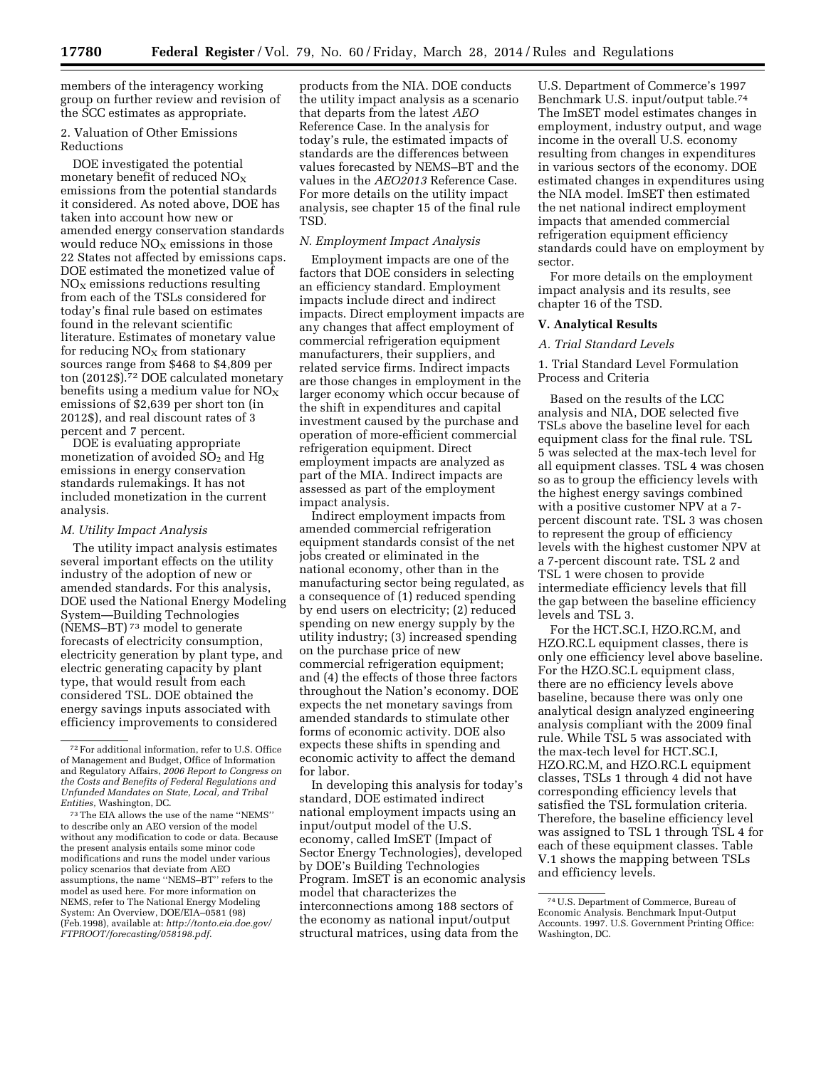members of the interagency working group on further review and revision of the SCC estimates as appropriate.

2. Valuation of Other Emissions Reductions

DOE investigated the potential monetary benefit of reduced $NO_X$ emissions from the potential standards it considered. As noted above, DOE has taken into account how new or amended energy conservation standards would reduce $NO_X$ emissions in those 22 States not affected by emissions caps. DOE estimated the monetized value of $NO_X$ emissions reductions resulting from each of the TSLs considered for today's final rule based on estimates found in the relevant scientific literature. Estimates of monetary value for reducing $NO_X$ from stationary sources range from $468 to $4,809 per ton (2012$).[72] DOE calculated monetary benefits using a medium value for $NO_X$ emissions of $2,639 per short ton (in 2012$), and real discount rates of 3 percent and 7 percent.

DOE is evaluating appropriate monetization of avoided $SO_2$ and Hg emissions in energy conservation standards rulemakings. It has not included monetization in the current analysis.

*M. Utility Impact Analysis*

The utility impact analysis estimates several important effects on the utility industry of the adoption of new or amended standards. For this analysis, DOE used the National Energy Modeling System—Building Technologies (NEMS–BT)[73] model to generate forecasts of electricity consumption, electricity generation by plant type, and electric generating capacity by plant type, that would result from each considered TSL. DOE obtained the energy savings inputs associated with efficiency improvements to considered products from the NIA. DOE conducts the utility impact analysis as a scenario that departs from the latest *AEO* Reference Case. In the analysis for today's rule, the estimated impacts of standards are the differences between values forecasted by NEMS–BT and the values in the *AEO2013* Reference Case. For more details on the utility impact analysis, see chapter 15 of the final rule TSD.

*N. Employment Impact Analysis*

Employment impacts are one of the factors that DOE considers in selecting an efficiency standard. Employment impacts include direct and indirect impacts. Direct employment impacts are any changes that affect employment of commercial refrigeration equipment manufacturers, their suppliers, and related service firms. Indirect impacts are those changes in employment in the larger economy which occur because of the shift in expenditures and capital investment caused by the purchase and operation of more-efficient commercial refrigeration equipment. Direct employment impacts are analyzed as part of the MIA. Indirect impacts are assessed as part of the employment impact analysis.

Indirect employment impacts from amended commercial refrigeration equipment standards consist of the net jobs created or eliminated in the national economy, other than in the manufacturing sector being regulated, as a consequence of (1) reduced spending by end users on electricity; (2) reduced spending on new energy supply by the utility industry; (3) increased spending on the purchase price of new commercial refrigeration equipment; and (4) the effects of those three factors throughout the Nation's economy. DOE expects the net monetary savings from amended standards to stimulate other forms of economic activity. DOE also expects these shifts in spending and economic activity to affect the demand for labor.

In developing this analysis for today's standard, DOE estimated indirect national employment impacts using an input/output model of the U.S. economy, called ImSET (Impact of Sector Energy Technologies), developed by DOE's Building Technologies Program. ImSET is an economic analysis model that characterizes the interconnections among 188 sectors of the economy as national input/output structural matrices, using data from the U.S. Department of Commerce's 1997 Benchmark U.S. input/output table.[74] The ImSET model estimates changes in employment, industry output, and wage income in the overall U.S. economy resulting from changes in expenditures in various sectors of the economy. DOE estimated changes in expenditures using the NIA model. ImSET then estimated the net national indirect employment impacts that amended commercial refrigeration equipment efficiency standards could have on employment by sector.

For more details on the employment impact analysis and its results, see chapter 16 of the TSD.

## V. Analytical Results

*A. Trial Standard Levels*

1. Trial Standard Level Formulation Process and Criteria

Based on the results of the LCC analysis and NIA, DOE selected five TSLs above the baseline level for each equipment class for the final rule. TSL 5 was selected at the max-tech level for all equipment classes. TSL 4 was chosen so as to group the efficiency levels with the highest energy savings combined with a positive customer NPV at a 7-percent discount rate. TSL 3 was chosen to represent the group of efficiency levels with the highest customer NPV at a 7-percent discount rate. TSL 2 and TSL 1 were chosen to provide intermediate efficiency levels that fill the gap between the baseline efficiency levels and TSL 3.

For the HCT.SC.I, HZO.RC.M, and HZO.RC.L equipment classes, there is only one efficiency level above baseline. For the HZO.SC.L equipment class, there are no efficiency levels above baseline, because there was only one analytical design analyzed engineering analysis compliant with the 2009 final rule. While TSL 5 was associated with the max-tech level for HCT.SC.I, HZO.RC.M, and HZO.RC.L equipment classes, TSLs 1 through 4 did not have corresponding efficiency levels that satisfied the TSL formulation criteria. Therefore, the baseline efficiency level was assigned to TSL 1 through TSL 4 for each of these equipment classes. Table V.1 shows the mapping between TSLs and efficiency levels.

---

[72] For additional information, refer to U.S. Office of Management and Budget, Office of Information and Regulatory Affairs, *2006 Report to Congress on the Costs and Benefits of Federal Regulations and Unfunded Mandates on State, Local, and Tribal Entities,* Washington, DC.

[73] The EIA allows the use of the name "NEMS" to describe only an AEO version of the model without any modification to code or data. Because the present analysis entails some minor code modifications and runs the model under various policy scenarios that deviate from AEO assumptions, the name "NEMS–BT" refers to the model as used here. For more information on NEMS, refer to The National Energy Modeling System: An Overview, DOE/EIA–0581 (98) (Feb.1998), available at: *http://tonto.eia.doe.gov/FTPROOT/forecasting/058198.pdf*.

[74] U.S. Department of Commerce, Bureau of Economic Analysis. Benchmark Input-Output Accounts. 1997. U.S. Government Printing Office: Washington, DC.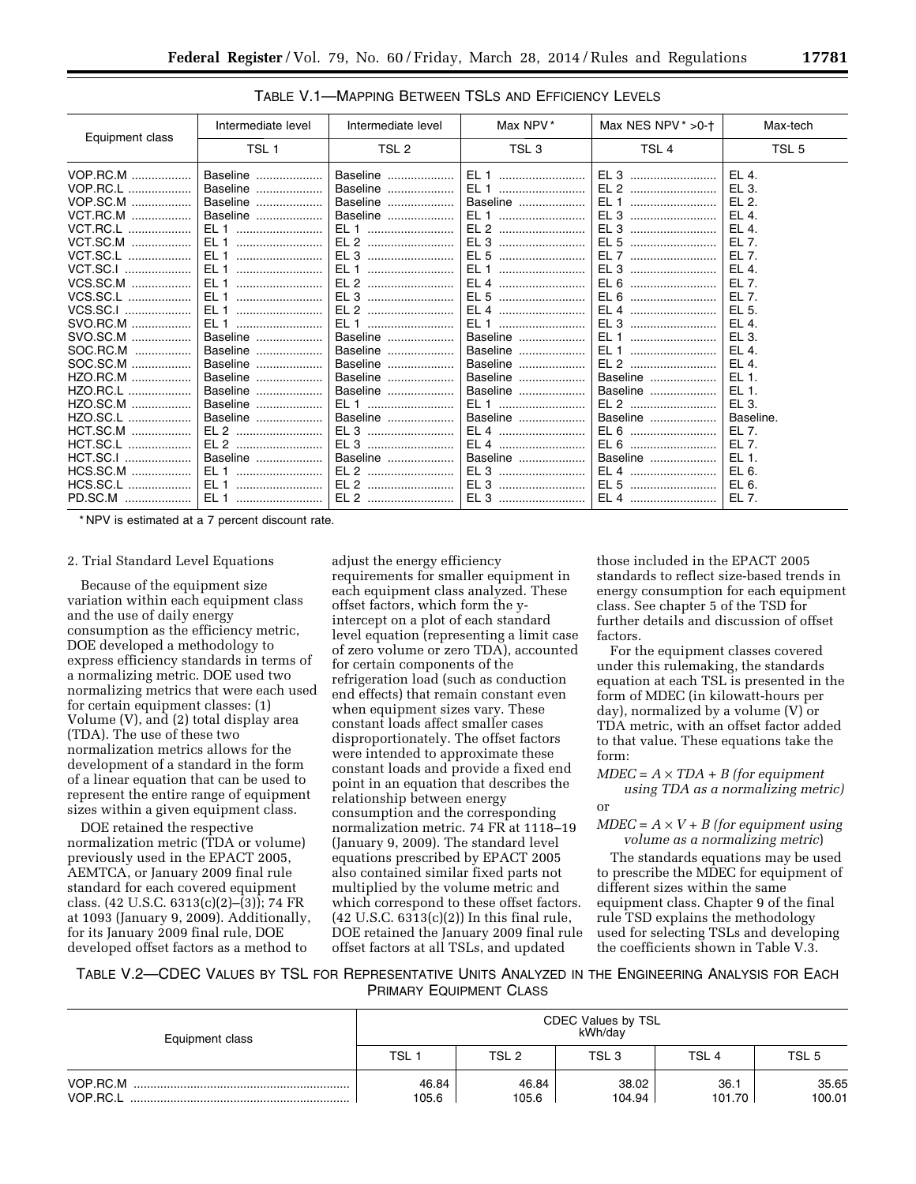TABLE V.1—MAPPING BETWEEN TSLS AND EFFICIENCY LEVELS

| Equipment class | Intermediate level | Intermediate level | Max NPV* | Max NES NPV* >0-† | Max-tech |
|---|---|---|---|---|---|
| | TSL 1 | TSL 2 | TSL 3 | TSL 4 | TSL 5 |
| VOP.RC.M | Baseline | Baseline | EL 1 | EL 3 | EL 4. |
| VOP.RC.L | Baseline | Baseline | EL 1 | EL 2 | EL 3. |
| VOP.SC.M | Baseline | Baseline | Baseline | EL 1 | EL 2. |
| VCT.RC.M | Baseline | Baseline | EL 1 | EL 3 | EL 4. |
| VCT.RC.L | EL 1 | EL 1 | EL 2 | EL 3 | EL 4. |
| VCT.SC.M | EL 1 | EL 2 | EL 3 | EL 5 | EL 7. |
| VCT.SC.L | EL 1 | EL 3 | EL 5 | EL 7 | EL 7. |
| VCT.SC.I | EL 1 | EL 1 | EL 1 | EL 3 | EL 4. |
| VCS.SC.M | EL 1 | EL 2 | EL 4 | EL 6 | EL 7. |
| VCS.SC.L | EL 1 | EL 3 | EL 5 | EL 6 | EL 7. |
| VCS.SC.I | EL 1 | EL 2 | EL 4 | EL 4 | EL 5. |
| SVO.RC.M | EL 1 | EL 1 | EL 1 | EL 3 | EL 4. |
| SVO.SC.M | Baseline | Baseline | Baseline | EL 1 | EL 3. |
| SOC.RC.M | Baseline | Baseline | Baseline | EL 1 | EL 4. |
| SOC.SC.M | Baseline | Baseline | Baseline | EL 2 | EL 4. |
| HZO.RC.M | Baseline | Baseline | Baseline | Baseline | EL 1. |
| HZO.RC.L | Baseline | Baseline | Baseline | Baseline | EL 1. |
| HZO.SC.M | Baseline | EL 1 | EL 1 | EL 2 | EL 3. |
| HZO.SC.L | Baseline | Baseline | Baseline | Baseline | Baseline. |
| HCT.SC.M | EL 2 | EL 3 | EL 4 | EL 6 | EL 7. |
| HCT.SC.L | EL 2 | EL 3 | EL 4 | EL 6 | EL 7. |
| HCT.SC.I | Baseline | Baseline | Baseline | Baseline | EL 1. |
| HCS.SC.M | EL 1 | EL 2 | EL 3 | EL 4 | EL 6. |
| HCS.SC.L | EL 1 | EL 2 | EL 3 | EL 5 | EL 6. |
| PD.SC.M | EL 1 | EL 2 | EL 3 | EL 4 | EL 7. |

* NPV is estimated at a 7 percent discount rate.

2. Trial Standard Level Equations

Because of the equipment size variation within each equipment class and the use of daily energy consumption as the efficiency metric, DOE developed a methodology to express efficiency standards in terms of a normalizing metric. DOE used two normalizing metrics that were each used for certain equipment classes: (1) Volume (V), and (2) total display area (TDA). The use of these two normalization metrics allows for the development of a standard in the form of a linear equation that can be used to represent the entire range of equipment sizes within a given equipment class.

DOE retained the respective normalization metric (TDA or volume) previously used in the EPACT 2005, AEMTCA, or January 2009 final rule standard for each covered equipment class. (42 U.S.C. 6313(c)(2)–(3)); 74 FR at 1093 (January 9, 2009). Additionally, for its January 2009 final rule, DOE developed offset factors as a method to adjust the energy efficiency requirements for smaller equipment in each equipment class analyzed. These offset factors, which form the y-intercept on a plot of each standard level equation (representing a limit case of zero volume or zero TDA), accounted for certain components of the refrigeration load (such as conduction end effects) that remain constant even when equipment sizes vary. These constant loads affect smaller cases disproportionately. The offset factors were intended to approximate these constant loads and provide a fixed end point in an equation that describes the relationship between energy consumption and the corresponding normalization metric. 74 FR at 1118–19 (January 9, 2009). The standard level equations prescribed by EPACT 2005 also contained similar fixed parts not multiplied by the volume metric and which correspond to these offset factors. (42 U.S.C. 6313(c)(2)) In this final rule, DOE retained the January 2009 final rule offset factors at all TSLs, and updated those included in the EPACT 2005 standards to reflect size-based trends in energy consumption for each equipment class. See chapter 5 of the TSD for further details and discussion of offset factors.

For the equipment classes covered under this rulemaking, the standards equation at each TSL is presented in the form of MDEC (in kilowatt-hours per day), normalized by a volume (V) or TDA metric, with an offset factor added to that value. These equations take the form:

$MDEC = A \times TDA + B$ *(for equipment using TDA as a normalizing metric)*

or

$MDEC = A \times V + B$ *(for equipment using volume as a normalizing metric)*

The standards equations may be used to prescribe the MDEC for equipment of different sizes within the same equipment class. Chapter 9 of the final rule TSD explains the methodology used for selecting TSLs and developing the coefficients shown in Table V.3.

TABLE V.2—CDEC VALUES BY TSL FOR REPRESENTATIVE UNITS ANALYZED IN THE ENGINEERING ANALYSIS FOR EACH PRIMARY EQUIPMENT CLASS

| Equipment class | CDEC Values by TSL kWh/day | | | | |
|---|---|---|---|---|---|
| | TSL 1 | TSL 2 | TSL 3 | TSL 4 | TSL 5 |
| VOP.RC.M | 46.84 | 46.84 | 38.02 | 36.1 | 35.65 |
| VOP.RC.L | 105.6 | 105.6 | 104.94 | 101.70 | 100.01 |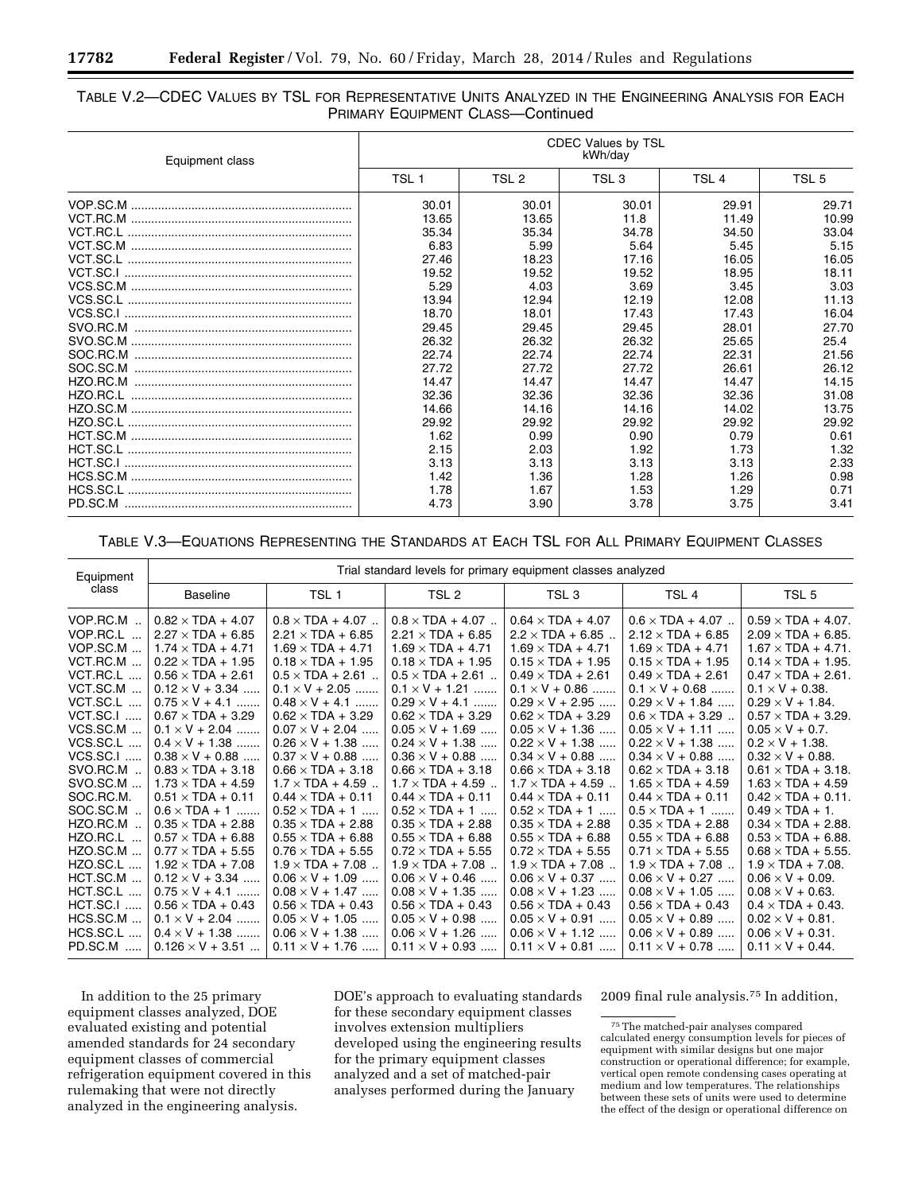TABLE V.2—CDEC VALUES BY TSL FOR REPRESENTATIVE UNITS ANALYZED IN THE ENGINEERING ANALYSIS FOR EACH PRIMARY EQUIPMENT CLASS—Continued

| Equipment class | CDEC Values by TSL kWh/day | | | | |
|---|---|---|---|---|---|
| | TSL 1 | TSL 2 | TSL 3 | TSL 4 | TSL 5 |
| VOP.SC.M | 30.01 | 30.01 | 30.01 | 29.91 | 29.71 |
| VCT.RC.M | 13.65 | 13.65 | 11.8 | 11.49 | 10.99 |
| VCT.RC.L | 35.34 | 35.34 | 34.78 | 34.50 | 33.04 |
| VCT.SC.M | 6.83 | 5.99 | 5.64 | 5.45 | 5.15 |
| VCT.SC.L | 27.46 | 18.23 | 17.16 | 16.05 | 16.05 |
| VCT.SC.I | 19.52 | 19.52 | 19.52 | 18.95 | 18.11 |
| VCS.SC.M | 5.29 | 4.03 | 3.69 | 3.45 | 3.03 |
| VCS.SC.L | 13.94 | 12.94 | 12.19 | 12.08 | 11.13 |
| VCS.SC.I | 18.70 | 18.01 | 17.43 | 17.43 | 16.04 |
| SVO.RC.M | 29.45 | 29.45 | 29.45 | 28.01 | 27.70 |
| SVO.SC.M | 26.32 | 26.32 | 26.32 | 25.65 | 25.4 |
| SOC.RC.M | 22.74 | 22.74 | 22.74 | 22.31 | 21.56 |
| SOC.SC.M | 27.72 | 27.72 | 27.72 | 26.61 | 26.12 |
| HZO.RC.M | 14.47 | 14.47 | 14.47 | 14.47 | 14.15 |
| HZO.RC.L | 32.36 | 32.36 | 32.36 | 32.36 | 31.08 |
| HZO.SC.M | 14.66 | 14.16 | 14.16 | 14.02 | 13.75 |
| HZO.SC.L | 29.92 | 29.92 | 29.92 | 29.92 | 29.92 |
| HCT.SC.M | 1.62 | 0.99 | 0.90 | 0.79 | 0.61 |
| HCT.SC.L | 2.15 | 2.03 | 1.92 | 1.73 | 1.32 |
| HCT.SC.I | 3.13 | 3.13 | 3.13 | 3.13 | 2.33 |
| HCS.SC.M | 1.42 | 1.36 | 1.28 | 1.26 | 0.98 |
| HCS.SC.L | 1.78 | 1.67 | 1.53 | 1.29 | 0.71 |
| PD.SC.M | 4.73 | 3.90 | 3.78 | 3.75 | 3.41 |

TABLE V.3—EQUATIONS REPRESENTING THE STANDARDS AT EACH TSL FOR ALL PRIMARY EQUIPMENT CLASSES

| Equipment class | Trial standard levels for primary equipment classes analyzed | | | | | |
|---|---|---|---|---|---|---|
| | Baseline | TSL 1 | TSL 2 | TSL 3 | TSL 4 | TSL 5 |
| VOP.RC.M | 0.82 × TDA + 4.07 | 0.8 × TDA + 4.07 | 0.8 × TDA + 4.07 | 0.64 × TDA + 4.07 | 0.6 × TDA + 4.07 | 0.59 × TDA + 4.07. |
| VOP.RC.L | 2.27 × TDA + 6.85 | 2.21 × TDA + 6.85 | 2.21 × TDA + 6.85 | 2.2 × TDA + 6.85 | 2.12 × TDA + 6.85 | 2.09 × TDA + 6.85. |
| VOP.SC.M | 1.74 × TDA + 4.71 | 1.69 × TDA + 4.71 | 1.69 × TDA + 4.71 | 1.69 × TDA + 4.71 | 1.69 × TDA + 4.71 | 1.67 × TDA + 4.71. |
| VCT.RC.M | 0.22 × TDA + 1.95 | 0.18 × TDA + 1.95 | 0.18 × TDA + 1.95 | 0.15 × TDA + 1.95 | 0.15 × TDA + 1.95 | 0.14 × TDA + 1.95. |
| VCT.RC.L | 0.56 × TDA + 2.61 | 0.5 × TDA + 2.61 | 0.5 × TDA + 2.61 | 0.49 × TDA + 2.61 | 0.49 × TDA + 2.61 | 0.47 × TDA + 2.61. |
| VCT.SC.M | 0.12 × V + 3.34 | 0.1 × V + 2.05 | 0.1 × V + 1.21 | 0.1 × V + 0.86 | 0.1 × V + 0.68 | 0.1 × V + 0.38. |
| VCT.SC.L | 0.75 × V + 4.1 | 0.48 × V + 4.1 | 0.29 × V + 4.1 | 0.29 × V + 2.95 | 0.29 × V + 1.84 | 0.29 × V + 1.84. |
| VCT.SC.I | 0.67 × TDA + 3.29 | 0.62 × TDA + 3.29 | 0.62 × TDA + 3.29 | 0.62 × TDA + 3.29 | 0.6 × TDA + 3.29 | 0.57 × TDA + 3.29. |
| VCS.SC.M | 0.1 × V + 2.04 | 0.07 × V + 2.04 | 0.05 × V + 1.69 | 0.05 × V + 1.36 | 0.05 × V + 1.11 | 0.05 × V + 0.7. |
| VCS.SC.L | 0.4 × V + 1.38 | 0.26 × V + 1.38 | 0.24 × V + 1.38 | 0.22 × V + 1.38 | 0.22 × V + 1.38 | 0.2 × V + 1.38. |
| VCS.SC.I | 0.38 × V + 0.88 | 0.37 × V + 0.88 | 0.36 × V + 0.88 | 0.34 × V + 0.88 | 0.34 × V + 0.88 | 0.32 × V + 0.88. |
| SVO.RC.M | 0.83 × TDA + 3.18 | 0.66 × TDA + 3.18 | 0.66 × TDA + 3.18 | 0.66 × TDA + 3.18 | 0.62 × TDA + 3.18 | 0.61 × TDA + 3.18. |
| SVO.SC.M | 1.73 × TDA + 4.59 | 1.7 × TDA + 4.59 | 1.7 × TDA + 4.59 | 1.7 × TDA + 4.59 | 1.65 × TDA + 4.59 | 1.63 × TDA + 4.59 |
| SOC.RC.M. | 0.51 × TDA + 0.11 | 0.44 × TDA + 0.11 | 0.44 × TDA + 0.11 | 0.44 × TDA + 0.11 | 0.44 × TDA + 0.11 | 0.42 × TDA + 0.11. |
| SOC.SC.M | 0.6 × TDA + 1 | 0.52 × TDA + 1 | 0.52 × TDA + 1 | 0.52 × TDA + 1 | 0.5 × TDA + 1 | 0.49 × TDA + 1. |
| HZO.RC.M | 0.35 × TDA + 2.88 | 0.35 × TDA + 2.88 | 0.35 × TDA + 2.88 | 0.35 × TDA + 2.88 | 0.35 × TDA + 2.88 | 0.34 × TDA + 2.88. |
| HZO.RC.L | 0.57 × TDA + 6.88 | 0.55 × TDA + 6.88 | 0.55 × TDA + 6.88 | 0.55 × TDA + 6.88 | 0.55 × TDA + 6.88 | 0.53 × TDA + 6.88. |
| HZO.SC.M | 0.77 × TDA + 5.55 | 0.76 × TDA + 5.55 | 0.72 × TDA + 5.55 | 0.72 × TDA + 5.55 | 0.71 × TDA + 5.55 | 0.68 × TDA + 5.55. |
| HZO.SC.L | 1.92 × TDA + 7.08 | 1.9 × TDA + 7.08 | 1.9 × TDA + 7.08 | 1.9 × TDA + 7.08 | 1.9 × TDA + 7.08 | 1.9 × TDA + 7.08. |
| HCT.SC.M | 0.12 × V + 3.34 | 0.06 × V + 1.09 | 0.06 × V + 0.46 | 0.06 × V + 0.37 | 0.06 × V + 0.27 | 0.06 × V + 0.09. |
| HCT.SC.L | 0.75 × V + 4.1 | 0.08 × V + 1.47 | 0.08 × V + 1.35 | 0.08 × V + 1.23 | 0.08 × V + 1.05 | 0.08 × V + 0.63. |
| HCT.SC.I | 0.56 × TDA + 0.43 | 0.56 × TDA + 0.43 | 0.56 × TDA + 0.43 | 0.56 × TDA + 0.43 | 0.56 × TDA + 0.43 | 0.4 × TDA + 0.43. |
| HCS.SC.M | 0.1 × V + 2.04 | 0.05 × V + 1.05 | 0.05 × V + 0.98 | 0.05 × V + 0.91 | 0.05 × V + 0.89 | 0.02 × V + 0.81. |
| HCS.SC.L | 0.4 × V + 1.38 | 0.06 × V + 1.38 | 0.06 × V + 1.26 | 0.06 × V + 1.12 | 0.06 × V + 0.89 | 0.06 × V + 0.31. |
| PD.SC.M | 0.126 × V + 3.51 | 0.11 × V + 1.76 | 0.11 × V + 0.93 | 0.11 × V + 0.81 | 0.11 × V + 0.78 | 0.11 × V + 0.44. |

In addition to the 25 primary equipment classes analyzed, DOE evaluated existing and potential amended standards for 24 secondary equipment classes of commercial refrigeration equipment covered in this rulemaking that were not directly analyzed in the engineering analysis. DOE's approach to evaluating standards for these secondary equipment classes involves extension multipliers developed using the engineering results for the primary equipment classes analyzed and a set of matched-pair analyses performed during the January 2009 final rule analysis.[75] In addition,

[75] The matched-pair analyses compared calculated energy consumption levels for pieces of equipment with similar designs but one major construction or operational difference; for example, vertical open remote condensing cases operating at medium and low temperatures. The relationships between these sets of units were used to determine the effect of the design or operational difference on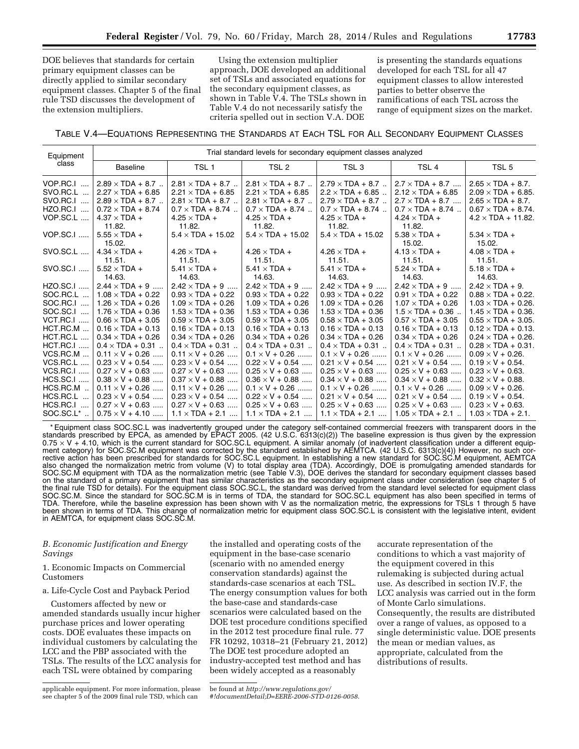DOE believes that standards for certain primary equipment classes can be directly applied to similar secondary equipment classes. Chapter 5 of the final rule TSD discusses the development of the extension multipliers.

Using the extension multiplier approach, DOE developed an additional set of TSLs and associated equations for the secondary equipment classes, as shown in Table V.4. The TSLs shown in Table V.4 do not necessarily satisfy the criteria spelled out in section V.A. DOE is presenting the standards equations developed for each TSL for all 47 equipment classes to allow interested parties to better observe the ramifications of each TSL across the range of equipment sizes on the market.

TABLE V.4—EQUATIONS REPRESENTING THE STANDARDS AT EACH TSL FOR ALL SECONDARY EQUIPMENT CLASSES

| Equipment class | Trial standard levels for secondary equipment classes analyzed | | | | | |
|---|---|---|---|---|---|---|
| | Baseline | TSL 1 | TSL 2 | TSL 3 | TSL 4 | TSL 5 |
| VOP.RC.I | 2.89 × TDA + 8.7 | 2.81 × TDA + 8.7 | 2.81 × TDA + 8.7 | 2.79 × TDA + 8.7 | 2.7 × TDA + 8.7 | 2.65 × TDA + 8.7. |
| SVO.RC.L | 2.27 × TDA + 6.85 | 2.21 × TDA + 6.85 | 2.21 × TDA + 6.85 | 2.2 × TDA + 6.85 | 2.12 × TDA + 6.85 | 2.09 × TDA + 6.85. |
| SVO.RC.I | 2.89 × TDA + 8.7 | 2.81 × TDA + 8.7 | 2.81 × TDA + 8.7 | 2.79 × TDA + 8.7 | 2.7 × TDA + 8.7 | 2.65 × TDA + 8.7. |
| HZO.RC.I | 0.72 × TDA + 8.74 | 0.7 × TDA + 8.74 | 0.7 × TDA + 8.74 | 0.7 × TDA + 8.74 | 0.7 × TDA + 8.74 | 0.67 × TDA + 8.74. |
| VOP.SC.L | 4.37 × TDA + 11.82. | 4.25 × TDA + 11.82. | 4.25 × TDA + 11.82. | 4.25 × TDA + 11.82. | 4.24 × TDA + 11.82. | 4.2 × TDA + 11.82. |
| VOP.SC.I | 5.55 × TDA + 15.02. | 5.4 × TDA + 15.02 | 5.4 × TDA + 15.02 | 5.4 × TDA + 15.02 | 5.38 × TDA + 15.02. | 5.34 × TDA + 15.02. |
| SVO.SC.L | 4.34 × TDA + 11.51. | 4.26 × TDA + 11.51. | 4.26 × TDA + 11.51. | 4.26 × TDA + 11.51. | 4.13 × TDA + 11.51. | 4.08 × TDA + 11.51. |
| SVO.SC.I | 5.52 × TDA + 14.63. | 5.41 × TDA + 14.63. | 5.41 × TDA + 14.63. | 5.41 × TDA + 14.63. | 5.24 × TDA + 14.63. | 5.18 × TDA + 14.63. |
| HZO.SC.I | 2.44 × TDA + 9 | 2.42 × TDA + 9 | 2.42 × TDA + 9 | 2.42 × TDA + 9 | 2.42 × TDA + 9 | 2.42 × TDA + 9. |
| SOC.RC.L | 1.08 × TDA + 0.22 | 0.93 × TDA + 0.22 | 0.93 × TDA + 0.22 | 0.93 × TDA + 0.22 | 0.91 × TDA + 0.22 | 0.88 × TDA + 0.22. |
| SOC.RC.I | 1.26 × TDA + 0.26 | 1.09 × TDA + 0.26 | 1.09 × TDA + 0.26 | 1.09 × TDA + 0.26 | 1.07 × TDA + 0.26 | 1.03 × TDA + 0.26. |
| SOC.SC.I | 1.76 × TDA + 0.36 | 1.53 × TDA + 0.36 | 1.53 × TDA + 0.36 | 1.53 × TDA + 0.36 | 1.5 × TDA + 0.36 | 1.45 × TDA + 0.36. |
| VCT.RC.I | 0.66 × TDA + 3.05 | 0.59 × TDA + 3.05 | 0.59 × TDA + 3.05 | 0.58 × TDA + 3.05 | 0.57 × TDA + 3.05 | 0.55 × TDA + 3.05. |
| HCT.RC.M | 0.16 × TDA + 0.13 | 0.16 × TDA + 0.13 | 0.16 × TDA + 0.13 | 0.16 × TDA + 0.13 | 0.16 × TDA + 0.13 | 0.12 × TDA + 0.13. |
| HCT.RC.L | 0.34 × TDA + 0.26 | 0.34 × TDA + 0.26 | 0.34 × TDA + 0.26 | 0.34 × TDA + 0.26 | 0.34 × TDA + 0.26 | 0.24 × TDA + 0.26. |
| HCT.RC.I | 0.4 × TDA + 0.31 | 0.4 × TDA + 0.31 | 0.4 × TDA + 0.31 | 0.4 × TDA + 0.31 | 0.4 × TDA + 0.31 | 0.28 × TDA + 0.31. |
| VCS.RC.M | 0.11 × V + 0.26 | 0.11 × V + 0.26 | 0.1 × V + 0.26 | 0.1 × V + 0.26 | 0.1 × V + 0.26 | 0.09 × V + 0.26. |
| VCS.RC.L | 0.23 × V + 0.54 | 0.23 × V + 0.54 | 0.22 × V + 0.54 | 0.21 × V + 0.54 | 0.21 × V + 0.54 | 0.19 × V + 0.54. |
| VCS.RC.I | 0.27 × V + 0.63 | 0.27 × V + 0.63 | 0.25 × V + 0.63 | 0.25 × V + 0.63 | 0.25 × V + 0.63 | 0.23 × V + 0.63. |
| HCS.SC.I | 0.38 × V + 0.88 | 0.37 × V + 0.88 | 0.36 × V + 0.88 | 0.34 × V + 0.88 | 0.34 × V + 0.88 | 0.32 × V + 0.88. |
| HCS.RC.M | 0.11 × V + 0.26 | 0.11 × V + 0.26 | 0.1 × V + 0.26 | 0.1 × V + 0.26 | 0.1 × V + 0.26 | 0.09 × V + 0.26. |
| HCS.RC.L | 0.23 × V + 0.54 | 0.23 × V + 0.54 | 0.22 × V + 0.54 | 0.21 × V + 0.54 | 0.21 × V + 0.54 | 0.19 × V + 0.54. |
| HCS.RC.I | 0.27 × V + 0.63 | 0.27 × V + 0.63 | 0.25 × V + 0.63 | 0.25 × V + 0.63 | 0.25 × V + 0.63 | 0.23 × V + 0.63. |
| SOC.SC.L* | 0.75 × V + 4.10 | 1.1 × TDA + 2.1 | 1.1 × TDA + 2.1 | 1.1 × TDA + 2.1 | 1.05 × TDA + 2.1 | 1.03 × TDA + 2.1. |

* Equipment class SOC.SC.L was inadvertently grouped under the category self-contained commercial freezers with transparent doors in the standards prescribed by EPCA, as amended by EPACT 2005. (42 U.S.C. 6313(c)(2)) The baseline expression is thus given by the expression 0.75 × V + 4.10, which is the current standard for SOC.SC.L equipment. A similar anomaly (of inadvertent classification under a different equipment category) for SOC.SC.M equipment was corrected by the standard established by AEMTCA. (42 U.S.C. 6313(c)(4)) However, no such corrective action has been prescribed for standards for SOC.SC.L equipment. In establishing a new standard for SOC.SC.M equipment, AEMTCA also changed the normalization metric from volume (V) to total display area (TDA). Accordingly, DOE is promulgating amended standards for SOC.SC.M equipment with TDA as the normalization metric (see Table V.3), DOE derives the standard for secondary equipment classes based on the standard of a primary equipment that has similar characteristics as the secondary equipment class under consideration (see chapter 5 of the final rule TSD for details). For the equipment class SOC.SC.L, the standard was derived from the standard level selected for equipment class SOC.SC.M. Since the standard for SOC.SC.M is in terms of TDA, the standard for SOC.SC.L equipment has also been specified in terms of TDA. Therefore, while the baseline expression has been shown with V as the normalization metric, the expressions for TSLs 1 through 5 have been shown in terms of TDA. This change of normalization metric for equipment class SOC.SC.L is consistent with the legislative intent, evident in AEMTCA, for equipment class SOC.SC.M.

### B. Economic Justification and Energy Savings

#### 1. Economic Impacts on Commercial Customers

##### a. Life-Cycle Cost and Payback Period

Customers affected by new or amended standards usually incur higher purchase prices and lower operating costs. DOE evaluates these impacts on individual customers by calculating the LCC and the PBP associated with the TSLs. The results of the LCC analysis for each TSL were obtained by comparing the installed and operating costs of the equipment in the base-case scenario (scenario with no amended energy conservation standards) against the standards-case scenarios at each TSL. The energy consumption values for both the base-case and standards-case scenarios were calculated based on the DOE test procedure conditions specified in the 2012 test procedure final rule. 77 FR 10292, 10318–21 (February 21, 2012) The DOE test procedure adopted an industry-accepted test method and has been widely accepted as a reasonably accurate representation of the conditions to which a vast majority of the equipment covered in this rulemaking is subjected during actual use. As described in section IV.F, the LCC analysis was carried out in the form of Monte Carlo simulations. Consequently, the results are distributed over a range of values, as opposed to a single deterministic value. DOE presents the mean or median values, as appropriate, calculated from the distributions of results.

applicable equipment. For more information, please see chapter 5 of the 2009 final rule TSD, which can be found at *http://www.regulations.gov/#!documentDetail;D=EERE-2006-STD-0126-0058*.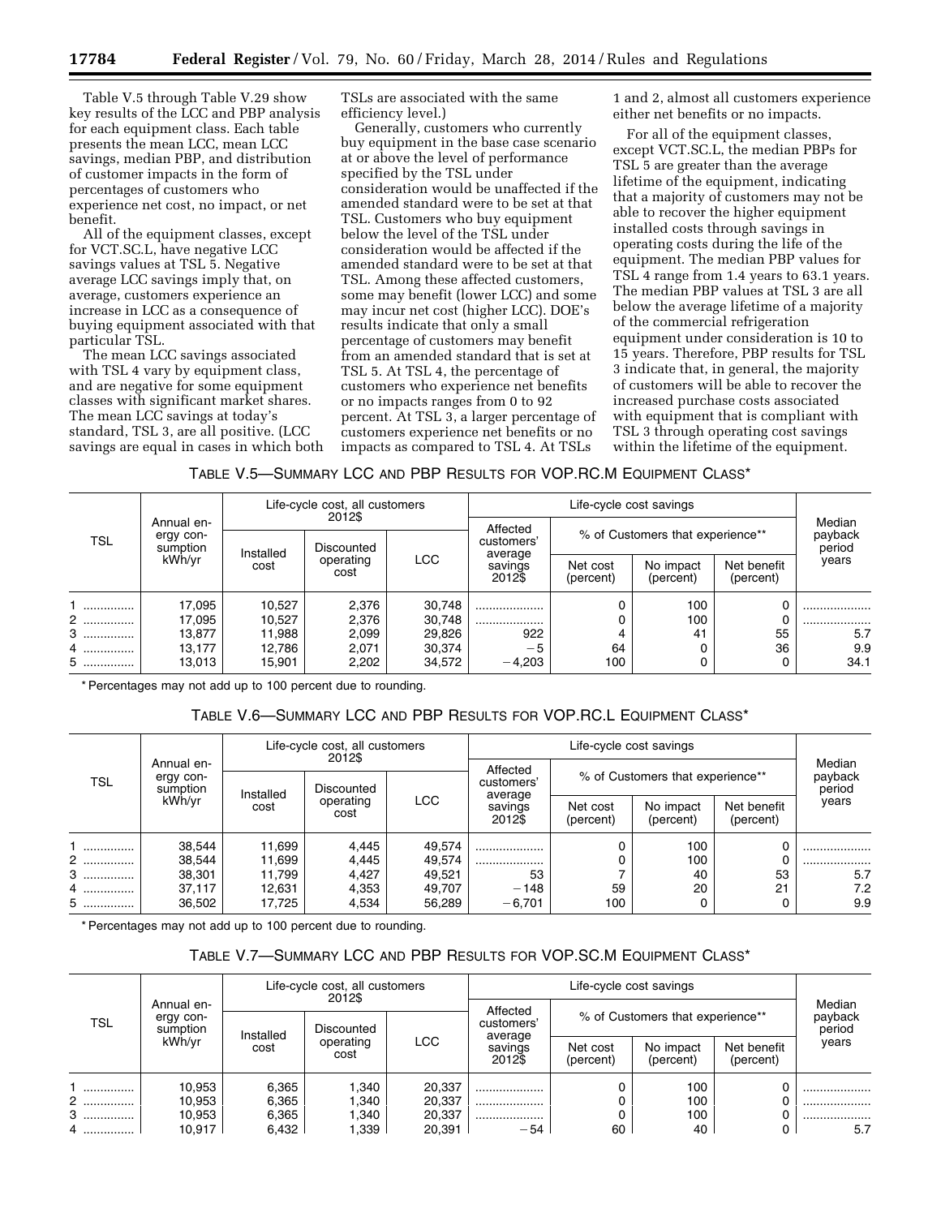Table V.5 through Table V.29 show key results of the LCC and PBP analysis for each equipment class. Each table presents the mean LCC, mean LCC savings, median PBP, and distribution of customer impacts in the form of percentages of customers who experience net cost, no impact, or net benefit.

All of the equipment classes, except for VCT.SC.L, have negative LCC savings values at TSL 5. Negative average LCC savings imply that, on average, customers experience an increase in LCC as a consequence of buying equipment associated with that particular TSL.

The mean LCC savings associated with TSL 4 vary by equipment class, and are negative for some equipment classes with significant market shares. The mean LCC savings at today's standard, TSL 3, are all positive. (LCC savings are equal in cases in which both TSLs are associated with the same efficiency level.)

Generally, customers who currently buy equipment in the base case scenario at or above the level of performance specified by the TSL under consideration would be unaffected if the amended standard were to be set at that TSL. Customers who buy equipment below the level of the TSL under consideration would be affected if the amended standard were to be set at that TSL. Among these affected customers, some may benefit (lower LCC) and some may incur net cost (higher LCC). DOE's results indicate that only a small percentage of customers may benefit from an amended standard that is set at TSL 5. At TSL 4, the percentage of customers who experience net benefits or no impacts ranges from 0 to 92 percent. At TSL 3, a larger percentage of customers experience net benefits or no impacts as compared to TSL 4. At TSLs 1 and 2, almost all customers experience either net benefits or no impacts.

For all of the equipment classes, except VCT.SC.L, the median PBPs for TSL 5 are greater than the average lifetime of the equipment, indicating that a majority of customers may not be able to recover the higher equipment installed costs through savings in operating costs during the life of the equipment. The median PBP values for TSL 4 range from 1.4 years to 63.1 years. The median PBP values at TSL 3 are all below the average lifetime of a majority of the commercial refrigeration equipment under consideration is 10 to 15 years. Therefore, PBP results for TSL 3 indicate that, in general, the majority of customers will be able to recover the increased purchase costs associated with equipment that is compliant with TSL 3 through operating cost savings within the lifetime of the equipment.

TABLE V.5—SUMMARY LCC AND PBP RESULTS FOR VOP.RC.M EQUIPMENT CLASS*

| TSL | Annual energy consumption kWh/yr | Life-cycle cost, all customers 2012$ | | | Life-cycle cost savings | | | | Median payback period years |
|---|---|---|---|---|---|---|---|---|---|
| | | Installed cost | Discounted operating cost | LCC | Affected customers' average savings 2012$ | % of Customers that experience** | | | |
| | | | | | | Net cost (percent) | No impact (percent) | Net benefit (percent) | |
| 1 | 17,095 | 10,527 | 2,376 | 30,748 | .................... | 0 | 100 | 0 | .................... |
| 2 | 17,095 | 10,527 | 2,376 | 30,748 | .................... | 0 | 100 | 0 | .................... |
| 3 | 13,877 | 11,988 | 2,099 | 29,826 | 922 | 4 | 41 | 55 | 5.7 |
| 4 | 13,177 | 12,786 | 2,071 | 30,374 | −5 | 64 | 0 | 36 | 9.9 |
| 5 | 13,013 | 15,901 | 2,202 | 34,572 | −4,203 | 100 | 0 | 0 | 34.1 |

* Percentages may not add up to 100 percent due to rounding.

TABLE V.6—SUMMARY LCC AND PBP RESULTS FOR VOP.RC.L EQUIPMENT CLASS*

| TSL | Annual energy consumption kWh/yr | Life-cycle cost, all customers 2012$ | | | Life-cycle cost savings | | | | Median payback period years |
|---|---|---|---|---|---|---|---|---|---|
| | | Installed cost | Discounted operating cost | LCC | Affected customers' average savings 2012$ | % of Customers that experience** | | | |
| | | | | | | Net cost (percent) | No impact (percent) | Net benefit (percent) | |
| 1 | 38,544 | 11,699 | 4,445 | 49,574 | .................... | 0 | 100 | 0 | .................... |
| 2 | 38,544 | 11,699 | 4,445 | 49,574 | .................... | 0 | 100 | 0 | .................... |
| 3 | 38,301 | 11,799 | 4,427 | 49,521 | 53 | 7 | 40 | 53 | 5.7 |
| 4 | 37,117 | 12,631 | 4,353 | 49,707 | −148 | 59 | 20 | 21 | 7.2 |
| 5 | 36,502 | 17,725 | 4,534 | 56,289 | −6,701 | 100 | 0 | 0 | 9.9 |

* Percentages may not add up to 100 percent due to rounding.

TABLE V.7—SUMMARY LCC AND PBP RESULTS FOR VOP.SC.M EQUIPMENT CLASS*

| TSL | Annual energy consumption kWh/yr | Life-cycle cost, all customers 2012$ | | | Life-cycle cost savings | | | | Median payback period years |
|---|---|---|---|---|---|---|---|---|---|
| | | Installed cost | Discounted operating cost | LCC | Affected customers' average savings 2012$ | % of Customers that experience** | | | |
| | | | | | | Net cost (percent) | No impact (percent) | Net benefit (percent) | |
| 1 | 10,953 | 6,365 | 1,340 | 20,337 | .................... | 0 | 100 | 0 | .................... |
| 2 | 10,953 | 6,365 | 1,340 | 20,337 | .................... | 0 | 100 | 0 | .................... |
| 3 | 10,953 | 6,365 | 1,340 | 20,337 | .................... | 0 | 100 | 0 | .................... |
| 4 | 10,917 | 6,432 | 1,339 | 20,391 | −54 | 60 | 40 | 0 | 5.7 |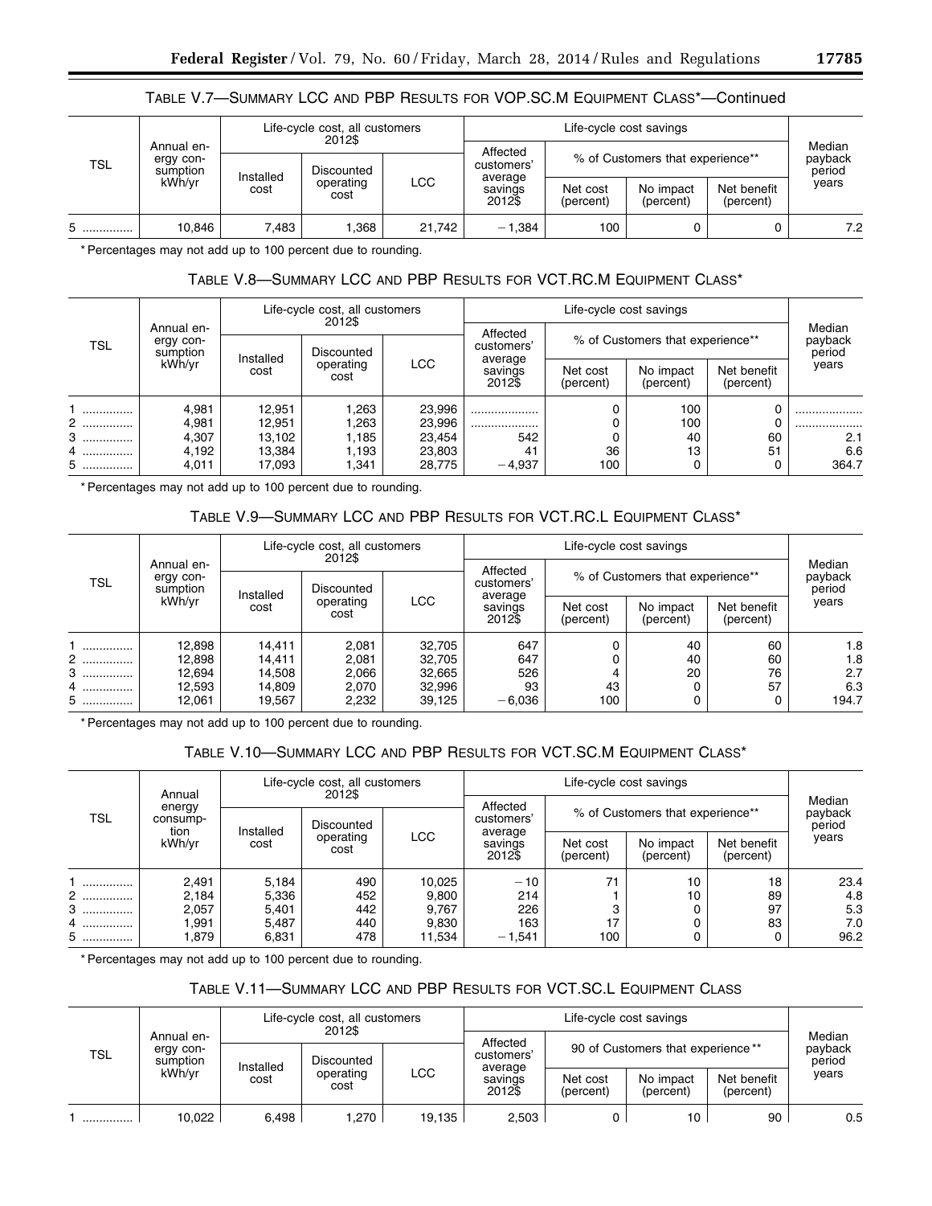TABLE V.7—SUMMARY LCC AND PBP RESULTS FOR VOP.SC.M EQUIPMENT CLASS*—Continued

| TSL | Annual energy consumption kWh/yr | Life-cycle cost, all customers 2012$ | | | Life-cycle cost savings | | | | Median payback period years |
|---|---|---|---|---|---|---|---|---|---|
| | | Installed cost | Discounted operating cost | LCC | Affected customers' average savings 2012$ | % of Customers that experience** | | | |
| | | | | | | Net cost (percent) | No impact (percent) | Net benefit (percent) | |
| 5 | 10,846 | 7,483 | 1,368 | 21,742 | −1,384 | 100 | 0 | 0 | 7.2 |

* Percentages may not add up to 100 percent due to rounding.

TABLE V.8—SUMMARY LCC AND PBP RESULTS FOR VCT.RC.M EQUIPMENT CLASS*

| TSL | Annual energy consumption kWh/yr | Life-cycle cost, all customers 2012$ | | | Life-cycle cost savings | | | | Median payback period years |
|---|---|---|---|---|---|---|---|---|---|
| | | Installed cost | Discounted operating cost | LCC | Affected customers' average savings 2012$ | % of Customers that experience** | | | |
| | | | | | | Net cost (percent) | No impact (percent) | Net benefit (percent) | |
| 1 | 4,981 | 12,951 | 1,263 | 23,996 | .................... | 0 | 100 | 0 | .................... |
| 2 | 4,981 | 12,951 | 1,263 | 23,996 | .................... | 0 | 100 | 0 | .................... |
| 3 | 4,307 | 13,102 | 1,185 | 23,454 | 542 | 0 | 40 | 60 | 2.1 |
| 4 | 4,192 | 13,384 | 1,193 | 23,803 | 41 | 36 | 13 | 51 | 6.6 |
| 5 | 4,011 | 17,093 | 1,341 | 28,775 | −4,937 | 100 | 0 | 0 | 364.7 |

* Percentages may not add up to 100 percent due to rounding.

TABLE V.9—SUMMARY LCC AND PBP RESULTS FOR VCT.RC.L EQUIPMENT CLASS*

| TSL | Annual energy consumption kWh/yr | Life-cycle cost, all customers 2012$ | | | Life-cycle cost savings | | | | Median payback period years |
|---|---|---|---|---|---|---|---|---|---|
| | | Installed cost | Discounted operating cost | LCC | Affected customers' average savings 2012$ | % of Customers that experience** | | | |
| | | | | | | Net cost (percent) | No impact (percent) | Net benefit (percent) | |
| 1 | 12,898 | 14,411 | 2,081 | 32,705 | 647 | 0 | 40 | 60 | 1.8 |
| 2 | 12,898 | 14,411 | 2,081 | 32,705 | 647 | 0 | 40 | 60 | 1.8 |
| 3 | 12,694 | 14,508 | 2,066 | 32,665 | 526 | 4 | 20 | 76 | 2.7 |
| 4 | 12,593 | 14,809 | 2,070 | 32,996 | 93 | 43 | 0 | 57 | 6.3 |
| 5 | 12,061 | 19,567 | 2,232 | 39,125 | −6,036 | 100 | 0 | 0 | 194.7 |

* Percentages may not add up to 100 percent due to rounding.

TABLE V.10—SUMMARY LCC AND PBP RESULTS FOR VCT.SC.M EQUIPMENT CLASS*

| TSL | Annual energy consumption kWh/yr | Life-cycle cost, all customers 2012$ | | | Life-cycle cost savings | | | | Median payback period years |
|---|---|---|---|---|---|---|---|---|---|
| | | Installed cost | Discounted operating cost | LCC | Affected customers' average savings 2012$ | % of Customers that experience** | | | |
| | | | | | | Net cost (percent) | No impact (percent) | Net benefit (percent) | |
| 1 | 2,491 | 5,184 | 490 | 10,025 | −10 | 71 | 10 | 18 | 23.4 |
| 2 | 2,184 | 5,336 | 452 | 9,800 | 214 | 1 | 10 | 89 | 4.8 |
| 3 | 2,057 | 5,401 | 442 | 9,767 | 226 | 3 | 0 | 97 | 5.3 |
| 4 | 1,991 | 5,487 | 440 | 9,830 | 163 | 17 | 0 | 83 | 7.0 |
| 5 | 1,879 | 6,831 | 478 | 11,534 | −1,541 | 100 | 0 | 0 | 96.2 |

* Percentages may not add up to 100 percent due to rounding.

TABLE V.11—SUMMARY LCC AND PBP RESULTS FOR VCT.SC.L EQUIPMENT CLASS

| TSL | Annual energy consumption kWh/yr | Life-cycle cost, all customers 2012$ | | | Life-cycle cost savings | | | | Median payback period years |
|---|---|---|---|---|---|---|---|---|---|
| | | Installed cost | Discounted operating cost | LCC | Affected customers' average savings 2012$ | 90 of Customers that experience** | | | |
| | | | | | | Net cost (percent) | No impact (percent) | Net benefit (percent) | |
| 1 | 10,022 | 6,498 | 1,270 | 19,135 | 2,503 | 0 | 10 | 90 | 0.5 |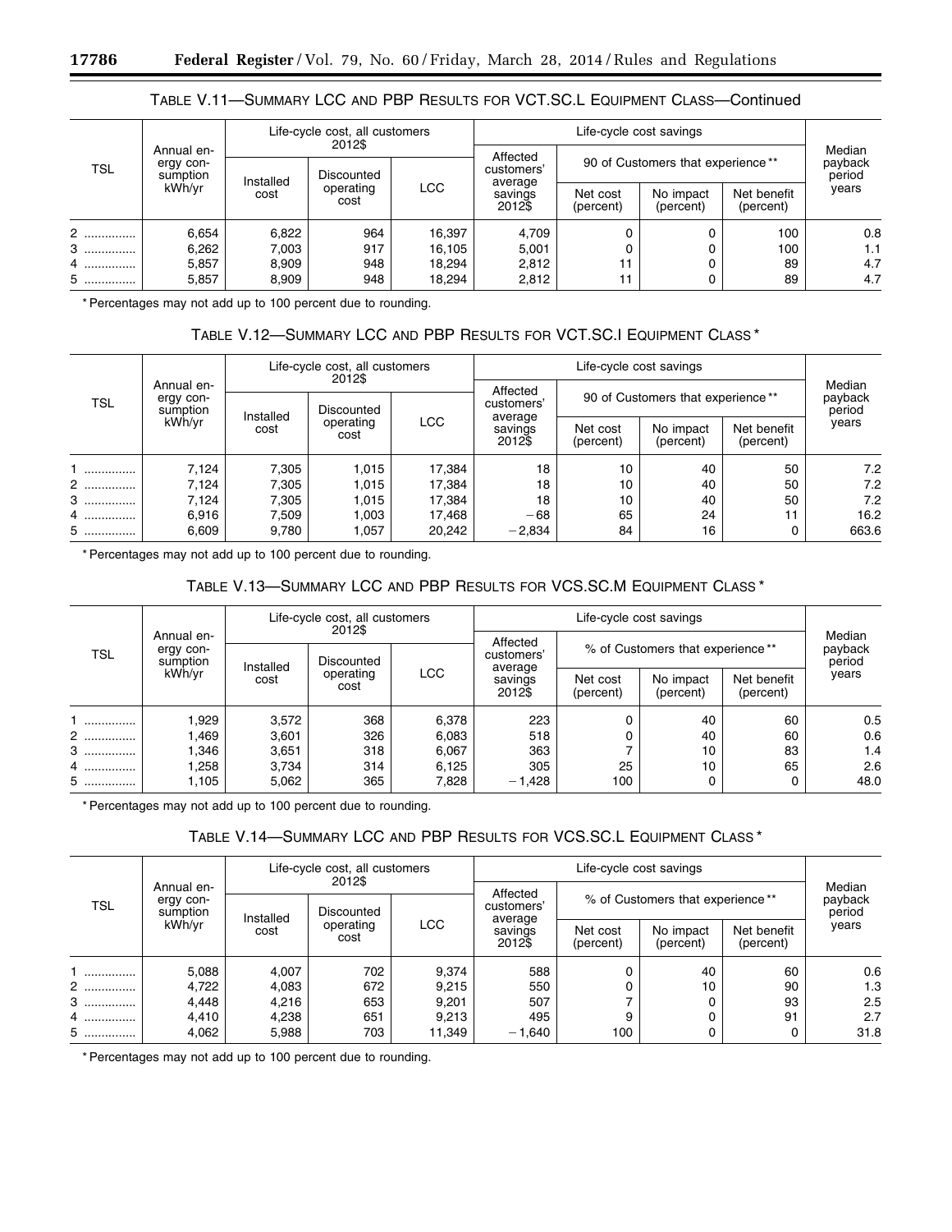TABLE V.11—SUMMARY LCC AND PBP RESULTS FOR VCT.SC.L EQUIPMENT CLASS—Continued

| TSL | Annual energy consumption kWh/yr | Life-cycle cost, all customers 2012$ | | | Life-cycle cost savings | | | | Median payback period years |
|---|---|---|---|---|---|---|---|---|---|
| | | Installed cost | Discounted operating cost | LCC | Affected customers' average savings 2012$ | 90 of Customers that experience ** | | | |
| | | | | | | Net cost (percent) | No impact (percent) | Net benefit (percent) | |
| 2 | 6,654 | 6,822 | 964 | 16,397 | 4,709 | 0 | 0 | 100 | 0.8 |
| 3 | 6,262 | 7,003 | 917 | 16,105 | 5,001 | 0 | 0 | 100 | 1.1 |
| 4 | 5,857 | 8,909 | 948 | 18,294 | 2,812 | 11 | 0 | 89 | 4.7 |
| 5 | 5,857 | 8,909 | 948 | 18,294 | 2,812 | 11 | 0 | 89 | 4.7 |

* Percentages may not add up to 100 percent due to rounding.

TABLE V.12—SUMMARY LCC AND PBP RESULTS FOR VCT.SC.I EQUIPMENT CLASS *

| TSL | Annual energy consumption kWh/yr | Life-cycle cost, all customers 2012$ | | | Life-cycle cost savings | | | | Median payback period years |
|---|---|---|---|---|---|---|---|---|---|
| | | Installed cost | Discounted operating cost | LCC | Affected customers' average savings 2012$ | 90 of Customers that experience ** | | | |
| | | | | | | Net cost (percent) | No impact (percent) | Net benefit (percent) | |
| 1 | 7,124 | 7,305 | 1,015 | 17,384 | 18 | 10 | 40 | 50 | 7.2 |
| 2 | 7,124 | 7,305 | 1,015 | 17,384 | 18 | 10 | 40 | 50 | 7.2 |
| 3 | 7,124 | 7,305 | 1,015 | 17,384 | 18 | 10 | 40 | 50 | 7.2 |
| 4 | 6,916 | 7,509 | 1,003 | 17,468 | −68 | 65 | 24 | 11 | 16.2 |
| 5 | 6,609 | 9,780 | 1,057 | 20,242 | −2,834 | 84 | 16 | 0 | 663.6 |

* Percentages may not add up to 100 percent due to rounding.

TABLE V.13—SUMMARY LCC AND PBP RESULTS FOR VCS.SC.M EQUIPMENT CLASS *

| TSL | Annual energy consumption kWh/yr | Life-cycle cost, all customers 2012$ | | | Life-cycle cost savings | | | | Median payback period years |
|---|---|---|---|---|---|---|---|---|---|
| | | Installed cost | Discounted operating cost | LCC | Affected customers' average savings 2012$ | % of Customers that experience ** | | | |
| | | | | | | Net cost (percent) | No impact (percent) | Net benefit (percent) | |
| 1 | 1,929 | 3,572 | 368 | 6,378 | 223 | 0 | 40 | 60 | 0.5 |
| 2 | 1,469 | 3,601 | 326 | 6,083 | 518 | 0 | 40 | 60 | 0.6 |
| 3 | 1,346 | 3,651 | 318 | 6,067 | 363 | 7 | 10 | 83 | 1.4 |
| 4 | 1,258 | 3,734 | 314 | 6,125 | 305 | 25 | 10 | 65 | 2.6 |
| 5 | 1,105 | 5,062 | 365 | 7,828 | −1,428 | 100 | 0 | 0 | 48.0 |

* Percentages may not add up to 100 percent due to rounding.

TABLE V.14—SUMMARY LCC AND PBP RESULTS FOR VCS.SC.L EQUIPMENT CLASS *

| TSL | Annual energy consumption kWh/yr | Life-cycle cost, all customers 2012$ | | | Life-cycle cost savings | | | | Median payback period years |
|---|---|---|---|---|---|---|---|---|---|
| | | Installed cost | Discounted operating cost | LCC | Affected customers' average savings 2012$ | % of Customers that experience ** | | | |
| | | | | | | Net cost (percent) | No impact (percent) | Net benefit (percent) | |
| 1 | 5,088 | 4,007 | 702 | 9,374 | 588 | 0 | 40 | 60 | 0.6 |
| 2 | 4,722 | 4,083 | 672 | 9,215 | 550 | 0 | 10 | 90 | 1.3 |
| 3 | 4,448 | 4,216 | 653 | 9,201 | 507 | 7 | 0 | 93 | 2.5 |
| 4 | 4,410 | 4,238 | 651 | 9,213 | 495 | 9 | 0 | 91 | 2.7 |
| 5 | 4,062 | 5,988 | 703 | 11,349 | −1,640 | 100 | 0 | 0 | 31.8 |

* Percentages may not add up to 100 percent due to rounding.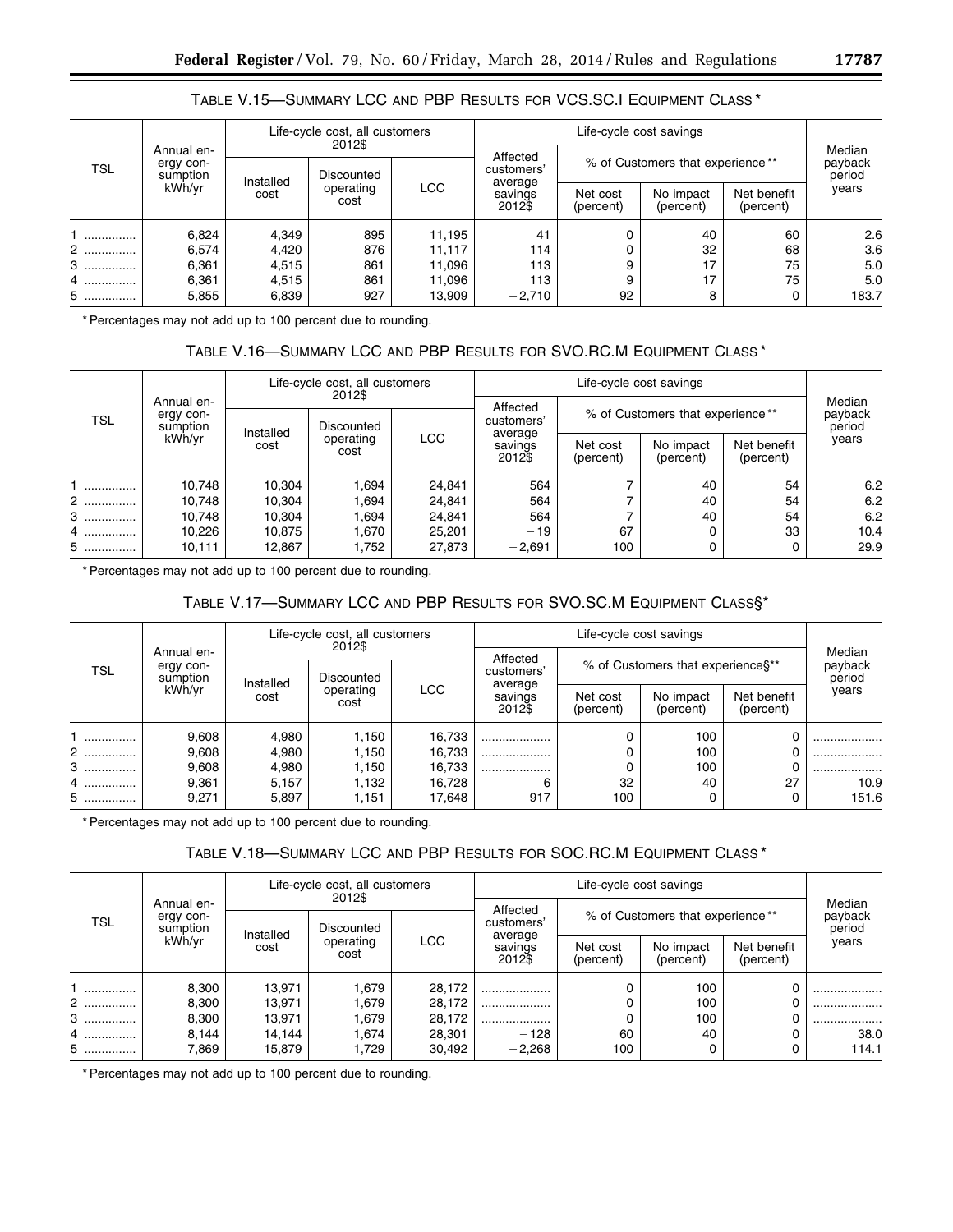TABLE V.15—SUMMARY LCC AND PBP RESULTS FOR VCS.SC.I EQUIPMENT CLASS *

| TSL | Annual energy consumption kWh/yr | Life-cycle cost, all customers 2012$ | | | Life-cycle cost savings | | | | Median payback period years |
|---|---|---|---|---|---|---|---|---|---|
| | | Installed cost | Discounted operating cost | LCC | Affected customers' average savings 2012$ | % of Customers that experience ** | | | |
| | | | | | | Net cost (percent) | No impact (percent) | Net benefit (percent) | |
| 1 | 6,824 | 4,349 | 895 | 11,195 | 41 | 0 | 40 | 60 | 2.6 |
| 2 | 6,574 | 4,420 | 876 | 11,117 | 114 | 0 | 32 | 68 | 3.6 |
| 3 | 6,361 | 4,515 | 861 | 11,096 | 113 | 9 | 17 | 75 | 5.0 |
| 4 | 6,361 | 4,515 | 861 | 11,096 | 113 | 9 | 17 | 75 | 5.0 |
| 5 | 5,855 | 6,839 | 927 | 13,909 | −2,710 | 92 | 8 | 0 | 183.7 |

* Percentages may not add up to 100 percent due to rounding.

TABLE V.16—SUMMARY LCC AND PBP RESULTS FOR SVO.RC.M EQUIPMENT CLASS *

| TSL | Annual energy consumption kWh/yr | Life-cycle cost, all customers 2012$ | | | Life-cycle cost savings | | | | Median payback period years |
|---|---|---|---|---|---|---|---|---|---|
| | | Installed cost | Discounted operating cost | LCC | Affected customers' average savings 2012$ | % of Customers that experience ** | | | |
| | | | | | | Net cost (percent) | No impact (percent) | Net benefit (percent) | |
| 1 | 10,748 | 10,304 | 1,694 | 24,841 | 564 | 7 | 40 | 54 | 6.2 |
| 2 | 10,748 | 10,304 | 1,694 | 24,841 | 564 | 7 | 40 | 54 | 6.2 |
| 3 | 10,748 | 10,304 | 1,694 | 24,841 | 564 | 7 | 40 | 54 | 6.2 |
| 4 | 10,226 | 10,875 | 1,670 | 25,201 | −19 | 67 | 0 | 33 | 10.4 |
| 5 | 10,111 | 12,867 | 1,752 | 27,873 | −2,691 | 100 | 0 | 0 | 29.9 |

* Percentages may not add up to 100 percent due to rounding.

TABLE V.17—SUMMARY LCC AND PBP RESULTS FOR SVO.SC.M EQUIPMENT CLASS§*

| TSL | Annual energy consumption kWh/yr | Life-cycle cost, all customers 2012$ | | | Life-cycle cost savings | | | | Median payback period years |
|---|---|---|---|---|---|---|---|---|---|
| | | Installed cost | Discounted operating cost | LCC | Affected customers' average savings 2012$ | % of Customers that experience§** | | | |
| | | | | | | Net cost (percent) | No impact (percent) | Net benefit (percent) | |
| 1 | 9,608 | 4,980 | 1,150 | 16,733 | | 0 | 100 | 0 | |
| 2 | 9,608 | 4,980 | 1,150 | 16,733 | | 0 | 100 | 0 | |
| 3 | 9,608 | 4,980 | 1,150 | 16,733 | | 0 | 100 | 0 | |
| 4 | 9,361 | 5,157 | 1,132 | 16,728 | 6 | 32 | 40 | 27 | 10.9 |
| 5 | 9,271 | 5,897 | 1,151 | 17,648 | −917 | 100 | 0 | 0 | 151.6 |

* Percentages may not add up to 100 percent due to rounding.

TABLE V.18—SUMMARY LCC AND PBP RESULTS FOR SOC.RC.M EQUIPMENT CLASS *

| TSL | Annual energy consumption kWh/yr | Life-cycle cost, all customers 2012$ | | | Life-cycle cost savings | | | | Median payback period years |
|---|---|---|---|---|---|---|---|---|---|
| | | Installed cost | Discounted operating cost | LCC | Affected customers' average savings 2012$ | % of Customers that experience ** | | | |
| | | | | | | Net cost (percent) | No impact (percent) | Net benefit (percent) | |
| 1 | 8,300 | 13,971 | 1,679 | 28,172 | | 0 | 100 | 0 | |
| 2 | 8,300 | 13,971 | 1,679 | 28,172 | | 0 | 100 | 0 | |
| 3 | 8,300 | 13,971 | 1,679 | 28,172 | | 0 | 100 | 0 | |
| 4 | 8,144 | 14,144 | 1,674 | 28,301 | −128 | 60 | 40 | 0 | 38.0 |
| 5 | 7,869 | 15,879 | 1,729 | 30,492 | −2,268 | 100 | 0 | 0 | 114.1 |

* Percentages may not add up to 100 percent due to rounding.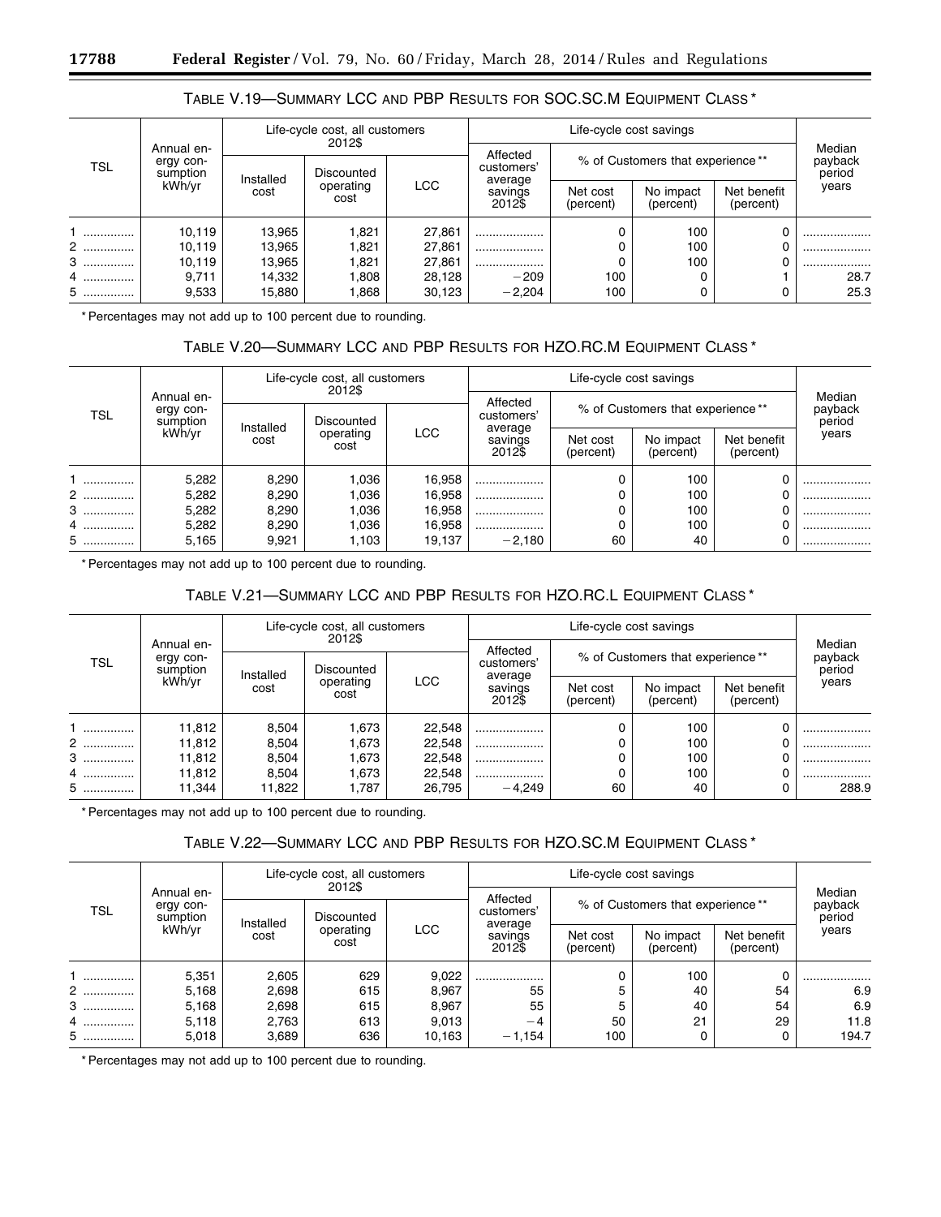### TABLE V.19—SUMMARY LCC AND PBP RESULTS FOR SOC.SC.M EQUIPMENT CLASS *

| TSL | Annual energy consumption kWh/yr | Life-cycle cost, all customers 2012$ | | | Life-cycle cost savings | | | | Median payback period years |
|---|---|---|---|---|---|---|---|---|---|
| | | Installed cost | Discounted operating cost | LCC | Affected customers' average savings 2012$ | % of Customers that experience ** | | | |
| | | | | | | Net cost (percent) | No impact (percent) | Net benefit (percent) | |
| 1 | 10,119 | 13,965 | 1,821 | 27,861 | .................... | 0 | 100 | 0 | .................... |
| 2 | 10,119 | 13,965 | 1,821 | 27,861 | .................... | 0 | 100 | 0 | .................... |
| 3 | 10,119 | 13,965 | 1,821 | 27,861 | .................... | 0 | 100 | 0 | .................... |
| 4 | 9,711 | 14,332 | 1,808 | 28,128 | −209 | 100 | 0 | 1 | 28.7 |
| 5 | 9,533 | 15,880 | 1,868 | 30,123 | −2,204 | 100 | 0 | 0 | 25.3 |

* Percentages may not add up to 100 percent due to rounding.

### TABLE V.20—SUMMARY LCC AND PBP RESULTS FOR HZO.RC.M EQUIPMENT CLASS *

| TSL | Annual energy consumption kWh/yr | Life-cycle cost, all customers 2012$ | | | Life-cycle cost savings | | | | Median payback period years |
|---|---|---|---|---|---|---|---|---|---|
| | | Installed cost | Discounted operating cost | LCC | Affected customers' average savings 2012$ | % of Customers that experience ** | | | |
| | | | | | | Net cost (percent) | No impact (percent) | Net benefit (percent) | |
| 1 | 5,282 | 8,290 | 1,036 | 16,958 | .................... | 0 | 100 | 0 | .................... |
| 2 | 5,282 | 8,290 | 1,036 | 16,958 | .................... | 0 | 100 | 0 | .................... |
| 3 | 5,282 | 8,290 | 1,036 | 16,958 | .................... | 0 | 100 | 0 | .................... |
| 4 | 5,282 | 8,290 | 1,036 | 16,958 | .................... | 0 | 100 | 0 | .................... |
| 5 | 5,165 | 9,921 | 1,103 | 19,137 | −2,180 | 60 | 40 | 0 | .................... |

* Percentages may not add up to 100 percent due to rounding.

### TABLE V.21—SUMMARY LCC AND PBP RESULTS FOR HZO.RC.L EQUIPMENT CLASS *

| TSL | Annual energy consumption kWh/yr | Life-cycle cost, all customers 2012$ | | | Life-cycle cost savings | | | | Median payback period years |
|---|---|---|---|---|---|---|---|---|---|
| | | Installed cost | Discounted operating cost | LCC | Affected customers' average savings 2012$ | % of Customers that experience ** | | | |
| | | | | | | Net cost (percent) | No impact (percent) | Net benefit (percent) | |
| 1 | 11,812 | 8,504 | 1,673 | 22,548 | .................... | 0 | 100 | 0 | .................... |
| 2 | 11,812 | 8,504 | 1,673 | 22,548 | .................... | 0 | 100 | 0 | .................... |
| 3 | 11,812 | 8,504 | 1,673 | 22,548 | .................... | 0 | 100 | 0 | .................... |
| 4 | 11,812 | 8,504 | 1,673 | 22,548 | .................... | 0 | 100 | 0 | .................... |
| 5 | 11,344 | 11,822 | 1,787 | 26,795 | −4,249 | 60 | 40 | 0 | 288.9 |

* Percentages may not add up to 100 percent due to rounding.

### TABLE V.22—SUMMARY LCC AND PBP RESULTS FOR HZO.SC.M EQUIPMENT CLASS *

| TSL | Annual energy consumption kWh/yr | Life-cycle cost, all customers 2012$ | | | Life-cycle cost savings | | | | Median payback period years |
|---|---|---|---|---|---|---|---|---|---|
| | | Installed cost | Discounted operating cost | LCC | Affected customers' average savings 2012$ | % of Customers that experience ** | | | |
| | | | | | | Net cost (percent) | No impact (percent) | Net benefit (percent) | |
| 1 | 5,351 | 2,605 | 629 | 9,022 | .................... | 0 | 100 | 0 | .................... |
| 2 | 5,168 | 2,698 | 615 | 8,967 | 55 | 5 | 40 | 54 | 6.9 |
| 3 | 5,168 | 2,698 | 615 | 8,967 | 55 | 5 | 40 | 54 | 6.9 |
| 4 | 5,118 | 2,763 | 613 | 9,013 | −4 | 50 | 21 | 29 | 11.8 |
| 5 | 5,018 | 3,689 | 636 | 10,163 | −1,154 | 100 | 0 | 0 | 194.7 |

* Percentages may not add up to 100 percent due to rounding.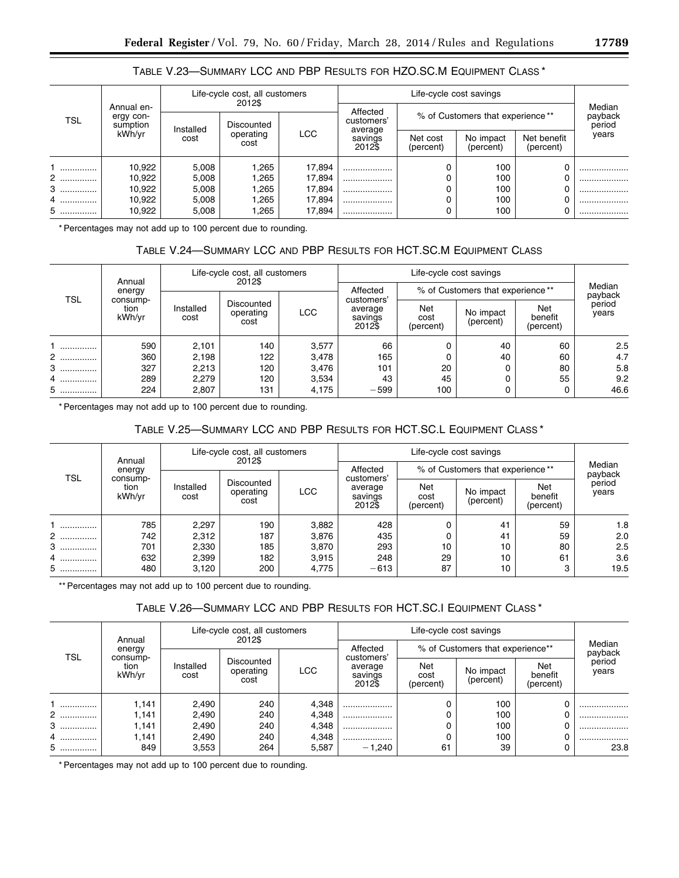TABLE V.23—SUMMARY LCC AND PBP RESULTS FOR HZO.SC.M EQUIPMENT CLASS *

| TSL | Annual energy consumption kWh/yr | Life-cycle cost, all customers 2012$ | | | Life-cycle cost savings | | | | Median payback period years |
|---|---|---|---|---|---|---|---|---|---|
| | | Installed cost | Discounted operating cost | LCC | Affected customers' average savings 2012$ | % of Customers that experience ** | | | |
| | | | | | | Net cost (percent) | No impact (percent) | Net benefit (percent) | |
| 1 | 10,922 | 5,008 | 1,265 | 17,894 | .................... | 0 | 100 | 0 | .................... |
| 2 | 10,922 | 5,008 | 1,265 | 17,894 | .................... | 0 | 100 | 0 | .................... |
| 3 | 10,922 | 5,008 | 1,265 | 17,894 | .................... | 0 | 100 | 0 | .................... |
| 4 | 10,922 | 5,008 | 1,265 | 17,894 | .................... | 0 | 100 | 0 | .................... |
| 5 | 10,922 | 5,008 | 1,265 | 17,894 | .................... | 0 | 100 | 0 | .................... |

* Percentages may not add up to 100 percent due to rounding.

TABLE V.24—SUMMARY LCC AND PBP RESULTS FOR HCT.SC.M EQUIPMENT CLASS

| TSL | Annual energy consumption kWh/yr | Life-cycle cost, all customers 2012$ | | | Life-cycle cost savings | | | | Median payback period years |
|---|---|---|---|---|---|---|---|---|---|
| | | Installed cost | Discounted operating cost | LCC | Affected customers' average savings 2012$ | % of Customers that experience ** | | | |
| | | | | | | Net cost (percent) | No impact (percent) | Net benefit (percent) | |
| 1 | 590 | 2,101 | 140 | 3,577 | 66 | 0 | 40 | 60 | 2.5 |
| 2 | 360 | 2,198 | 122 | 3,478 | 165 | 0 | 40 | 60 | 4.7 |
| 3 | 327 | 2,213 | 120 | 3,476 | 101 | 20 | 0 | 80 | 5.8 |
| 4 | 289 | 2,279 | 120 | 3,534 | 43 | 45 | 0 | 55 | 9.2 |
| 5 | 224 | 2,807 | 131 | 4,175 | −599 | 100 | 0 | 0 | 46.6 |

* Percentages may not add up to 100 percent due to rounding.

TABLE V.25—SUMMARY LCC AND PBP RESULTS FOR HCT.SC.L EQUIPMENT CLASS *

| TSL | Annual energy consumption kWh/yr | Life-cycle cost, all customers 2012$ | | | Life-cycle cost savings | | | | Median payback period years |
|---|---|---|---|---|---|---|---|---|---|
| | | Installed cost | Discounted operating cost | LCC | Affected customers' average savings 2012$ | % of Customers that experience ** | | | |
| | | | | | | Net cost (percent) | No impact (percent) | Net benefit (percent) | |
| 1 | 785 | 2,297 | 190 | 3,882 | 428 | 0 | 41 | 59 | 1.8 |
| 2 | 742 | 2,312 | 187 | 3,876 | 435 | 0 | 41 | 59 | 2.0 |
| 3 | 701 | 2,330 | 185 | 3,870 | 293 | 10 | 10 | 80 | 2.5 |
| 4 | 632 | 2,399 | 182 | 3,915 | 248 | 29 | 10 | 61 | 3.6 |
| 5 | 480 | 3,120 | 200 | 4,775 | −613 | 87 | 10 | 3 | 19.5 |

** Percentages may not add up to 100 percent due to rounding.

TABLE V.26—SUMMARY LCC AND PBP RESULTS FOR HCT.SC.I EQUIPMENT CLASS *

| TSL | Annual energy consumption kWh/yr | Life-cycle cost, all customers 2012$ | | | Life-cycle cost savings | | | | Median payback period years |
|---|---|---|---|---|---|---|---|---|---|
| | | Installed cost | Discounted operating cost | LCC | Affected customers' average savings 2012$ | % of Customers that experience** | | | |
| | | | | | | Net cost (percent) | No impact (percent) | Net benefit (percent) | |
| 1 | 1,141 | 2,490 | 240 | 4,348 | .................... | 0 | 100 | 0 | .................... |
| 2 | 1,141 | 2,490 | 240 | 4,348 | .................... | 0 | 100 | 0 | .................... |
| 3 | 1,141 | 2,490 | 240 | 4,348 | .................... | 0 | 100 | 0 | .................... |
| 4 | 1,141 | 2,490 | 240 | 4,348 | .................... | 0 | 100 | 0 | .................... |
| 5 | 849 | 3,553 | 264 | 5,587 | −1,240 | 61 | 39 | 0 | 23.8 |

* Percentages may not add up to 100 percent due to rounding.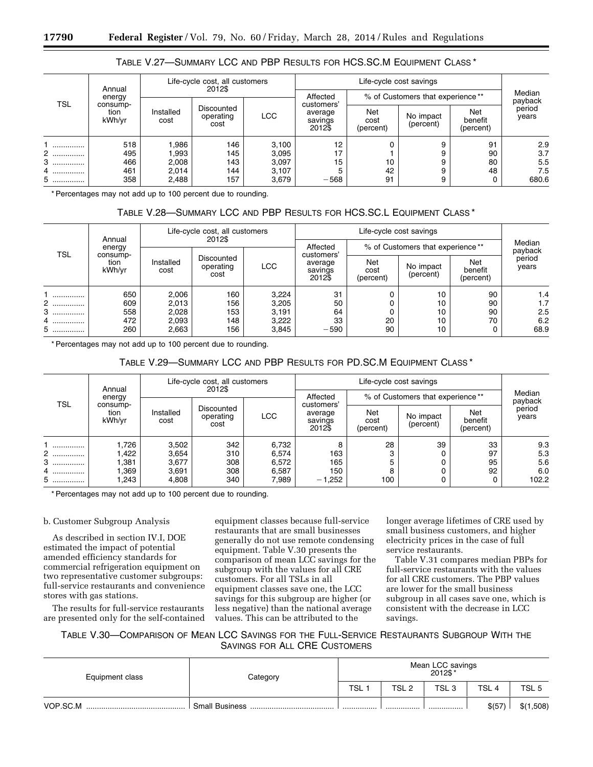TABLE V.27—SUMMARY LCC AND PBP RESULTS FOR HCS.SC.M EQUIPMENT CLASS *

| TSL | Annual energy consumption kWh/yr | Life-cycle cost, all customers 2012$ | | | Life-cycle cost savings | | | | Median payback period years |
|---|---|---|---|---|---|---|---|---|---|
| | | Installed cost | Discounted operating cost | LCC | Affected customers' average savings 2012$ | % of Customers that experience ** | | | |
| | | | | | | Net cost (percent) | No impact (percent) | Net benefit (percent) | |
| 1 | 518 | 1,986 | 146 | 3,100 | 12 | 0 | 9 | 91 | 2.9 |
| 2 | 495 | 1,993 | 145 | 3,095 | 17 | 1 | 9 | 90 | 3.7 |
| 3 | 466 | 2,008 | 143 | 3,097 | 15 | 10 | 9 | 80 | 5.5 |
| 4 | 461 | 2,014 | 144 | 3,107 | 5 | 42 | 9 | 48 | 7.5 |
| 5 | 358 | 2,488 | 157 | 3,679 | −568 | 91 | 9 | 0 | 680.6 |

* Percentages may not add up to 100 percent due to rounding.

TABLE V.28—SUMMARY LCC AND PBP RESULTS FOR HCS.SC.L EQUIPMENT CLASS *

| TSL | Annual energy consumption kWh/yr | Life-cycle cost, all customers 2012$ | | | Life-cycle cost savings | | | | Median payback period years |
|---|---|---|---|---|---|---|---|---|---|
| | | Installed cost | Discounted operating cost | LCC | Affected customers' average savings 2012$ | % of Customers that experience ** | | | |
| | | | | | | Net cost (percent) | No impact (percent) | Net benefit (percent) | |
| 1 | 650 | 2,006 | 160 | 3,224 | 31 | 0 | 10 | 90 | 1.4 |
| 2 | 609 | 2,013 | 156 | 3,205 | 50 | 0 | 10 | 90 | 1.7 |
| 3 | 558 | 2,028 | 153 | 3,191 | 64 | 0 | 10 | 90 | 2.5 |
| 4 | 472 | 2,093 | 148 | 3,222 | 33 | 20 | 10 | 70 | 6.2 |
| 5 | 260 | 2,663 | 156 | 3,845 | −590 | 90 | 10 | 0 | 68.9 |

* Percentages may not add up to 100 percent due to rounding.

TABLE V.29—SUMMARY LCC AND PBP RESULTS FOR PD.SC.M EQUIPMENT CLASS *

| TSL | Annual energy consumption kWh/yr | Life-cycle cost, all customers 2012$ | | | Life-cycle cost savings | | | | Median payback period years |
|---|---|---|---|---|---|---|---|---|---|
| | | Installed cost | Discounted operating cost | LCC | Affected customers' average savings 2012$ | % of Customers that experience ** | | | |
| | | | | | | Net cost (percent) | No impact (percent) | Net benefit (percent) | |
| 1 | 1,726 | 3,502 | 342 | 6,732 | 8 | 28 | 39 | 33 | 9.3 |
| 2 | 1,422 | 3,654 | 310 | 6,574 | 163 | 3 | 0 | 97 | 5.3 |
| 3 | 1,381 | 3,677 | 308 | 6,572 | 165 | 5 | 0 | 95 | 5.6 |
| 4 | 1,369 | 3,691 | 308 | 6,587 | 150 | 8 | 0 | 92 | 6.0 |
| 5 | 1,243 | 4,808 | 340 | 7,989 | −1,252 | 100 | 0 | 0 | 102.2 |

* Percentages may not add up to 100 percent due to rounding.

b. Customer Subgroup Analysis

As described in section IV.I, DOE estimated the impact of potential amended efficiency standards for commercial refrigeration equipment on two representative customer subgroups: full-service restaurants and convenience stores with gas stations.

The results for full-service restaurants are presented only for the self-contained equipment classes because full-service restaurants that are small businesses generally do not use remote condensing equipment. Table V.30 presents the comparison of mean LCC savings for the subgroup with the values for all CRE customers. For all TSLs in all equipment classes save one, the LCC savings for this subgroup are higher (or less negative) than the national average values. This can be attributed to the longer average lifetimes of CRE used by small business customers, and higher electricity prices in the case of full service restaurants.

Table V.31 compares median PBPs for full-service restaurants with the values for all CRE customers. The PBP values are lower for the small business subgroup in all cases save one, which is consistent with the decrease in LCC savings.

TABLE V.30—COMPARISON OF MEAN LCC SAVINGS FOR THE FULL-SERVICE RESTAURANTS SUBGROUP WITH THE SAVINGS FOR ALL CRE CUSTOMERS

| Equipment class | Category | Mean LCC savings 2012$ * | | | | |
|---|---|---|---|---|---|---|
| | | TSL 1 | TSL 2 | TSL 3 | TSL 4 | TSL 5 |
| VOP.SC.M | Small Business | ............... | ............... | ............... | $(57) | $(1,508) |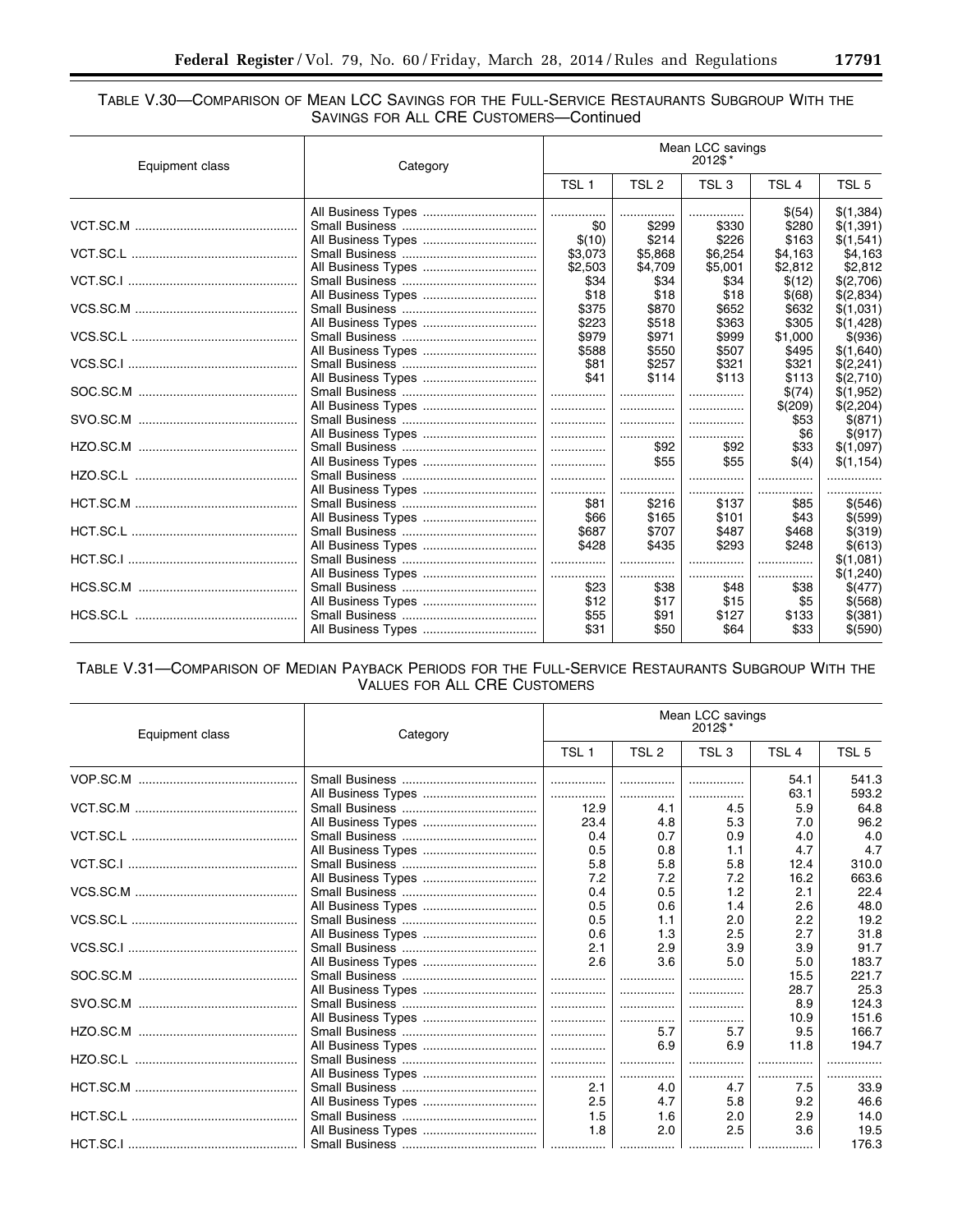TABLE V.30—COMPARISON OF MEAN LCC SAVINGS FOR THE FULL-SERVICE RESTAURANTS SUBGROUP WITH THE SAVINGS FOR ALL CRE CUSTOMERS—Continued

| Equipment class | Category | Mean LCC savings 2012$* | | | | |
|---|---|---|---|---|---|---|
| | | TSL 1 | TSL 2 | TSL 3 | TSL 4 | TSL 5 |
| | All Business Types | ................ | ................ | ................ | $(54) | $(1,384) |
| VCT.SC.M | Small Business | $0 | $299 | $330 | $280 | $(1,391) |
| | All Business Types | $(10) | $214 | $226 | $163 | $(1,541) |
| VCT.SC.L | Small Business | $3,073 | $5,868 | $6,254 | $4,163 | $4,163 |
| | All Business Types | $2,503 | $4,709 | $5,001 | $2,812 | $2,812 |
| VCT.SC.I | Small Business | $34 | $34 | $34 | $(12) | $(2,706) |
| | All Business Types | $18 | $18 | $18 | $(68) | $(2,834) |
| VCS.SC.M | Small Business | $375 | $870 | $652 | $632 | $(1,031) |
| | All Business Types | $223 | $518 | $363 | $305 | $(1,428) |
| VCS.SC.L | Small Business | $979 | $971 | $999 | $1,000 | $(936) |
| | All Business Types | $588 | $550 | $507 | $495 | $(1,640) |
| VCS.SC.I | Small Business | $81 | $257 | $321 | $321 | $(2,241) |
| | All Business Types | $41 | $114 | $113 | $113 | $(2,710) |
| SOC.SC.M | Small Business | ................ | ................ | ................ | $(74) | $(1,952) |
| | All Business Types | ................ | ................ | ................ | $(209) | $(2,204) |
| SVO.SC.M | Small Business | ................ | ................ | ................ | $53 | $(871) |
| | All Business Types | ................ | ................ | ................ | $6 | $(917) |
| HZO.SC.M | Small Business | ................ | $92 | $92 | $33 | $(1,097) |
| | All Business Types | ................ | $55 | $55 | $(4) | $(1,154) |
| HZO.SC.L | Small Business | ................ | ................ | ................ | ................ | ................ |
| | All Business Types | ................ | ................ | ................ | ................ | ................ |
| HCT.SC.M | Small Business | $81 | $216 | $137 | $85 | $(546) |
| | All Business Types | $66 | $165 | $101 | $43 | $(599) |
| HCT.SC.L | Small Business | $687 | $707 | $487 | $468 | $(319) |
| | All Business Types | $428 | $435 | $293 | $248 | $(613) |
| HCT.SC.I | Small Business | ................ | ................ | ................ | ................ | $(1,081) |
| | All Business Types | ................ | ................ | ................ | ................ | $(1,240) |
| HCS.SC.M | Small Business | $23 | $38 | $48 | $38 | $(477) |
| | All Business Types | $12 | $17 | $15 | $5 | $(568) |
| HCS.SC.L | Small Business | $55 | $91 | $127 | $133 | $(381) |
| | All Business Types | $31 | $50 | $64 | $33 | $(590) |

TABLE V.31—COMPARISON OF MEDIAN PAYBACK PERIODS FOR THE FULL-SERVICE RESTAURANTS SUBGROUP WITH THE VALUES FOR ALL CRE CUSTOMERS

| Equipment class | Category | Mean LCC savings 2012$* | | | | |
|---|---|---|---|---|---|---|
| | | TSL 1 | TSL 2 | TSL 3 | TSL 4 | TSL 5 |
| VOP.SC.M | Small Business | ................ | ................ | ................ | 54.1 | 541.3 |
| | All Business Types | ................ | ................ | ................ | 63.1 | 593.2 |
| VCT.SC.M | Small Business | 12.9 | 4.1 | 4.5 | 5.9 | 64.8 |
| | All Business Types | 23.4 | 4.8 | 5.3 | 7.0 | 96.2 |
| VCT.SC.L | Small Business | 0.4 | 0.7 | 0.9 | 4.0 | 4.0 |
| | All Business Types | 0.5 | 0.8 | 1.1 | 4.7 | 4.7 |
| VCT.SC.I | Small Business | 5.8 | 5.8 | 5.8 | 12.4 | 310.0 |
| | All Business Types | 7.2 | 7.2 | 7.2 | 16.2 | 663.6 |
| VCS.SC.M | Small Business | 0.4 | 0.5 | 1.2 | 2.1 | 22.4 |
| | All Business Types | 0.5 | 0.6 | 1.4 | 2.6 | 48.0 |
| VCS.SC.L | Small Business | 0.5 | 1.1 | 2.0 | 2.2 | 19.2 |
| | All Business Types | 0.6 | 1.3 | 2.5 | 2.7 | 31.8 |
| VCS.SC.I | Small Business | 2.1 | 2.9 | 3.9 | 3.9 | 91.7 |
| | All Business Types | 2.6 | 3.6 | 5.0 | 5.0 | 183.7 |
| SOC.SC.M | Small Business | ................ | ................ | ................ | 15.5 | 221.7 |
| | All Business Types | ................ | ................ | ................ | 28.7 | 25.3 |
| SVO.SC.M | Small Business | ................ | ................ | ................ | 8.9 | 124.3 |
| | All Business Types | ................ | ................ | ................ | 10.9 | 151.6 |
| HZO.SC.M | Small Business | ................ | 5.7 | 5.7 | 9.5 | 166.7 |
| | All Business Types | ................ | 6.9 | 6.9 | 11.8 | 194.7 |
| HZO.SC.L | Small Business | ................ | ................ | ................ | ................ | ................ |
| | All Business Types | ................ | ................ | ................ | ................ | ................ |
| HCT.SC.M | Small Business | 2.1 | 4.0 | 4.7 | 7.5 | 33.9 |
| | All Business Types | 2.5 | 4.7 | 5.8 | 9.2 | 46.6 |
| HCT.SC.L | Small Business | 1.5 | 1.6 | 2.0 | 2.9 | 14.0 |
| | All Business Types | 1.8 | 2.0 | 2.5 | 3.6 | 19.5 |
| HCT.SC.I | Small Business | ................ | ................ | ................ | ................ | 176.3 |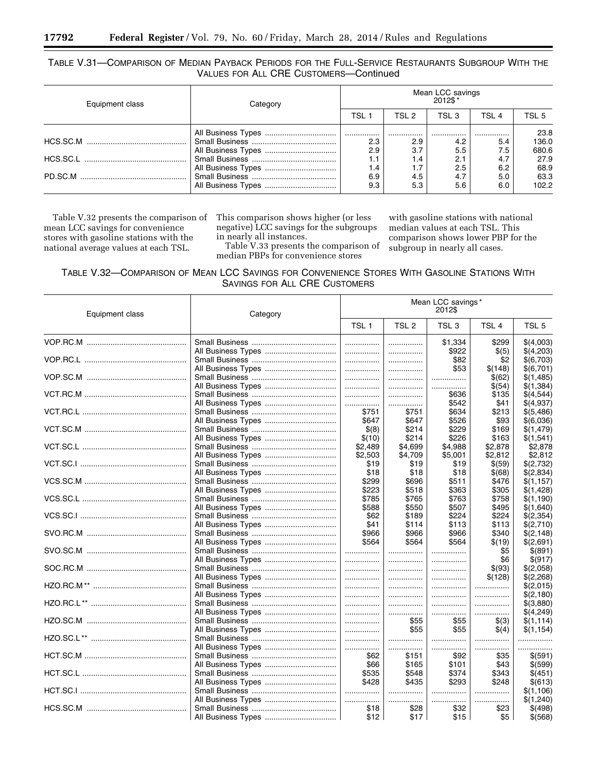TABLE V.31—COMPARISON OF MEDIAN PAYBACK PERIODS FOR THE FULL-SERVICE RESTAURANTS SUBGROUP WITH THE VALUES FOR ALL CRE CUSTOMERS—Continued

| Equipment class | Category | Mean LCC savings 2012$* | | | | |
|---|---|---|---|---|---|---|
| | | TSL 1 | TSL 2 | TSL 3 | TSL 4 | TSL 5 |
| | All Business Types | ................ | ................ | ................ | ................ | 23.8 |
| HCS.SC.M | Small Business | 2.3 | 2.9 | 4.2 | 5.4 | 136.0 |
| | All Business Types | 2.9 | 3.7 | 5.5 | 7.5 | 680.6 |
| HCS.SC.L | Small Business | 1.1 | 1.4 | 2.1 | 4.7 | 27.9 |
| | All Business Types | 1.4 | 1.7 | 2.5 | 6.2 | 68.9 |
| PD.SC.M | Small Business | 6.9 | 4.5 | 4.7 | 5.0 | 63.3 |
| | All Business Types | 9.3 | 5.3 | 5.6 | 6.0 | 102.2 |

Table V.32 presents the comparison of mean LCC savings for convenience stores with gasoline stations with the national average values at each TSL. This comparison shows higher (or less negative) LCC savings for the subgroups in nearly all instances.

Table V.33 presents the comparison of median PBPs for convenience stores with gasoline stations with national median values at each TSL. This comparison shows lower PBP for the subgroup in nearly all cases.

TABLE V.32—COMPARISON OF MEAN LCC SAVINGS FOR CONVENIENCE STORES WITH GASOLINE STATIONS WITH SAVINGS FOR ALL CRE CUSTOMERS

| Equipment class | Category | Mean LCC savings* 2012$ | | | | |
|---|---|---|---|---|---|---|
| | | TSL 1 | TSL 2 | TSL 3 | TSL 4 | TSL 5 |
| VOP.RC.M | Small Business | ................ | ................ | $1,334 | $299 | $(4,003) |
| | All Business Types | ................ | ................ | $922 | $(5) | $(4,203) |
| VOP.RC.L | Small Business | ................ | ................ | $82 | $2 | $(6,703) |
| | All Business Types | ................ | ................ | $53 | $(148) | $(6,701) |
| VOP.SC.M | Small Business | ................ | ................ | ................ | $(62) | $(1,485) |
| | All Business Types | ................ | ................ | ................ | $(54) | $(1,384) |
| VCT.RC.M | Small Business | ................ | ................ | $636 | $135 | $(4,544) |
| | All Business Types | ................ | ................ | $542 | $41 | $(4,937) |
| VCT.RC.L | Small Business | $751 | $751 | $634 | $213 | $(5,486) |
| | All Business Types | $647 | $647 | $526 | $93 | $(6,036) |
| VCT.SC.M | Small Business | $(8) | $214 | $229 | $169 | $(1,479) |
| | All Business Types | $(10) | $214 | $226 | $163 | $(1,541) |
| VCT.SC.L | Small Business | $2,489 | $4,699 | $4,988 | $2,878 | $2,878 |
| | All Business Types | $2,503 | $4,709 | $5,001 | $2,812 | $2,812 |
| VCT.SC.I | Small Business | $19 | $19 | $19 | $(59) | $(2,732) |
| | All Business Types | $18 | $18 | $18 | $(68) | $(2,834) |
| VCS.SC.M | Small Business | $299 | $696 | $511 | $476 | $(1,157) |
| | All Business Types | $223 | $518 | $363 | $305 | $(1,428) |
| VCS.SC.L | Small Business | $785 | $765 | $763 | $758 | $(1,190) |
| | All Business Types | $588 | $550 | $507 | $495 | $(1,640) |
| VCS.SC.I | Small Business | $62 | $189 | $224 | $224 | $(2,354) |
| | All Business Types | $41 | $114 | $113 | $113 | $(2,710) |
| SVO.RC.M | Small Business | $966 | $966 | $966 | $340 | $(2,148) |
| | All Business Types | $564 | $564 | $564 | $(19) | $(2,691) |
| SVO.SC.M | Small Business | ................ | ................ | ................ | $5 | $(891) |
| | All Business Types | ................ | ................ | ................ | $6 | $(917) |
| SOC.RC.M | Small Business | ................ | ................ | ................ | $(93) | $(2,058) |
| | All Business Types | ................ | ................ | ................ | $(128) | $(2,268) |
| HZO.RC.M** | Small Business | ................ | ................ | ................ | ................ | $(2,015) |
| | All Business Types | ................ | ................ | ................ | ................ | $(2,180) |
| HZO.RC.L** | Small Business | ................ | ................ | ................ | ................ | $(3,880) |
| | All Business Types | ................ | ................ | ................ | ................ | $(4,249) |
| HZO.SC.M | Small Business | ................ | $55 | $55 | $(3) | $(1,114) |
| | All Business Types | ................ | $55 | $55 | $(4) | $(1,154) |
| HZO.SC.L** | Small Business | ................ | ................ | ................ | ................ | ................ |
| | All Business Types | ................ | ................ | ................ | ................ | ................ |
| HCT.SC.M | Small Business | $62 | $151 | $92 | $35 | $(591) |
| | All Business Types | $66 | $165 | $101 | $43 | $(599) |
| HCT.SC.L | Small Business | $535 | $548 | $374 | $343 | $(451) |
| | All Business Types | $428 | $435 | $293 | $248 | $(613) |
| HCT.SC.I | Small Business | ................ | ................ | ................ | ................ | $(1,106) |
| | All Business Types | ................ | ................ | ................ | ................ | $(1,240) |
| HCS.SC.M | Small Business | $18 | $28 | $32 | $23 | $(498) |
| | All Business Types | $12 | $17 | $15 | $5 | $(568) |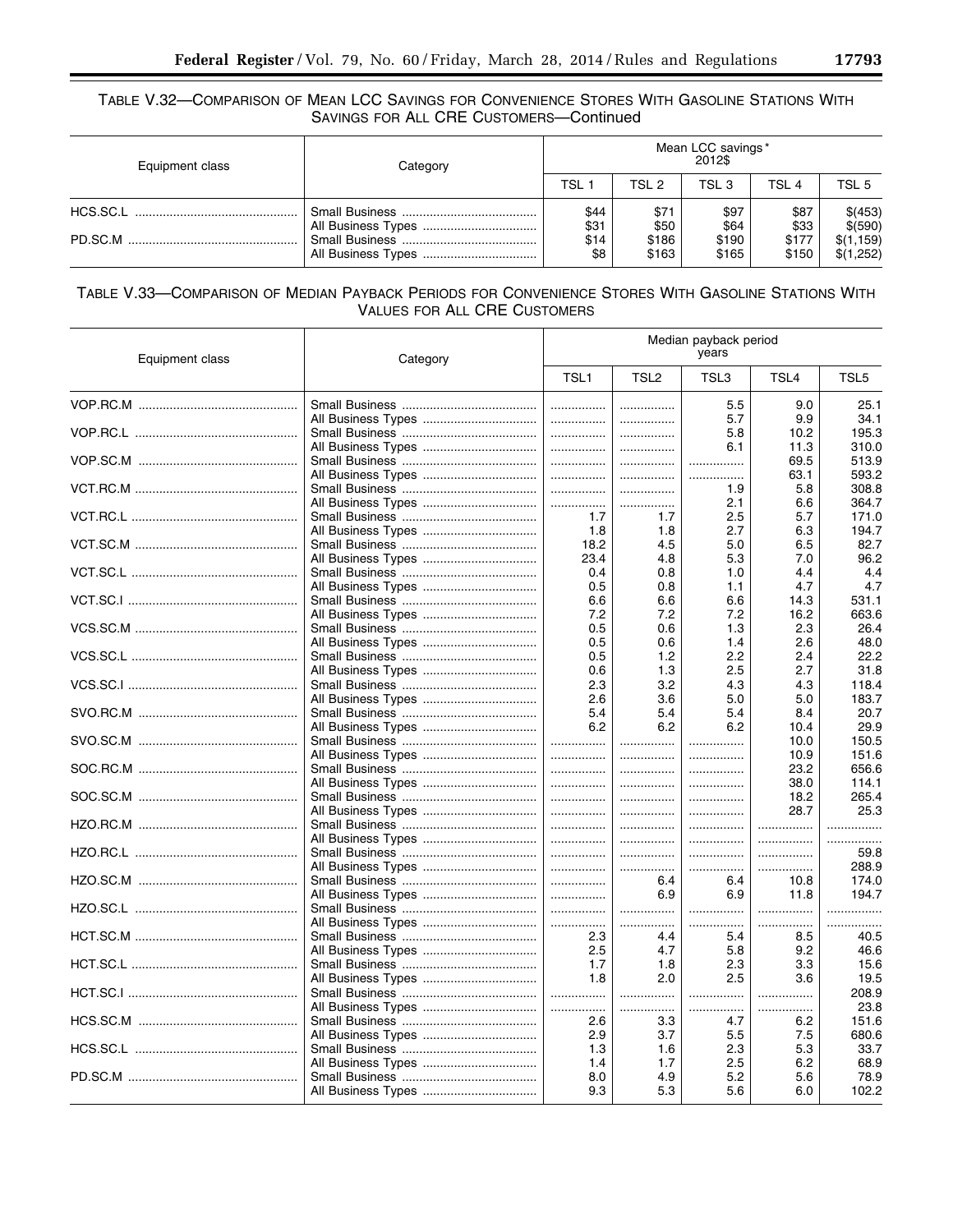TABLE V.32—COMPARISON OF MEAN LCC SAVINGS FOR CONVENIENCE STORES WITH GASOLINE STATIONS WITH SAVINGS FOR ALL CRE CUSTOMERS—Continued

| Equipment class | Category | Mean LCC savings* 2012$ | | | | |
|---|---|---|---|---|---|---|
| | | TSL 1 | TSL 2 | TSL 3 | TSL 4 | TSL 5 |
| HCS.SC.L | Small Business | $44 | $71 | $97 | $87 | $(453) |
| | All Business Types | $31 | $50 | $64 | $33 | $(590) |
| PD.SC.M | Small Business | $14 | $186 | $190 | $177 | $(1,159) |
| | All Business Types | $8 | $163 | $165 | $150 | $(1,252) |

TABLE V.33—COMPARISON OF MEDIAN PAYBACK PERIODS FOR CONVENIENCE STORES WITH GASOLINE STATIONS WITH VALUES FOR ALL CRE CUSTOMERS

| Equipment class | Category | Median payback period years | | | | |
|---|---|---|---|---|---|---|
| | | TSL1 | TSL2 | TSL3 | TSL4 | TSL5 |
| VOP.RC.M | Small Business | ............... | ............... | 5.5 | 9.0 | 25.1 |
| | All Business Types | ............... | ............... | 5.7 | 9.9 | 34.1 |
| VOP.RC.L | Small Business | ............... | ............... | 5.8 | 10.2 | 195.3 |
| | All Business Types | ............... | ............... | 6.1 | 11.3 | 310.0 |
| VOP.SC.M | Small Business | ............... | ............... | ............... | 69.5 | 513.9 |
| | All Business Types | ............... | ............... | ............... | 63.1 | 593.2 |
| VCT.RC.M | Small Business | ............... | ............... | 1.9 | 5.8 | 308.8 |
| | All Business Types | ............... | ............... | 2.1 | 6.6 | 364.7 |
| VCT.RC.L | Small Business | 1.7 | 1.7 | 2.5 | 5.7 | 171.0 |
| | All Business Types | 1.8 | 1.8 | 2.7 | 6.3 | 194.7 |
| VCT.SC.M | Small Business | 18.2 | 4.5 | 5.0 | 6.5 | 82.7 |
| | All Business Types | 23.4 | 4.8 | 5.3 | 7.0 | 96.2 |
| VCT.SC.L | Small Business | 0.4 | 0.8 | 1.0 | 4.4 | 4.4 |
| | All Business Types | 0.5 | 0.8 | 1.1 | 4.7 | 4.7 |
| VCT.SC.I | Small Business | 6.6 | 6.6 | 6.6 | 14.3 | 531.1 |
| | All Business Types | 7.2 | 7.2 | 7.2 | 16.2 | 663.6 |
| VCS.SC.M | Small Business | 0.5 | 0.6 | 1.3 | 2.3 | 26.4 |
| | All Business Types | 0.5 | 0.6 | 1.4 | 2.6 | 48.0 |
| VCS.SC.L | Small Business | 0.5 | 1.2 | 2.2 | 2.4 | 22.2 |
| | All Business Types | 0.6 | 1.3 | 2.5 | 2.7 | 31.8 |
| VCS.SC.I | Small Business | 2.3 | 3.2 | 4.3 | 4.3 | 118.4 |
| | All Business Types | 2.6 | 3.6 | 5.0 | 5.0 | 183.7 |
| SVO.RC.M | Small Business | 5.4 | 5.4 | 5.4 | 8.4 | 20.7 |
| | All Business Types | 6.2 | 6.2 | 6.2 | 10.4 | 29.9 |
| SVO.SC.M | Small Business | ............... | ............... | ............... | 10.0 | 150.5 |
| | All Business Types | ............... | ............... | ............... | 10.9 | 151.6 |
| SOC.RC.M | Small Business | ............... | ............... | ............... | 23.2 | 656.6 |
| | All Business Types | ............... | ............... | ............... | 38.0 | 114.1 |
| SOC.SC.M | Small Business | ............... | ............... | ............... | 18.2 | 265.4 |
| | All Business Types | ............... | ............... | ............... | 28.7 | 25.3 |
| HZO.RC.M | Small Business | ............... | ............... | ............... | ............... | ............... |
| | All Business Types | ............... | ............... | ............... | ............... | ............... |
| HZO.RC.L | Small Business | ............... | ............... | ............... | ............... | 59.8 |
| | All Business Types | ............... | ............... | ............... | ............... | 288.9 |
| HZO.SC.M | Small Business | ............... | 6.4 | 6.4 | 10.8 | 174.0 |
| | All Business Types | ............... | 6.9 | 6.9 | 11.8 | 194.7 |
| HZO.SC.L | Small Business | ............... | ............... | ............... | ............... | ............... |
| | All Business Types | ............... | ............... | ............... | ............... | ............... |
| HCT.SC.M | Small Business | 2.3 | 4.4 | 5.4 | 8.5 | 40.5 |
| | All Business Types | 2.5 | 4.7 | 5.8 | 9.2 | 46.6 |
| HCT.SC.L | Small Business | 1.7 | 1.8 | 2.3 | 3.3 | 15.6 |
| | All Business Types | 1.8 | 2.0 | 2.5 | 3.6 | 19.5 |
| HCT.SC.I | Small Business | ............... | ............... | ............... | ............... | 208.9 |
| | All Business Types | ............... | ............... | ............... | ............... | 23.8 |
| HCS.SC.M | Small Business | 2.6 | 3.3 | 4.7 | 6.2 | 151.6 |
| | All Business Types | 2.9 | 3.7 | 5.5 | 7.5 | 680.6 |
| HCS.SC.L | Small Business | 1.3 | 1.6 | 2.3 | 5.3 | 33.7 |
| | All Business Types | 1.4 | 1.7 | 2.5 | 6.2 | 68.9 |
| PD.SC.M | Small Business | 8.0 | 4.9 | 5.2 | 5.6 | 78.9 |
| | All Business Types | 9.3 | 5.3 | 5.6 | 6.0 | 102.2 |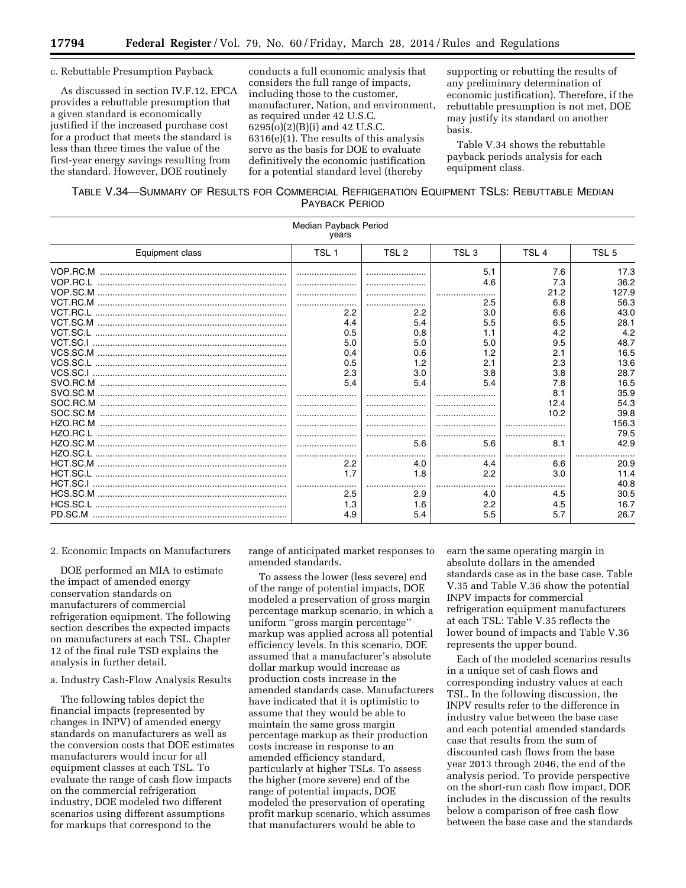c. Rebuttable Presumption Payback

As discussed in section IV.F.12, EPCA provides a rebuttable presumption that a given standard is economically justified if the increased purchase cost for a product that meets the standard is less than three times the value of the first-year energy savings resulting from the standard. However, DOE routinely conducts a full economic analysis that considers the full range of impacts, including those to the customer, manufacturer, Nation, and environment, as required under 42 U.S.C. 6295(o)(2)(B)(i) and 42 U.S.C. 6316(e)(1). The results of this analysis serve as the basis for DOE to evaluate definitively the economic justification for a potential standard level (thereby supporting or rebutting the results of any preliminary determination of economic justification). Therefore, if the rebuttable presumption is not met, DOE may justify its standard on another basis.

Table V.34 shows the rebuttable payback periods analysis for each equipment class.

TABLE V.34—SUMMARY OF RESULTS FOR COMMERCIAL REFRIGERATION EQUIPMENT TSLS: REBUTTABLE MEDIAN PAYBACK PERIOD

| Equipment class | Median Payback Period years | | | | |
|---|---|---|---|---|---|
| | TSL 1 | TSL 2 | TSL 3 | TSL 4 | TSL 5 |
| VOP.RC.M | | | 5.1 | 7.6 | 17.3 |
| VOP.RC.L | | | 4.6 | 7.3 | 36.2 |
| VOP.SC.M | | | | 21.2 | 127.9 |
| VCT.RC.M | | | 2.5 | 6.8 | 56.3 |
| VCT.RC.L | 2.2 | 2.2 | 3.0 | 6.6 | 43.0 |
| VCT.SC.M | 4.4 | 5.4 | 5.5 | 6.5 | 28.1 |
| VCT.SC.L | 0.5 | 0.8 | 1.1 | 4.2 | 4.2 |
| VCT.SC.I | 5.0 | 5.0 | 5.0 | 9.5 | 48.7 |
| VCS.SC.M | 0.4 | 0.6 | 1.2 | 2.1 | 16.5 |
| VCS.SC.L | 0.5 | 1.2 | 2.1 | 2.3 | 13.6 |
| VCS.SC.I | 2.3 | 3.0 | 3.8 | 3.8 | 28.7 |
| SVO.RC.M | 5.4 | 5.4 | 5.4 | 7.8 | 16.5 |
| SVO.SC.M | | | | 8.1 | 35.9 |
| SOC.RC.M | | | | 12.4 | 54.3 |
| SOC.SC.M | | | | 10.2 | 39.8 |
| HZO.RC.M | | | | | 156.3 |
| HZO.RC.L | | | | | 79.5 |
| HZO.SC.M | | 5.6 | 5.6 | 8.1 | 42.9 |
| HZO.SC.L | | | | | |
| HCT.SC.M | 2.2 | 4.0 | 4.4 | 6.6 | 20.9 |
| HCT.SC.L | 1.7 | 1.8 | 2.2 | 3.0 | 11.4 |
| HCT.SC.I | | | | | 40.8 |
| HCS.SC.M | 2.5 | 2.9 | 4.0 | 4.5 | 30.5 |
| HCS.SC.L | 1.3 | 1.6 | 2.2 | 4.5 | 16.7 |
| PD.SC.M | 4.9 | 5.4 | 5.5 | 5.7 | 26.7 |

2. Economic Impacts on Manufacturers

DOE performed an MIA to estimate the impact of amended energy conservation standards on manufacturers of commercial refrigeration equipment. The following section describes the expected impacts on manufacturers at each TSL. Chapter 12 of the final rule TSD explains the analysis in further detail.

a. Industry Cash-Flow Analysis Results

The following tables depict the financial impacts (represented by changes in INPV) of amended energy standards on manufacturers as well as the conversion costs that DOE estimates manufacturers would incur for all equipment classes at each TSL. To evaluate the range of cash flow impacts on the commercial refrigeration industry, DOE modeled two different scenarios using different assumptions for markups that correspond to the range of anticipated market responses to amended standards.

To assess the lower (less severe) end of the range of potential impacts, DOE modeled a preservation of gross margin percentage markup scenario, in which a uniform "gross margin percentage" markup was applied across all potential efficiency levels. In this scenario, DOE assumed that a manufacturer's absolute dollar markup would increase as production costs increase in the amended standards case. Manufacturers have indicated that it is optimistic to assume that they would be able to maintain the same gross margin percentage markup as their production costs increase in response to an amended efficiency standard, particularly at higher TSLs. To assess the higher (more severe) end of the range of potential impacts, DOE modeled the preservation of operating profit markup scenario, which assumes that manufacturers would be able to earn the same operating margin in absolute dollars in the amended standards case as in the base case. Table V.35 and Table V.36 show the potential INPV impacts for commercial refrigeration equipment manufacturers at each TSL: Table V.35 reflects the lower bound of impacts and Table V.36 represents the upper bound.

Each of the modeled scenarios results in a unique set of cash flows and corresponding industry values at each TSL. In the following discussion, the INPV results refer to the difference in industry value between the base case and each potential amended standards case that results from the sum of discounted cash flows from the base year 2013 through 2046, the end of the analysis period. To provide perspective on the short-run cash flow impact, DOE includes in the discussion of the results below a comparison of free cash flow between the base case and the standards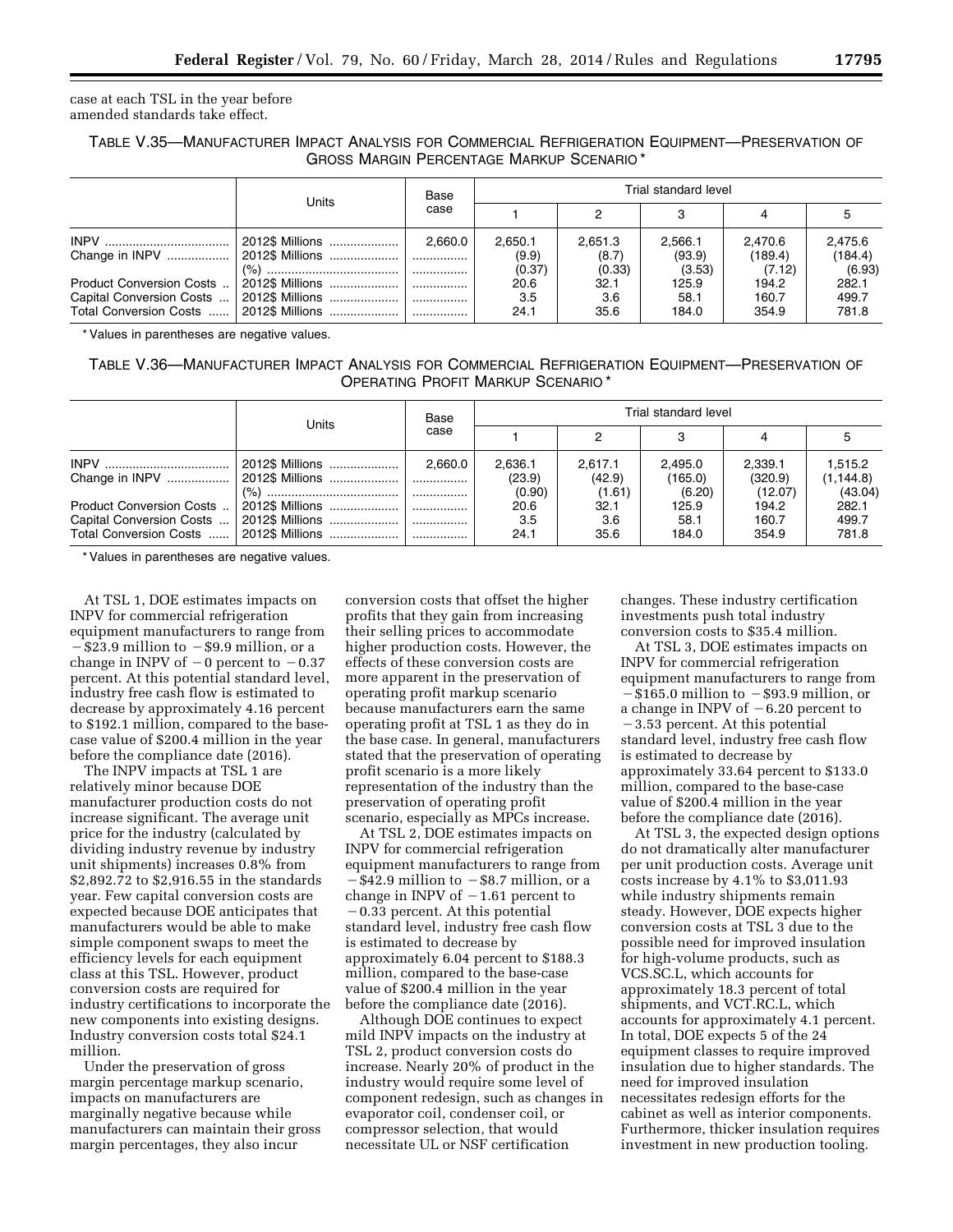case at each TSL in the year before amended standards take effect.

TABLE V.35—MANUFACTURER IMPACT ANALYSIS FOR COMMERCIAL REFRIGERATION EQUIPMENT—PRESERVATION OF GROSS MARGIN PERCENTAGE MARKUP SCENARIO *

| | Units | Base case | Trial standard level | | | | |
|---|---|---|---|---|---|---|---|
| | | | 1 | 2 | 3 | 4 | 5 |
| INPV | 2012$ Millions | 2,660.0 | 2,650.1 | 2,651.3 | 2,566.1 | 2,470.6 | 2,475.6 |
| Change in INPV | 2012$ Millions | | (9.9) | (8.7) | (93.9) | (189.4) | (184.4) |
| | (%) | | (0.37) | (0.33) | (3.53) | (7.12) | (6.93) |
| Product Conversion Costs | 2012$ Millions | | 20.6 | 32.1 | 125.9 | 194.2 | 282.1 |
| Capital Conversion Costs | 2012$ Millions | | 3.5 | 3.6 | 58.1 | 160.7 | 499.7 |
| Total Conversion Costs | 2012$ Millions | | 24.1 | 35.6 | 184.0 | 354.9 | 781.8 |

* Values in parentheses are negative values.

TABLE V.36—MANUFACTURER IMPACT ANALYSIS FOR COMMERCIAL REFRIGERATION EQUIPMENT—PRESERVATION OF OPERATING PROFIT MARKUP SCENARIO *

| | Units | Base case | Trial standard level | | | | |
|---|---|---|---|---|---|---|---|
| | | | 1 | 2 | 3 | 4 | 5 |
| INPV | 2012$ Millions | 2,660.0 | 2,636.1 | 2,617.1 | 2,495.0 | 2,339.1 | 1,515.2 |
| Change in INPV | 2012$ Millions | | (23.9) | (42.9) | (165.0) | (320.9) | (1,144.8) |
| | (%) | | (0.90) | (1.61) | (6.20) | (12.07) | (43.04) |
| Product Conversion Costs | 2012$ Millions | | 20.6 | 32.1 | 125.9 | 194.2 | 282.1 |
| Capital Conversion Costs | 2012$ Millions | | 3.5 | 3.6 | 58.1 | 160.7 | 499.7 |
| Total Conversion Costs | 2012$ Millions | | 24.1 | 35.6 | 184.0 | 354.9 | 781.8 |

* Values in parentheses are negative values.

At TSL 1, DOE estimates impacts on INPV for commercial refrigeration equipment manufacturers to range from −$23.9 million to −$9.9 million, or a change in INPV of −0 percent to −0.37 percent. At this potential standard level, industry free cash flow is estimated to decrease by approximately 4.16 percent to $192.1 million, compared to the base-case value of $200.4 million in the year before the compliance date (2016).

The INPV impacts at TSL 1 are relatively minor because DOE manufacturer production costs do not increase significant. The average unit price for the industry (calculated by dividing industry revenue by industry unit shipments) increases 0.8% from $2,892.72 to $2,916.55 in the standards year. Few capital conversion costs are expected because DOE anticipates that manufacturers would be able to make simple component swaps to meet the efficiency levels for each equipment class at this TSL. However, product conversion costs are required for industry certifications to incorporate the new components into existing designs. Industry conversion costs total $24.1 million.

Under the preservation of gross margin percentage markup scenario, impacts on manufacturers are marginally negative because while manufacturers can maintain their gross margin percentages, they also incur conversion costs that offset the higher profits that they gain from increasing their selling prices to accommodate higher production costs. However, the effects of these conversion costs are more apparent in the preservation of operating profit markup scenario because manufacturers earn the same operating profit at TSL 1 as they do in the base case. In general, manufacturers stated that the preservation of operating profit scenario is a more likely representation of the industry than the preservation of operating profit scenario, especially as MPCs increase.

At TSL 2, DOE estimates impacts on INPV for commercial refrigeration equipment manufacturers to range from −$42.9 million to −$8.7 million, or a change in INPV of −1.61 percent to −0.33 percent. At this potential standard level, industry free cash flow is estimated to decrease by approximately 6.04 percent to $188.3 million, compared to the base-case value of $200.4 million in the year before the compliance date (2016).

Although DOE continues to expect mild INPV impacts on the industry at TSL 2, product conversion costs do increase. Nearly 20% of product in the industry would require some level of component redesign, such as changes in evaporator coil, condenser coil, or compressor selection, that would necessitate UL or NSF certification changes. These industry certification investments push total industry conversion costs to $35.4 million.

At TSL 3, DOE estimates impacts on INPV for commercial refrigeration equipment manufacturers to range from −$165.0 million to −$93.9 million, or a change in INPV of −6.20 percent to −3.53 percent. At this potential standard level, industry free cash flow is estimated to decrease by approximately 33.64 percent to $133.0 million, compared to the base-case value of $200.4 million in the year before the compliance date (2016).

At TSL 3, the expected design options do not dramatically alter manufacturer per unit production costs. Average unit costs increase by 4.1% to $3,011.93 while industry shipments remain steady. However, DOE expects higher conversion costs at TSL 3 due to the possible need for improved insulation for high-volume products, such as VCS.SC.L, which accounts for approximately 18.3 percent of total shipments, and VCT.RC.L, which accounts for approximately 4.1 percent. In total, DOE expects 5 of the 24 equipment classes to require improved insulation due to higher standards. The need for improved insulation necessitates redesign efforts for the cabinet as well as interior components. Furthermore, thicker insulation requires investment in new production tooling.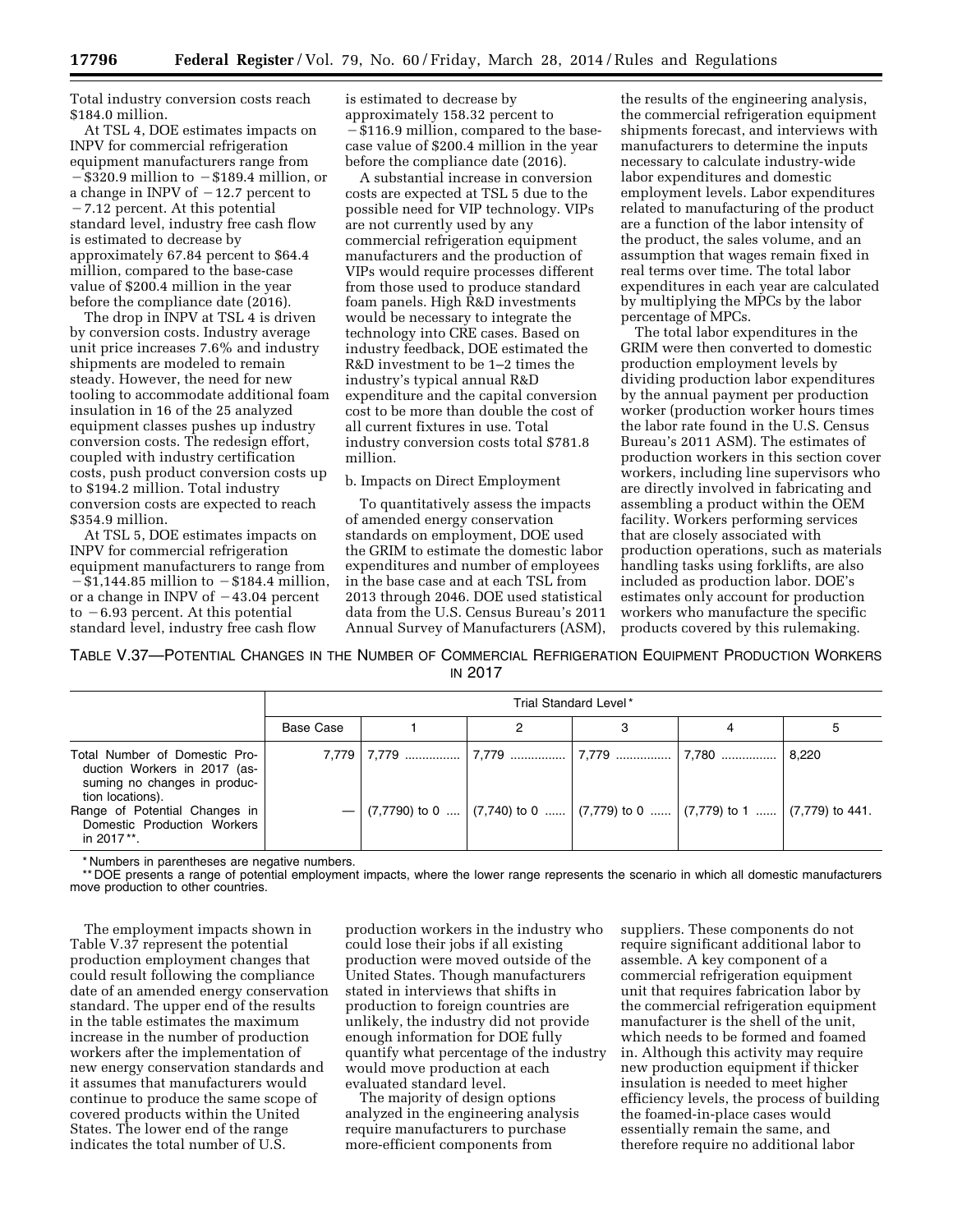Total industry conversion costs reach $184.0 million.

At TSL 4, DOE estimates impacts on INPV for commercial refrigeration equipment manufacturers range from −$320.9 million to −$189.4 million, or a change in INPV of −12.7 percent to −7.12 percent. At this potential standard level, industry free cash flow is estimated to decrease by approximately 67.84 percent to $64.4 million, compared to the base-case value of $200.4 million in the year before the compliance date (2016).

The drop in INPV at TSL 4 is driven by conversion costs. Industry average unit price increases 7.6% and industry shipments are modeled to remain steady. However, the need for new tooling to accommodate additional foam insulation in 16 of the 25 analyzed equipment classes pushes up industry conversion costs. The redesign effort, coupled with industry certification costs, push product conversion costs up to $194.2 million. Total industry conversion costs are expected to reach $354.9 million.

At TSL 5, DOE estimates impacts on INPV for commercial refrigeration equipment manufacturers to range from −$1,144.85 million to −$184.4 million, or a change in INPV of −43.04 percent to −6.93 percent. At this potential standard level, industry free cash flow is estimated to decrease by approximately 158.32 percent to −$116.9 million, compared to the base-case value of $200.4 million in the year before the compliance date (2016).

A substantial increase in conversion costs are expected at TSL 5 due to the possible need for VIP technology. VIPs are not currently used by any commercial refrigeration equipment manufacturers and the production of VIPs would require processes different from those used to produce standard foam panels. High R&D investments would be necessary to integrate the technology into CRE cases. Based on industry feedback, DOE estimated the R&D investment to be 1–2 times the industry's typical annual R&D expenditure and the capital conversion cost to be more than double the cost of all current fixtures in use. Total industry conversion costs total $781.8 million.

b. Impacts on Direct Employment

To quantitatively assess the impacts of amended energy conservation standards on employment, DOE used the GRIM to estimate the domestic labor expenditures and number of employees in the base case and at each TSL from 2013 through 2046. DOE used statistical data from the U.S. Census Bureau's 2011 Annual Survey of Manufacturers (ASM), the results of the engineering analysis, the commercial refrigeration equipment shipments forecast, and interviews with manufacturers to determine the inputs necessary to calculate industry-wide labor expenditures and domestic employment levels. Labor expenditures related to manufacturing of the product are a function of the labor intensity of the product, the sales volume, and an assumption that wages remain fixed in real terms over time. The total labor expenditures in each year are calculated by multiplying the MPCs by the labor percentage of MPCs.

The total labor expenditures in the GRIM were then converted to domestic production employment levels by dividing production labor expenditures by the annual payment per production worker (production worker hours times the labor rate found in the U.S. Census Bureau's 2011 ASM). The estimates of production workers in this section cover workers, including line supervisors who are directly involved in fabricating and assembling a product within the OEM facility. Workers performing services that are closely associated with production operations, such as materials handling tasks using forklifts, are also included as production labor. DOE's estimates only account for production workers who manufacture the specific products covered by this rulemaking.

TABLE V.37—POTENTIAL CHANGES IN THE NUMBER OF COMMERCIAL REFRIGERATION EQUIPMENT PRODUCTION WORKERS IN 2017

| | Trial Standard Level* | | | | | |
|---|---|---|---|---|---|---|
| | Base Case | 1 | 2 | 3 | 4 | 5 |
| Total Number of Domestic Production Workers in 2017 (assuming no changes in production locations). | 7,779 | 7,779 | 7,779 | 7,779 | 7,780 | 8,220 |
| Range of Potential Changes in Domestic Production Workers in 2017**. | — | (7,7790) to 0 | (7,740) to 0 | (7,779) to 0 | (7,779) to 1 | (7,779) to 441. |

\* Numbers in parentheses are negative numbers.

\*\* DOE presents a range of potential employment impacts, where the lower range represents the scenario in which all domestic manufacturers move production to other countries.

The employment impacts shown in Table V.37 represent the potential production employment changes that could result following the compliance date of an amended energy conservation standard. The upper end of the results in the table estimates the maximum increase in the number of production workers after the implementation of new energy conservation standards and it assumes that manufacturers would continue to produce the same scope of covered products within the United States. The lower end of the range indicates the total number of U.S. production workers in the industry who could lose their jobs if all existing production were moved outside of the United States. Though manufacturers stated in interviews that shifts in production to foreign countries are unlikely, the industry did not provide enough information for DOE fully quantify what percentage of the industry would move production at each evaluated standard level.

The majority of design options analyzed in the engineering analysis require manufacturers to purchase more-efficient components from suppliers. These components do not require significant additional labor to assemble. A key component of a commercial refrigeration equipment unit that requires fabrication labor by the commercial refrigeration equipment manufacturer is the shell of the unit, which needs to be formed and foamed in. Although this activity may require new production equipment if thicker insulation is needed to meet higher efficiency levels, the process of building the foamed-in-place cases would essentially remain the same, and therefore require no additional labor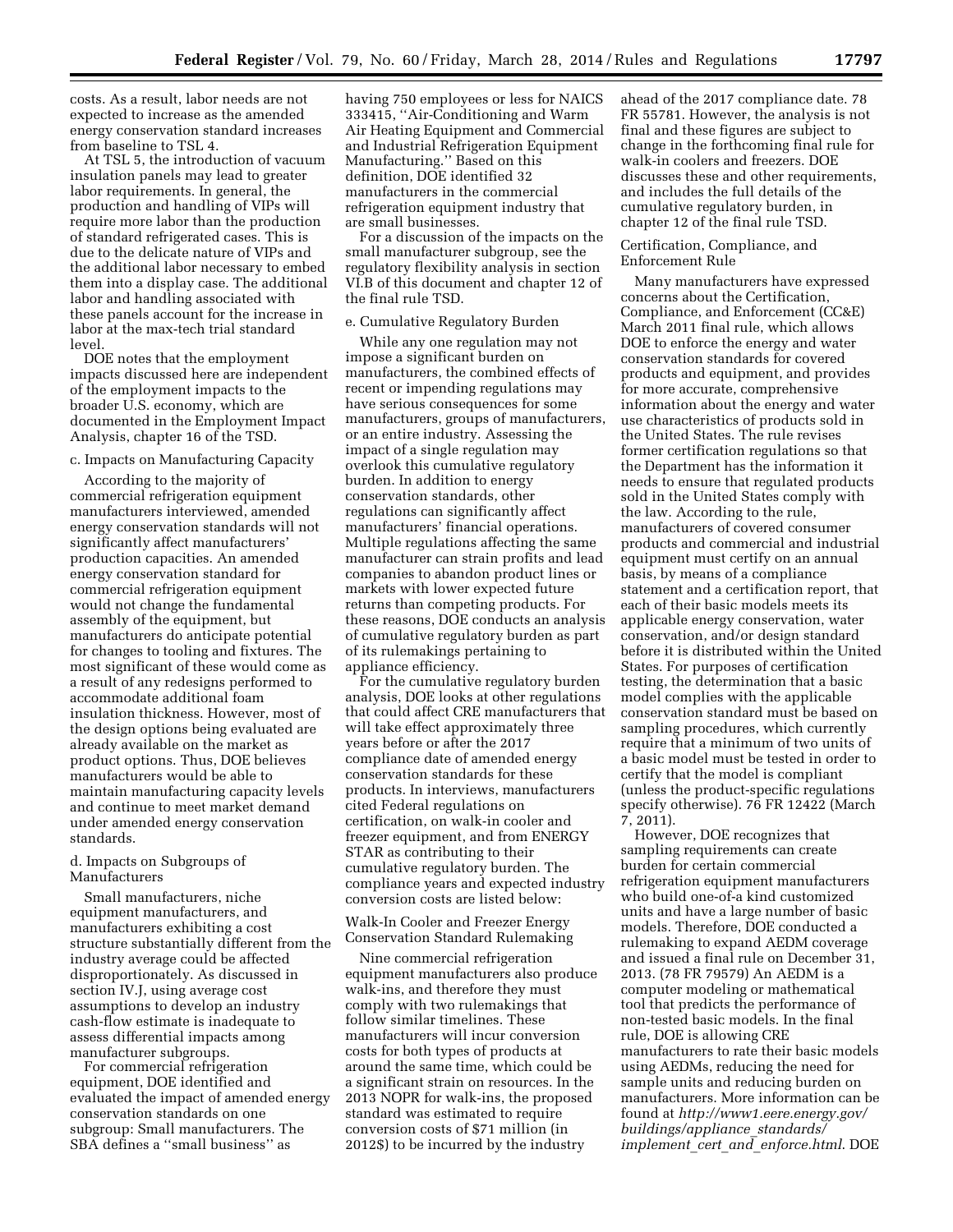costs. As a result, labor needs are not expected to increase as the amended energy conservation standard increases from baseline to TSL 4.

At TSL 5, the introduction of vacuum insulation panels may lead to greater labor requirements. In general, the production and handling of VIPs will require more labor than the production of standard refrigerated cases. This is due to the delicate nature of VIPs and the additional labor necessary to embed them into a display case. The additional labor and handling associated with these panels account for the increase in labor at the max-tech trial standard level.

DOE notes that the employment impacts discussed here are independent of the employment impacts to the broader U.S. economy, which are documented in the Employment Impact Analysis, chapter 16 of the TSD.

c. Impacts on Manufacturing Capacity

According to the majority of commercial refrigeration equipment manufacturers interviewed, amended energy conservation standards will not significantly affect manufacturers' production capacities. An amended energy conservation standard for commercial refrigeration equipment would not change the fundamental assembly of the equipment, but manufacturers do anticipate potential for changes to tooling and fixtures. The most significant of these would come as a result of any redesigns performed to accommodate additional foam insulation thickness. However, most of the design options being evaluated are already available on the market as product options. Thus, DOE believes manufacturers would be able to maintain manufacturing capacity levels and continue to meet market demand under amended energy conservation standards.

d. Impacts on Subgroups of Manufacturers

Small manufacturers, niche equipment manufacturers, and manufacturers exhibiting a cost structure substantially different from the industry average could be affected disproportionately. As discussed in section IV.J, using average cost assumptions to develop an industry cash-flow estimate is inadequate to assess differential impacts among manufacturer subgroups.

For commercial refrigeration equipment, DOE identified and evaluated the impact of amended energy conservation standards on one subgroup: Small manufacturers. The SBA defines a ''small business'' as having 750 employees or less for NAICS 333415, ''Air-Conditioning and Warm Air Heating Equipment and Commercial and Industrial Refrigeration Equipment Manufacturing.'' Based on this definition, DOE identified 32 manufacturers in the commercial refrigeration equipment industry that are small businesses.

For a discussion of the impacts on the small manufacturer subgroup, see the regulatory flexibility analysis in section VI.B of this document and chapter 12 of the final rule TSD.

e. Cumulative Regulatory Burden

While any one regulation may not impose a significant burden on manufacturers, the combined effects of recent or impending regulations may have serious consequences for some manufacturers, groups of manufacturers, or an entire industry. Assessing the impact of a single regulation may overlook this cumulative regulatory burden. In addition to energy conservation standards, other regulations can significantly affect manufacturers' financial operations. Multiple regulations affecting the same manufacturer can strain profits and lead companies to abandon product lines or markets with lower expected future returns than competing products. For these reasons, DOE conducts an analysis of cumulative regulatory burden as part of its rulemakings pertaining to appliance efficiency.

For the cumulative regulatory burden analysis, DOE looks at other regulations that could affect CRE manufacturers that will take effect approximately three years before or after the 2017 compliance date of amended energy conservation standards for these products. In interviews, manufacturers cited Federal regulations on certification, on walk-in cooler and freezer equipment, and from ENERGY STAR as contributing to their cumulative regulatory burden. The compliance years and expected industry conversion costs are listed below:

Walk-In Cooler and Freezer Energy Conservation Standard Rulemaking

Nine commercial refrigeration equipment manufacturers also produce walk-ins, and therefore they must comply with two rulemakings that follow similar timelines. These manufacturers will incur conversion costs for both types of products at around the same time, which could be a significant strain on resources. In the 2013 NOPR for walk-ins, the proposed standard was estimated to require conversion costs of $71 million (in 2012$) to be incurred by the industry ahead of the 2017 compliance date. 78 FR 55781. However, the analysis is not final and these figures are subject to change in the forthcoming final rule for walk-in coolers and freezers. DOE discusses these and other requirements, and includes the full details of the cumulative regulatory burden, in chapter 12 of the final rule TSD.

Certification, Compliance, and Enforcement Rule

Many manufacturers have expressed concerns about the Certification, Compliance, and Enforcement (CC&E) March 2011 final rule, which allows DOE to enforce the energy and water conservation standards for covered products and equipment, and provides for more accurate, comprehensive information about the energy and water use characteristics of products sold in the United States. The rule revises former certification regulations so that the Department has the information it needs to ensure that regulated products sold in the United States comply with the law. According to the rule, manufacturers of covered consumer products and commercial and industrial equipment must certify on an annual basis, by means of a compliance statement and a certification report, that each of their basic models meets its applicable energy conservation, water conservation, and/or design standard before it is distributed within the United States. For purposes of certification testing, the determination that a basic model complies with the applicable conservation standard must be based on sampling procedures, which currently require that a minimum of two units of a basic model must be tested in order to certify that the model is compliant (unless the product-specific regulations specify otherwise). 76 FR 12422 (March 7, 2011).

However, DOE recognizes that sampling requirements can create burden for certain commercial refrigeration equipment manufacturers who build one-of-a kind customized units and have a large number of basic models. Therefore, DOE conducted a rulemaking to expand AEDM coverage and issued a final rule on December 31, 2013. (78 FR 79579) An AEDM is a computer modeling or mathematical tool that predicts the performance of non-tested basic models. In the final rule, DOE is allowing CRE manufacturers to rate their basic models using AEDMs, reducing the need for sample units and reducing burden on manufacturers. More information can be found at *http://www1.eere.energy.gov/buildings/appliance_standards/implement_cert_and_enforce.html*. DOE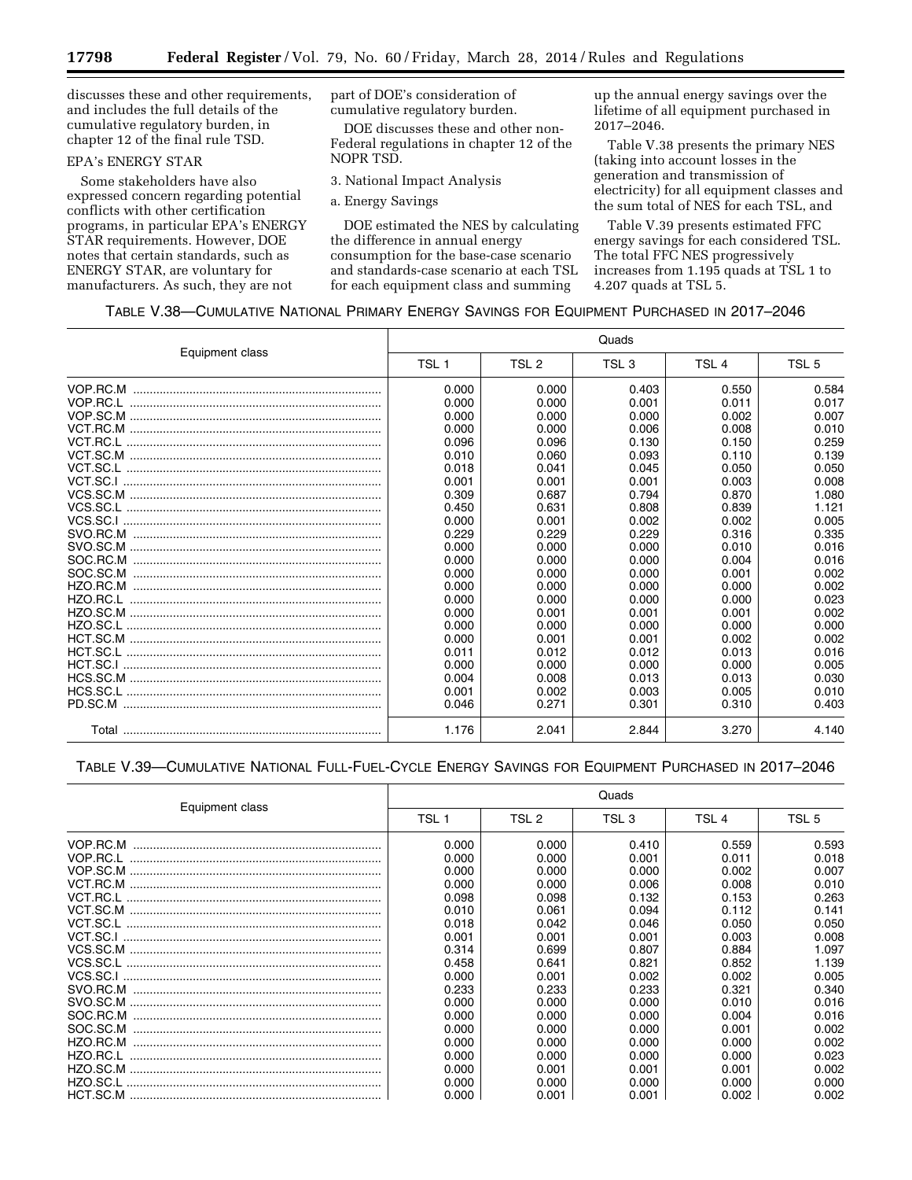discusses these and other requirements, and includes the full details of the cumulative regulatory burden, in chapter 12 of the final rule TSD.

EPA's ENERGY STAR

Some stakeholders have also expressed concern regarding potential conflicts with other certification programs, in particular EPA's ENERGY STAR requirements. However, DOE notes that certain standards, such as ENERGY STAR, are voluntary for manufacturers. As such, they are not part of DOE's consideration of cumulative regulatory burden.

DOE discusses these and other non-Federal regulations in chapter 12 of the NOPR TSD.

3. National Impact Analysis

a. Energy Savings

DOE estimated the NES by calculating the difference in annual energy consumption for the base-case scenario and standards-case scenario at each TSL for each equipment class and summing up the annual energy savings over the lifetime of all equipment purchased in 2017–2046.

Table V.38 presents the primary NES (taking into account losses in the generation and transmission of electricity) for all equipment classes and the sum total of NES for each TSL, and Table V.39 presents estimated FFC energy savings for each considered TSL. The total FFC NES progressively increases from 1.195 quads at TSL 1 to 4.207 quads at TSL 5.

TABLE V.38—CUMULATIVE NATIONAL PRIMARY ENERGY SAVINGS FOR EQUIPMENT PURCHASED IN 2017–2046

| Equipment class | Quads | | | | |
|---|---|---|---|---|---|
| | TSL 1 | TSL 2 | TSL 3 | TSL 4 | TSL 5 |
| VOP.RC.M | 0.000 | 0.000 | 0.403 | 0.550 | 0.584 |
| VOP.RC.L | 0.000 | 0.000 | 0.001 | 0.011 | 0.017 |
| VOP.SC.M | 0.000 | 0.000 | 0.000 | 0.002 | 0.007 |
| VCT.RC.M | 0.000 | 0.000 | 0.006 | 0.008 | 0.010 |
| VCT.RC.L | 0.096 | 0.096 | 0.130 | 0.150 | 0.259 |
| VCT.SC.M | 0.010 | 0.060 | 0.093 | 0.110 | 0.139 |
| VCT.SC.L | 0.018 | 0.041 | 0.045 | 0.050 | 0.050 |
| VCT.SC.I | 0.001 | 0.001 | 0.001 | 0.003 | 0.008 |
| VCS.SC.M | 0.309 | 0.687 | 0.794 | 0.870 | 1.080 |
| VCS.SC.L | 0.450 | 0.631 | 0.808 | 0.839 | 1.121 |
| VCS.SC.I | 0.000 | 0.001 | 0.002 | 0.002 | 0.005 |
| SVO.RC.M | 0.229 | 0.229 | 0.229 | 0.316 | 0.335 |
| SVO.SC.M | 0.000 | 0.000 | 0.000 | 0.010 | 0.016 |
| SOC.RC.M | 0.000 | 0.000 | 0.000 | 0.004 | 0.016 |
| SOC.SC.M | 0.000 | 0.000 | 0.000 | 0.001 | 0.002 |
| HZO.RC.M | 0.000 | 0.000 | 0.000 | 0.000 | 0.002 |
| HZO.RC.L | 0.000 | 0.000 | 0.000 | 0.000 | 0.023 |
| HZO.SC.M | 0.000 | 0.001 | 0.001 | 0.001 | 0.002 |
| HZO.SC.L | 0.000 | 0.000 | 0.000 | 0.000 | 0.000 |
| HCT.SC.M | 0.000 | 0.001 | 0.001 | 0.002 | 0.002 |
| HCT.SC.L | 0.011 | 0.012 | 0.012 | 0.013 | 0.016 |
| HCT.SC.I | 0.000 | 0.000 | 0.000 | 0.000 | 0.005 |
| HCS.SC.M | 0.004 | 0.008 | 0.013 | 0.013 | 0.030 |
| HCS.SC.L | 0.001 | 0.002 | 0.003 | 0.005 | 0.010 |
| PD.SC.M | 0.046 | 0.271 | 0.301 | 0.310 | 0.403 |
| Total | 1.176 | 2.041 | 2.844 | 3.270 | 4.140 |

TABLE V.39—CUMULATIVE NATIONAL FULL-FUEL-CYCLE ENERGY SAVINGS FOR EQUIPMENT PURCHASED IN 2017–2046

| Equipment class | Quads | | | | |
|---|---|---|---|---|---|
| | TSL 1 | TSL 2 | TSL 3 | TSL 4 | TSL 5 |
| VOP.RC.M | 0.000 | 0.000 | 0.410 | 0.559 | 0.593 |
| VOP.RC.L | 0.000 | 0.000 | 0.001 | 0.011 | 0.018 |
| VOP.SC.M | 0.000 | 0.000 | 0.000 | 0.002 | 0.007 |
| VCT.RC.M | 0.000 | 0.000 | 0.006 | 0.008 | 0.010 |
| VCT.RC.L | 0.098 | 0.098 | 0.132 | 0.153 | 0.263 |
| VCT.SC.M | 0.010 | 0.061 | 0.094 | 0.112 | 0.141 |
| VCT.SC.L | 0.018 | 0.042 | 0.046 | 0.050 | 0.050 |
| VCT.SC.I | 0.001 | 0.001 | 0.001 | 0.003 | 0.008 |
| VCS.SC.M | 0.314 | 0.699 | 0.807 | 0.884 | 1.097 |
| VCS.SC.L | 0.458 | 0.641 | 0.821 | 0.852 | 1.139 |
| VCS.SC.I | 0.000 | 0.001 | 0.002 | 0.002 | 0.005 |
| SVO.RC.M | 0.233 | 0.233 | 0.233 | 0.321 | 0.340 |
| SVO.SC.M | 0.000 | 0.000 | 0.000 | 0.010 | 0.016 |
| SOC.RC.M | 0.000 | 0.000 | 0.000 | 0.004 | 0.016 |
| SOC.SC.M | 0.000 | 0.000 | 0.000 | 0.001 | 0.002 |
| HZO.RC.M | 0.000 | 0.000 | 0.000 | 0.000 | 0.002 |
| HZO.RC.L | 0.000 | 0.000 | 0.000 | 0.000 | 0.023 |
| HZO.SC.M | 0.000 | 0.001 | 0.001 | 0.001 | 0.002 |
| HZO.SC.L | 0.000 | 0.000 | 0.000 | 0.000 | 0.000 |
| HCT.SC.M | 0.000 | 0.001 | 0.001 | 0.002 | 0.002 |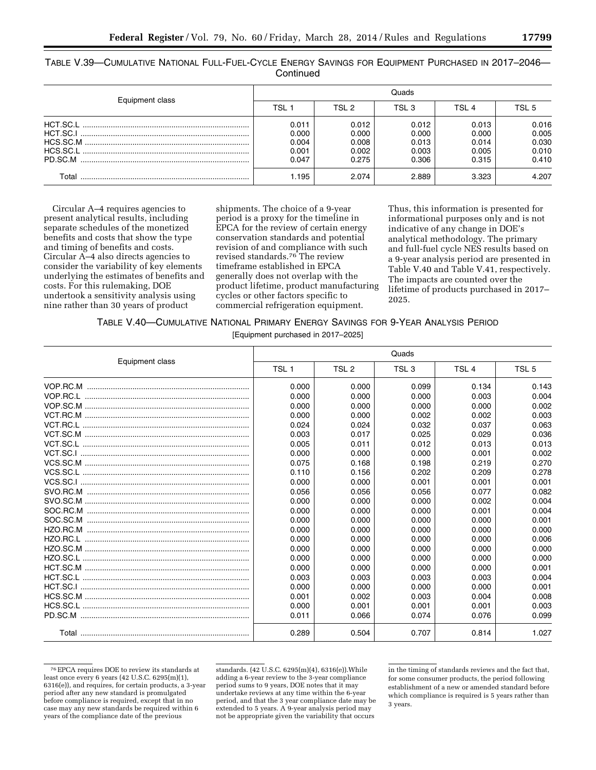TABLE V.39—CUMULATIVE NATIONAL FULL-FUEL-CYCLE ENERGY SAVINGS FOR EQUIPMENT PURCHASED IN 2017–2046—Continued

| Equipment class | Quads | | | | |
|---|---|---|---|---|---|
| | TSL 1 | TSL 2 | TSL 3 | TSL 4 | TSL 5 |
| HCT.SC.L | 0.011 | 0.012 | 0.012 | 0.013 | 0.016 |
| HCT.SC.I | 0.000 | 0.000 | 0.000 | 0.000 | 0.005 |
| HCS.SC.M | 0.004 | 0.008 | 0.013 | 0.014 | 0.030 |
| HCS.SC.L | 0.001 | 0.002 | 0.003 | 0.005 | 0.010 |
| PD.SC.M | 0.047 | 0.275 | 0.306 | 0.315 | 0.410 |
| Total | 1.195 | 2.074 | 2.889 | 3.323 | 4.207 |

Circular A–4 requires agencies to present analytical results, including separate schedules of the monetized benefits and costs that show the type and timing of benefits and costs. Circular A–4 also directs agencies to consider the variability of key elements underlying the estimates of benefits and costs. For this rulemaking, DOE undertook a sensitivity analysis using nine rather than 30 years of product shipments. The choice of a 9-year period is a proxy for the timeline in EPCA for the review of certain energy conservation standards and potential revision of and compliance with such revised standards.[76] The review timeframe established in EPCA generally does not overlap with the product lifetime, product manufacturing cycles or other factors specific to commercial refrigeration equipment. Thus, this information is presented for informational purposes only and is not indicative of any change in DOE's analytical methodology. The primary and full-fuel cycle NES results based on a 9-year analysis period are presented in Table V.40 and Table V.41, respectively. The impacts are counted over the lifetime of products purchased in 2017–2025.

TABLE V.40—CUMULATIVE NATIONAL PRIMARY ENERGY SAVINGS FOR 9-YEAR ANALYSIS PERIOD

[Equipment purchased in 2017–2025]

| Equipment class | Quads | | | | |
|---|---|---|---|---|---|
| | TSL 1 | TSL 2 | TSL 3 | TSL 4 | TSL 5 |
| VOP.RC.M | 0.000 | 0.000 | 0.099 | 0.134 | 0.143 |
| VOP.RC.L | 0.000 | 0.000 | 0.000 | 0.003 | 0.004 |
| VOP.SC.M | 0.000 | 0.000 | 0.000 | 0.000 | 0.002 |
| VCT.RC.M | 0.000 | 0.000 | 0.002 | 0.002 | 0.003 |
| VCT.RC.L | 0.024 | 0.024 | 0.032 | 0.037 | 0.063 |
| VCT.SC.M | 0.003 | 0.017 | 0.025 | 0.029 | 0.036 |
| VCT.SC.L | 0.005 | 0.011 | 0.012 | 0.013 | 0.013 |
| VCT.SC.I | 0.000 | 0.000 | 0.000 | 0.001 | 0.002 |
| VCS.SC.M | 0.075 | 0.168 | 0.198 | 0.219 | 0.270 |
| VCS.SC.L | 0.110 | 0.156 | 0.202 | 0.209 | 0.278 |
| VCS.SC.I | 0.000 | 0.000 | 0.001 | 0.001 | 0.001 |
| SVO.RC.M | 0.056 | 0.056 | 0.056 | 0.077 | 0.082 |
| SVO.SC.M | 0.000 | 0.000 | 0.000 | 0.002 | 0.004 |
| SOC.RC.M | 0.000 | 0.000 | 0.000 | 0.001 | 0.004 |
| SOC.SC.M | 0.000 | 0.000 | 0.000 | 0.000 | 0.001 |
| HZO.RC.M | 0.000 | 0.000 | 0.000 | 0.000 | 0.000 |
| HZO.RC.L | 0.000 | 0.000 | 0.000 | 0.000 | 0.006 |
| HZO.SC.M | 0.000 | 0.000 | 0.000 | 0.000 | 0.000 |
| HZO.SC.L | 0.000 | 0.000 | 0.000 | 0.000 | 0.000 |
| HCT.SC.M | 0.000 | 0.000 | 0.000 | 0.000 | 0.001 |
| HCT.SC.L | 0.003 | 0.003 | 0.003 | 0.003 | 0.004 |
| HCT.SC.I | 0.000 | 0.000 | 0.000 | 0.000 | 0.001 |
| HCS.SC.M | 0.001 | 0.002 | 0.003 | 0.004 | 0.008 |
| HCS.SC.L | 0.000 | 0.001 | 0.001 | 0.001 | 0.003 |
| PD.SC.M | 0.011 | 0.066 | 0.074 | 0.076 | 0.099 |
| Total | 0.289 | 0.504 | 0.707 | 0.814 | 1.027 |

[76] EPCA requires DOE to review its standards at least once every 6 years (42 U.S.C. 6295(m)(1), 6316(e)), and requires, for certain products, a 3-year period after any new standard is promulgated before compliance is required, except that in no case may any new standards be required within 6 years of the compliance date of the previous standards. (42 U.S.C. 6295(m)(4), 6316(e)).While adding a 6-year review to the 3-year compliance period sums to 9 years, DOE notes that it may undertake reviews at any time within the 6-year period, and that the 3 year compliance date may be extended to 5 years. A 9-year analysis period may not be appropriate given the variability that occurs in the timing of standards reviews and the fact that, for some consumer products, the period following establishment of a new or amended standard before which compliance is required is 5 years rather than 3 years.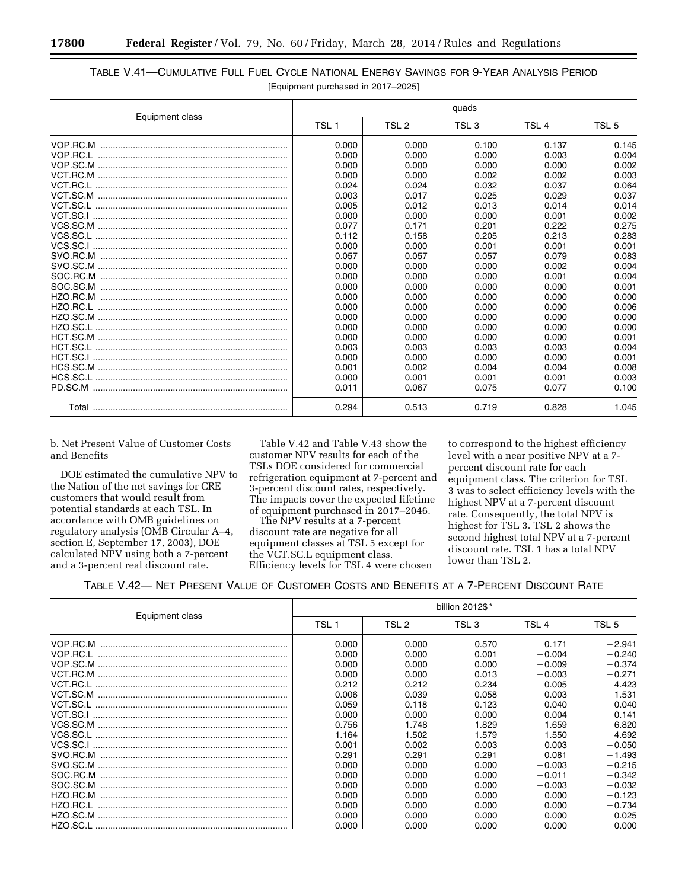TABLE V.41—CUMULATIVE FULL FUEL CYCLE NATIONAL ENERGY SAVINGS FOR 9-YEAR ANALYSIS PERIOD

[Equipment purchased in 2017–2025]

| Equipment class | quads | | | | |
|---|---|---|---|---|---|
| | TSL 1 | TSL 2 | TSL 3 | TSL 4 | TSL 5 |
| VOP.RC.M | 0.000 | 0.000 | 0.100 | 0.137 | 0.145 |
| VOP.RC.L | 0.000 | 0.000 | 0.000 | 0.003 | 0.004 |
| VOP.SC.M | 0.000 | 0.000 | 0.000 | 0.000 | 0.002 |
| VCT.RC.M | 0.000 | 0.000 | 0.002 | 0.002 | 0.003 |
| VCT.RC.L | 0.024 | 0.024 | 0.032 | 0.037 | 0.064 |
| VCT.SC.M | 0.003 | 0.017 | 0.025 | 0.029 | 0.037 |
| VCT.SC.L | 0.005 | 0.012 | 0.013 | 0.014 | 0.014 |
| VCT.SC.I | 0.000 | 0.000 | 0.000 | 0.001 | 0.002 |
| VCS.SC.M | 0.077 | 0.171 | 0.201 | 0.222 | 0.275 |
| VCS.SC.L | 0.112 | 0.158 | 0.205 | 0.213 | 0.283 |
| VCS.SC.I | 0.000 | 0.000 | 0.001 | 0.001 | 0.001 |
| SVO.RC.M | 0.057 | 0.057 | 0.057 | 0.079 | 0.083 |
| SVO.SC.M | 0.000 | 0.000 | 0.000 | 0.002 | 0.004 |
| SOC.RC.M | 0.000 | 0.000 | 0.000 | 0.001 | 0.004 |
| SOC.SC.M | 0.000 | 0.000 | 0.000 | 0.000 | 0.001 |
| HZO.RC.M | 0.000 | 0.000 | 0.000 | 0.000 | 0.000 |
| HZO.RC.L | 0.000 | 0.000 | 0.000 | 0.000 | 0.006 |
| HZO.SC.M | 0.000 | 0.000 | 0.000 | 0.000 | 0.000 |
| HZO.SC.L | 0.000 | 0.000 | 0.000 | 0.000 | 0.000 |
| HCT.SC.M | 0.000 | 0.000 | 0.000 | 0.000 | 0.001 |
| HCT.SC.L | 0.003 | 0.003 | 0.003 | 0.003 | 0.004 |
| HCT.SC.I | 0.000 | 0.000 | 0.000 | 0.000 | 0.001 |
| HCS.SC.M | 0.001 | 0.002 | 0.004 | 0.004 | 0.008 |
| HCS.SC.L | 0.000 | 0.001 | 0.001 | 0.001 | 0.003 |
| PD.SC.M | 0.011 | 0.067 | 0.075 | 0.077 | 0.100 |
| Total | 0.294 | 0.513 | 0.719 | 0.828 | 1.045 |

b. Net Present Value of Customer Costs and Benefits

DOE estimated the cumulative NPV to the Nation of the net savings for CRE customers that would result from potential standards at each TSL. In accordance with OMB guidelines on regulatory analysis (OMB Circular A–4, section E, September 17, 2003), DOE calculated NPV using both a 7-percent and a 3-percent real discount rate.

Table V.42 and Table V.43 show the customer NPV results for each of the TSLs DOE considered for commercial refrigeration equipment at 7-percent and 3-percent discount rates, respectively. The impacts cover the expected lifetime of equipment purchased in 2017–2046.

The NPV results at a 7-percent discount rate are negative for all equipment classes at TSL 5 except for the VCT.SC.L equipment class. Efficiency levels for TSL 4 were chosen to correspond to the highest efficiency level with a near positive NPV at a 7-percent discount rate for each equipment class. The criterion for TSL 3 was to select efficiency levels with the highest NPV at a 7-percent discount rate. Consequently, the total NPV is highest for TSL 3. TSL 2 shows the second highest total NPV at a 7-percent discount rate. TSL 1 has a total NPV lower than TSL 2.

TABLE V.42— NET PRESENT VALUE OF CUSTOMER COSTS AND BENEFITS AT A 7-PERCENT DISCOUNT RATE

| Equipment class | billion 2012$ * | | | | |
|---|---|---|---|---|---|
| | TSL 1 | TSL 2 | TSL 3 | TSL 4 | TSL 5 |
| VOP.RC.M | 0.000 | 0.000 | 0.570 | 0.171 | −2.941 |
| VOP.RC.L | 0.000 | 0.000 | 0.001 | −0.004 | −0.240 |
| VOP.SC.M | 0.000 | 0.000 | 0.000 | −0.009 | −0.374 |
| VCT.RC.M | 0.000 | 0.000 | 0.013 | −0.003 | −0.271 |
| VCT.RC.L | 0.212 | 0.212 | 0.234 | −0.005 | −4.423 |
| VCT.SC.M | −0.006 | 0.039 | 0.058 | −0.003 | −1.531 |
| VCT.SC.L | 0.059 | 0.118 | 0.123 | 0.040 | 0.040 |
| VCT.SC.I | 0.000 | 0.000 | 0.000 | −0.004 | −0.141 |
| VCS.SC.M | 0.756 | 1.748 | 1.829 | 1.659 | −6.820 |
| VCS.SC.L | 1.164 | 1.502 | 1.579 | 1.550 | −4.692 |
| VCS.SC.I | 0.001 | 0.002 | 0.003 | 0.003 | −0.050 |
| SVO.RC.M | 0.291 | 0.291 | 0.291 | 0.081 | −1.493 |
| SVO.SC.M | 0.000 | 0.000 | 0.000 | −0.003 | −0.215 |
| SOC.RC.M | 0.000 | 0.000 | 0.000 | −0.011 | −0.342 |
| SOC.SC.M | 0.000 | 0.000 | 0.000 | −0.003 | −0.032 |
| HZO.RC.M | 0.000 | 0.000 | 0.000 | 0.000 | −0.123 |
| HZO.RC.L | 0.000 | 0.000 | 0.000 | 0.000 | −0.734 |
| HZO.SC.M | 0.000 | 0.000 | 0.000 | 0.000 | −0.025 |
| HZO.SC.L | 0.000 | 0.000 | 0.000 | 0.000 | 0.000 |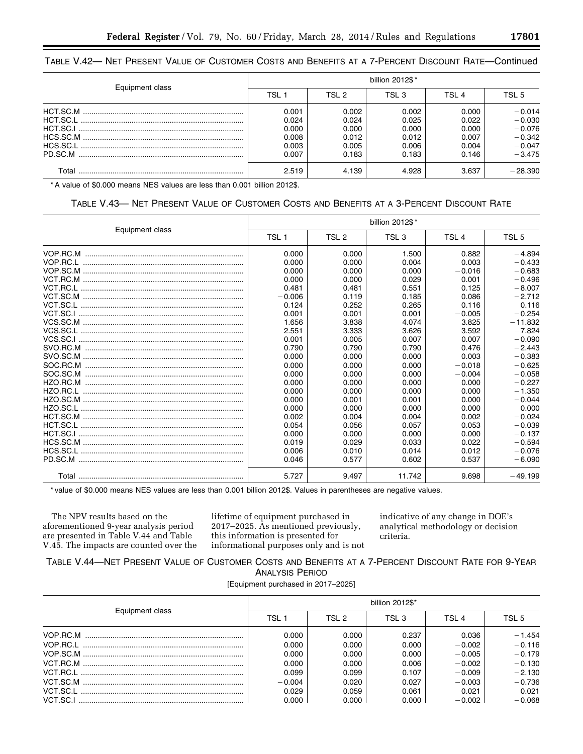TABLE V.42— NET PRESENT VALUE OF CUSTOMER COSTS AND BENEFITS AT A 7-PERCENT DISCOUNT RATE—Continued

| Equipment class | billion 2012$* | | | | |
|---|---|---|---|---|---|
| | TSL 1 | TSL 2 | TSL 3 | TSL 4 | TSL 5 |
| HCT.SC.M | 0.001 | 0.002 | 0.002 | 0.000 | −0.014 |
| HCT.SC.L | 0.024 | 0.024 | 0.025 | 0.022 | −0.030 |
| HCT.SC.I | 0.000 | 0.000 | 0.000 | 0.000 | −0.076 |
| HCS.SC.M | 0.008 | 0.012 | 0.012 | 0.007 | −0.342 |
| HCS.SC.L | 0.003 | 0.005 | 0.006 | 0.004 | −0.047 |
| PD.SC.M | 0.007 | 0.183 | 0.183 | 0.146 | −3.475 |
| Total | 2.519 | 4.139 | 4.928 | 3.637 | −28.390 |

* A value of $0.000 means NES values are less than 0.001 billion 2012$.

TABLE V.43— NET PRESENT VALUE OF CUSTOMER COSTS AND BENEFITS AT A 3-PERCENT DISCOUNT RATE

| Equipment class | billion 2012$* | | | | |
|---|---|---|---|---|---|
| | TSL 1 | TSL 2 | TSL 3 | TSL 4 | TSL 5 |
| VOP.RC.M | 0.000 | 0.000 | 1.500 | 0.882 | −4.894 |
| VOP.RC.L | 0.000 | 0.000 | 0.004 | 0.003 | −0.433 |
| VOP.SC.M | 0.000 | 0.000 | 0.000 | −0.016 | −0.683 |
| VCT.RC.M | 0.000 | 0.000 | 0.029 | 0.001 | −0.496 |
| VCT.RC.L | 0.481 | 0.481 | 0.551 | 0.125 | −8.007 |
| VCT.SC.M | −0.006 | 0.119 | 0.185 | 0.086 | −2.712 |
| VCT.SC.L | 0.124 | 0.252 | 0.265 | 0.116 | 0.116 |
| VCT.SC.I | 0.001 | 0.001 | 0.001 | −0.005 | −0.254 |
| VCS.SC.M | 1.656 | 3.838 | 4.074 | 3.825 | −11.832 |
| VCS.SC.L | 2.551 | 3.333 | 3.626 | 3.592 | −7.824 |
| VCS.SC.I | 0.001 | 0.005 | 0.007 | 0.007 | −0.090 |
| SVO.RC.M | 0.790 | 0.790 | 0.790 | 0.476 | −2.443 |
| SVO.SC.M | 0.000 | 0.000 | 0.000 | 0.003 | −0.383 |
| SOC.RC.M | 0.000 | 0.000 | 0.000 | −0.018 | −0.625 |
| SOC.SC.M | 0.000 | 0.000 | 0.000 | −0.004 | −0.058 |
| HZO.RC.M | 0.000 | 0.000 | 0.000 | 0.000 | −0.227 |
| HZO.RC.L | 0.000 | 0.000 | 0.000 | 0.000 | −1.350 |
| HZO.SC.M | 0.000 | 0.001 | 0.001 | 0.000 | −0.044 |
| HZO.SC.L | 0.000 | 0.000 | 0.000 | 0.000 | 0.000 |
| HCT.SC.M | 0.002 | 0.004 | 0.004 | 0.002 | −0.024 |
| HCT.SC.L | 0.054 | 0.056 | 0.057 | 0.053 | −0.039 |
| HCT.SC.I | 0.000 | 0.000 | 0.000 | 0.000 | −0.137 |
| HCS.SC.M | 0.019 | 0.029 | 0.033 | 0.022 | −0.594 |
| HCS.SC.L | 0.006 | 0.010 | 0.014 | 0.012 | −0.076 |
| PD.SC.M | 0.046 | 0.577 | 0.602 | 0.537 | −6.090 |
| Total | 5.727 | 9.497 | 11.742 | 9.698 | −49.199 |

* value of $0.000 means NES values are less than 0.001 billion 2012$. Values in parentheses are negative values.

The NPV results based on the aforementioned 9-year analysis period are presented in Table V.44 and Table V.45. The impacts are counted over the lifetime of equipment purchased in 2017–2025. As mentioned previously, this information is presented for informational purposes only and is not indicative of any change in DOE's analytical methodology or decision criteria.

TABLE V.44—NET PRESENT VALUE OF CUSTOMER COSTS AND BENEFITS AT A 7-PERCENT DISCOUNT RATE FOR 9-YEAR ANALYSIS PERIOD

[Equipment purchased in 2017–2025]

| Equipment class | billion 2012$* | | | | |
|---|---|---|---|---|---|
| | TSL 1 | TSL 2 | TSL 3 | TSL 4 | TSL 5 |
| VOP.RC.M | 0.000 | 0.000 | 0.237 | 0.036 | −1.454 |
| VOP.RC.L | 0.000 | 0.000 | 0.000 | −0.002 | −0.116 |
| VOP.SC.M | 0.000 | 0.000 | 0.000 | −0.005 | −0.179 |
| VCT.RC.M | 0.000 | 0.000 | 0.006 | −0.002 | −0.130 |
| VCT.RC.L | 0.099 | 0.099 | 0.107 | −0.009 | −2.130 |
| VCT.SC.M | −0.004 | 0.020 | 0.027 | −0.003 | −0.736 |
| VCT.SC.L | 0.029 | 0.059 | 0.061 | 0.021 | 0.021 |
| VCT.SC.I | 0.000 | 0.000 | 0.000 | −0.002 | −0.068 |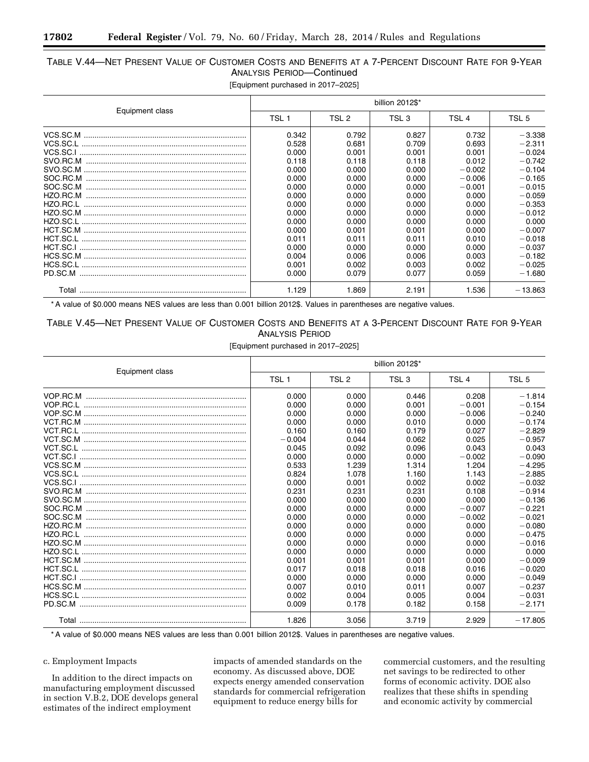TABLE V.44—NET PRESENT VALUE OF CUSTOMER COSTS AND BENEFITS AT A 7-PERCENT DISCOUNT RATE FOR 9-YEAR ANALYSIS PERIOD—Continued

[Equipment purchased in 2017–2025]

| Equipment class | billion 2012$* | | | | |
|---|---|---|---|---|---|
| | TSL 1 | TSL 2 | TSL 3 | TSL 4 | TSL 5 |
| VCS.SC.M | 0.342 | 0.792 | 0.827 | 0.732 | −3.338 |
| VCS.SC.L | 0.528 | 0.681 | 0.709 | 0.693 | −2.311 |
| VCS.SC.I | 0.000 | 0.001 | 0.001 | 0.001 | −0.024 |
| SVO.RC.M | 0.118 | 0.118 | 0.118 | 0.012 | −0.742 |
| SVO.SC.M | 0.000 | 0.000 | 0.000 | −0.002 | −0.104 |
| SOC.RC.M | 0.000 | 0.000 | 0.000 | −0.006 | −0.165 |
| SOC.SC.M | 0.000 | 0.000 | 0.000 | −0.001 | −0.015 |
| HZO.RC.M | 0.000 | 0.000 | 0.000 | 0.000 | −0.059 |
| HZO.RC.L | 0.000 | 0.000 | 0.000 | 0.000 | −0.353 |
| HZO.SC.M | 0.000 | 0.000 | 0.000 | 0.000 | −0.012 |
| HZO.SC.L | 0.000 | 0.000 | 0.000 | 0.000 | 0.000 |
| HCT.SC.M | 0.000 | 0.001 | 0.001 | 0.000 | −0.007 |
| HCT.SC.L | 0.011 | 0.011 | 0.011 | 0.010 | −0.018 |
| HCT.SC.I | 0.000 | 0.000 | 0.000 | 0.000 | −0.037 |
| HCS.SC.M | 0.004 | 0.006 | 0.006 | 0.003 | −0.182 |
| HCS.SC.L | 0.001 | 0.002 | 0.003 | 0.002 | −0.025 |
| PD.SC.M | 0.000 | 0.079 | 0.077 | 0.059 | −1.680 |
| Total | 1.129 | 1.869 | 2.191 | 1.536 | −13.863 |

* A value of $0.000 means NES values are less than 0.001 billion 2012$. Values in parentheses are negative values.

TABLE V.45—NET PRESENT VALUE OF CUSTOMER COSTS AND BENEFITS AT A 3-PERCENT DISCOUNT RATE FOR 9-YEAR ANALYSIS PERIOD

[Equipment purchased in 2017–2025]

| Equipment class | billion 2012$* | | | | |
|---|---|---|---|---|---|
| | TSL 1 | TSL 2 | TSL 3 | TSL 4 | TSL 5 |
| VOP.RC.M | 0.000 | 0.000 | 0.446 | 0.208 | −1.814 |
| VOP.RC.L | 0.000 | 0.000 | 0.001 | −0.001 | −0.154 |
| VOP.SC.M | 0.000 | 0.000 | 0.000 | −0.006 | −0.240 |
| VCT.RC.M | 0.000 | 0.000 | 0.010 | 0.000 | −0.174 |
| VCT.RC.L | 0.160 | 0.160 | 0.179 | 0.027 | −2.829 |
| VCT.SC.M | −0.004 | 0.044 | 0.062 | 0.025 | −0.957 |
| VCT.SC.L | 0.045 | 0.092 | 0.096 | 0.043 | 0.043 |
| VCT.SC.I | 0.000 | 0.000 | 0.000 | −0.002 | −0.090 |
| VCS.SC.M | 0.533 | 1.239 | 1.314 | 1.204 | −4.295 |
| VCS.SC.L | 0.824 | 1.078 | 1.160 | 1.143 | −2.885 |
| VCS.SC.I | 0.000 | 0.001 | 0.002 | 0.002 | −0.032 |
| SVO.RC.M | 0.231 | 0.231 | 0.231 | 0.108 | −0.914 |
| SVO.SC.M | 0.000 | 0.000 | 0.000 | 0.000 | −0.136 |
| SOC.RC.M | 0.000 | 0.000 | 0.000 | −0.007 | −0.221 |
| SOC.SC.M | 0.000 | 0.000 | 0.000 | −0.002 | −0.021 |
| HZO.RC.M | 0.000 | 0.000 | 0.000 | 0.000 | −0.080 |
| HZO.RC.L | 0.000 | 0.000 | 0.000 | 0.000 | −0.475 |
| HZO.SC.M | 0.000 | 0.000 | 0.000 | 0.000 | −0.016 |
| HZO.SC.L | 0.000 | 0.000 | 0.000 | 0.000 | 0.000 |
| HCT.SC.M | 0.001 | 0.001 | 0.001 | 0.000 | −0.009 |
| HCT.SC.L | 0.017 | 0.018 | 0.018 | 0.016 | −0.020 |
| HCT.SC.I | 0.000 | 0.000 | 0.000 | 0.000 | −0.049 |
| HCS.SC.M | 0.007 | 0.010 | 0.011 | 0.007 | −0.237 |
| HCS.SC.L | 0.002 | 0.004 | 0.005 | 0.004 | −0.031 |
| PD.SC.M | 0.009 | 0.178 | 0.182 | 0.158 | −2.171 |
| Total | 1.826 | 3.056 | 3.719 | 2.929 | −17.805 |

* A value of $0.000 means NES values are less than 0.001 billion 2012$. Values in parentheses are negative values.

c. Employment Impacts

In addition to the direct impacts on manufacturing employment discussed in section V.B.2, DOE develops general estimates of the indirect employment impacts of amended standards on the economy. As discussed above, DOE expects energy amended conservation standards for commercial refrigeration equipment to reduce energy bills for commercial customers, and the resulting net savings to be redirected to other forms of economic activity. DOE also realizes that these shifts in spending and economic activity by commercial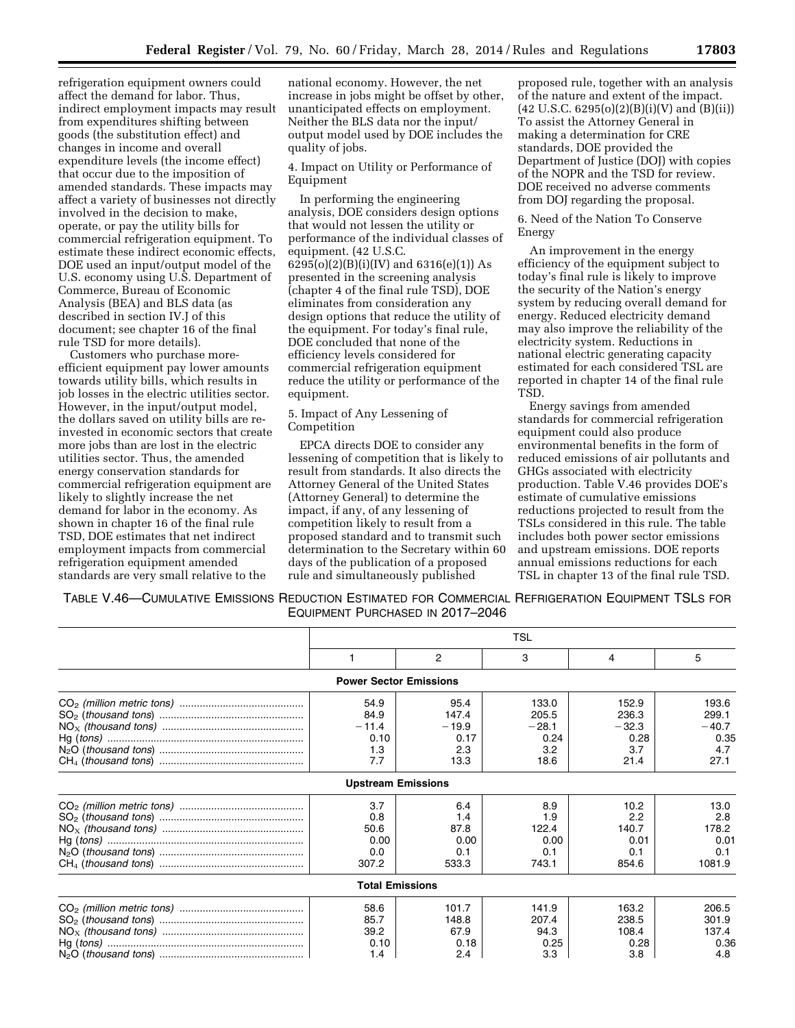refrigeration equipment owners could affect the demand for labor. Thus, indirect employment impacts may result from expenditures shifting between goods (the substitution effect) and changes in income and overall expenditure levels (the income effect) that occur due to the imposition of amended standards. These impacts may affect a variety of businesses not directly involved in the decision to make, operate, or pay the utility bills for commercial refrigeration equipment. To estimate these indirect economic effects, DOE used an input/output model of the U.S. economy using U.S. Department of Commerce, Bureau of Economic Analysis (BEA) and BLS data (as described in section IV.J of this document; see chapter 16 of the final rule TSD for more details).

Customers who purchase more-efficient equipment pay lower amounts towards utility bills, which results in job losses in the electric utilities sector. However, in the input/output model, the dollars saved on utility bills are re-invested in economic sectors that create more jobs than are lost in the electric utilities sector. Thus, the amended energy conservation standards for commercial refrigeration equipment are likely to slightly increase the net demand for labor in the economy. As shown in chapter 16 of the final rule TSD, DOE estimates that net indirect employment impacts from commercial refrigeration equipment amended standards are very small relative to the national economy. However, the net increase in jobs might be offset by other, unanticipated effects on employment. Neither the BLS data nor the input/output model used by DOE includes the quality of jobs.

4. Impact on Utility or Performance of Equipment

In performing the engineering analysis, DOE considers design options that would not lessen the utility or performance of the individual classes of equipment. (42 U.S.C. 6295(o)(2)(B)(i)(IV) and 6316(e)(1)) As presented in the screening analysis (chapter 4 of the final rule TSD), DOE eliminates from consideration any design options that reduce the utility of the equipment. For today's final rule, DOE concluded that none of the efficiency levels considered for commercial refrigeration equipment reduce the utility or performance of the equipment.

5. Impact of Any Lessening of Competition

EPCA directs DOE to consider any lessening of competition that is likely to result from standards. It also directs the Attorney General of the United States (Attorney General) to determine the impact, if any, of any lessening of competition likely to result from a proposed standard and to transmit such determination to the Secretary within 60 days of the publication of a proposed rule and simultaneously published proposed rule, together with an analysis of the nature and extent of the impact. (42 U.S.C. 6295(o)(2)(B)(i)(V) and (B)(ii)) To assist the Attorney General in making a determination for CRE standards, DOE provided the Department of Justice (DOJ) with copies of the NOPR and the TSD for review. DOE received no adverse comments from DOJ regarding the proposal.

6. Need of the Nation To Conserve Energy

An improvement in the energy efficiency of the equipment subject to today's final rule is likely to improve the security of the Nation's energy system by reducing overall demand for energy. Reduced electricity demand may also improve the reliability of the electricity system. Reductions in national electric generating capacity estimated for each considered TSL are reported in chapter 14 of the final rule TSD.

Energy savings from amended standards for commercial refrigeration equipment could also produce environmental benefits in the form of reduced emissions of air pollutants and GHGs associated with electricity production. Table V.46 provides DOE's estimate of cumulative emissions reductions projected to result from the TSLs considered in this rule. The table includes both power sector emissions and upstream emissions. DOE reports annual emissions reductions for each TSL in chapter 13 of the final rule TSD.

TABLE V.46—CUMULATIVE EMISSIONS REDUCTION ESTIMATED FOR COMMERCIAL REFRIGERATION EQUIPMENT TSLS FOR EQUIPMENT PURCHASED IN 2017–2046

| | TSL | | | | |
|---|---|---|---|---|---|
| | 1 | 2 | 3 | 4 | 5 |
| **Power Sector Emissions** | | | | | |
| $CO_2$ *(million metric tons)* | 54.9 | 95.4 | 133.0 | 152.9 | 193.6 |
| $SO_2$ *(thousand tons)* | 84.9 | 147.4 | 205.5 | 236.3 | 299.1 |
| $NO_X$ *(thousand tons)* | −11.4 | −19.9 | −28.1 | −32.3 | −40.7 |
| Hg *(tons)* | 0.10 | 0.17 | 0.24 | 0.28 | 0.35 |
| $N_2O$ *(thousand tons)* | 1.3 | 2.3 | 3.2 | 3.7 | 4.7 |
| $CH_4$ *(thousand tons)* | 7.7 | 13.3 | 18.6 | 21.4 | 27.1 |
| **Upstream Emissions** | | | | | |
| $CO_2$ *(million metric tons)* | 3.7 | 6.4 | 8.9 | 10.2 | 13.0 |
| $SO_2$ *(thousand tons)* | 0.8 | 1.4 | 1.9 | 2.2 | 2.8 |
| $NO_X$ *(thousand tons)* | 50.6 | 87.8 | 122.4 | 140.7 | 178.2 |
| Hg *(tons)* | 0.00 | 0.00 | 0.00 | 0.01 | 0.01 |
| $N_2O$ *(thousand tons)* | 0.0 | 0.1 | 0.1 | 0.1 | 0.1 |
| $CH_4$ *(thousand tons)* | 307.2 | 533.3 | 743.1 | 854.6 | 1081.9 |
| **Total Emissions** | | | | | |
| $CO_2$ *(million metric tons)* | 58.6 | 101.7 | 141.9 | 163.2 | 206.5 |
| $SO_2$ *(thousand tons)* | 85.7 | 148.8 | 207.4 | 238.5 | 301.9 |
| $NO_X$ *(thousand tons)* | 39.2 | 67.9 | 94.3 | 108.4 | 137.4 |
| Hg *(tons)* | 0.10 | 0.18 | 0.25 | 0.28 | 0.36 |
| $N_2O$ *(thousand tons)* | 1.4 | 2.4 | 3.3 | 3.8 | 4.8 |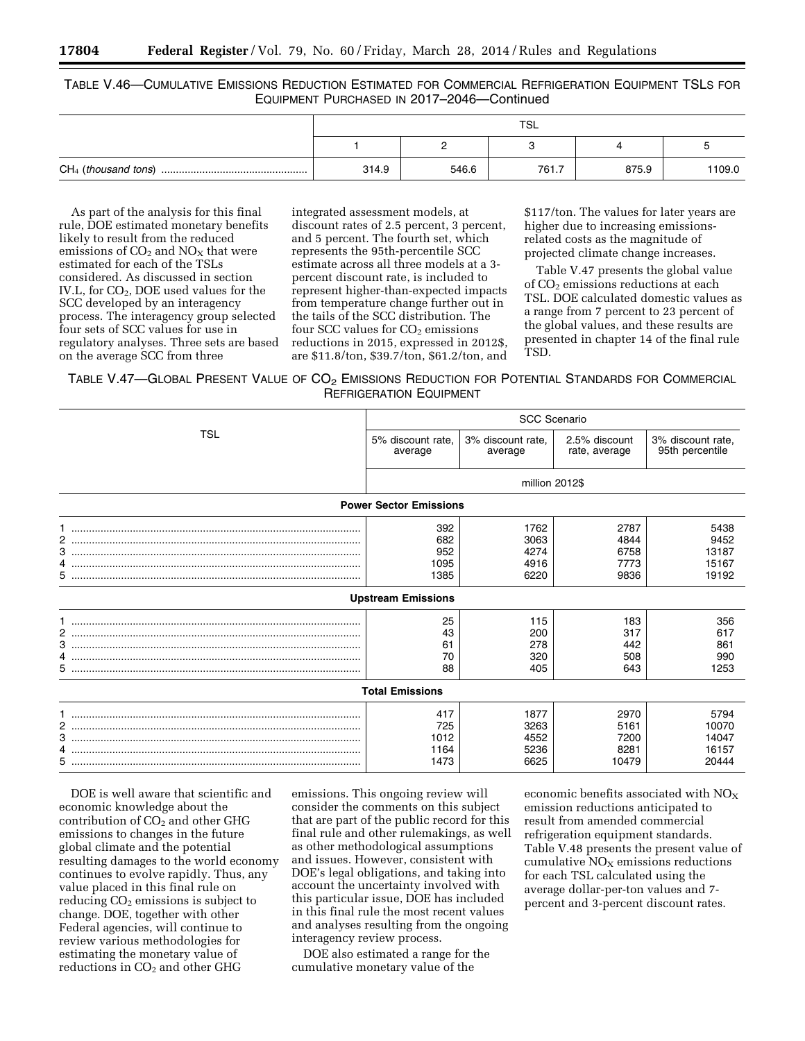TABLE V.46—CUMULATIVE EMISSIONS REDUCTION ESTIMATED FOR COMMERCIAL REFRIGERATION EQUIPMENT TSLS FOR EQUIPMENT PURCHASED IN 2017–2046—Continued

| | TSL | | | | |
|---|---|---|---|---|---|
| | 1 | 2 | 3 | 4 | 5 |
| $CH_4$ (*thousand tons*) | 314.9 | 546.6 | 761.7 | 875.9 | 1109.0 |

As part of the analysis for this final rule, DOE estimated monetary benefits likely to result from the reduced emissions of $CO_2$ and $NO_X$ that were estimated for each of the TSLs considered. As discussed in section IV.L, for $CO_2$, DOE used values for the SCC developed by an interagency process. The interagency group selected four sets of SCC values for use in regulatory analyses. Three sets are based on the average SCC from three integrated assessment models, at discount rates of 2.5 percent, 3 percent, and 5 percent. The fourth set, which represents the 95th-percentile SCC estimate across all three models at a 3-percent discount rate, is included to represent higher-than-expected impacts from temperature change further out in the tails of the SCC distribution. The four SCC values for $CO_2$ emissions reductions in 2015, expressed in 2012$, are $11.8/ton, $39.7/ton, $61.2/ton, and $117/ton. The values for later years are higher due to increasing emissions-related costs as the magnitude of projected climate change increases.

Table V.47 presents the global value of $CO_2$ emissions reductions at each TSL. DOE calculated domestic values as a range from 7 percent to 23 percent of the global values, and these results are presented in chapter 14 of the final rule TSD.

TABLE V.47—GLOBAL PRESENT VALUE OF $CO_2$ EMISSIONS REDUCTION FOR POTENTIAL STANDARDS FOR COMMERCIAL REFRIGERATION EQUIPMENT

| TSL | SCC Scenario | | | |
|---|---|---|---|---|
| | 5% discount rate, average | 3% discount rate, average | 2.5% discount rate, average | 3% discount rate, 95th percentile |
| | million 2012$ | | | |
| **Power Sector Emissions** | | | | |
| 1 | 392 | 1762 | 2787 | 5438 |
| 2 | 682 | 3063 | 4844 | 9452 |
| 3 | 952 | 4274 | 6758 | 13187 |
| 4 | 1095 | 4916 | 7773 | 15167 |
| 5 | 1385 | 6220 | 9836 | 19192 |
| **Upstream Emissions** | | | | |
| 1 | 25 | 115 | 183 | 356 |
| 2 | 43 | 200 | 317 | 617 |
| 3 | 61 | 278 | 442 | 861 |
| 4 | 70 | 320 | 508 | 990 |
| 5 | 88 | 405 | 643 | 1253 |
| **Total Emissions** | | | | |
| 1 | 417 | 1877 | 2970 | 5794 |
| 2 | 725 | 3263 | 5161 | 10070 |
| 3 | 1012 | 4552 | 7200 | 14047 |
| 4 | 1164 | 5236 | 8281 | 16157 |
| 5 | 1473 | 6625 | 10479 | 20444 |

DOE is well aware that scientific and economic knowledge about the contribution of $CO_2$ and other GHG emissions to changes in the future global climate and the potential resulting damages to the world economy continues to evolve rapidly. Thus, any value placed in this final rule on reducing $CO_2$ emissions is subject to change. DOE, together with other Federal agencies, will continue to review various methodologies for estimating the monetary value of reductions in $CO_2$ and other GHG emissions. This ongoing review will consider the comments on this subject that are part of the public record for this final rule and other rulemakings, as well as other methodological assumptions and issues. However, consistent with DOE's legal obligations, and taking into account the uncertainty involved with this particular issue, DOE has included in this final rule the most recent values and analyses resulting from the ongoing interagency review process.

DOE also estimated a range for the cumulative monetary value of the economic benefits associated with $NO_X$ emission reductions anticipated to result from amended commercial refrigeration equipment standards. Table V.48 presents the present value of cumulative $NO_X$ emissions reductions for each TSL calculated using the average dollar-per-ton values and 7-percent and 3-percent discount rates.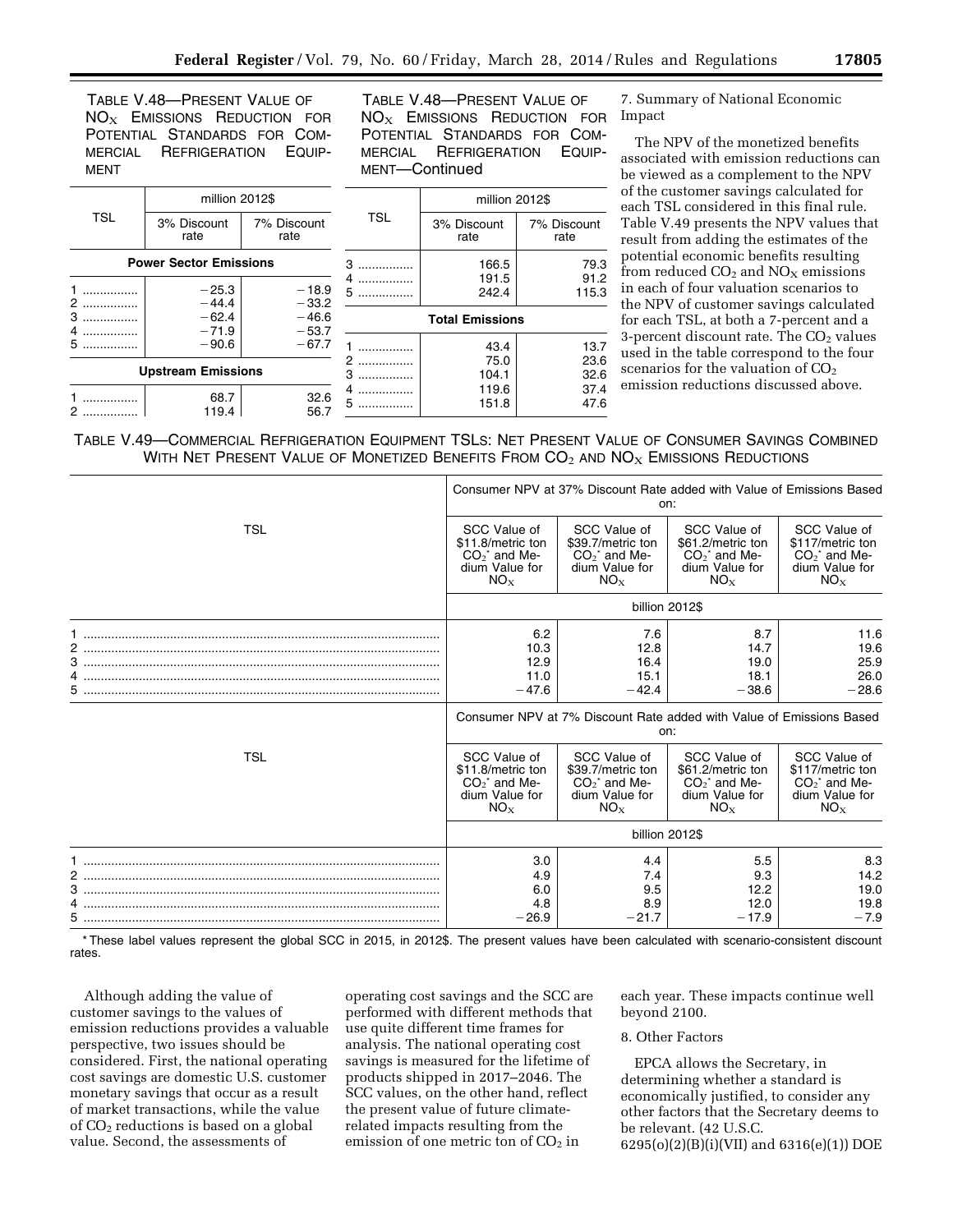TABLE V.48—PRESENT VALUE OF $NO_X$ EMISSIONS REDUCTION FOR POTENTIAL STANDARDS FOR COMMERCIAL REFRIGERATION EQUIPMENT

| TSL | million 2012$ | |
|---|---|---|
| | 3% Discount rate | 7% Discount rate |
| **Power Sector Emissions** | | |
| 1 | −25.3 | −18.9 |
| 2 | −44.4 | −33.2 |
| 3 | −62.4 | −46.6 |
| 4 | −71.9 | −53.7 |
| 5 | −90.6 | −67.7 |
| **Upstream Emissions** | | |
| 1 | 68.7 | 32.6 |
| 2 | 119.4 | 56.7 |
| 3 | 166.5 | 79.3 |
| 4 | 191.5 | 91.2 |
| 5 | 242.4 | 115.3 |
| **Total Emissions** | | |
| 1 | 43.4 | 13.7 |
| 2 | 75.0 | 23.6 |
| 3 | 104.1 | 32.6 |
| 4 | 119.6 | 37.4 |
| 5 | 151.8 | 47.6 |

7. Summary of National Economic Impact

The NPV of the monetized benefits associated with emission reductions can be viewed as a complement to the NPV of the customer savings calculated for each TSL considered in this final rule. Table V.49 presents the NPV values that result from adding the estimates of the potential economic benefits resulting from reduced $CO_2$ and $NO_X$ emissions in each of four valuation scenarios to the NPV of customer savings calculated for each TSL, at both a 7-percent and a 3-percent discount rate. The $CO_2$ values used in the table correspond to the four scenarios for the valuation of $CO_2$ emission reductions discussed above.

TABLE V.49—COMMERCIAL REFRIGERATION EQUIPMENT TSLS: NET PRESENT VALUE OF CONSUMER SAVINGS COMBINED WITH NET PRESENT VALUE OF MONETIZED BENEFITS FROM $CO_2$ AND $NO_X$ EMISSIONS REDUCTIONS

| TSL | Consumer NPV at 37% Discount Rate added with Value of Emissions Based on: | | | |
|---|---|---|---|---|
| | SCC Value of $11.8/metric ton $CO_2$* and Medium Value for $NO_X$ | SCC Value of $39.7/metric ton $CO_2$* and Medium Value for $NO_X$ | SCC Value of $61.2/metric ton $CO_2$* and Medium Value for $NO_X$ | SCC Value of $117/metric ton $CO_2$* and Medium Value for $NO_X$ |
| | billion 2012$ | | | |
| 1 | 6.2 | 7.6 | 8.7 | 11.6 |
| 2 | 10.3 | 12.8 | 14.7 | 19.6 |
| 3 | 12.9 | 16.4 | 19.0 | 25.9 |
| 4 | 11.0 | 15.1 | 18.1 | 26.0 |
| 5 | −47.6 | −42.4 | −38.6 | −28.6 |
| **TSL** | **Consumer NPV at 7% Discount Rate added with Value of Emissions Based on:** | | | |
| | SCC Value of $11.8/metric ton $CO_2$* and Medium Value for $NO_X$ | SCC Value of $39.7/metric ton $CO_2$* and Medium Value for $NO_X$ | SCC Value of $61.2/metric ton $CO_2$* and Medium Value for $NO_X$ | SCC Value of $117/metric ton $CO_2$* and Medium Value for $NO_X$ |
| | billion 2012$ | | | |
| 1 | 3.0 | 4.4 | 5.5 | 8.3 |
| 2 | 4.9 | 7.4 | 9.3 | 14.2 |
| 3 | 6.0 | 9.5 | 12.2 | 19.0 |
| 4 | 4.8 | 8.9 | 12.0 | 19.8 |
| 5 | −26.9 | −21.7 | −17.9 | −7.9 |

* These label values represent the global SCC in 2015, in 2012$. The present values have been calculated with scenario-consistent discount rates.

Although adding the value of customer savings to the values of emission reductions provides a valuable perspective, two issues should be considered. First, the national operating cost savings are domestic U.S. customer monetary savings that occur as a result of market transactions, while the value of $CO_2$ reductions is based on a global value. Second, the assessments of operating cost savings and the SCC are performed with different methods that use quite different time frames for analysis. The national operating cost savings is measured for the lifetime of products shipped in 2017–2046. The SCC values, on the other hand, reflect the present value of future climate-related impacts resulting from the emission of one metric ton of $CO_2$ in each year. These impacts continue well beyond 2100.

8. Other Factors

EPCA allows the Secretary, in determining whether a standard is economically justified, to consider any other factors that the Secretary deems to be relevant. (42 U.S.C. 6295(o)(2)(B)(i)(VII) and 6316(e)(1)) DOE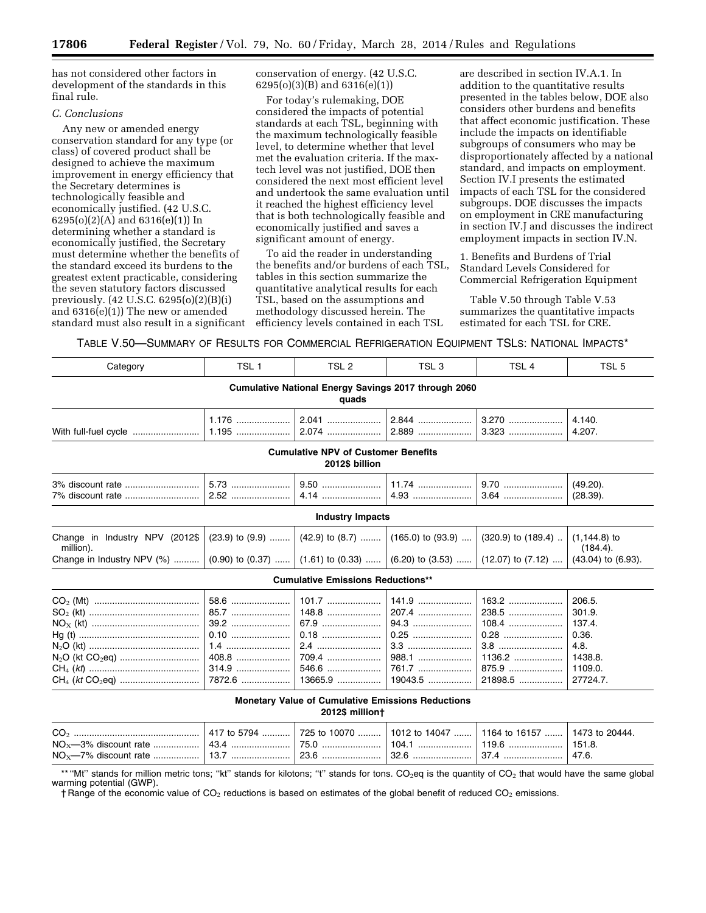has not considered other factors in development of the standards in this final rule.

*C. Conclusions*

Any new or amended energy conservation standard for any type (or class) of covered product shall be designed to achieve the maximum improvement in energy efficiency that the Secretary determines is technologically feasible and economically justified. (42 U.S.C. 6295(o)(2)(A) and 6316(e)(1)) In determining whether a standard is economically justified, the Secretary must determine whether the benefits of the standard exceed its burdens to the greatest extent practicable, considering the seven statutory factors discussed previously. (42 U.S.C. 6295(o)(2)(B)(i) and 6316(e)(1)) The new or amended standard must also result in a significant conservation of energy. (42 U.S.C. 6295(o)(3)(B) and 6316(e)(1))

For today's rulemaking, DOE considered the impacts of potential standards at each TSL, beginning with the maximum technologically feasible level, to determine whether that level met the evaluation criteria. If the max-tech level was not justified, DOE then considered the next most efficient level and undertook the same evaluation until it reached the highest efficiency level that is both technologically feasible and economically justified and saves a significant amount of energy.

To aid the reader in understanding the benefits and/or burdens of each TSL, tables in this section summarize the quantitative analytical results for each TSL, based on the assumptions and methodology discussed herein. The efficiency levels contained in each TSL are described in section IV.A.1. In addition to the quantitative results presented in the tables below, DOE also considers other burdens and benefits that affect economic justification. These include the impacts on identifiable subgroups of consumers who may be disproportionately affected by a national standard, and impacts on employment. Section IV.I presents the estimated impacts of each TSL for the considered subgroups. DOE discusses the impacts on employment in CRE manufacturing in section IV.J and discusses the indirect employment impacts in section IV.N.

1. Benefits and Burdens of Trial Standard Levels Considered for Commercial Refrigeration Equipment

Table V.50 through Table V.53 summarizes the quantitative impacts estimated for each TSL for CRE.

TABLE V.50—SUMMARY OF RESULTS FOR COMMERCIAL REFRIGERATION EQUIPMENT TSLS: NATIONAL IMPACTS*

| Category | TSL 1 | TSL 2 | TSL 3 | TSL 4 | TSL 5 |
|---|---|---|---|---|---|
| **Cumulative National Energy Savings 2017 through 2060 quads** | | | | | |
| | 1.176 | 2.041 | 2.844 | 3.270 | 4.140. |
| With full-fuel cycle | 1.195 | 2.074 | 2.889 | 3.323 | 4.207. |
| **Cumulative NPV of Customer Benefits 2012$ billion** | | | | | |
| 3% discount rate | 5.73 | 9.50 | 11.74 | 9.70 | (49.20). |
| 7% discount rate | 2.52 | 4.14 | 4.93 | 3.64 | (28.39). |
| **Industry Impacts** | | | | | |
| Change in Industry NPV (2012$ million). | (23.9) to (9.9) | (42.9) to (8.7) | (165.0) to (93.9) | (320.9) to (189.4) | (1,144.8) to (184.4). |
| Change in Industry NPV (%) | (0.90) to (0.37) | (1.61) to (0.33) | (6.20) to (3.53) | (12.07) to (7.12) | (43.04) to (6.93). |
| **Cumulative Emissions Reductions**** | | | | | |
| $CO_2$ (Mt) | 58.6 | 101.7 | 141.9 | 163.2 | 206.5. |
| $SO_2$ (kt) | 85.7 | 148.8 | 207.4 | 238.5 | 301.9. |
| $NO_X$ (kt) | 39.2 | 67.9 | 94.3 | 108.4 | 137.4. |
| Hg (t) | 0.10 | 0.18 | 0.25 | 0.28 | 0.36. |
| $N_2O$ (kt) | 1.4 | 2.4 | 3.3 | 3.8 | 4.8. |
| $N_2O$ (kt $CO_2$eq) | 408.8 | 709.4 | 988.1 | 1136.2 | 1438.8. |
| $CH_4$ (*kt*) | 314.9 | 546.6 | 761.7 | 875.9 | 1109.0. |
| $CH_4$ (*kt* $CO_2$eq) | 7872.6 | 13665.9 | 19043.5 | 21898.5 | 27724.7. |
| **Monetary Value of Cumulative Emissions Reductions 2012$ million†** | | | | | |
| $CO_2$ | 417 to 5794 | 725 to 10070 | 1012 to 14047 | 1164 to 16157 | 1473 to 20444. |
| $NO_X$—3% discount rate | 43.4 | 75.0 | 104.1 | 119.6 | 151.8. |
| $NO_X$—7% discount rate | 13.7 | 23.6 | 32.6 | 37.4 | 47.6. |

** "Mt" stands for million metric tons; "kt" stands for kilotons; "t" stands for tons. $CO_2$eq is the quantity of $CO_2$ that would have the same global warming potential (GWP).

† Range of the economic value of $CO_2$ reductions is based on estimates of the global benefit of reduced $CO_2$ emissions.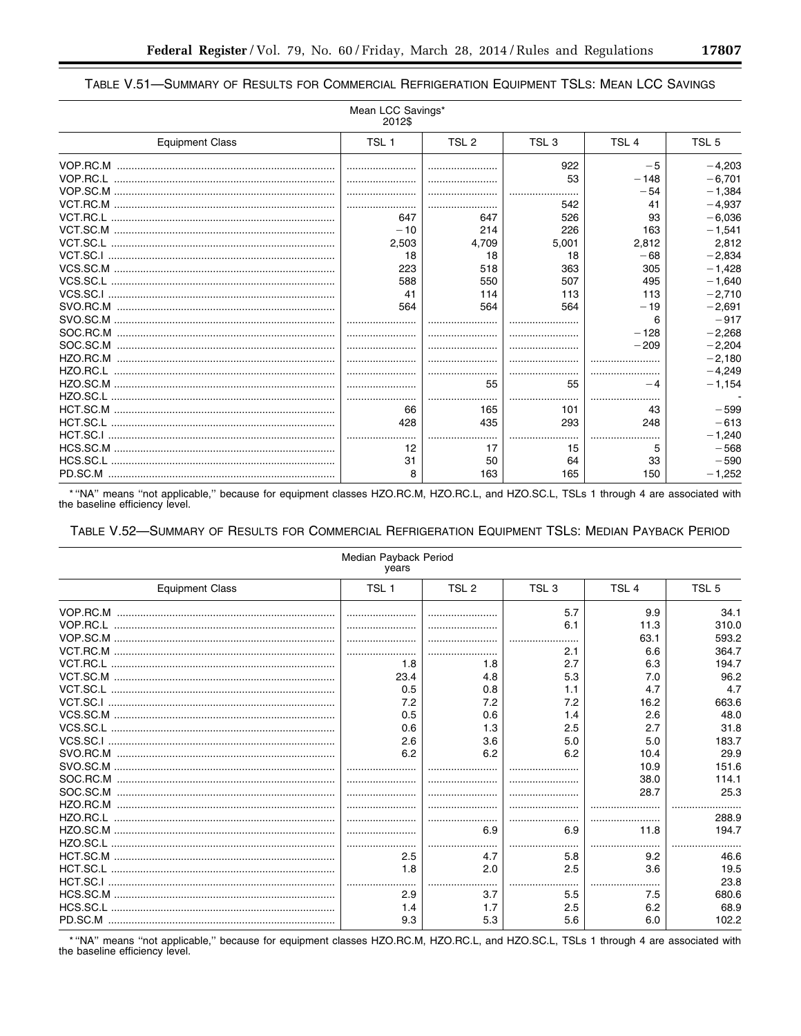TABLE V.51—SUMMARY OF RESULTS FOR COMMERCIAL REFRIGERATION EQUIPMENT TSLS: MEAN LCC SAVINGS

| Mean LCC Savings* 2012$ | | | | | |
|---|---|---|---|---|---|
| Equipment Class | TSL 1 | TSL 2 | TSL 3 | TSL 4 | TSL 5 |
| VOP.RC.M | | | 922 | −5 | −4,203 |
| VOP.RC.L | | | 53 | −148 | −6,701 |
| VOP.SC.M | | | | −54 | −1,384 |
| VCT.RC.M | | | 542 | 41 | −4,937 |
| VCT.RC.L | 647 | 647 | 526 | 93 | −6,036 |
| VCT.SC.M | −10 | 214 | 226 | 163 | −1,541 |
| VCT.SC.L | 2,503 | 4,709 | 5,001 | 2,812 | 2,812 |
| VCT.SC.I | 18 | 18 | 18 | −68 | −2,834 |
| VCS.SC.M | 223 | 518 | 363 | 305 | −1,428 |
| VCS.SC.L | 588 | 550 | 507 | 495 | −1,640 |
| VCS.SC.I | 41 | 114 | 113 | 113 | −2,710 |
| SVO.RC.M | 564 | 564 | 564 | −19 | −2,691 |
| SVO.SC.M | | | | 6 | −917 |
| SOC.RC.M | | | | −128 | −2,268 |
| SOC.SC.M | | | | −209 | −2,204 |
| HZO.RC.M | | | | | −2,180 |
| HZO.RC.L | | | | | −4,249 |
| HZO.SC.M | | 55 | 55 | −4 | −1,154 |
| HZO.SC.L | | | | | - |
| HCT.SC.M | 66 | 165 | 101 | 43 | −599 |
| HCT.SC.L | 428 | 435 | 293 | 248 | −613 |
| HCT.SC.I | | | | | −1,240 |
| HCS.SC.M | 12 | 17 | 15 | 5 | −568 |
| HCS.SC.L | 31 | 50 | 64 | 33 | −590 |
| PD.SC.M | 8 | 163 | 165 | 150 | −1,252 |

* "NA" means "not applicable," because for equipment classes HZO.RC.M, HZO.RC.L, and HZO.SC.L, TSLs 1 through 4 are associated with the baseline efficiency level.

TABLE V.52—SUMMARY OF RESULTS FOR COMMERCIAL REFRIGERATION EQUIPMENT TSLS: MEDIAN PAYBACK PERIOD

| Median Payback Period years | | | | | |
|---|---|---|---|---|---|
| Equipment Class | TSL 1 | TSL 2 | TSL 3 | TSL 4 | TSL 5 |
| VOP.RC.M | | | 5.7 | 9.9 | 34.1 |
| VOP.RC.L | | | 6.1 | 11.3 | 310.0 |
| VOP.SC.M | | | | 63.1 | 593.2 |
| VCT.RC.M | | | 2.1 | 6.6 | 364.7 |
| VCT.RC.L | 1.8 | 1.8 | 2.7 | 6.3 | 194.7 |
| VCT.SC.M | 23.4 | 4.8 | 5.3 | 7.0 | 96.2 |
| VCT.SC.L | 0.5 | 0.8 | 1.1 | 4.7 | 4.7 |
| VCT.SC.I | 7.2 | 7.2 | 7.2 | 16.2 | 663.6 |
| VCS.SC.M | 0.5 | 0.6 | 1.4 | 2.6 | 48.0 |
| VCS.SC.L | 0.6 | 1.3 | 2.5 | 2.7 | 31.8 |
| VCS.SC.I | 2.6 | 3.6 | 5.0 | 5.0 | 183.7 |
| SVO.RC.M | 6.2 | 6.2 | 6.2 | 10.4 | 29.9 |
| SVO.SC.M | | | | 10.9 | 151.6 |
| SOC.RC.M | | | | 38.0 | 114.1 |
| SOC.SC.M | | | | 28.7 | 25.3 |
| HZO.RC.M | | | | | |
| HZO.RC.L | | | | | 288.9 |
| HZO.SC.M | | 6.9 | 6.9 | 11.8 | 194.7 |
| HZO.SC.L | | | | | |
| HCT.SC.M | 2.5 | 4.7 | 5.8 | 9.2 | 46.6 |
| HCT.SC.L | 1.8 | 2.0 | 2.5 | 3.6 | 19.5 |
| HCT.SC.I | | | | | 23.8 |
| HCS.SC.M | 2.9 | 3.7 | 5.5 | 7.5 | 680.6 |
| HCS.SC.L | 1.4 | 1.7 | 2.5 | 6.2 | 68.9 |
| PD.SC.M | 9.3 | 5.3 | 5.6 | 6.0 | 102.2 |

* "NA" means "not applicable," because for equipment classes HZO.RC.M, HZO.RC.L, and HZO.SC.L, TSLs 1 through 4 are associated with the baseline efficiency level.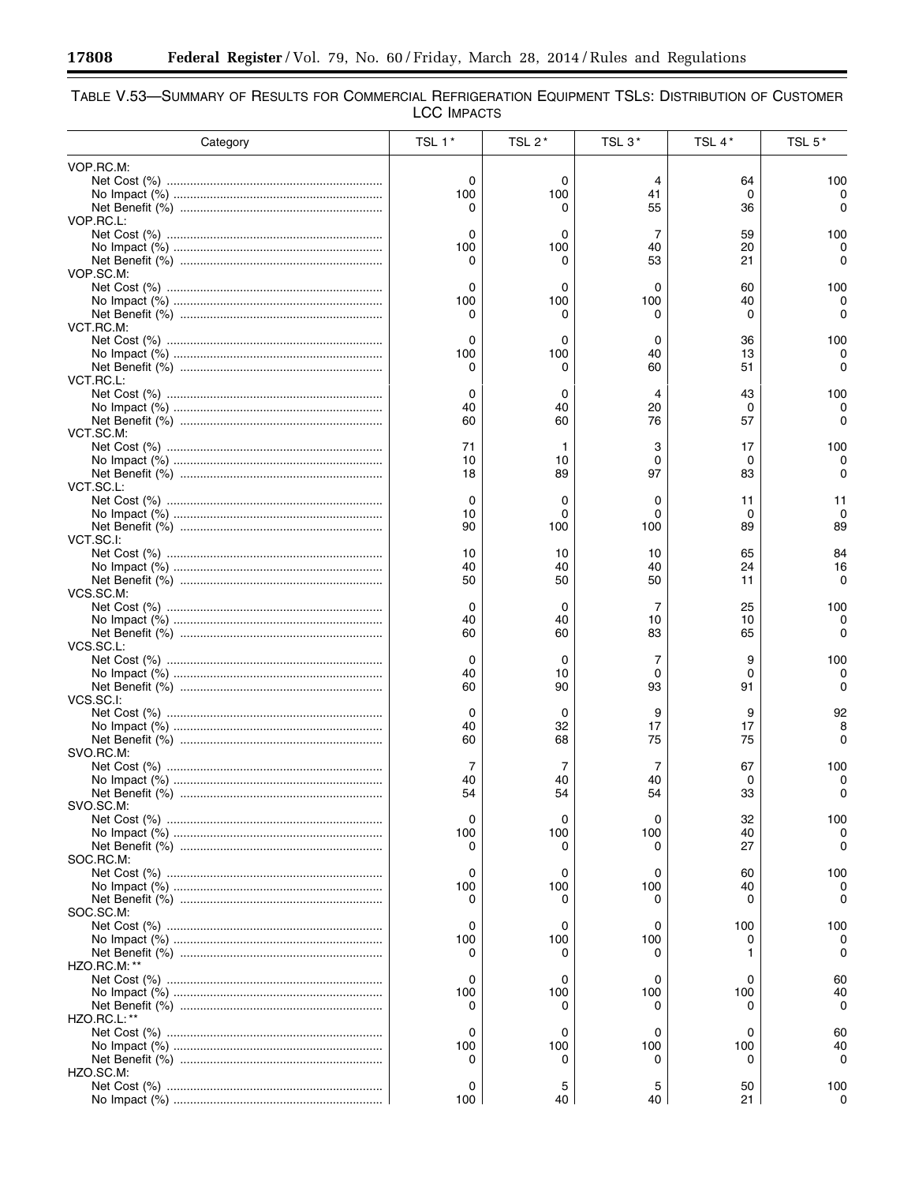TABLE V.53—SUMMARY OF RESULTS FOR COMMERCIAL REFRIGERATION EQUIPMENT TSLS: DISTRIBUTION OF CUSTOMER LCC IMPACTS

| Category | TSL 1 * | TSL 2 * | TSL 3 * | TSL 4 * | TSL 5 * |
|---|---|---|---|---|---|
| VOP.RC.M: | | | | | |
| Net Cost (%) | 0 | 0 | 4 | 64 | 100 |
| No Impact (%) | 100 | 100 | 41 | 0 | 0 |
| Net Benefit (%) | 0 | 0 | 55 | 36 | 0 |
| VOP.RC.L: | | | | | |
| Net Cost (%) | 0 | 0 | 7 | 59 | 100 |
| No Impact (%) | 100 | 100 | 40 | 20 | 0 |
| Net Benefit (%) | 0 | 0 | 53 | 21 | 0 |
| VOP.SC.M: | | | | | |
| Net Cost (%) | 0 | 0 | 0 | 60 | 100 |
| No Impact (%) | 100 | 100 | 100 | 40 | 0 |
| Net Benefit (%) | 0 | 0 | 0 | 0 | 0 |
| VCT.RC.M: | | | | | |
| Net Cost (%) | 0 | 0 | 0 | 36 | 100 |
| No Impact (%) | 100 | 100 | 40 | 13 | 0 |
| Net Benefit (%) | 0 | 0 | 60 | 51 | 0 |
| VCT.RC.L: | | | | | |
| Net Cost (%) | 0 | 0 | 4 | 43 | 100 |
| No Impact (%) | 40 | 40 | 20 | 0 | 0 |
| Net Benefit (%) | 60 | 60 | 76 | 57 | 0 |
| VCT.SC.M: | | | | | |
| Net Cost (%) | 71 | 1 | 3 | 17 | 100 |
| No Impact (%) | 10 | 10 | 0 | 0 | 0 |
| Net Benefit (%) | 18 | 89 | 97 | 83 | 0 |
| VCT.SC.L: | | | | | |
| Net Cost (%) | 0 | 0 | 0 | 11 | 11 |
| No Impact (%) | 10 | 0 | 0 | 0 | 0 |
| Net Benefit (%) | 90 | 100 | 100 | 89 | 89 |
| VCT.SC.I: | | | | | |
| Net Cost (%) | 10 | 10 | 10 | 65 | 84 |
| No Impact (%) | 40 | 40 | 40 | 24 | 16 |
| Net Benefit (%) | 50 | 50 | 50 | 11 | 0 |
| VCS.SC.M: | | | | | |
| Net Cost (%) | 0 | 0 | 7 | 25 | 100 |
| No Impact (%) | 40 | 40 | 10 | 10 | 0 |
| Net Benefit (%) | 60 | 60 | 83 | 65 | 0 |
| VCS.SC.L: | | | | | |
| Net Cost (%) | 0 | 0 | 7 | 9 | 100 |
| No Impact (%) | 40 | 10 | 0 | 0 | 0 |
| Net Benefit (%) | 60 | 90 | 93 | 91 | 0 |
| VCS.SC.I: | | | | | |
| Net Cost (%) | 0 | 0 | 9 | 9 | 92 |
| No Impact (%) | 40 | 32 | 17 | 17 | 8 |
| Net Benefit (%) | 60 | 68 | 75 | 75 | 0 |
| SVO.RC.M: | | | | | |
| Net Cost (%) | 7 | 7 | 7 | 67 | 100 |
| No Impact (%) | 40 | 40 | 40 | 0 | 0 |
| Net Benefit (%) | 54 | 54 | 54 | 33 | 0 |
| SVO.SC.M: | | | | | |
| Net Cost (%) | 0 | 0 | 0 | 32 | 100 |
| No Impact (%) | 100 | 100 | 100 | 40 | 0 |
| Net Benefit (%) | 0 | 0 | 0 | 27 | 0 |
| SOC.RC.M: | | | | | |
| Net Cost (%) | 0 | 0 | 0 | 60 | 100 |
| No Impact (%) | 100 | 100 | 100 | 40 | 0 |
| Net Benefit (%) | 0 | 0 | 0 | 0 | 0 |
| SOC.SC.M: | | | | | |
| Net Cost (%) | 0 | 0 | 0 | 100 | 100 |
| No Impact (%) | 100 | 100 | 100 | 0 | 0 |
| Net Benefit (%) | 0 | 0 | 0 | 1 | 0 |
| HZO.RC.M: ** | | | | | |
| Net Cost (%) | 0 | 0 | 0 | 0 | 60 |
| No Impact (%) | 100 | 100 | 100 | 100 | 40 |
| Net Benefit (%) | 0 | 0 | 0 | 0 | 0 |
| HZO.RC.L: ** | | | | | |
| Net Cost (%) | 0 | 0 | 0 | 0 | 60 |
| No Impact (%) | 100 | 100 | 100 | 100 | 40 |
| Net Benefit (%) | 0 | 0 | 0 | 0 | 0 |
| HZO.SC.M: | | | | | |
| Net Cost (%) | 0 | 5 | 5 | 50 | 100 |
| No Impact (%) | 100 | 40 | 40 | 21 | 0 |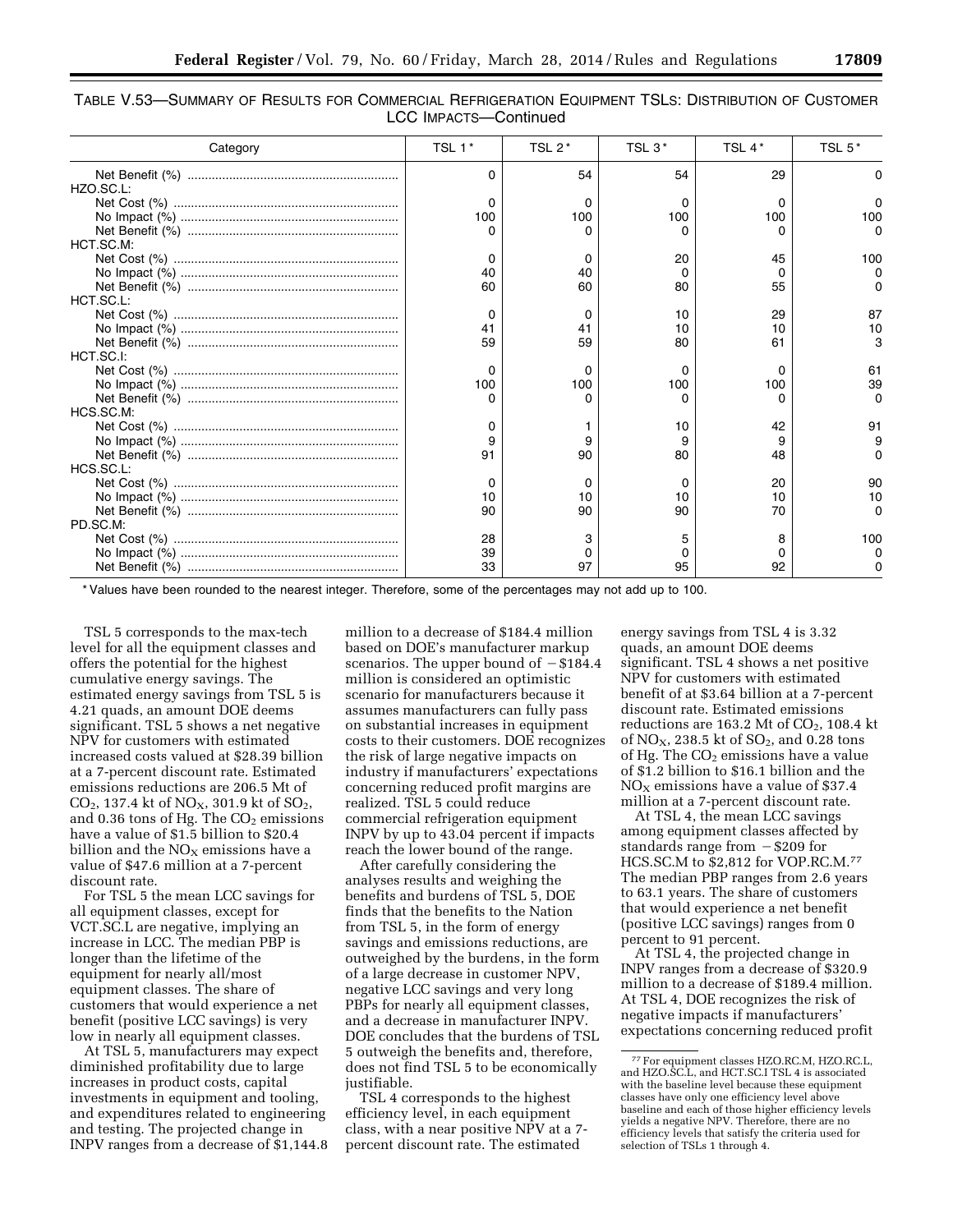TABLE V.53—SUMMARY OF RESULTS FOR COMMERCIAL REFRIGERATION EQUIPMENT TSLS: DISTRIBUTION OF CUSTOMER LCC IMPACTS—Continued

| Category | TSL 1* | TSL 2* | TSL 3* | TSL 4* | TSL 5* |
|---|---|---|---|---|---|
| Net Benefit (%) | 0 | 54 | 54 | 29 | 0 |
| HZO.SC.L: | | | | | |
| Net Cost (%) | 0 | 0 | 0 | 0 | 0 |
| No Impact (%) | 100 | 100 | 100 | 100 | 100 |
| Net Benefit (%) | 0 | 0 | 0 | 0 | 0 |
| HCT.SC.M: | | | | | |
| Net Cost (%) | 0 | 0 | 20 | 45 | 100 |
| No Impact (%) | 40 | 40 | 0 | 0 | 0 |
| Net Benefit (%) | 60 | 60 | 80 | 55 | 0 |
| HCT.SC.L: | | | | | |
| Net Cost (%) | 0 | 0 | 10 | 29 | 87 |
| No Impact (%) | 41 | 41 | 10 | 10 | 10 |
| Net Benefit (%) | 59 | 59 | 80 | 61 | 3 |
| HCT.SC.I: | | | | | |
| Net Cost (%) | 0 | 0 | 0 | 0 | 61 |
| No Impact (%) | 100 | 100 | 100 | 100 | 39 |
| Net Benefit (%) | 0 | 0 | 0 | 0 | 0 |
| HCS.SC.M: | | | | | |
| Net Cost (%) | 0 | 1 | 10 | 42 | 91 |
| No Impact (%) | 9 | 9 | 9 | 9 | 9 |
| Net Benefit (%) | 91 | 90 | 80 | 48 | 0 |
| HCS.SC.L: | | | | | |
| Net Cost (%) | 0 | 0 | 0 | 20 | 90 |
| No Impact (%) | 10 | 10 | 10 | 10 | 10 |
| Net Benefit (%) | 90 | 90 | 90 | 70 | 0 |
| PD.SC.M: | | | | | |
| Net Cost (%) | 28 | 3 | 5 | 8 | 100 |
| No Impact (%) | 39 | 0 | 0 | 0 | 0 |
| Net Benefit (%) | 33 | 97 | 95 | 92 | 0 |

\* Values have been rounded to the nearest integer. Therefore, some of the percentages may not add up to 100.

TSL 5 corresponds to the max-tech level for all the equipment classes and offers the potential for the highest cumulative energy savings. The estimated energy savings from TSL 5 is 4.21 quads, an amount DOE deems significant. TSL 5 shows a net negative NPV for customers with estimated increased costs valued at $28.39 billion at a 7-percent discount rate. Estimated emissions reductions are 206.5 Mt of $CO_2$, 137.4 kt of $NO_X$, 301.9 kt of $SO_2$, and 0.36 tons of Hg. The $CO_2$ emissions have a value of $1.5 billion to $20.4 billion and the $NO_X$ emissions have a value of $47.6 million at a 7-percent discount rate.

For TSL 5 the mean LCC savings for all equipment classes, except for VCT.SC.L are negative, implying an increase in LCC. The median PBP is longer than the lifetime of the equipment for nearly all/most equipment classes. The share of customers that would experience a net benefit (positive LCC savings) is very low in nearly all equipment classes.

At TSL 5, manufacturers may expect diminished profitability due to large increases in product costs, capital investments in equipment and tooling, and expenditures related to engineering and testing. The projected change in INPV ranges from a decrease of $1,144.8 million to a decrease of $184.4 million based on DOE's manufacturer markup scenarios. The upper bound of −$184.4 million is considered an optimistic scenario for manufacturers because it assumes manufacturers can fully pass on substantial increases in equipment costs to their customers. DOE recognizes the risk of large negative impacts on industry if manufacturers' expectations concerning reduced profit margins are realized. TSL 5 could reduce commercial refrigeration equipment INPV by up to 43.04 percent if impacts reach the lower bound of the range.

After carefully considering the analyses results and weighing the benefits and burdens of TSL 5, DOE finds that the benefits to the Nation from TSL 5, in the form of energy savings and emissions reductions, are outweighed by the burdens, in the form of a large decrease in customer NPV, negative LCC savings and very long PBPs for nearly all equipment classes, and a decrease in manufacturer INPV. DOE concludes that the burdens of TSL 5 outweigh the benefits and, therefore, does not find TSL 5 to be economically justifiable.

TSL 4 corresponds to the highest efficiency level, in each equipment class, with a near positive NPV at a 7-percent discount rate. The estimated energy savings from TSL 4 is 3.32 quads, an amount DOE deems significant. TSL 4 shows a net positive NPV for customers with estimated benefit of at $3.64 billion at a 7-percent discount rate. Estimated emissions reductions are 163.2 Mt of $CO_2$, 108.4 kt of $NO_X$, 238.5 kt of $SO_2$, and 0.28 tons of Hg. The $CO_2$ emissions have a value of $1.2 billion to $16.1 billion and the $NO_X$ emissions have a value of $37.4 million at a 7-percent discount rate.

At TSL 4, the mean LCC savings among equipment classes affected by standards range from −$209 for HCS.SC.M to $2,812 for VOP.RC.M.[77] The median PBP ranges from 2.6 years to 63.1 years. The share of customers that would experience a net benefit (positive LCC savings) ranges from 0 percent to 91 percent.

At TSL 4, the projected change in INPV ranges from a decrease of $320.9 million to a decrease of $189.4 million. At TSL 4, DOE recognizes the risk of negative impacts if manufacturers' expectations concerning reduced profit

[77] For equipment classes HZO.RC.M, HZO.RC.L, and HZO.SC.L, and HCT.SC.I TSL 4 is associated with the baseline level because these equipment classes have only one efficiency level above baseline and each of those higher efficiency levels yields a negative NPV. Therefore, there are no efficiency levels that satisfy the criteria used for selection of TSLs 1 through 4.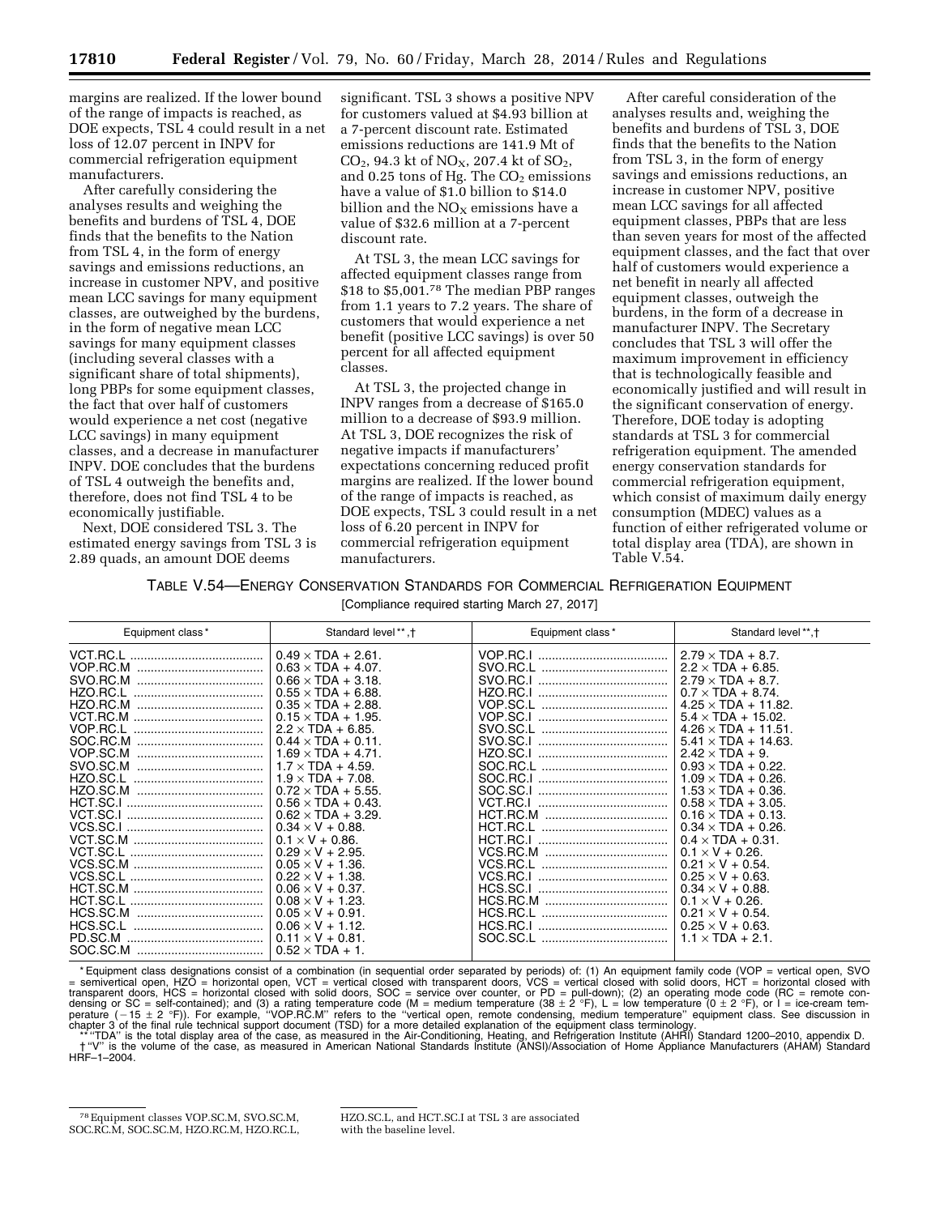margins are realized. If the lower bound of the range of impacts is reached, as DOE expects, TSL 4 could result in a net loss of 12.07 percent in INPV for commercial refrigeration equipment manufacturers.

After carefully considering the analyses results and weighing the benefits and burdens of TSL 4, DOE finds that the benefits to the Nation from TSL 4, in the form of energy savings and emissions reductions, an increase in customer NPV, and positive mean LCC savings for many equipment classes, are outweighed by the burdens, in the form of negative mean LCC savings for many equipment classes (including several classes with a significant share of total shipments), long PBPs for some equipment classes, the fact that over half of customers would experience a net cost (negative LCC savings) in many equipment classes, and a decrease in manufacturer INPV. DOE concludes that the burdens of TSL 4 outweigh the benefits and, therefore, does not find TSL 4 to be economically justifiable.

Next, DOE considered TSL 3. The estimated energy savings from TSL 3 is 2.89 quads, an amount DOE deems significant. TSL 3 shows a positive NPV for customers valued at $4.93 billion at a 7-percent discount rate. Estimated emissions reductions are 141.9 Mt of $CO_2$, 94.3 kt of $NO_X$, 207.4 kt of $SO_2$, and 0.25 tons of Hg. The $CO_2$ emissions have a value of $1.0 billion to $14.0 billion and the $NO_X$ emissions have a value of $32.6 million at a 7-percent discount rate.

At TSL 3, the mean LCC savings for affected equipment classes range from $18 to $5,001.[78] The median PBP ranges from 1.1 years to 7.2 years. The share of customers that would experience a net benefit (positive LCC savings) is over 50 percent for all affected equipment classes.

At TSL 3, the projected change in INPV ranges from a decrease of $165.0 million to a decrease of $93.9 million. At TSL 3, DOE recognizes the risk of negative impacts if manufacturers' expectations concerning reduced profit margins are realized. If the lower bound of the range of impacts is reached, as DOE expects, TSL 3 could result in a net loss of 6.20 percent in INPV for commercial refrigeration equipment manufacturers.

After careful consideration of the analyses results and, weighing the benefits and burdens of TSL 3, DOE finds that the benefits to the Nation from TSL 3, in the form of energy savings and emissions reductions, an increase in customer NPV, positive mean LCC savings for all affected equipment classes, PBPs that are less than seven years for most of the affected equipment classes, and the fact that over half of customers would experience a net benefit in nearly all affected equipment classes, outweigh the burdens, in the form of a decrease in manufacturer INPV. The Secretary concludes that TSL 3 will offer the maximum improvement in efficiency that is technologically feasible and economically justified and will result in the significant conservation of energy. Therefore, DOE today is adopting standards at TSL 3 for commercial refrigeration equipment. The amended energy conservation standards for commercial refrigeration equipment, which consist of maximum daily energy consumption (MDEC) values as a function of either refrigerated volume or total display area (TDA), are shown in Table V.54.

TABLE V.54—ENERGY CONSERVATION STANDARDS FOR COMMERCIAL REFRIGERATION EQUIPMENT

[Compliance required starting March 27, 2017]

| Equipment class * | Standard level **,† | Equipment class * | Standard level **,† |
|---|---|---|---|
| VCT.RC.L | 0.49 × TDA + 2.61. | VOP.RC.I | 2.79 × TDA + 8.7. |
| VOP.RC.M | 0.63 × TDA + 4.07. | SVO.RC.L | 2.2 × TDA + 6.85. |
| SVO.RC.M | 0.66 × TDA + 3.18. | SVO.RC.I | 2.79 × TDA + 8.7. |
| HZO.RC.L | 0.55 × TDA + 6.88. | HZO.RC.I | 0.7 × TDA + 8.74. |
| HZO.RC.M | 0.35 × TDA + 2.88. | VOP.SC.L | 4.25 × TDA + 11.82. |
| VCT.RC.M | 0.15 × TDA + 1.95. | VOP.SC.I | 5.4 × TDA + 15.02. |
| VOP.RC.L | 2.2 × TDA + 6.85. | SVO.SC.L | 4.26 × TDA + 11.51. |
| SOC.RC.M | 0.44 × TDA + 0.11. | SVO.SC.I | 5.41 × TDA + 14.63. |
| VOP.SC.M | 1.69 × TDA + 4.71. | HZO.SC.I | 2.42 × TDA + 9. |
| SVO.SC.M | 1.7 × TDA + 4.59. | SOC.RC.L | 0.93 × TDA + 0.22. |
| HZO.SC.L | 1.9 × TDA + 7.08. | SOC.RC.I | 1.09 × TDA + 0.26. |
| HZO.SC.M | 0.72 × TDA + 5.55. | SOC.SC.I | 1.53 × TDA + 0.36. |
| HCT.SC.I | 0.56 × TDA + 0.43. | VCT.RC.I | 0.58 × TDA + 3.05. |
| VCT.SC.I | 0.62 × TDA + 3.29. | HCT.RC.M | 0.16 × TDA + 0.13. |
| VCS.SC.I | 0.34 × V + 0.88. | HCT.RC.L | 0.34 × TDA + 0.26. |
| VCT.SC.M | 0.1 × V + 0.86. | HCT.RC.I | 0.4 × TDA + 0.31. |
| VCT.SC.L | 0.29 × V + 2.95. | VCS.RC.M | 0.1 × V + 0.26. |
| VCS.SC.M | 0.05 × V + 1.36. | VCS.RC.L | 0.21 × V + 0.54. |
| VCS.SC.L | 0.22 × V + 1.38. | VCS.RC.I | 0.25 × V + 0.63. |
| HCT.SC.M | 0.06 × V + 0.37. | HCS.SC.I | 0.34 × V + 0.88. |
| HCT.SC.L | 0.08 × V + 1.23. | HCS.RC.M | 0.1 × V + 0.26. |
| HCS.SC.M | 0.05 × V + 0.91. | HCS.RC.L | 0.21 × V + 0.54. |
| HCS.SC.L | 0.06 × V + 1.12. | HCS.RC.I | 0.25 × V + 0.63. |
| PD.SC.M | 0.11 × V + 0.81. | SOC.SC.L | 1.1 × TDA + 2.1. |
| SOC.SC.M | 0.52 × TDA + 1. | | |

* Equipment class designations consist of a combination (in sequential order separated by periods) of: (1) An equipment family code (VOP = vertical open, SVO = semivertical open, HZO = horizontal open, VCT = vertical closed with transparent doors, VCS = vertical closed with solid doors, HCT = horizontal closed with transparent doors, HCS = horizontal closed with solid doors, SOC = service over counter, or PD = pull-down); (2) an operating mode code (RC = remote condensing or SC = self-contained); and (3) a rating temperature code (M = medium temperature (38 ± 2 °F), L = low temperature (0 ± 2 °F), or I = ice-cream temperature (−15 ± 2 °F)). For example, "VOP.RC.M" refers to the "vertical open, remote condensing, medium temperature" equipment class. See discussion in chapter 3 of the final rule technical support document (TSD) for a more detailed explanation of the equipment class terminology.

** "TDA" is the total display area of the case, as measured in the Air-Conditioning, Heating, and Refrigeration Institute (AHRI) Standard 1200–2010, appendix D.

† "V" is the volume of the case, as measured in American National Standards Institute (ANSI)/Association of Home Appliance Manufacturers (AHAM) Standard HRF–1–2004.

[78] Equipment classes VOP.SC.M, SVO.SC.M, SOC.RC.M, SOC.SC.M, HZO.RC.M, HZO.RC.L, HZO.SC.L, and HCT.SC.I at TSL 3 are associated with the baseline level.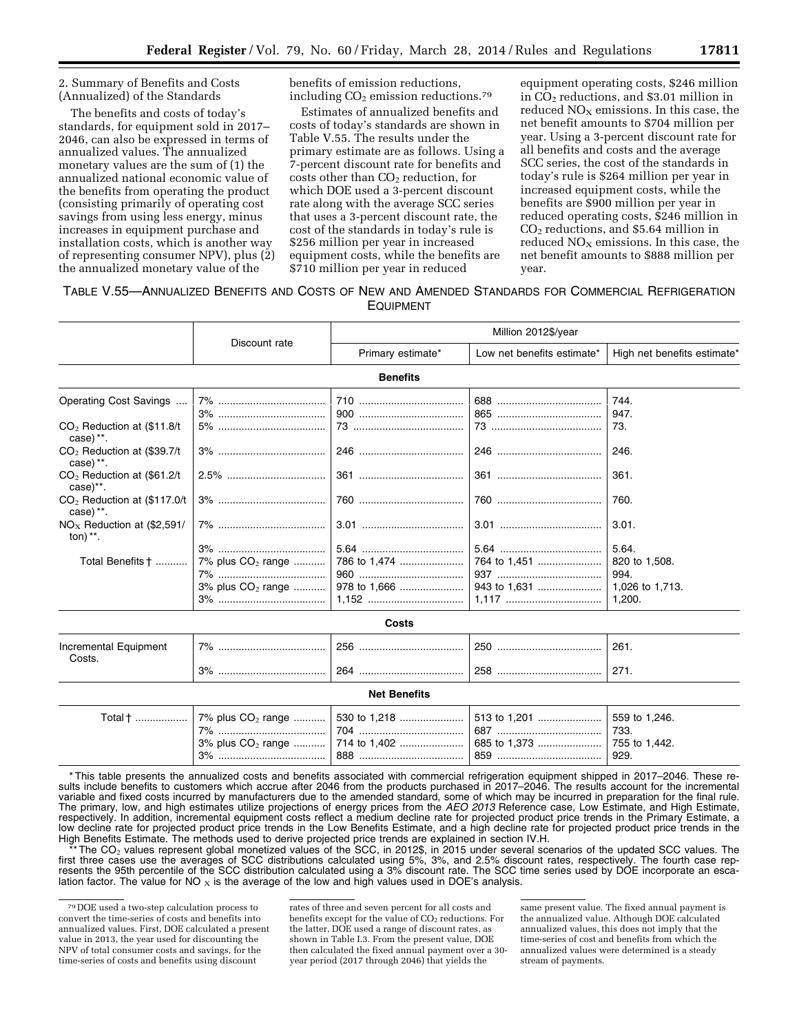2. Summary of Benefits and Costs (Annualized) of the Standards

The benefits and costs of today's standards, for equipment sold in 2017–2046, can also be expressed in terms of annualized values. The annualized monetary values are the sum of (1) the annualized national economic value of the benefits from operating the product (consisting primarily of operating cost savings from using less energy, minus increases in equipment purchase and installation costs, which is another way of representing consumer NPV), plus (2) the annualized monetary value of the benefits of emission reductions, including $CO_2$ emission reductions.[79]

Estimates of annualized benefits and costs of today's standards are shown in Table V.55. The results under the primary estimate are as follows. Using a 7-percent discount rate for benefits and costs other than $CO_2$ reduction, for which DOE used a 3-percent discount rate along with the average SCC series that uses a 3-percent discount rate, the cost of the standards in today's rule is $256 million per year in increased equipment costs, while the benefits are $710 million per year in reduced equipment operating costs, $246 million in $CO_2$ reductions, and $3.01 million in reduced $NO_X$ emissions. In this case, the net benefit amounts to $704 million per year. Using a 3-percent discount rate for all benefits and costs and the average SCC series, the cost of the standards in today's rule is $264 million per year in increased equipment costs, while the benefits are $900 million per year in reduced operating costs, $246 million in $CO_2$ reductions, and $5.64 million in reduced $NO_X$ emissions. In this case, the net benefit amounts to $888 million per year.

TABLE V.55—ANNUALIZED BENEFITS AND COSTS OF NEW AND AMENDED STANDARDS FOR COMMERCIAL REFRIGERATION EQUIPMENT

| | Discount rate | Million 2012$/year | | |
|---|---|---|---|---|
| | | Primary estimate* | Low net benefits estimate* | High net benefits estimate* |
| **Benefits** | | | | |
| Operating Cost Savings | 7% | 710 | 688 | 744. |
| | 3% | 900 | 865 | 947. |
| $CO_2$ Reduction at ($11.8/t case)**. | 5% | 73 | 73 | 73. |
| $CO_2$ Reduction at ($39.7/t case)**. | 3% | 246 | 246 | 246. |
| $CO_2$ Reduction at ($61.2/t case)**. | 2.5% | 361 | 361 | 361. |
| $CO_2$ Reduction at ($117.0/t case)**. | 3% | 760 | 760 | 760. |
| $NO_X$ Reduction at ($2,591/ton)**. | 7% | 3.01 | 3.01 | 3.01. |
| | 3% | 5.64 | 5.64 | 5.64. |
| Total Benefits † | 7% plus $CO_2$ range | 786 to 1,474 | 764 to 1,451 | 820 to 1,508. |
| | 7% | 960 | 937 | 994. |
| | 3% plus $CO_2$ range | 978 to 1,666 | 943 to 1,631 | 1,026 to 1,713. |
| | 3% | 1,152 | 1,117 | 1,200. |
| **Costs** | | | | |
| Incremental Equipment Costs. | 7% | 256 | 250 | 261. |
| | 3% | 264 | 258 | 271. |
| **Net Benefits** | | | | |
| Total † | 7% plus $CO_2$ range | 530 to 1,218 | 513 to 1,201 | 559 to 1,246. |
| | 7% | 704 | 687 | 733. |
| | 3% plus $CO_2$ range | 714 to 1,402 | 685 to 1,373 | 755 to 1,442. |
| | 3% | 888 | 859 | 929. |

* This table presents the annualized costs and benefits associated with commercial refrigeration equipment shipped in 2017–2046. These results include benefits to customers which accrue after 2046 from the products purchased in 2017–2046. The results account for the incremental variable and fixed costs incurred by manufacturers due to the amended standard, some of which may be incurred in preparation for the final rule. The primary, low, and high estimates utilize projections of energy prices from the *AEO 2013* Reference case, Low Estimate, and High Estimate, respectively. In addition, incremental equipment costs reflect a medium decline rate for projected product price trends in the Primary Estimate, a low decline rate for projected product price trends in the Low Benefits Estimate, and a high decline rate for projected product price trends in the High Benefits Estimate. The methods used to derive projected price trends are explained in section IV.H.

** The $CO_2$ values represent global monetized values of the SCC, in 2012$, in 2015 under several scenarios of the updated SCC values. The first three cases use the averages of SCC distributions calculated using 5%, 3%, and 2.5% discount rates, respectively. The fourth case represents the 95th percentile of the SCC distribution calculated using a 3% discount rate. The SCC time series used by DOE incorporate an escalation factor. The value for $NO_X$ is the average of the low and high values used in DOE's analysis.

[79] DOE used a two-step calculation process to convert the time-series of costs and benefits into annualized values. First, DOE calculated a present value in 2013, the year used for discounting the NPV of total consumer costs and savings, for the time-series of costs and benefits using discount rates of three and seven percent for all costs and benefits except for the value of $CO_2$ reductions. For the latter, DOE used a range of discount rates, as shown in Table I.3. From the present value, DOE then calculated the fixed annual payment over a 30-year period (2017 through 2046) that yields the same present value. The fixed annual payment is the annualized value. Although DOE calculated annualized values, this does not imply that the time-series of cost and benefits from which the annualized values were determined is a steady stream of payments.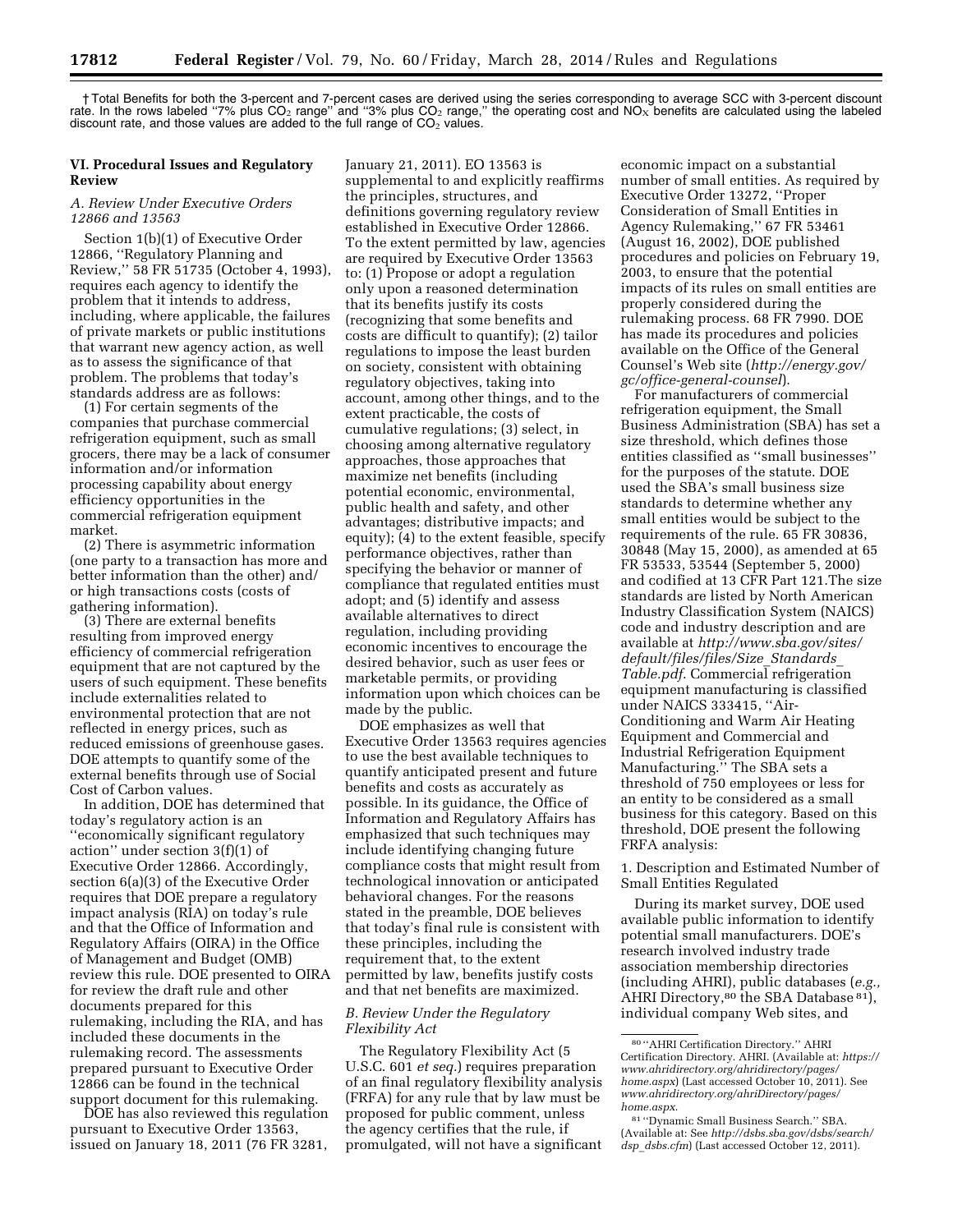† Total Benefits for both the 3-percent and 7-percent cases are derived using the series corresponding to average SCC with 3-percent discount rate. In the rows labeled ''7% plus $CO_2$ range'' and ''3% plus $CO_2$ range,'' the operating cost and $NO_X$ benefits are calculated using the labeled discount rate, and those values are added to the full range of $CO_2$ values.

## VI. Procedural Issues and Regulatory Review

### A. Review Under Executive Orders 12866 and 13563

Section 1(b)(1) of Executive Order 12866, ''Regulatory Planning and Review,'' 58 FR 51735 (October 4, 1993), requires each agency to identify the problem that it intends to address, including, where applicable, the failures of private markets or public institutions that warrant new agency action, as well as to assess the significance of that problem. The problems that today's standards address are as follows:

(1) For certain segments of the companies that purchase commercial refrigeration equipment, such as small grocers, there may be a lack of consumer information and/or information processing capability about energy efficiency opportunities in the commercial refrigeration equipment market.

(2) There is asymmetric information (one party to a transaction has more and better information than the other) and/or high transactions costs (costs of gathering information).

(3) There are external benefits resulting from improved energy efficiency of commercial refrigeration equipment that are not captured by the users of such equipment. These benefits include externalities related to environmental protection that are not reflected in energy prices, such as reduced emissions of greenhouse gases. DOE attempts to quantify some of the external benefits through use of Social Cost of Carbon values.

In addition, DOE has determined that today's regulatory action is an ''economically significant regulatory action'' under section 3(f)(1) of Executive Order 12866. Accordingly, section 6(a)(3) of the Executive Order requires that DOE prepare a regulatory impact analysis (RIA) on today's rule and that the Office of Information and Regulatory Affairs (OIRA) in the Office of Management and Budget (OMB) review this rule. DOE presented to OIRA for review the draft rule and other documents prepared for this rulemaking, including the RIA, and has included these documents in the rulemaking record. The assessments prepared pursuant to Executive Order 12866 can be found in the technical support document for this rulemaking.

DOE has also reviewed this regulation pursuant to Executive Order 13563, issued on January 18, 2011 (76 FR 3281, January 21, 2011). EO 13563 is supplemental to and explicitly reaffirms the principles, structures, and definitions governing regulatory review established in Executive Order 12866. To the extent permitted by law, agencies are required by Executive Order 13563 to: (1) Propose or adopt a regulation only upon a reasoned determination that its benefits justify its costs (recognizing that some benefits and costs are difficult to quantify); (2) tailor regulations to impose the least burden on society, consistent with obtaining regulatory objectives, taking into account, among other things, and to the extent practicable, the costs of cumulative regulations; (3) select, in choosing among alternative regulatory approaches, those approaches that maximize net benefits (including potential economic, environmental, public health and safety, and other advantages; distributive impacts; and equity); (4) to the extent feasible, specify performance objectives, rather than specifying the behavior or manner of compliance that regulated entities must adopt; and (5) identify and assess available alternatives to direct regulation, including providing economic incentives to encourage the desired behavior, such as user fees or marketable permits, or providing information upon which choices can be made by the public.

DOE emphasizes as well that Executive Order 13563 requires agencies to use the best available techniques to quantify anticipated present and future benefits and costs as accurately as possible. In its guidance, the Office of Information and Regulatory Affairs has emphasized that such techniques may include identifying changing future compliance costs that might result from technological innovation or anticipated behavioral changes. For the reasons stated in the preamble, DOE believes that today's final rule is consistent with these principles, including the requirement that, to the extent permitted by law, benefits justify costs and that net benefits are maximized.

### B. Review Under the Regulatory Flexibility Act

The Regulatory Flexibility Act (5 U.S.C. 601 *et seq.*) requires preparation of an final regulatory flexibility analysis (FRFA) for any rule that by law must be proposed for public comment, unless the agency certifies that the rule, if promulgated, will not have a significant economic impact on a substantial number of small entities. As required by Executive Order 13272, ''Proper Consideration of Small Entities in Agency Rulemaking,'' 67 FR 53461 (August 16, 2002), DOE published procedures and policies on February 19, 2003, to ensure that the potential impacts of its rules on small entities are properly considered during the rulemaking process. 68 FR 7990. DOE has made its procedures and policies available on the Office of the General Counsel's Web site (*http://energy.gov/gc/office-general-counsel*).

For manufacturers of commercial refrigeration equipment, the Small Business Administration (SBA) has set a size threshold, which defines those entities classified as ''small businesses'' for the purposes of the statute. DOE used the SBA's small business size standards to determine whether any small entities would be subject to the requirements of the rule. 65 FR 30836, 30848 (May 15, 2000), as amended at 65 FR 53533, 53544 (September 5, 2000) and codified at 13 CFR Part 121.The size standards are listed by North American Industry Classification System (NAICS) code and industry description and are available at *http://www.sba.gov/sites/default/files/files/Size_Standards_Table.pdf*. Commercial refrigeration equipment manufacturing is classified under NAICS 333415, ''Air-Conditioning and Warm Air Heating Equipment and Commercial and Industrial Refrigeration Equipment Manufacturing.'' The SBA sets a threshold of 750 employees or less for an entity to be considered as a small business for this category. Based on this threshold, DOE present the following FRFA analysis:

1. Description and Estimated Number of Small Entities Regulated

During its market survey, DOE used available public information to identify potential small manufacturers. DOE's research involved industry trade association membership directories (including AHRI), public databases (*e.g.,* AHRI Directory,[80] the SBA Database [81]), individual company Web sites, and

[80] ''AHRI Certification Directory.'' AHRI Certification Directory. AHRI. (Available at: *https://www.ahridirectory.org/ahridirectory/pages/home.aspx*) (Last accessed October 10, 2011). See *www.ahridirectory.org/ahriDirectory/pages/home.aspx*.

[81] ''Dynamic Small Business Search.'' SBA. (Available at: See *http://dsbs.sba.gov/dsbs/search/dsp_dsbs.cfm*) (Last accessed October 12, 2011).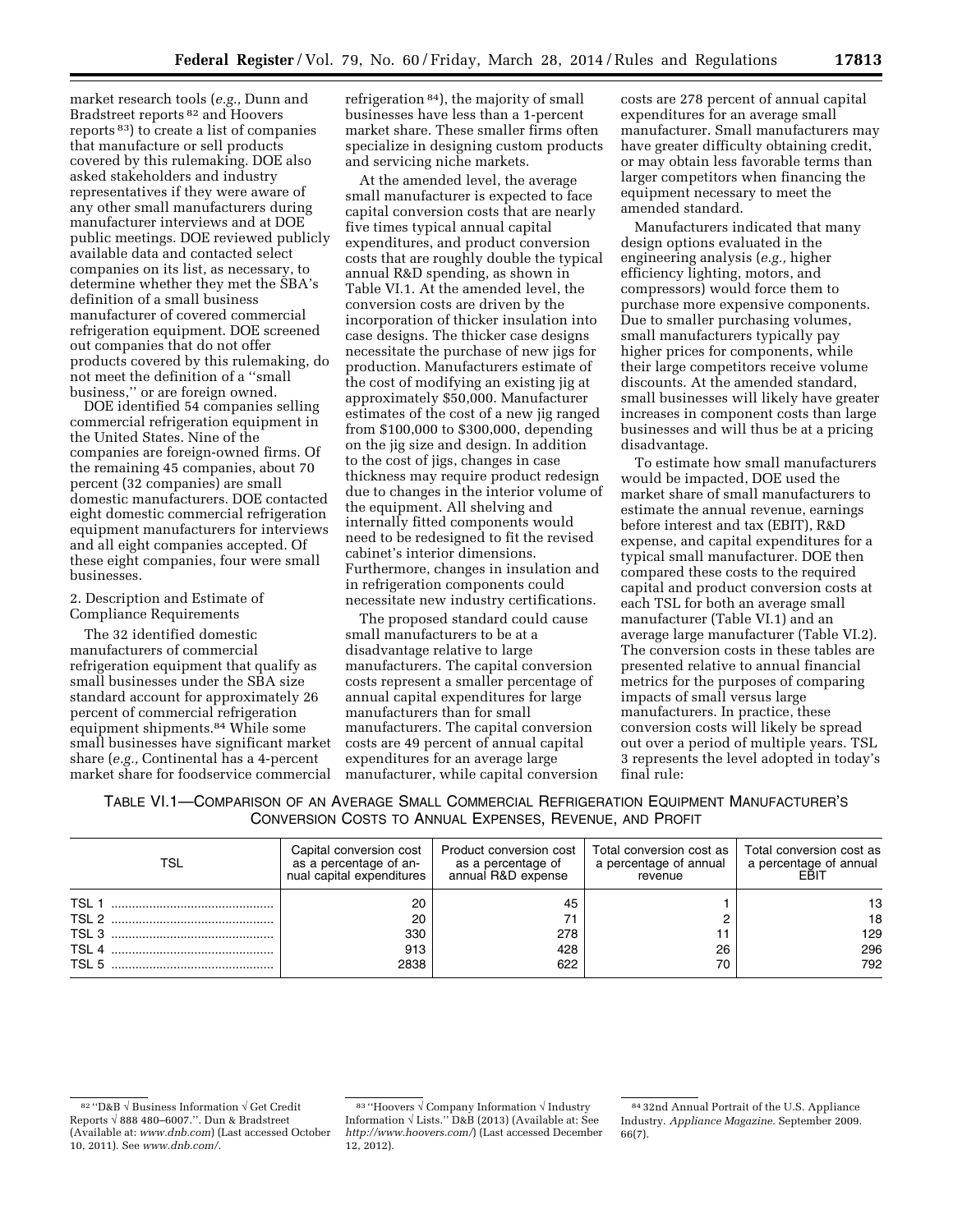market research tools (*e.g.,* Dunn and Bradstreet reports [82] and Hoovers reports [83]) to create a list of companies that manufacture or sell products covered by this rulemaking. DOE also asked stakeholders and industry representatives if they were aware of any other small manufacturers during manufacturer interviews and at DOE public meetings. DOE reviewed publicly available data and contacted select companies on its list, as necessary, to determine whether they met the SBA's definition of a small business manufacturer of covered commercial refrigeration equipment. DOE screened out companies that do not offer products covered by this rulemaking, do not meet the definition of a ''small business,'' or are foreign owned.

DOE identified 54 companies selling commercial refrigeration equipment in the United States. Nine of the companies are foreign-owned firms. Of the remaining 45 companies, about 70 percent (32 companies) are small domestic manufacturers. DOE contacted eight domestic commercial refrigeration equipment manufacturers for interviews and all eight companies accepted. Of these eight companies, four were small businesses.

2. Description and Estimate of Compliance Requirements

The 32 identified domestic manufacturers of commercial refrigeration equipment that qualify as small businesses under the SBA size standard account for approximately 26 percent of commercial refrigeration equipment shipments.[84] While some small businesses have significant market share (*e.g.,* Continental has a 4-percent market share for foodservice commercial refrigeration [84]), the majority of small businesses have less than a 1-percent market share. These smaller firms often specialize in designing custom products and servicing niche markets.

At the amended level, the average small manufacturer is expected to face capital conversion costs that are nearly five times typical annual capital expenditures, and product conversion costs that are roughly double the typical annual R&D spending, as shown in Table VI.1. At the amended level, the conversion costs are driven by the incorporation of thicker insulation into case designs. The thicker case designs necessitate the purchase of new jigs for production. Manufacturers estimate of the cost of modifying an existing jig at approximately $50,000. Manufacturer estimates of the cost of a new jig ranged from $100,000 to $300,000, depending on the jig size and design. In addition to the cost of jigs, changes in case thickness may require product redesign due to changes in the interior volume of the equipment. All shelving and internally fitted components would need to be redesigned to fit the revised cabinet's interior dimensions. Furthermore, changes in insulation and in refrigeration components could necessitate new industry certifications.

The proposed standard could cause small manufacturers to be at a disadvantage relative to large manufacturers. The capital conversion costs represent a smaller percentage of annual capital expenditures for large manufacturers than for small manufacturers. The capital conversion costs are 49 percent of annual capital expenditures for an average large manufacturer, while capital conversion costs are 278 percent of annual capital expenditures for an average small manufacturer. Small manufacturers may have greater difficulty obtaining credit, or may obtain less favorable terms than larger competitors when financing the equipment necessary to meet the amended standard.

Manufacturers indicated that many design options evaluated in the engineering analysis (*e.g.,* higher efficiency lighting, motors, and compressors) would force them to purchase more expensive components. Due to smaller purchasing volumes, small manufacturers typically pay higher prices for components, while their large competitors receive volume discounts. At the amended standard, small businesses will likely have greater increases in component costs than large businesses and will thus be at a pricing disadvantage.

To estimate how small manufacturers would be impacted, DOE used the market share of small manufacturers to estimate the annual revenue, earnings before interest and tax (EBIT), R&D expense, and capital expenditures for a typical small manufacturer. DOE then compared these costs to the required capital and product conversion costs at each TSL for both an average small manufacturer (Table VI.1) and an average large manufacturer (Table VI.2). The conversion costs in these tables are presented relative to annual financial metrics for the purposes of comparing impacts of small versus large manufacturers. In practice, these conversion costs will likely be spread out over a period of multiple years. TSL 3 represents the level adopted in today's final rule:

TABLE VI.1—COMPARISON OF AN AVERAGE SMALL COMMERCIAL REFRIGERATION EQUIPMENT MANUFACTURER'S CONVERSION COSTS TO ANNUAL EXPENSES, REVENUE, AND PROFIT

| TSL | Capital conversion cost as a percentage of annual capital expenditures | Product conversion cost as a percentage of annual R&D expense | Total conversion cost as a percentage of annual revenue | Total conversion cost as a percentage of annual EBIT |
|---|---|---|---|---|
| TSL 1 | 20 | 45 | 1 | 13 |
| TSL 2 | 20 | 71 | 2 | 18 |
| TSL 3 | 330 | 278 | 11 | 129 |
| TSL 4 | 913 | 428 | 26 | 296 |
| TSL 5 | 2838 | 622 | 70 | 792 |

[82] ''D&B √ Business Information √ Get Credit Reports √ 888 480–6007.''. Dun & Bradstreet (Available at: *www.dnb.com*) (Last accessed October 10, 2011). See *www.dnb.com/*.

[83] ''Hoovers √ Company Information √ Industry Information √ Lists.'' D&B (2013) (Available at: See *http://www.hoovers.com/*) (Last accessed December 12, 2012).

[84] 32nd Annual Portrait of the U.S. Appliance Industry. *Appliance Magazine.* September 2009. 66(7).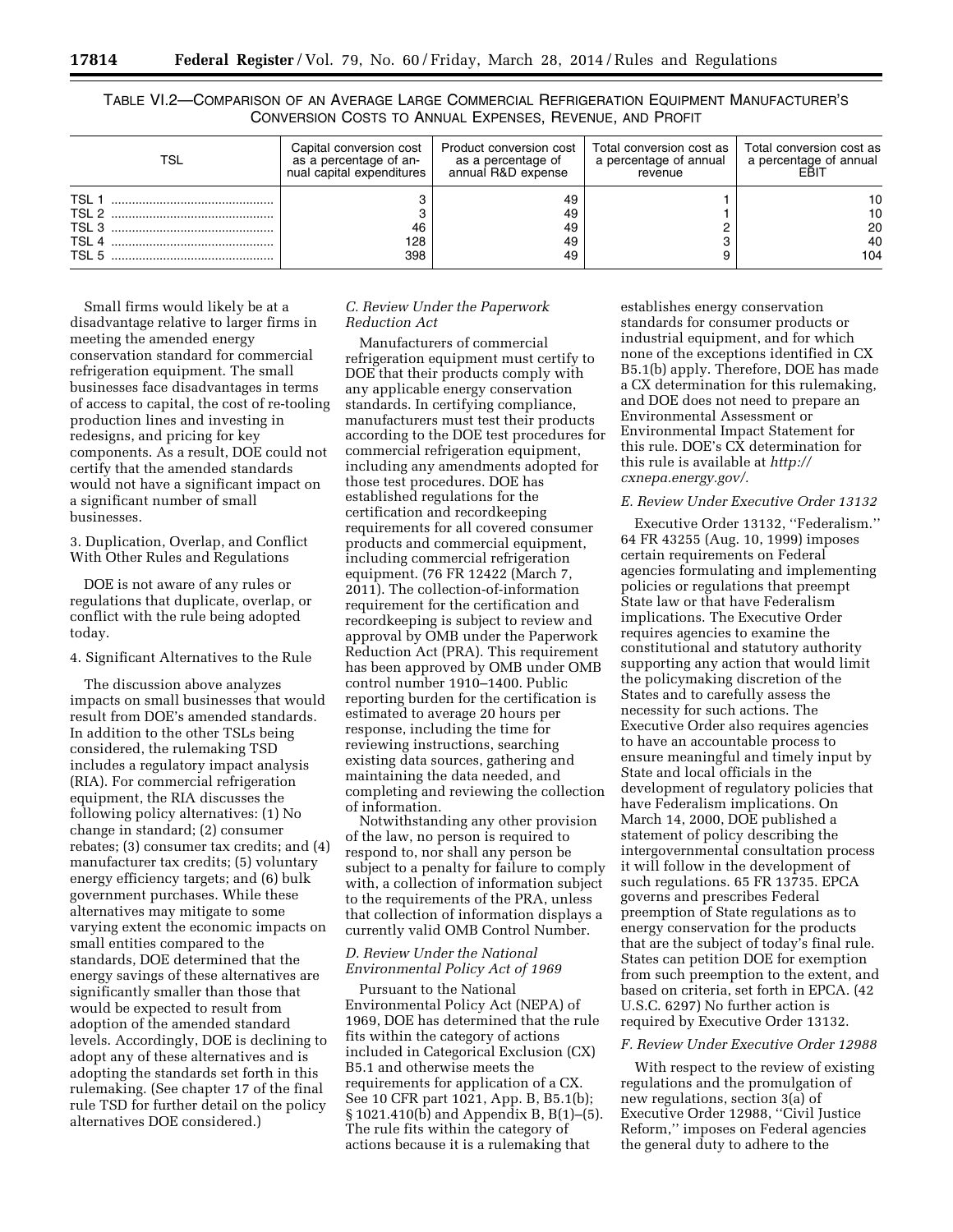TABLE VI.2—COMPARISON OF AN AVERAGE LARGE COMMERCIAL REFRIGERATION EQUIPMENT MANUFACTURER'S CONVERSION COSTS TO ANNUAL EXPENSES, REVENUE, AND PROFIT

| TSL | Capital conversion cost as a percentage of annual capital expenditures | Product conversion cost as a percentage of annual R&D expense | Total conversion cost as a percentage of annual revenue | Total conversion cost as a percentage of annual EBIT |
|---|---|---|---|---|
| TSL 1 | 3 | 49 | 1 | 10 |
| TSL 2 | 3 | 49 | 1 | 10 |
| TSL 3 | 46 | 49 | 2 | 20 |
| TSL 4 | 128 | 49 | 3 | 40 |
| TSL 5 | 398 | 49 | 9 | 104 |

Small firms would likely be at a disadvantage relative to larger firms in meeting the amended energy conservation standard for commercial refrigeration equipment. The small businesses face disadvantages in terms of access to capital, the cost of re-tooling production lines and investing in redesigns, and pricing for key components. As a result, DOE could not certify that the amended standards would not have a significant impact on a significant number of small businesses.

3. Duplication, Overlap, and Conflict With Other Rules and Regulations

DOE is not aware of any rules or regulations that duplicate, overlap, or conflict with the rule being adopted today.

4. Significant Alternatives to the Rule

The discussion above analyzes impacts on small businesses that would result from DOE's amended standards. In addition to the other TSLs being considered, the rulemaking TSD includes a regulatory impact analysis (RIA). For commercial refrigeration equipment, the RIA discusses the following policy alternatives: (1) No change in standard; (2) consumer rebates; (3) consumer tax credits; and (4) manufacturer tax credits; (5) voluntary energy efficiency targets; and (6) bulk government purchases. While these alternatives may mitigate to some varying extent the economic impacts on small entities compared to the standards, DOE determined that the energy savings of these alternatives are significantly smaller than those that would be expected to result from adoption of the amended standard levels. Accordingly, DOE is declining to adopt any of these alternatives and is adopting the standards set forth in this rulemaking. (See chapter 17 of the final rule TSD for further detail on the policy alternatives DOE considered.)

### C. Review Under the Paperwork Reduction Act

Manufacturers of commercial refrigeration equipment must certify to DOE that their products comply with any applicable energy conservation standards. In certifying compliance, manufacturers must test their products according to the DOE test procedures for commercial refrigeration equipment, including any amendments adopted for those test procedures. DOE has established regulations for the certification and recordkeeping requirements for all covered consumer products and commercial equipment, including commercial refrigeration equipment. (76 FR 12422 (March 7, 2011). The collection-of-information requirement for the certification and recordkeeping is subject to review and approval by OMB under the Paperwork Reduction Act (PRA). This requirement has been approved by OMB under OMB control number 1910–1400. Public reporting burden for the certification is estimated to average 20 hours per response, including the time for reviewing instructions, searching existing data sources, gathering and maintaining the data needed, and completing and reviewing the collection of information.

Notwithstanding any other provision of the law, no person is required to respond to, nor shall any person be subject to a penalty for failure to comply with, a collection of information subject to the requirements of the PRA, unless that collection of information displays a currently valid OMB Control Number.

### D. Review Under the National Environmental Policy Act of 1969

Pursuant to the National Environmental Policy Act (NEPA) of 1969, DOE has determined that the rule fits within the category of actions included in Categorical Exclusion (CX) B5.1 and otherwise meets the requirements for application of a CX. See 10 CFR part 1021, App. B, B5.1(b); § 1021.410(b) and Appendix B, B(1)–(5). The rule fits within the category of actions because it is a rulemaking that establishes energy conservation standards for consumer products or industrial equipment, and for which none of the exceptions identified in CX B5.1(b) apply. Therefore, DOE has made a CX determination for this rulemaking, and DOE does not need to prepare an Environmental Assessment or Environmental Impact Statement for this rule. DOE's CX determination for this rule is available at *http://cxnepa.energy.gov/*.

### E. Review Under Executive Order 13132

Executive Order 13132, "Federalism." 64 FR 43255 (Aug. 10, 1999) imposes certain requirements on Federal agencies formulating and implementing policies or regulations that preempt State law or that have Federalism implications. The Executive Order requires agencies to examine the constitutional and statutory authority supporting any action that would limit the policymaking discretion of the States and to carefully assess the necessity for such actions. The Executive Order also requires agencies to have an accountable process to ensure meaningful and timely input by State and local officials in the development of regulatory policies that have Federalism implications. On March 14, 2000, DOE published a statement of policy describing the intergovernmental consultation process it will follow in the development of such regulations. 65 FR 13735. EPCA governs and prescribes Federal preemption of State regulations as to energy conservation for the products that are the subject of today's final rule. States can petition DOE for exemption from such preemption to the extent, and based on criteria, set forth in EPCA. (42 U.S.C. 6297) No further action is required by Executive Order 13132.

### F. Review Under Executive Order 12988

With respect to the review of existing regulations and the promulgation of new regulations, section 3(a) of Executive Order 12988, "Civil Justice Reform," imposes on Federal agencies the general duty to adhere to the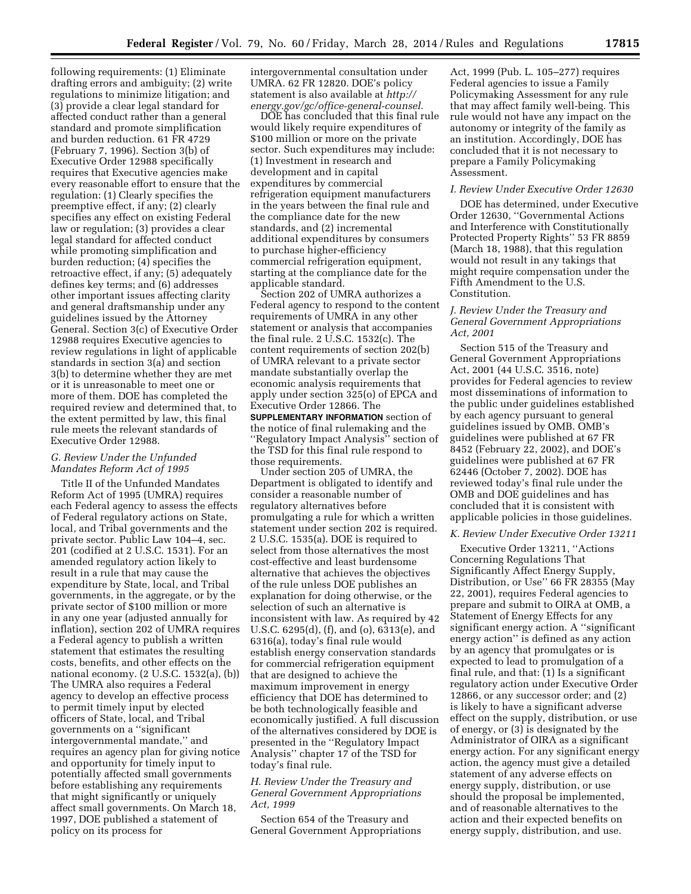following requirements: (1) Eliminate drafting errors and ambiguity; (2) write regulations to minimize litigation; and (3) provide a clear legal standard for affected conduct rather than a general standard and promote simplification and burden reduction. 61 FR 4729 (February 7, 1996). Section 3(b) of Executive Order 12988 specifically requires that Executive agencies make every reasonable effort to ensure that the regulation: (1) Clearly specifies the preemptive effect, if any; (2) clearly specifies any effect on existing Federal law or regulation; (3) provides a clear legal standard for affected conduct while promoting simplification and burden reduction; (4) specifies the retroactive effect, if any; (5) adequately defines key terms; and (6) addresses other important issues affecting clarity and general draftsmanship under any guidelines issued by the Attorney General. Section 3(c) of Executive Order 12988 requires Executive agencies to review regulations in light of applicable standards in section 3(a) and section 3(b) to determine whether they are met or it is unreasonable to meet one or more of them. DOE has completed the required review and determined that, to the extent permitted by law, this final rule meets the relevant standards of Executive Order 12988.

### *G. Review Under the Unfunded Mandates Reform Act of 1995*

Title II of the Unfunded Mandates Reform Act of 1995 (UMRA) requires each Federal agency to assess the effects of Federal regulatory actions on State, local, and Tribal governments and the private sector. Public Law 104–4, sec. 201 (codified at 2 U.S.C. 1531). For an amended regulatory action likely to result in a rule that may cause the expenditure by State, local, and Tribal governments, in the aggregate, or by the private sector of $100 million or more in any one year (adjusted annually for inflation), section 202 of UMRA requires a Federal agency to publish a written statement that estimates the resulting costs, benefits, and other effects on the national economy. (2 U.S.C. 1532(a), (b)) The UMRA also requires a Federal agency to develop an effective process to permit timely input by elected officers of State, local, and Tribal governments on a ''significant intergovernmental mandate,'' and requires an agency plan for giving notice and opportunity for timely input to potentially affected small governments before establishing any requirements that might significantly or uniquely affect small governments. On March 18, 1997, DOE published a statement of policy on its process for intergovernmental consultation under UMRA. 62 FR 12820. DOE's policy statement is also available at *http://energy.gov/gc/office-general-counsel.*

DOE has concluded that this final rule would likely require expenditures of $100 million or more on the private sector. Such expenditures may include: (1) Investment in research and development and in capital expenditures by commercial refrigeration equipment manufacturers in the years between the final rule and the compliance date for the new standards, and (2) incremental additional expenditures by consumers to purchase higher-efficiency commercial refrigeration equipment, starting at the compliance date for the applicable standard.

Section 202 of UMRA authorizes a Federal agency to respond to the content requirements of UMRA in any other statement or analysis that accompanies the final rule. 2 U.S.C. 1532(c). The content requirements of section 202(b) of UMRA relevant to a private sector mandate substantially overlap the economic analysis requirements that apply under section 325(o) of EPCA and Executive Order 12866. The **SUPPLEMENTARY INFORMATION** section of the notice of final rulemaking and the ''Regulatory Impact Analysis'' section of the TSD for this final rule respond to those requirements.

Under section 205 of UMRA, the Department is obligated to identify and consider a reasonable number of regulatory alternatives before promulgating a rule for which a written statement under section 202 is required. 2 U.S.C. 1535(a). DOE is required to select from those alternatives the most cost-effective and least burdensome alternative that achieves the objectives of the rule unless DOE publishes an explanation for doing otherwise, or the selection of such an alternative is inconsistent with law. As required by 42 U.S.C. 6295(d), (f), and (o), 6313(e), and 6316(a), today's final rule would establish energy conservation standards for commercial refrigeration equipment that are designed to achieve the maximum improvement in energy efficiency that DOE has determined to be both technologically feasible and economically justified. A full discussion of the alternatives considered by DOE is presented in the ''Regulatory Impact Analysis'' chapter 17 of the TSD for today's final rule.

### *H. Review Under the Treasury and General Government Appropriations Act, 1999*

Section 654 of the Treasury and General Government Appropriations Act, 1999 (Pub. L. 105–277) requires Federal agencies to issue a Family Policymaking Assessment for any rule that may affect family well-being. This rule would not have any impact on the autonomy or integrity of the family as an institution. Accordingly, DOE has concluded that it is not necessary to prepare a Family Policymaking Assessment.

### *I. Review Under Executive Order 12630*

DOE has determined, under Executive Order 12630, ''Governmental Actions and Interference with Constitutionally Protected Property Rights'' 53 FR 8859 (March 18, 1988), that this regulation would not result in any takings that might require compensation under the Fifth Amendment to the U.S. Constitution.

### *J. Review Under the Treasury and General Government Appropriations Act, 2001*

Section 515 of the Treasury and General Government Appropriations Act, 2001 (44 U.S.C. 3516, note) provides for Federal agencies to review most disseminations of information to the public under guidelines established by each agency pursuant to general guidelines issued by OMB. OMB's guidelines were published at 67 FR 8452 (February 22, 2002), and DOE's guidelines were published at 67 FR 62446 (October 7, 2002). DOE has reviewed today's final rule under the OMB and DOE guidelines and has concluded that it is consistent with applicable policies in those guidelines.

### *K. Review Under Executive Order 13211*

Executive Order 13211, ''Actions Concerning Regulations That Significantly Affect Energy Supply, Distribution, or Use'' 66 FR 28355 (May 22, 2001), requires Federal agencies to prepare and submit to OIRA at OMB, a Statement of Energy Effects for any significant energy action. A ''significant energy action'' is defined as any action by an agency that promulgates or is expected to lead to promulgation of a final rule, and that: (1) Is a significant regulatory action under Executive Order 12866, or any successor order; and (2) is likely to have a significant adverse effect on the supply, distribution, or use of energy, or (3) is designated by the Administrator of OIRA as a significant energy action. For any significant energy action, the agency must give a detailed statement of any adverse effects on energy supply, distribution, or use should the proposal be implemented, and of reasonable alternatives to the action and their expected benefits on energy supply, distribution, and use.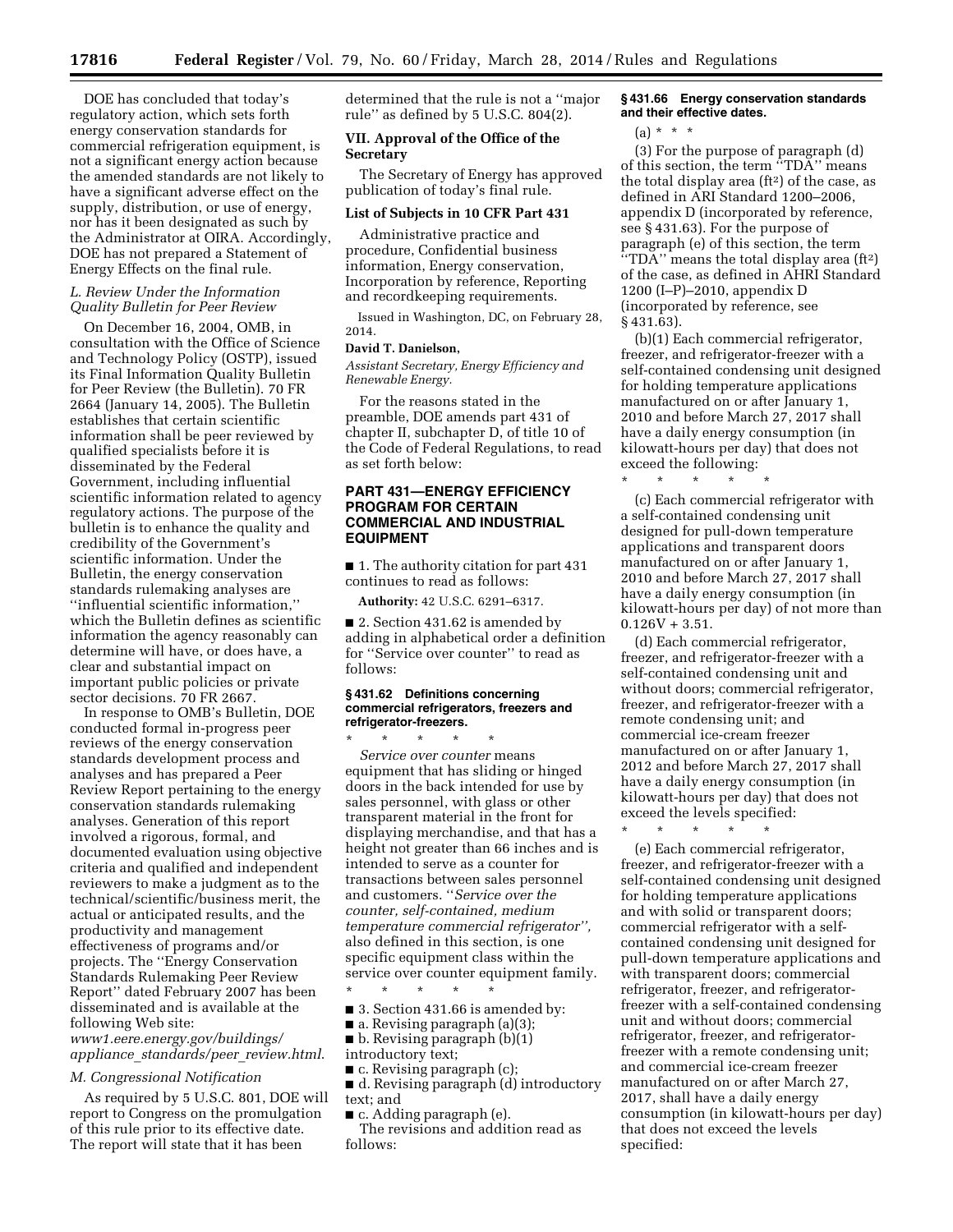DOE has concluded that today's regulatory action, which sets forth energy conservation standards for commercial refrigeration equipment, is not a significant energy action because the amended standards are not likely to have a significant adverse effect on the supply, distribution, or use of energy, nor has it been designated as such by the Administrator at OIRA. Accordingly, DOE has not prepared a Statement of Energy Effects on the final rule.

### *L. Review Under the Information Quality Bulletin for Peer Review*

On December 16, 2004, OMB, in consultation with the Office of Science and Technology Policy (OSTP), issued its Final Information Quality Bulletin for Peer Review (the Bulletin). 70 FR 2664 (January 14, 2005). The Bulletin establishes that certain scientific information shall be peer reviewed by qualified specialists before it is disseminated by the Federal Government, including influential scientific information related to agency regulatory actions. The purpose of the bulletin is to enhance the quality and credibility of the Government's scientific information. Under the Bulletin, the energy conservation standards rulemaking analyses are "influential scientific information," which the Bulletin defines as scientific information the agency reasonably can determine will have, or does have, a clear and substantial impact on important public policies or private sector decisions. 70 FR 2667.

In response to OMB's Bulletin, DOE conducted formal in-progress peer reviews of the energy conservation standards development process and analyses and has prepared a Peer Review Report pertaining to the energy conservation standards rulemaking analyses. Generation of this report involved a rigorous, formal, and documented evaluation using objective criteria and qualified and independent reviewers to make a judgment as to the technical/scientific/business merit, the actual or anticipated results, and the productivity and management effectiveness of programs and/or projects. The "Energy Conservation Standards Rulemaking Peer Review Report" dated February 2007 has been disseminated and is available at the following Web site: *www1.eere.energy.gov/buildings/appliance_standards/peer_review.html*.

### *M. Congressional Notification*

As required by 5 U.S.C. 801, DOE will report to Congress on the promulgation of this rule prior to its effective date. The report will state that it has been determined that the rule is not a "major rule" as defined by 5 U.S.C. 804(2).

## VII. Approval of the Office of the Secretary

The Secretary of Energy has approved publication of today's final rule.

### List of Subjects in 10 CFR Part 431

Administrative practice and procedure, Confidential business information, Energy conservation, Incorporation by reference, Reporting and recordkeeping requirements.

Issued in Washington, DC, on February 28, 2014.

**David T. Danielson,**

*Assistant Secretary, Energy Efficiency and Renewable Energy.*

For the reasons stated in the preamble, DOE amends part 431 of chapter II, subchapter D, of title 10 of the Code of Federal Regulations, to read as set forth below:

## PART 431—ENERGY EFFICIENCY PROGRAM FOR CERTAIN COMMERCIAL AND INDUSTRIAL EQUIPMENT

■ 1. The authority citation for part 431 continues to read as follows:

**Authority:** 42 U.S.C. 6291–6317.

■ 2. Section 431.62 is amended by adding in alphabetical order a definition for "Service over counter" to read as follows:

### § 431.62 Definitions concerning commercial refrigerators, freezers and refrigerator-freezers.

\* \* \* \* \*

*Service over counter* means equipment that has sliding or hinged doors in the back intended for use by sales personnel, with glass or other transparent material in the front for displaying merchandise, and that has a height not greater than 66 inches and is intended to serve as a counter for transactions between sales personnel and customers. "*Service over the counter, self-contained, medium temperature commercial refrigerator*", also defined in this section, is one specific equipment class within the service over counter equipment family.

\* \* \* \* \*

■ 3. Section 431.66 is amended by:

■ a. Revising paragraph (a)(3);

■ b. Revising paragraph (b)(1) introductory text;

■ c. Revising paragraph (c);

■ d. Revising paragraph (d) introductory text; and

■ c. Adding paragraph (e).

The revisions and addition read as follows:

### § 431.66 Energy conservation standards and their effective dates.

(a) \* \* \*

(3) For the purpose of paragraph (d) of this section, the term "TDA" means the total display area ($ft^2$) of the case, as defined in ARI Standard 1200–2006, appendix D (incorporated by reference, see § 431.63). For the purpose of paragraph (e) of this section, the term "TDA" means the total display area ($ft^2$) of the case, as defined in AHRI Standard 1200 (I–P)–2010, appendix D (incorporated by reference, see § 431.63).

(b)(1) Each commercial refrigerator, freezer, and refrigerator-freezer with a self-contained condensing unit designed for holding temperature applications manufactured on or after January 1, 2010 and before March 27, 2017 shall have a daily energy consumption (in kilowatt-hours per day) that does not exceed the following:

\* \* \* \* \*

(c) Each commercial refrigerator with a self-contained condensing unit designed for pull-down temperature applications and transparent doors manufactured on or after January 1, 2010 and before March 27, 2017 shall have a daily energy consumption (in kilowatt-hours per day) of not more than $0.126V + 3.51$.

(d) Each commercial refrigerator, freezer, and refrigerator-freezer with a self-contained condensing unit and without doors; commercial refrigerator, freezer, and refrigerator-freezer with a remote condensing unit; and commercial ice-cream freezer manufactured on or after January 1, 2012 and before March 27, 2017 shall have a daily energy consumption (in kilowatt-hours per day) that does not exceed the levels specified:

\* \* \* \* \*

(e) Each commercial refrigerator, freezer, and refrigerator-freezer with a self-contained condensing unit designed for holding temperature applications and with solid or transparent doors; commercial refrigerator with a self-contained condensing unit designed for pull-down temperature applications and with transparent doors; commercial refrigerator, freezer, and refrigerator-freezer with a self-contained condensing unit and without doors; commercial refrigerator, freezer, and refrigerator-freezer with a remote condensing unit; and commercial ice-cream freezer manufactured on or after March 27, 2017, shall have a daily energy consumption (in kilowatt-hours per day) that does not exceed the levels specified: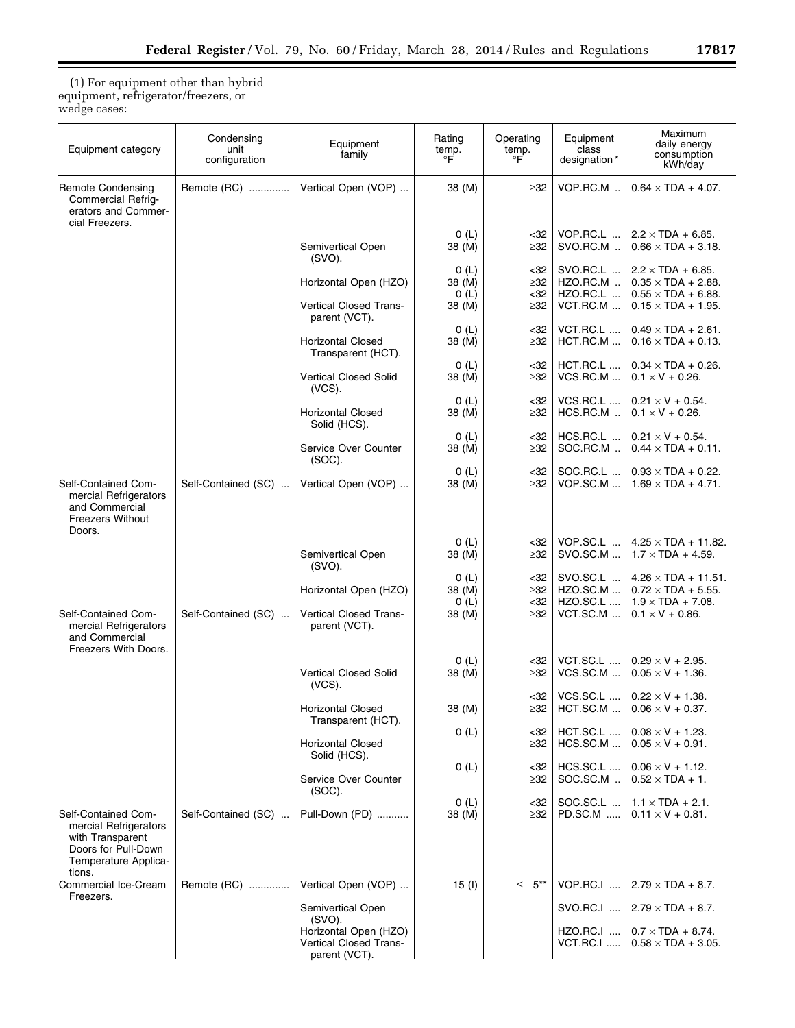(1) For equipment other than hybrid equipment, refrigerator/freezers, or wedge cases:

| Equipment category | Condensing unit configuration | Equipment family | Rating temp. °F | Operating temp. °F | Equipment class designation * | Maximum daily energy consumption kWh/day |
|---|---|---|---|---|---|---|
| Remote Condensing Commercial Refrigerators and Commercial Freezers. | Remote (RC) | Vertical Open (VOP) | 38 (M) | ≥32 | VOP.RC.M | 0.64 × TDA + 4.07. |
| | | | 0 (L) | <32 | VOP.RC.L | 2.2 × TDA + 6.85. |
| | | Semivertical Open (SVO). | 38 (M) | ≥32 | SVO.RC.M | 0.66 × TDA + 3.18. |
| | | | 0 (L) | <32 | SVO.RC.L | 2.2 × TDA + 6.85. |
| | | Horizontal Open (HZO) | 38 (M) | ≥32 | HZO.RC.M | 0.35 × TDA + 2.88. |
| | | | 0 (L) | <32 | HZO.RC.L | 0.55 × TDA + 6.88. |
| | | Vertical Closed Transparent (VCT). | 38 (M) | ≥32 | VCT.RC.M | 0.15 × TDA + 1.95. |
| | | | 0 (L) | <32 | VCT.RC.L | 0.49 × TDA + 2.61. |
| | | Horizontal Closed Transparent (HCT). | 38 (M) | ≥32 | HCT.RC.M | 0.16 × TDA + 0.13. |
| | | | 0 (L) | <32 | HCT.RC.L | 0.34 × TDA + 0.26. |
| | | Vertical Closed Solid (VCS). | 38 (M) | ≥32 | VCS.RC.M | 0.1 × V + 0.26. |
| | | | 0 (L) | <32 | VCS.RC.L | 0.21 × V + 0.54. |
| | | Horizontal Closed Solid (HCS). | 38 (M) | ≥32 | HCS.RC.M | 0.1 × V + 0.26. |
| | | | 0 (L) | <32 | HCS.RC.L | 0.21 × V + 0.54. |
| | | Service Over Counter (SOC). | 38 (M) | ≥32 | SOC.RC.M | 0.44 × TDA + 0.11. |
| | | | 0 (L) | <32 | SOC.RC.L | 0.93 × TDA + 0.22. |
| Self-Contained Commercial Refrigerators and Commercial Freezers Without Doors. | Self-Contained (SC) | Vertical Open (VOP) | 38 (M) | ≥32 | VOP.SC.M | 1.69 × TDA + 4.71. |
| | | | 0 (L) | <32 | VOP.SC.L | 4.25 × TDA + 11.82. |
| | | Semivertical Open (SVO). | 38 (M) | ≥32 | SVO.SC.M | 1.7 × TDA + 4.59. |
| | | | 0 (L) | <32 | SVO.SC.L | 4.26 × TDA + 11.51. |
| | | Horizontal Open (HZO) | 38 (M) | ≥32 | HZO.SC.M | 0.72 × TDA + 5.55. |
| | | | 0 (L) | <32 | HZO.SC.L | 1.9 × TDA + 7.08. |
| Self-Contained Commercial Refrigerators and Commercial Freezers With Doors. | Self-Contained (SC) | Vertical Closed Transparent (VCT). | 38 (M) | ≥32 | VCT.SC.M | 0.1 × V + 0.86. |
| | | | 0 (L) | <32 | VCT.SC.L | 0.29 × V + 2.95. |
| | | Vertical Closed Solid (VCS). | 38 (M) | ≥32 | VCS.SC.M | 0.05 × V + 1.36. |
| | | | | <32 | VCS.SC.L | 0.22 × V + 1.38. |
| | | Horizontal Closed Transparent (HCT). | 38 (M) | ≥32 | HCT.SC.M | 0.06 × V + 0.37. |
| | | | 0 (L) | <32 | HCT.SC.L | 0.08 × V + 1.23. |
| | | Horizontal Closed Solid (HCS). | | ≥32 | HCS.SC.M | 0.05 × V + 0.91. |
| | | | 0 (L) | <32 | HCS.SC.L | 0.06 × V + 1.12. |
| | | Service Over Counter (SOC). | | ≥32 | SOC.SC.M | 0.52 × TDA + 1. |
| | | | 0 (L) | <32 | SOC.SC.L | 1.1 × TDA + 2.1. |
| Self-Contained Commercial Refrigerators with Transparent Doors for Pull-Down Temperature Applications. | Self-Contained (SC) | Pull-Down (PD) | 38 (M) | ≥32 | PD.SC.M | 0.11 × V + 0.81. |
| Commercial Ice-Cream Freezers. | Remote (RC) | Vertical Open (VOP) | −15 (I) | ≤−5** | VOP.RC.I | 2.79 × TDA + 8.7. |
| | | Semivertical Open (SVO). | | | SVO.RC.I | 2.79 × TDA + 8.7. |
| | | Horizontal Open (HZO) | | | HZO.RC.I | 0.7 × TDA + 8.74. |
| | | Vertical Closed Transparent (VCT). | | | VCT.RC.I | 0.58 × TDA + 3.05. |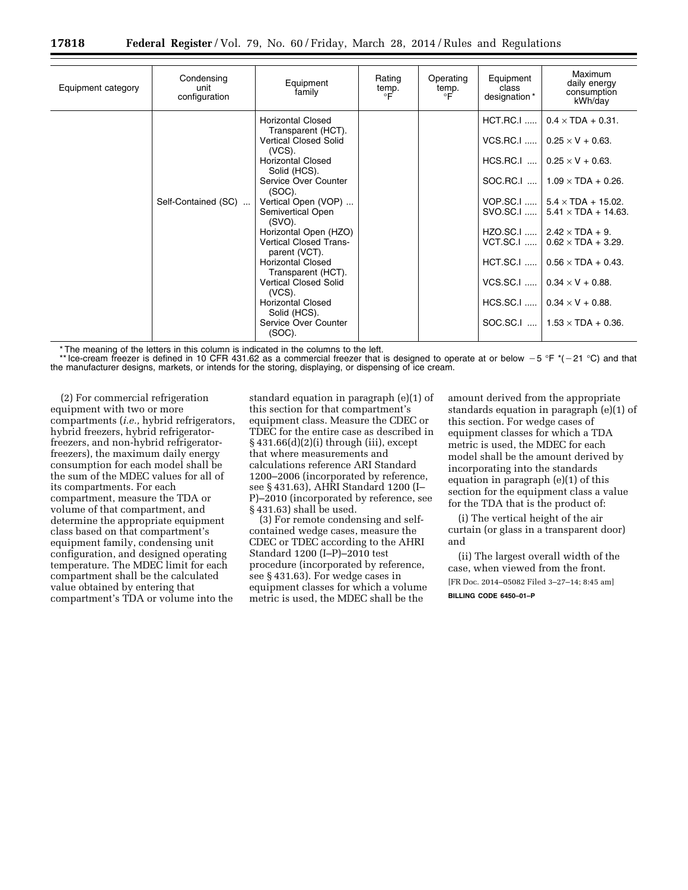| Equipment category | Condensing unit configuration | Equipment family | Rating temp. °F | Operating temp. °F | Equipment class designation * | Maximum daily energy consumption kWh/day |
|---|---|---|---|---|---|---|
| | | Horizontal Closed Transparent (HCT). | | | HCT.RC.I ..... | $0.4 \times TDA + 0.31$. |
| | | Vertical Closed Solid (VCS). | | | VCS.RC.I ..... | $0.25 \times V + 0.63$. |
| | | Horizontal Closed Solid (HCS). | | | HCS.RC.I .... | $0.25 \times V + 0.63$. |
| | | Service Over Counter (SOC). | | | SOC.RC.I .... | $1.09 \times TDA + 0.26$. |
| | Self-Contained (SC) ... | Vertical Open (VOP) ... | | | VOP.SC.I ..... | $5.4 \times TDA + 15.02$. |
| | | Semivertical Open (SVO). | | | SVO.SC.I ..... | $5.41 \times TDA + 14.63$. |
| | | Horizontal Open (HZO) | | | HZO.SC.I ..... | $2.42 \times TDA + 9$. |
| | | Vertical Closed Transparent (VCT). | | | VCT.SC.I ..... | $0.62 \times TDA + 3.29$. |
| | | Horizontal Closed Transparent (HCT). | | | HCT.SC.I ..... | $0.56 \times TDA + 0.43$. |
| | | Vertical Closed Solid (VCS). | | | VCS.SC.I ..... | $0.34 \times V + 0.88$. |
| | | Horizontal Closed Solid (HCS). | | | HCS.SC.I ..... | $0.34 \times V + 0.88$. |
| | | Service Over Counter (SOC). | | | SOC.SC.I .... | $1.53 \times TDA + 0.36$. |

* The meaning of the letters in this column is indicated in the columns to the left.

** Ice-cream freezer is defined in 10 CFR 431.62 as a commercial freezer that is designed to operate at or below −5 °F *(−21 °C) and that the manufacturer designs, markets, or intends for the storing, displaying, or dispensing of ice cream.

(2) For commercial refrigeration equipment with two or more compartments (*i.e.,* hybrid refrigerators, hybrid freezers, hybrid refrigerator-freezers, and non-hybrid refrigerator-freezers), the maximum daily energy consumption for each model shall be the sum of the MDEC values for all of its compartments. For each compartment, measure the TDA or volume of that compartment, and determine the appropriate equipment class based on that compartment's equipment family, condensing unit configuration, and designed operating temperature. The MDEC limit for each compartment shall be the calculated value obtained by entering that compartment's TDA or volume into the standard equation in paragraph (e)(1) of this section for that compartment's equipment class. Measure the CDEC or TDEC for the entire case as described in § 431.66(d)(2)(i) through (iii), except that where measurements and calculations reference ARI Standard 1200–2006 (incorporated by reference, see § 431.63), AHRI Standard 1200 (I–P)–2010 (incorporated by reference, see § 431.63) shall be used.

(3) For remote condensing and self-contained wedge cases, measure the CDEC or TDEC according to the AHRI Standard 1200 (I–P)–2010 test procedure (incorporated by reference, see § 431.63). For wedge cases in equipment classes for which a volume metric is used, the MDEC shall be the amount derived from the appropriate standards equation in paragraph (e)(1) of this section. For wedge cases of equipment classes for which a TDA metric is used, the MDEC for each model shall be the amount derived by incorporating into the standards equation in paragraph (e)(1) of this section for the equipment class a value for the TDA that is the product of:

(i) The vertical height of the air curtain (or glass in a transparent door) and

(ii) The largest overall width of the case, when viewed from the front.

[FR Doc. 2014–05082 Filed 3–27–14; 8:45 am]

**BILLING CODE 6450–01–P**